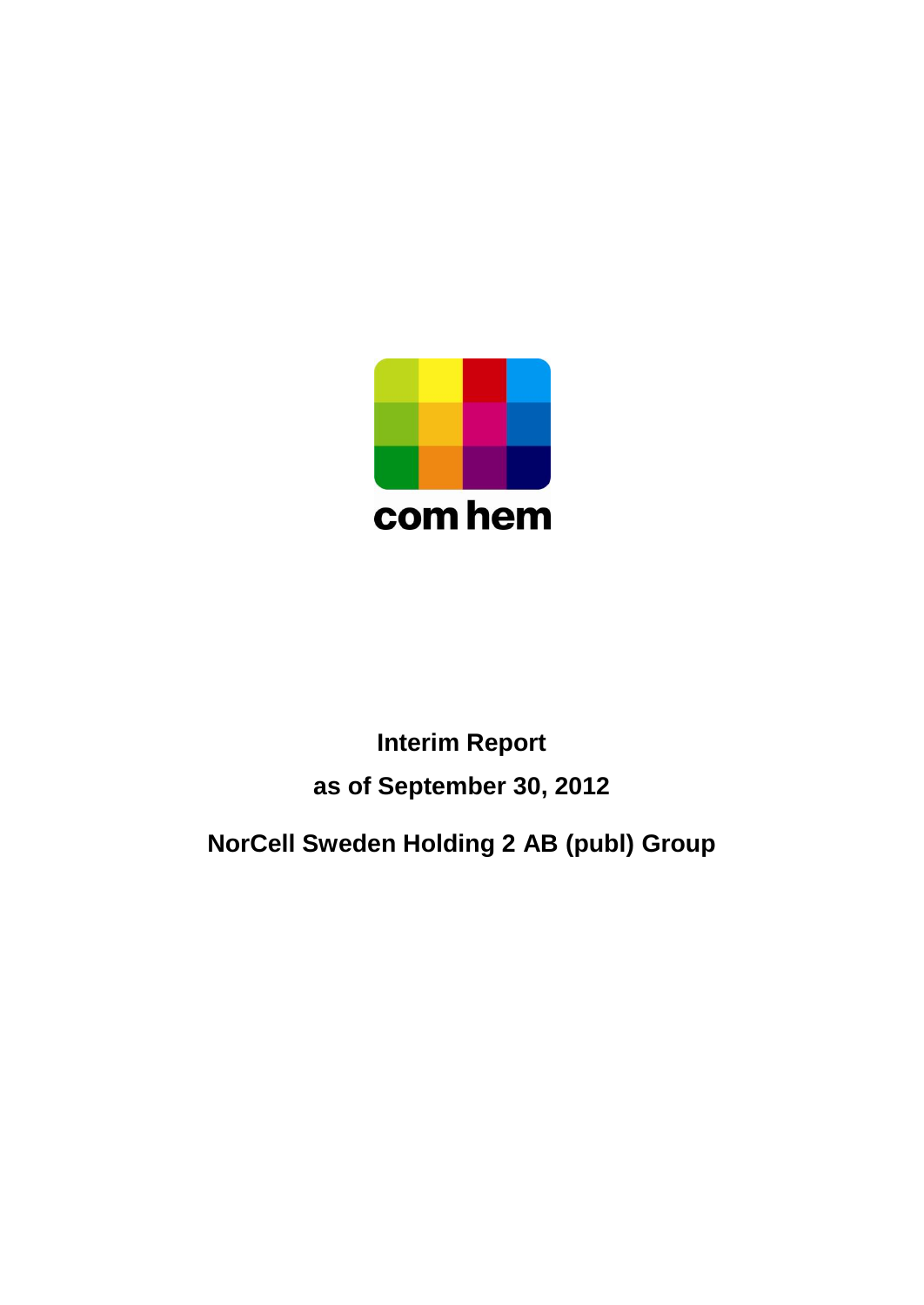com hem

# Interim Report

## as of September 30, 2012

## NorCell Sweden Holding 2 AB (publ) Group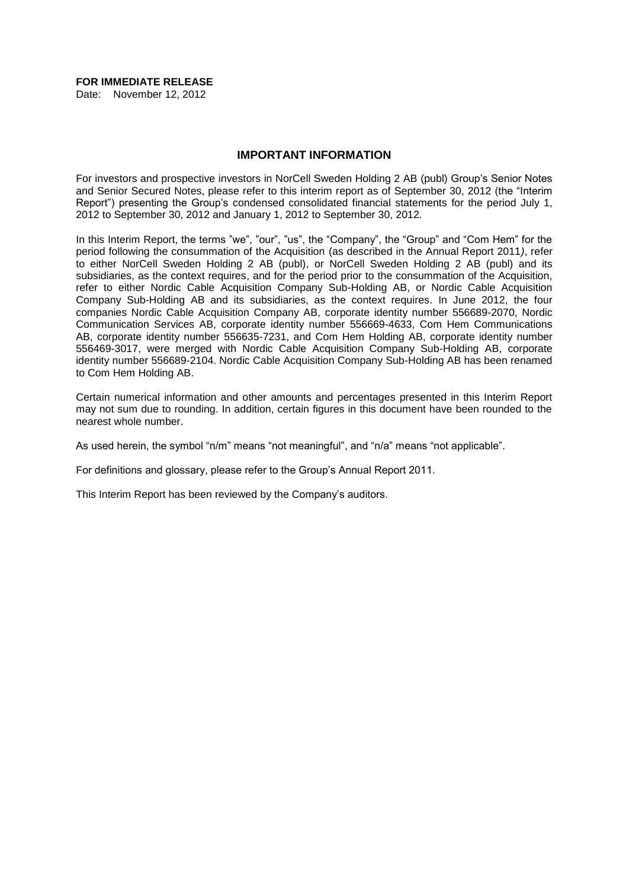**FOR IMMEDIATE RELEASE**

Date: November 12, 2012

## IMPORTANT INFORMATION

For investors and prospective investors in NorCell Sweden Holding 2 AB (publ) Group's Senior Notes and Senior Secured Notes, please refer to this interim report as of September 30, 2012 (the "Interim Report") presenting the Group's condensed consolidated financial statements for the period July 1, 2012 to September 30, 2012 and January 1, 2012 to September 30, 2012.

In this Interim Report, the terms "we", "our", "us", the "Company", the "Group" and "Com Hem" for the period following the consummation of the Acquisition (as described in the Annual Report 2011), refer to either NorCell Sweden Holding 2 AB (publ), or NorCell Sweden Holding 2 AB (publ) and its subsidiaries, as the context requires, and for the period prior to the consummation of the Acquisition, refer to either Nordic Cable Acquisition Company Sub-Holding AB, or Nordic Cable Acquisition Company Sub-Holding AB and its subsidiaries, as the context requires. In June 2012, the four companies Nordic Cable Acquisition Company AB, corporate identity number 556689-2070, Nordic Communication Services AB, corporate identity number 556669-4633, Com Hem Communications AB, corporate identity number 556635-7231, and Com Hem Holding AB, corporate identity number 556469-3017, were merged with Nordic Cable Acquisition Company Sub-Holding AB, corporate identity number 556689-2104. Nordic Cable Acquisition Company Sub-Holding AB has been renamed to Com Hem Holding AB.

Certain numerical information and other amounts and percentages presented in this Interim Report may not sum due to rounding. In addition, certain figures in this document have been rounded to the nearest whole number.

As used herein, the symbol "n/m" means "not meaningful", and "n/a" means "not applicable".

For definitions and glossary, please refer to the Group's Annual Report 2011.

This Interim Report has been reviewed by the Company's auditors.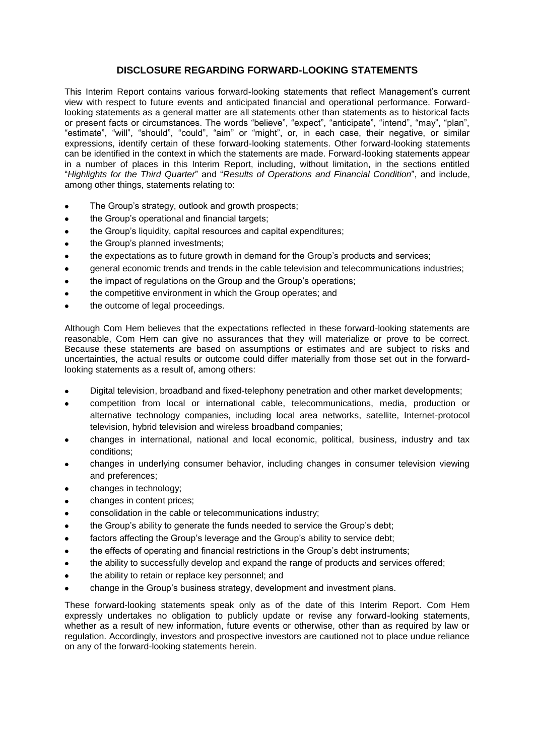## DISCLOSURE REGARDING FORWARD-LOOKING STATEMENTS

This Interim Report contains various forward-looking statements that reflect Management's current view with respect to future events and anticipated financial and operational performance. Forward-looking statements as a general matter are all statements other than statements as to historical facts or present facts or circumstances. The words "believe", "expect", "anticipate", "intend", "may", "plan", "estimate", "will", "should", "could", "aim" or "might", or, in each case, their negative, or similar expressions, identify certain of these forward-looking statements. Other forward-looking statements can be identified in the context in which the statements are made. Forward-looking statements appear in a number of places in this Interim Report, including, without limitation, in the sections entitled "*Highlights for the Third Quarter*" and "*Results of Operations and Financial Condition*", and include, among other things, statements relating to:

- The Group's strategy, outlook and growth prospects;
- the Group's operational and financial targets;
- the Group's liquidity, capital resources and capital expenditures;
- the Group's planned investments;
- the expectations as to future growth in demand for the Group's products and services;
- general economic trends and trends in the cable television and telecommunications industries;
- the impact of regulations on the Group and the Group's operations;
- the competitive environment in which the Group operates; and
- the outcome of legal proceedings.

Although Com Hem believes that the expectations reflected in these forward-looking statements are reasonable, Com Hem can give no assurances that they will materialize or prove to be correct. Because these statements are based on assumptions or estimates and are subject to risks and uncertainties, the actual results or outcome could differ materially from those set out in the forward-looking statements as a result of, among others:

- Digital television, broadband and fixed-telephony penetration and other market developments;
- competition from local or international cable, telecommunications, media, production or alternative technology companies, including local area networks, satellite, Internet-protocol television, hybrid television and wireless broadband companies;
- changes in international, national and local economic, political, business, industry and tax conditions;
- changes in underlying consumer behavior, including changes in consumer television viewing and preferences;
- changes in technology;
- changes in content prices;
- consolidation in the cable or telecommunications industry;
- the Group's ability to generate the funds needed to service the Group's debt;
- factors affecting the Group's leverage and the Group's ability to service debt;
- the effects of operating and financial restrictions in the Group's debt instruments;
- the ability to successfully develop and expand the range of products and services offered;
- the ability to retain or replace key personnel; and
- change in the Group's business strategy, development and investment plans.

These forward-looking statements speak only as of the date of this Interim Report. Com Hem expressly undertakes no obligation to publicly update or revise any forward-looking statements, whether as a result of new information, future events or otherwise, other than as required by law or regulation. Accordingly, investors and prospective investors are cautioned not to place undue reliance on any of the forward-looking statements herein.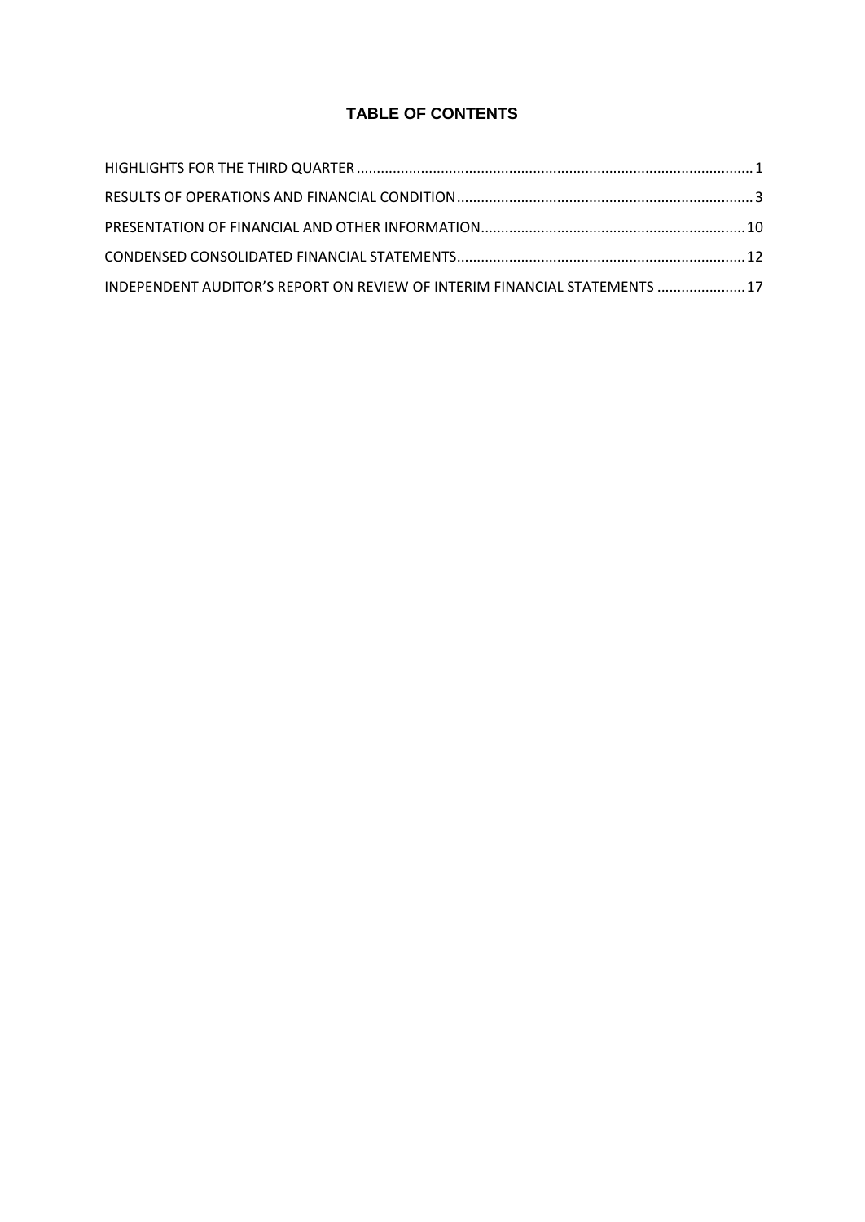# TABLE OF CONTENTS

HIGHLIGHTS FOR THE THIRD QUARTER .......... 1

RESULTS OF OPERATIONS AND FINANCIAL CONDITION .......... 3

PRESENTATION OF FINANCIAL AND OTHER INFORMATION .......... 10

CONDENSED CONSOLIDATED FINANCIAL STATEMENTS .......... 12

INDEPENDENT AUDITOR'S REPORT ON REVIEW OF INTERIM FINANCIAL STATEMENTS .......... 17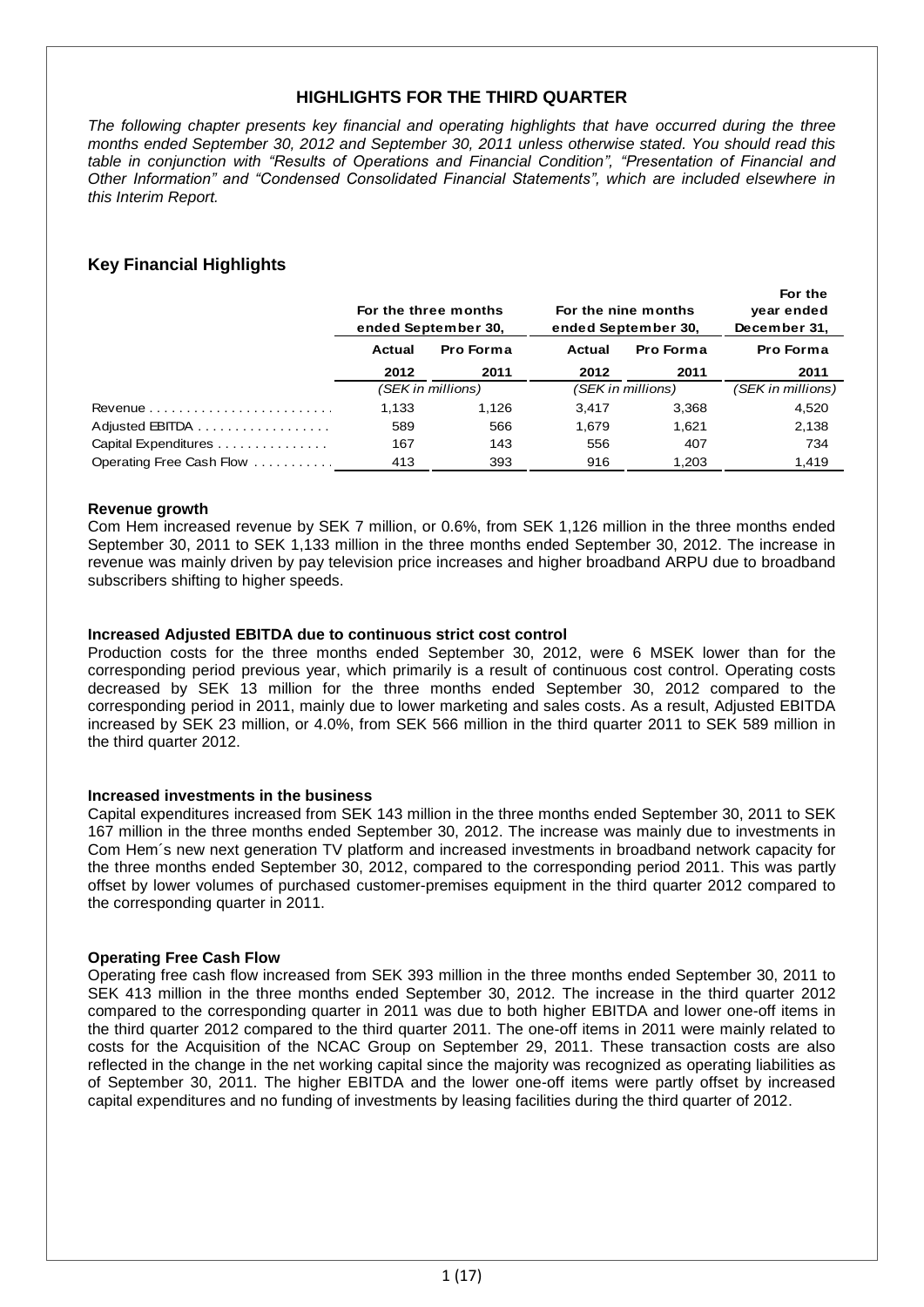## HIGHLIGHTS FOR THE THIRD QUARTER

*The following chapter presents key financial and operating highlights that have occurred during the three months ended September 30, 2012 and September 30, 2011 unless otherwise stated. You should read this table in conjunction with "Results of Operations and Financial Condition", "Presentation of Financial and Other Information" and "Condensed Consolidated Financial Statements", which are included elsewhere in this Interim Report.*

### Key Financial Highlights

| | For the three months ended September 30, | | For the nine months ended September 30, | | For the year ended December 31, |
|---|---|---|---|---|---|
| | Actual | Pro Forma | Actual | Pro Forma | Pro Forma |
| | 2012 | 2011 | 2012 | 2011 | 2011 |
| | (SEK in millions) | | (SEK in millions) | | (SEK in millions) |
| Revenue | 1,133 | 1,126 | 3,417 | 3,368 | 4,520 |
| Adjusted EBITDA | 589 | 566 | 1,679 | 1,621 | 2,138 |
| Capital Expenditures | 167 | 143 | 556 | 407 | 734 |
| Operating Free Cash Flow | 413 | 393 | 916 | 1,203 | 1,419 |

**Revenue growth**

Com Hem increased revenue by SEK 7 million, or 0.6%, from SEK 1,126 million in the three months ended September 30, 2011 to SEK 1,133 million in the three months ended September 30, 2012. The increase in revenue was mainly driven by pay television price increases and higher broadband ARPU due to broadband subscribers shifting to higher speeds.

**Increased Adjusted EBITDA due to continuous strict cost control**

Production costs for the three months ended September 30, 2012, were 6 MSEK lower than for the corresponding period previous year, which primarily is a result of continuous cost control. Operating costs decreased by SEK 13 million for the three months ended September 30, 2012 compared to the corresponding period in 2011, mainly due to lower marketing and sales costs. As a result, Adjusted EBITDA increased by SEK 23 million, or 4.0%, from SEK 566 million in the third quarter 2011 to SEK 589 million in the third quarter 2012.

**Increased investments in the business**

Capital expenditures increased from SEK 143 million in the three months ended September 30, 2011 to SEK 167 million in the three months ended September 30, 2012. The increase was mainly due to investments in Com Hem´s new next generation TV platform and increased investments in broadband network capacity for the three months ended September 30, 2012, compared to the corresponding period 2011. This was partly offset by lower volumes of purchased customer-premises equipment in the third quarter 2012 compared to the corresponding quarter in 2011.

**Operating Free Cash Flow**

Operating free cash flow increased from SEK 393 million in the three months ended September 30, 2011 to SEK 413 million in the three months ended September 30, 2012. The increase in the third quarter 2012 compared to the corresponding quarter in 2011 was due to both higher EBITDA and lower one-off items in the third quarter 2012 compared to the third quarter 2011. The one-off items in 2011 were mainly related to costs for the Acquisition of the NCAC Group on September 29, 2011. These transaction costs are also reflected in the change in the net working capital since the majority was recognized as operating liabilities as of September 30, 2011. The higher EBITDA and the lower one-off items were partly offset by increased capital expenditures and no funding of investments by leasing facilities during the third quarter of 2012.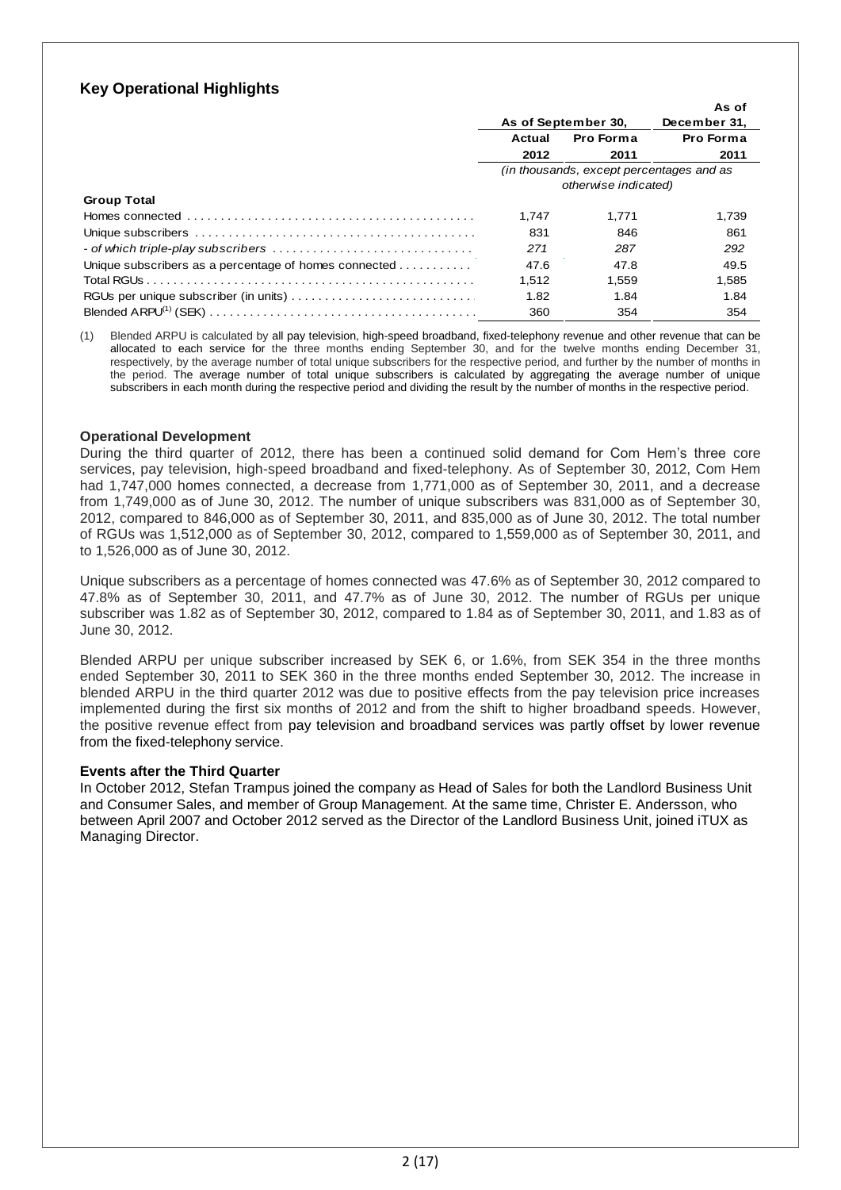## Key Operational Highlights

| | As of September 30, | | As of December 31, |
|---|---|---|---|
| | Actual | Pro Forma | Pro Forma |
| | 2012 | 2011 | 2011 |
| | *(in thousands, except percentages and as otherwise indicated)* | | |
| **Group Total** | | | |
| Homes connected | 1,747 | 1,771 | 1,739 |
| Unique subscribers | 831 | 846 | 861 |
| *- of which triple-play subscribers* | *271* | *287* | *292* |
| Unique subscribers as a percentage of homes connected | 47.6 | 47.8 | 49.5 |
| Total RGUs | 1,512 | 1,559 | 1,585 |
| RGUs per unique subscriber (in units) | 1.82 | 1.84 | 1.84 |
| Blended ARPU[(1)] (SEK) | 360 | 354 | 354 |

(1) Blended ARPU is calculated by all pay television, high-speed broadband, fixed-telephony revenue and other revenue that can be allocated to each service for the three months ending September 30, and for the twelve months ending December 31, respectively, by the average number of total unique subscribers for the respective period, and further by the number of months in the period. The average number of total unique subscribers is calculated by aggregating the average number of unique subscribers in each month during the respective period and dividing the result by the number of months in the respective period.

### Operational Development

During the third quarter of 2012, there has been a continued solid demand for Com Hem's three core services, pay television, high-speed broadband and fixed-telephony. As of September 30, 2012, Com Hem had 1,747,000 homes connected, a decrease from 1,771,000 as of September 30, 2011, and a decrease from 1,749,000 as of June 30, 2012. The number of unique subscribers was 831,000 as of September 30, 2012, compared to 846,000 as of September 30, 2011, and 835,000 as of June 30, 2012. The total number of RGUs was 1,512,000 as of September 30, 2012, compared to 1,559,000 as of September 30, 2011, and to 1,526,000 as of June 30, 2012.

Unique subscribers as a percentage of homes connected was 47.6% as of September 30, 2012 compared to 47.8% as of September 30, 2011, and 47.7% as of June 30, 2012. The number of RGUs per unique subscriber was 1.82 as of September 30, 2012, compared to 1.84 as of September 30, 2011, and 1.83 as of June 30, 2012.

Blended ARPU per unique subscriber increased by SEK 6, or 1.6%, from SEK 354 in the three months ended September 30, 2011 to SEK 360 in the three months ended September 30, 2012. The increase in blended ARPU in the third quarter 2012 was due to positive effects from the pay television price increases implemented during the first six months of 2012 and from the shift to higher broadband speeds. However, the positive revenue effect from pay television and broadband services was partly offset by lower revenue from the fixed-telephony service.

### Events after the Third Quarter

In October 2012, Stefan Trampus joined the company as Head of Sales for both the Landlord Business Unit and Consumer Sales, and member of Group Management. At the same time, Christer E. Andersson, who between April 2007 and October 2012 served as the Director of the Landlord Business Unit, joined iTUX as Managing Director.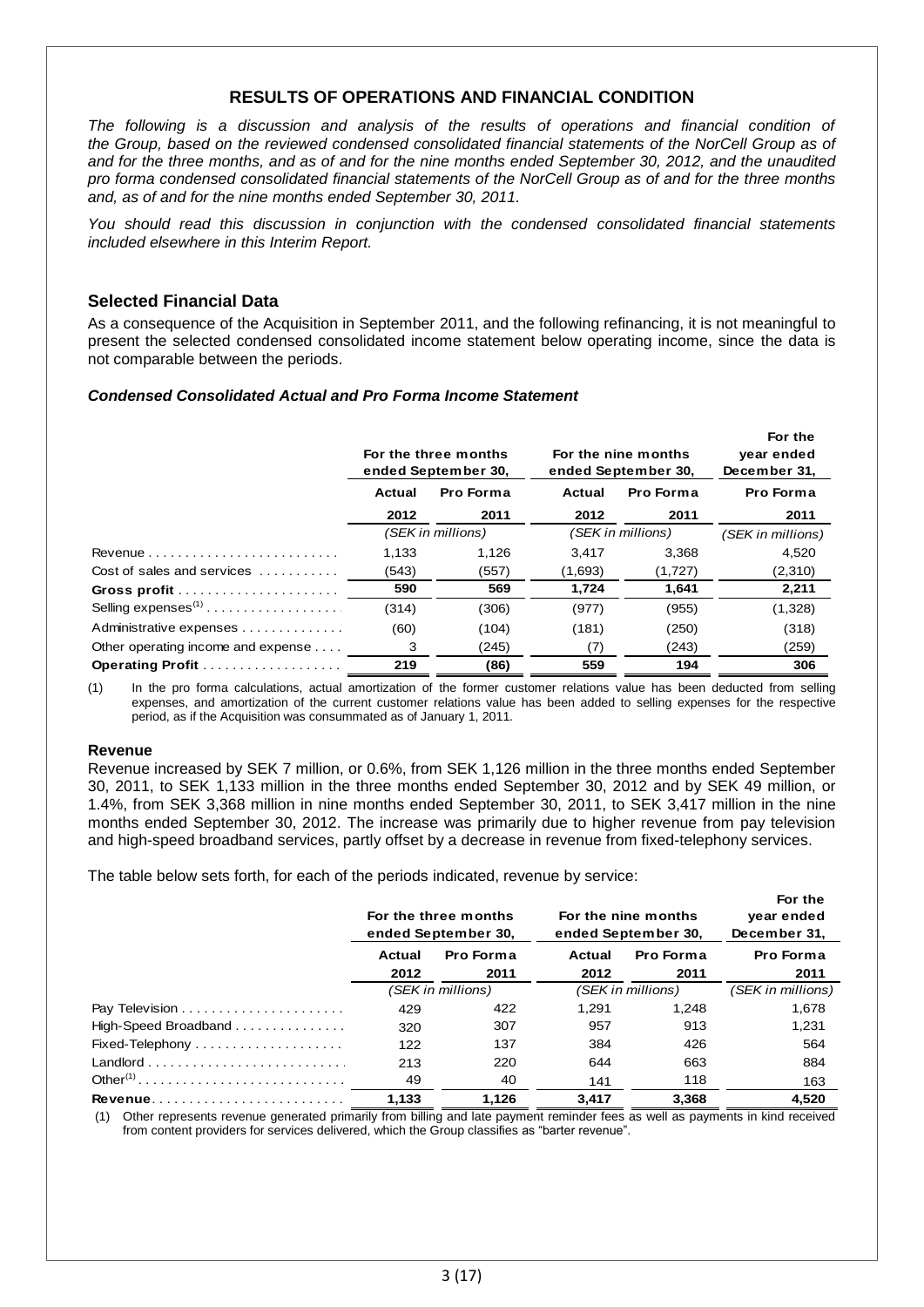# RESULTS OF OPERATIONS AND FINANCIAL CONDITION

*The following is a discussion and analysis of the results of operations and financial condition of the Group, based on the reviewed condensed consolidated financial statements of the NorCell Group as of and for the three months, and as of and for the nine months ended September 30, 2012, and the unaudited pro forma condensed consolidated financial statements of the NorCell Group as of and for the three months and, as of and for the nine months ended September 30, 2011.*

*You should read this discussion in conjunction with the condensed consolidated financial statements included elsewhere in this Interim Report.*

## Selected Financial Data

As a consequence of the Acquisition in September 2011, and the following refinancing, it is not meaningful to present the selected condensed consolidated income statement below operating income, since the data is not comparable between the periods.

### *Condensed Consolidated Actual and Pro Forma Income Statement*

| | For the three months ended September 30, | | For the nine months ended September 30, | | For the year ended December 31, |
|---|---|---|---|---|---|
| | **Actual** | **Pro Forma** | **Actual** | **Pro Forma** | **Pro Forma** |
| | **2012** | **2011** | **2012** | **2011** | **2011** |
| | *(SEK in millions)* | | *(SEK in millions)* | | *(SEK in millions)* |
| Revenue | 1,133 | 1,126 | 3,417 | 3,368 | 4,520 |
| Cost of sales and services | (543) | (557) | (1,693) | (1,727) | (2,310) |
| **Gross profit** | **590** | **569** | **1,724** | **1,641** | **2,211** |
| Selling expenses[(1)] | (314) | (306) | (977) | (955) | (1,328) |
| Administrative expenses | (60) | (104) | (181) | (250) | (318) |
| Other operating income and expense | 3 | (245) | (7) | (243) | (259) |
| **Operating Profit** | **219** | **(86)** | **559** | **194** | **306** |

(1) In the pro forma calculations, actual amortization of the former customer relations value has been deducted from selling expenses, and amortization of the current customer relations value has been added to selling expenses for the respective period, as if the Acquisition was consummated as of January 1, 2011.

### Revenue

Revenue increased by SEK 7 million, or 0.6%, from SEK 1,126 million in the three months ended September 30, 2011, to SEK 1,133 million in the three months ended September 30, 2012 and by SEK 49 million, or 1.4%, from SEK 3,368 million in nine months ended September 30, 2011, to SEK 3,417 million in the nine months ended September 30, 2012. The increase was primarily due to higher revenue from pay television and high-speed broadband services, partly offset by a decrease in revenue from fixed-telephony services.

The table below sets forth, for each of the periods indicated, revenue by service:

| | For the three months ended September 30, | | For the nine months ended September 30, | | For the year ended December 31, |
|---|---|---|---|---|---|
| | **Actual** | **Pro Forma** | **Actual** | **Pro Forma** | **Pro Forma** |
| | **2012** | **2011** | **2012** | **2011** | **2011** |
| | *(SEK in millions)* | | *(SEK in millions)* | | *(SEK in millions)* |
| Pay Television | 429 | 422 | 1,291 | 1,248 | 1,678 |
| High-Speed Broadband | 320 | 307 | 957 | 913 | 1,231 |
| Fixed-Telephony | 122 | 137 | 384 | 426 | 564 |
| Landlord | 213 | 220 | 644 | 663 | 884 |
| Other[(1)] | 49 | 40 | 141 | 118 | 163 |
| **Revenue** | **1,133** | **1,126** | **3,417** | **3,368** | **4,520** |

(1) Other represents revenue generated primarily from billing and late payment reminder fees as well as payments in kind received from content providers for services delivered, which the Group classifies as "barter revenue".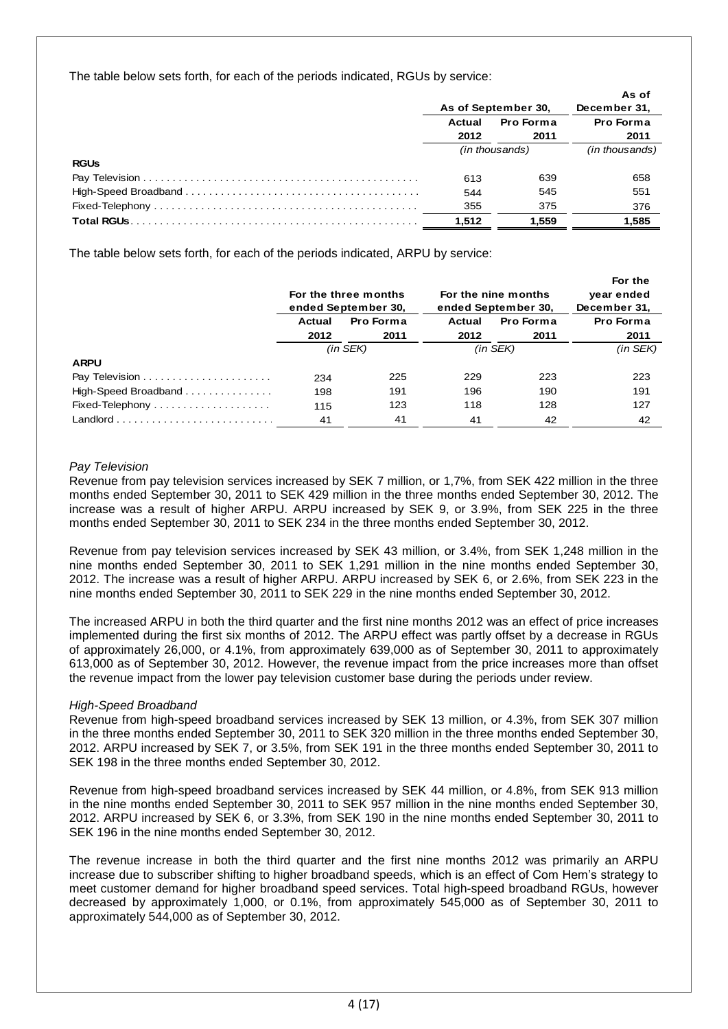The table below sets forth, for each of the periods indicated, RGUs by service:

| | As of September 30, | | As of December 31, |
|---|---|---|---|
| | Actual 2012 | Pro Forma 2011 | Pro Forma 2011 |
| | (in thousands) | | (in thousands) |
| **RGUs** | | | |
| Pay Television | 613 | 639 | 658 |
| High-Speed Broadband | 544 | 545 | 551 |
| Fixed-Telephony | 355 | 375 | 376 |
| **Total RGUs** | 1,512 | 1,559 | 1,585 |

The table below sets forth, for each of the periods indicated, ARPU by service:

| | For the three months ended September 30, | | For the nine months ended September 30, | | For the year ended December 31, |
|---|---|---|---|---|---|
| | Actual 2012 | Pro Forma 2011 | Actual 2012 | Pro Forma 2011 | Pro Forma 2011 |
| | (in SEK) | | (in SEK) | | (in SEK) |
| **ARPU** | | | | | |
| Pay Television | 234 | 225 | 229 | 223 | 223 |
| High-Speed Broadband | 198 | 191 | 196 | 190 | 191 |
| Fixed-Telephony | 115 | 123 | 118 | 128 | 127 |
| Landlord | 41 | 41 | 41 | 42 | 42 |

*Pay Television*

Revenue from pay television services increased by SEK 7 million, or 1,7%, from SEK 422 million in the three months ended September 30, 2011 to SEK 429 million in the three months ended September 30, 2012. The increase was a result of higher ARPU. ARPU increased by SEK 9, or 3.9%, from SEK 225 in the three months ended September 30, 2011 to SEK 234 in the three months ended September 30, 2012.

Revenue from pay television services increased by SEK 43 million, or 3.4%, from SEK 1,248 million in the nine months ended September 30, 2011 to SEK 1,291 million in the nine months ended September 30, 2012. The increase was a result of higher ARPU. ARPU increased by SEK 6, or 2.6%, from SEK 223 in the nine months ended September 30, 2011 to SEK 229 in the nine months ended September 30, 2012.

The increased ARPU in both the third quarter and the first nine months 2012 was an effect of price increases implemented during the first six months of 2012. The ARPU effect was partly offset by a decrease in RGUs of approximately 26,000, or 4.1%, from approximately 639,000 as of September 30, 2011 to approximately 613,000 as of September 30, 2012. However, the revenue impact from the price increases more than offset the revenue impact from the lower pay television customer base during the periods under review.

*High-Speed Broadband*

Revenue from high-speed broadband services increased by SEK 13 million, or 4.3%, from SEK 307 million in the three months ended September 30, 2011 to SEK 320 million in the three months ended September 30, 2012. ARPU increased by SEK 7, or 3.5%, from SEK 191 in the three months ended September 30, 2011 to SEK 198 in the three months ended September 30, 2012.

Revenue from high-speed broadband services increased by SEK 44 million, or 4.8%, from SEK 913 million in the nine months ended September 30, 2011 to SEK 957 million in the nine months ended September 30, 2012. ARPU increased by SEK 6, or 3.3%, from SEK 190 in the nine months ended September 30, 2011 to SEK 196 in the nine months ended September 30, 2012.

The revenue increase in both the third quarter and the first nine months 2012 was primarily an ARPU increase due to subscriber shifting to higher broadband speeds, which is an effect of Com Hem's strategy to meet customer demand for higher broadband speed services. Total high-speed broadband RGUs, however decreased by approximately 1,000, or 0.1%, from approximately 545,000 as of September 30, 2011 to approximately 544,000 as of September 30, 2012.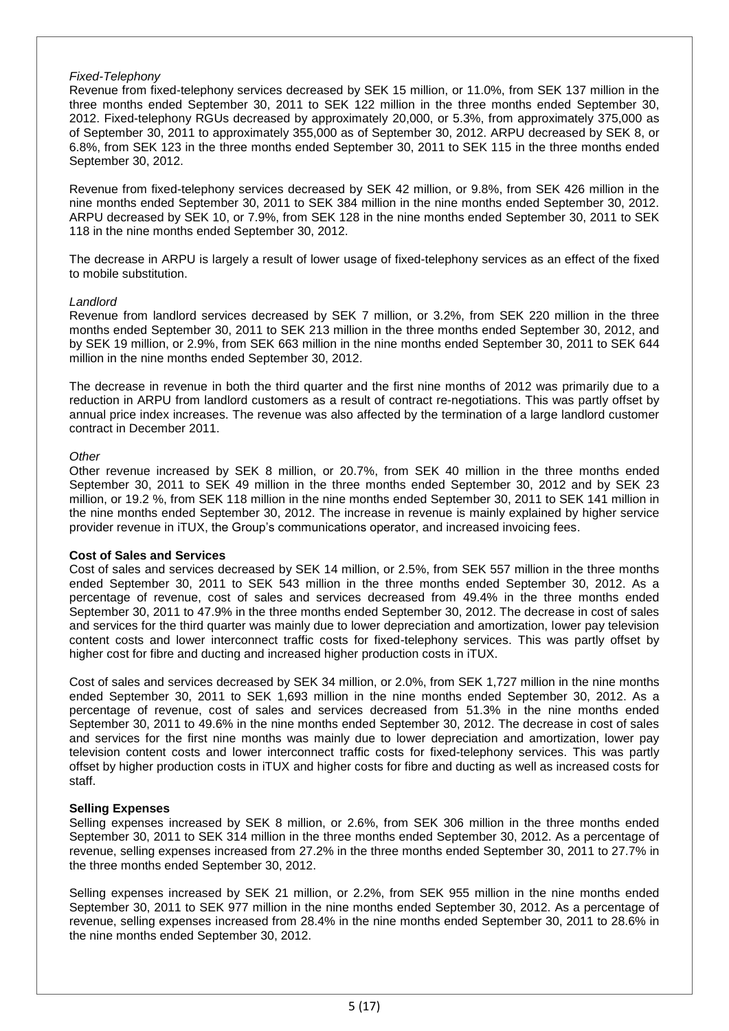*Fixed-Telephony*

Revenue from fixed-telephony services decreased by SEK 15 million, or 11.0%, from SEK 137 million in the three months ended September 30, 2011 to SEK 122 million in the three months ended September 30, 2012. Fixed-telephony RGUs decreased by approximately 20,000, or 5.3%, from approximately 375,000 as of September 30, 2011 to approximately 355,000 as of September 30, 2012. ARPU decreased by SEK 8, or 6.8%, from SEK 123 in the three months ended September 30, 2011 to SEK 115 in the three months ended September 30, 2012.

Revenue from fixed-telephony services decreased by SEK 42 million, or 9.8%, from SEK 426 million in the nine months ended September 30, 2011 to SEK 384 million in the nine months ended September 30, 2012. ARPU decreased by SEK 10, or 7.9%, from SEK 128 in the nine months ended September 30, 2011 to SEK 118 in the nine months ended September 30, 2012.

The decrease in ARPU is largely a result of lower usage of fixed-telephony services as an effect of the fixed to mobile substitution.

*Landlord*

Revenue from landlord services decreased by SEK 7 million, or 3.2%, from SEK 220 million in the three months ended September 30, 2011 to SEK 213 million in the three months ended September 30, 2012, and by SEK 19 million, or 2.9%, from SEK 663 million in the nine months ended September 30, 2011 to SEK 644 million in the nine months ended September 30, 2012.

The decrease in revenue in both the third quarter and the first nine months of 2012 was primarily due to a reduction in ARPU from landlord customers as a result of contract re-negotiations. This was partly offset by annual price index increases. The revenue was also affected by the termination of a large landlord customer contract in December 2011.

*Other*

Other revenue increased by SEK 8 million, or 20.7%, from SEK 40 million in the three months ended September 30, 2011 to SEK 49 million in the three months ended September 30, 2012 and by SEK 23 million, or 19.2 %, from SEK 118 million in the nine months ended September 30, 2011 to SEK 141 million in the nine months ended September 30, 2012. The increase in revenue is mainly explained by higher service provider revenue in iTUX, the Group's communications operator, and increased invoicing fees.

**Cost of Sales and Services**

Cost of sales and services decreased by SEK 14 million, or 2.5%, from SEK 557 million in the three months ended September 30, 2011 to SEK 543 million in the three months ended September 30, 2012. As a percentage of revenue, cost of sales and services decreased from 49.4% in the three months ended September 30, 2011 to 47.9% in the three months ended September 30, 2012. The decrease in cost of sales and services for the third quarter was mainly due to lower depreciation and amortization, lower pay television content costs and lower interconnect traffic costs for fixed-telephony services. This was partly offset by higher cost for fibre and ducting and increased production costs in iTUX.

Cost of sales and services decreased by SEK 34 million, or 2.0%, from SEK 1,727 million in the nine months ended September 30, 2011 to SEK 1,693 million in the nine months ended September 30, 2012. As a percentage of revenue, cost of sales and services decreased from 51.3% in the nine months ended September 30, 2011 to 49.6% in the nine months ended September 30, 2012. The decrease in cost of sales and services for the first nine months was mainly due to lower depreciation and amortization, lower pay television content costs and lower interconnect traffic costs for fixed-telephony services. This was partly offset by higher production costs in iTUX and higher costs for fibre and ducting as well as increased costs for staff.

**Selling Expenses**

Selling expenses increased by SEK 8 million, or 2.6%, from SEK 306 million in the three months ended September 30, 2011 to SEK 314 million in the three months ended September 30, 2012. As a percentage of revenue, selling expenses increased from 27.2% in the three months ended September 30, 2011 to 27.7% in the three months ended September 30, 2012.

Selling expenses increased by SEK 21 million, or 2.2%, from SEK 955 million in the nine months ended September 30, 2011 to SEK 977 million in the nine months ended September 30, 2012. As a percentage of revenue, selling expenses increased from 28.4% in the nine months ended September 30, 2011 to 28.6% in the nine months ended September 30, 2012.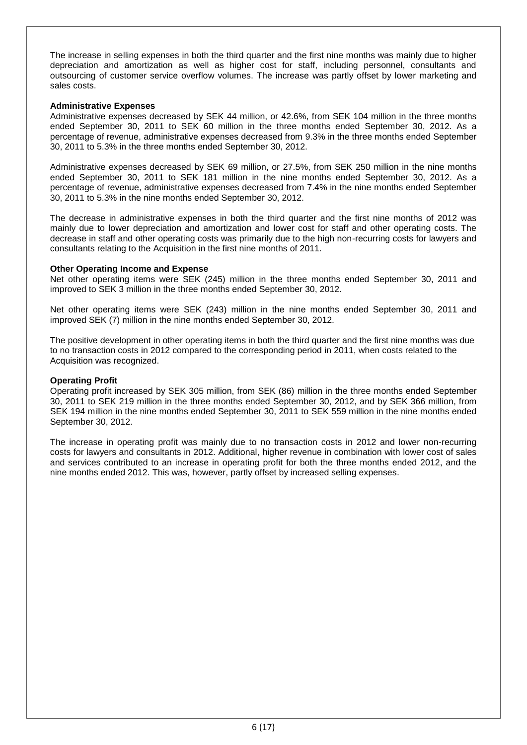The increase in selling expenses in both the third quarter and the first nine months was mainly due to higher depreciation and amortization as well as higher cost for staff, including personnel, consultants and outsourcing of customer service overflow volumes. The increase was partly offset by lower marketing and sales costs.

**Administrative Expenses**

Administrative expenses decreased by SEK 44 million, or 42.6%, from SEK 104 million in the three months ended September 30, 2011 to SEK 60 million in the three months ended September 30, 2012. As a percentage of revenue, administrative expenses decreased from 9.3% in the three months ended September 30, 2011 to 5.3% in the three months ended September 30, 2012.

Administrative expenses decreased by SEK 69 million, or 27.5%, from SEK 250 million in the nine months ended September 30, 2011 to SEK 181 million in the nine months ended September 30, 2012. As a percentage of revenue, administrative expenses decreased from 7.4% in the nine months ended September 30, 2011 to 5.3% in the nine months ended September 30, 2012.

The decrease in administrative expenses in both the third quarter and the first nine months of 2012 was mainly due to lower depreciation and amortization and lower cost for staff and other operating costs. The decrease in staff and other operating costs was primarily due to the high non-recurring costs for lawyers and consultants relating to the Acquisition in the first nine months of 2011.

**Other Operating Income and Expense**

Net other operating items were SEK (245) million in the three months ended September 30, 2011 and improved to SEK 3 million in the three months ended September 30, 2012.

Net other operating items were SEK (243) million in the nine months ended September 30, 2011 and improved SEK (7) million in the nine months ended September 30, 2012.

The positive development in other operating items in both the third quarter and the first nine months was due to no transaction costs in 2012 compared to the corresponding period in 2011, when costs related to the Acquisition was recognized.

**Operating Profit**

Operating profit increased by SEK 305 million, from SEK (86) million in the three months ended September 30, 2011 to SEK 219 million in the three months ended September 30, 2012, and by SEK 366 million, from SEK 194 million in the nine months ended September 30, 2011 to SEK 559 million in the nine months ended September 30, 2012.

The increase in operating profit was mainly due to no transaction costs in 2012 and lower non-recurring costs for lawyers and consultants in 2012. Additional, higher revenue in combination with lower cost of sales and services contributed to an increase in operating profit for both the three months ended 2012, and the nine months ended 2012. This was, however, partly offset by increased selling expenses.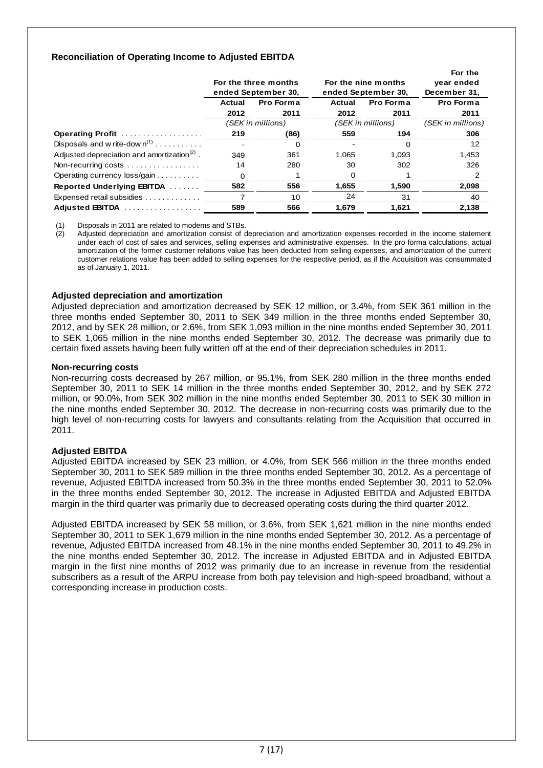### Reconciliation of Operating Income to Adjusted EBITDA

| | For the three months ended September 30, | | For the nine months ended September 30, | | For the year ended December 31, |
|---|---|---|---|---|---|
| | Actual 2012 | Pro Forma 2011 | Actual 2012 | Pro Forma 2011 | Pro Forma 2011 |
| | (SEK in millions) | | (SEK in millions) | | (SEK in millions) |
| **Operating Profit** | **219** | **(86)** | **559** | **194** | **306** |
| Disposals and write-down[(1)] | - | 0 | - | 0 | 12 |
| Adjusted depreciation and amortization[(2)] | 349 | 361 | 1,065 | 1,093 | 1,453 |
| Non-recurring costs | 14 | 280 | 30 | 302 | 326 |
| Operating currency loss/gain | 0 | 1 | 0 | 1 | 2 |
| **Reported Underlying EBITDA** | **582** | **556** | **1,655** | **1,590** | **2,098** |
| Expensed retail subsidies | 7 | 10 | 24 | 31 | 40 |
| **Adjusted EBITDA** | **589** | **566** | **1,679** | **1,621** | **2,138** |

(1) Disposals in 2011 are related to modems and STBs.

(2) Adjusted depreciation and amortization consist of depreciation and amortization expenses recorded in the income statement under each of cost of sales and services, selling expenses and administrative expenses. In the pro forma calculations, actual amortization of the former customer relations value has been deducted from selling expenses, and amortization of the current customer relations value has been added to selling expenses for the respective period, as if the Acquisition was consummated as of January 1, 2011.

#### Adjusted depreciation and amortization

Adjusted depreciation and amortization decreased by SEK 12 million, or 3.4%, from SEK 361 million in the three months ended September 30, 2011 to SEK 349 million in the three months ended September 30, 2012, and by SEK 28 million, or 2.6%, from SEK 1,093 million in the nine months ended September 30, 2011 to SEK 1,065 million in the nine months ended September 30, 2012. The decrease was primarily due to certain fixed assets having been fully written off at the end of their depreciation schedules in 2011.

#### Non-recurring costs

Non-recurring costs decreased by 267 million, or 95.1%, from SEK 280 million in the three months ended September 30, 2011 to SEK 14 million in the three months ended September 30, 2012, and by SEK 272 million, or 90.0%, from SEK 302 million in the nine months ended September 30, 2011 to SEK 30 million in the nine months ended September 30, 2012. The decrease in non-recurring costs was primarily due to the high level of non-recurring costs for lawyers and consultants relating from the Acquisition that occurred in 2011.

#### Adjusted EBITDA

Adjusted EBITDA increased by SEK 23 million, or 4.0%, from SEK 566 million in the three months ended September 30, 2011 to SEK 589 million in the three months ended September 30, 2012. As a percentage of revenue, Adjusted EBITDA increased from 50.3% in the three months ended September 30, 2011 to 52.0% in the three months ended September 30, 2012. The increase in Adjusted EBITDA and Adjusted EBITDA margin in the third quarter was primarily due to decreased operating costs during the third quarter 2012.

Adjusted EBITDA increased by SEK 58 million, or 3.6%, from SEK 1,621 million in the nine months ended September 30, 2011 to SEK 1,679 million in the nine months ended September 30, 2012. As a percentage of revenue, Adjusted EBITDA increased from 48.1% in the nine months ended September 30, 2011 to 49.2% in the nine months ended September 30, 2012. The increase in Adjusted EBITDA and in Adjusted EBITDA margin in the first nine months of 2012 was primarily due to an increase in revenue from the residential subscribers as a result of the ARPU increase from both pay television and high-speed broadband, without a corresponding increase in production costs.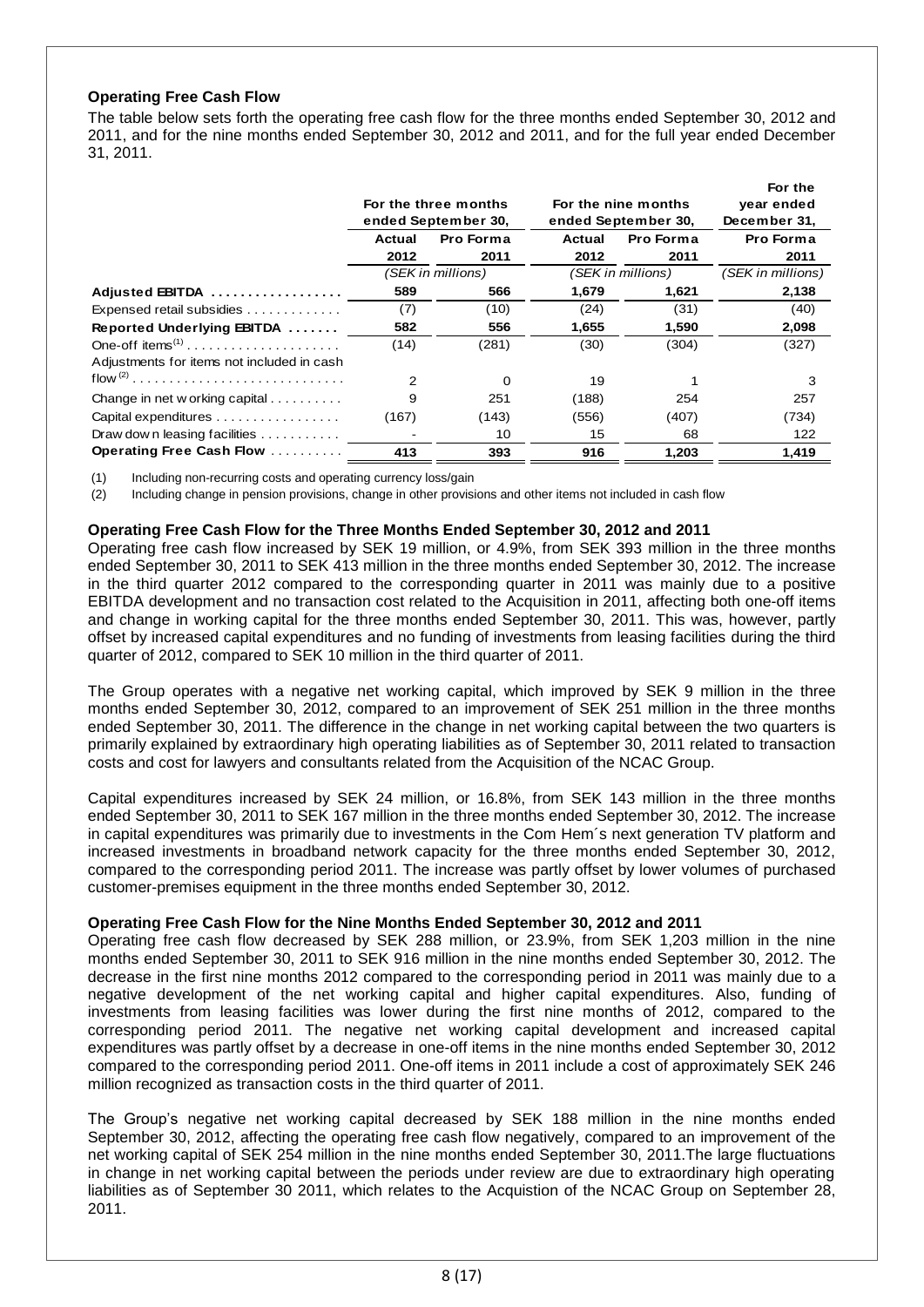### Operating Free Cash Flow

The table below sets forth the operating free cash flow for the three months ended September 30, 2012 and 2011, and for the nine months ended September 30, 2012 and 2011, and for the full year ended December 31, 2011.

| | For the three months ended September 30, | | For the nine months ended September 30, | | For the year ended December 31, |
|---|---|---|---|---|---|
| | Actual 2012 | Pro Forma 2011 | Actual 2012 | Pro Forma 2011 | Pro Forma 2011 |
| | (SEK in millions) | | (SEK in millions) | | (SEK in millions) |
| **Adjusted EBITDA** | **589** | **566** | **1,679** | **1,621** | **2,138** |
| Expensed retail subsidies | (7) | (10) | (24) | (31) | (40) |
| **Reported Underlying EBITDA** | **582** | **556** | **1,655** | **1,590** | **2,098** |
| One-off items[(1)] | (14) | (281) | (30) | (304) | (327) |
| Adjustments for items not included in cash flow[(2)] | 2 | 0 | 19 | 1 | 3 |
| Change in net working capital | 9 | 251 | (188) | 254 | 257 |
| Capital expenditures | (167) | (143) | (556) | (407) | (734) |
| Draw down leasing facilities | - | 10 | 15 | 68 | 122 |
| **Operating Free Cash Flow** | **413** | **393** | **916** | **1,203** | **1,419** |

(1) Including non-recurring costs and operating currency loss/gain

(2) Including change in pension provisions, change in other provisions and other items not included in cash flow

#### Operating Free Cash Flow for the Three Months Ended September 30, 2012 and 2011

Operating free cash flow increased by SEK 19 million, or 4.9%, from SEK 393 million in the three months ended September 30, 2011 to SEK 413 million in the three months ended September 30, 2012. The increase in the third quarter 2012 compared to the corresponding quarter in 2011 was mainly due to a positive EBITDA development and no transaction cost related to the Acquisition in 2011, affecting both one-off items and change in working capital for the three months ended September 30, 2011. This was, however, partly offset by increased capital expenditures and no funding of investments from leasing facilities during the third quarter of 2012, compared to SEK 10 million in the third quarter of 2011.

The Group operates with a negative net working capital, which improved by SEK 9 million in the three months ended September 30, 2012, compared to an improvement of SEK 251 million in the three months ended September 30, 2011. The difference in the change in net working capital between the two quarters is primarily explained by extraordinary high operating liabilities as of September 30, 2011 related to transaction costs and cost for lawyers and consultants related from the Acquisition of the NCAC Group.

Capital expenditures increased by SEK 24 million, or 16.8%, from SEK 143 million in the three months ended September 30, 2011 to SEK 167 million in the three months ended September 30, 2012. The increase in capital expenditures was primarily due to investments in the Com Hem´s next generation TV platform and increased investments in broadband network capacity for the three months ended September 30, 2012, compared to the corresponding period 2011. The increase was partly offset by lower volumes of purchased customer-premises equipment in the three months ended September 30, 2012.

#### Operating Free Cash Flow for the Nine Months Ended September 30, 2012 and 2011

Operating free cash flow decreased by SEK 288 million, or 23.9%, from SEK 1,203 million in the nine months ended September 30, 2011 to SEK 916 million in the nine months ended September 30, 2012. The decrease in the first nine months 2012 compared to the corresponding period in 2011 was mainly due to a negative development of the net working capital and higher capital expenditures. Also, funding of investments from leasing facilities was lower during the first nine months of 2012, compared to the corresponding period 2011. The negative net working capital development and increased capital expenditures was partly offset by a decrease in one-off items in the nine months ended September 30, 2012 compared to the corresponding period 2011. One-off items in 2011 include a cost of approximately SEK 246 million recognized as transaction costs in the third quarter of 2011.

The Group's negative net working capital decreased by SEK 188 million in the nine months ended September 30, 2012, affecting the operating free cash flow negatively, compared to an improvement of the net working capital of SEK 254 million in the nine months ended September 30, 2011.The large fluctuations in change in net working capital between the periods under review are due to extraordinary high operating liabilities as of September 30 2011, which relates to the Acquistion of the NCAC Group on September 28, 2011.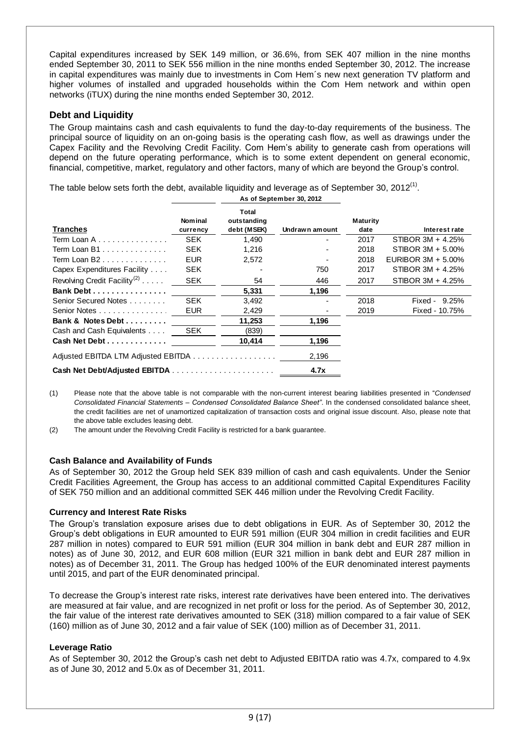Capital expenditures increased by SEK 149 million, or 36.6%, from SEK 407 million in the nine months ended September 30, 2011 to SEK 556 million in the nine months ended September 30, 2012. The increase in capital expenditures was mainly due to investments in Com Hem´s new next generation TV platform and higher volumes of installed and upgraded households within the Com Hem network and within open networks (iTUX) during the nine months ended September 30, 2012.

## Debt and Liquidity

The Group maintains cash and cash equivalents to fund the day-to-day requirements of the business. The principal source of liquidity on an on-going basis is the operating cash flow, as well as drawings under the Capex Facility and the Revolving Credit Facility. Com Hem's ability to generate cash from operations will depend on the future operating performance, which is to some extent dependent on general economic, financial, competitive, market, regulatory and other factors, many of which are beyond the Group's control.

The table below sets forth the debt, available liquidity and leverage as of September 30, 2012[1].

| | As of September 30, 2012 | | | | |
|---|---|---|---|---|---|
| **Tranches** | **Nominal currency** | **Total outstanding debt (MSEK)** | **Undrawn amount** | **Maturity date** | **Interest rate** |
| Term Loan A | SEK | 1,490 | - | 2017 | STIBOR 3M + 4.25% |
| Term Loan B1 | SEK | 1,216 | - | 2018 | STIBOR 3M + 5.00% |
| Term Loan B2 | EUR | 2,572 | - | 2018 | EURIBOR 3M + 5.00% |
| Capex Expenditures Facility | SEK | - | 750 | 2017 | STIBOR 3M + 4.25% |
| Revolving Credit Facility[2] | SEK | 54 | 446 | 2017 | STIBOR 3M + 4.25% |
| **Bank Debt** | | **5,331** | **1,196** | | |
| Senior Secured Notes | SEK | 3,492 | - | 2018 | Fixed - 9.25% |
| Senior Notes | EUR | 2,429 | - | 2019 | Fixed - 10.75% |
| **Bank & Notes Debt** | | **11,253** | **1,196** | | |
| Cash and Cash Equivalents | SEK | (839) | | | |
| **Cash Net Debt** | | **10,414** | **1,196** | | |
| Adjusted EBITDA LTM Adjusted EBITDA | | | 2,196 | | |
| **Cash Net Debt/Adjusted EBITDA** | | | **4.7x** | | |

(1) Please note that the above table is not comparable with the non-current interest bearing liabilities presented in "*Condensed Consolidated Financial Statements – Condensed Consolidated Balance Sheet"*. In the condensed consolidated balance sheet, the credit facilities are net of unamortized capitalization of transaction costs and original issue discount. Also, please note that the above table excludes leasing debt.

(2) The amount under the Revolving Credit Facility is restricted for a bank guarantee.

### Cash Balance and Availability of Funds

As of September 30, 2012 the Group held SEK 839 million of cash and cash equivalents. Under the Senior Credit Facilities Agreement, the Group has access to an additional committed Capital Expenditures Facility of SEK 750 million and an additional committed SEK 446 million under the Revolving Credit Facility.

### Currency and Interest Rate Risks

The Group's translation exposure arises due to debt obligations in EUR. As of September 30, 2012 the Group's debt obligations in EUR amounted to EUR 591 million (EUR 304 million in credit facilities and EUR 287 million in notes) compared to EUR 591 million (EUR 304 million in bank debt and EUR 287 million in notes) as of June 30, 2012, and EUR 608 million (EUR 321 million in bank debt and EUR 287 million in notes) as of December 31, 2011. The Group has hedged 100% of the EUR denominated interest payments until 2015, and part of the EUR denominated principal.

To decrease the Group's interest rate risks, interest rate derivatives have been entered into. The derivatives are measured at fair value, and are recognized in net profit or loss for the period. As of September 30, 2012, the fair value of the interest rate derivatives amounted to SEK (318) million compared to a fair value of SEK (160) million as of June 30, 2012 and a fair value of SEK (100) million as of December 31, 2011.

### Leverage Ratio

As of September 30, 2012 the Group's cash net debt to Adjusted EBITDA ratio was 4.7x, compared to 4.9x as of June 30, 2012 and 5.0x as of December 31, 2011.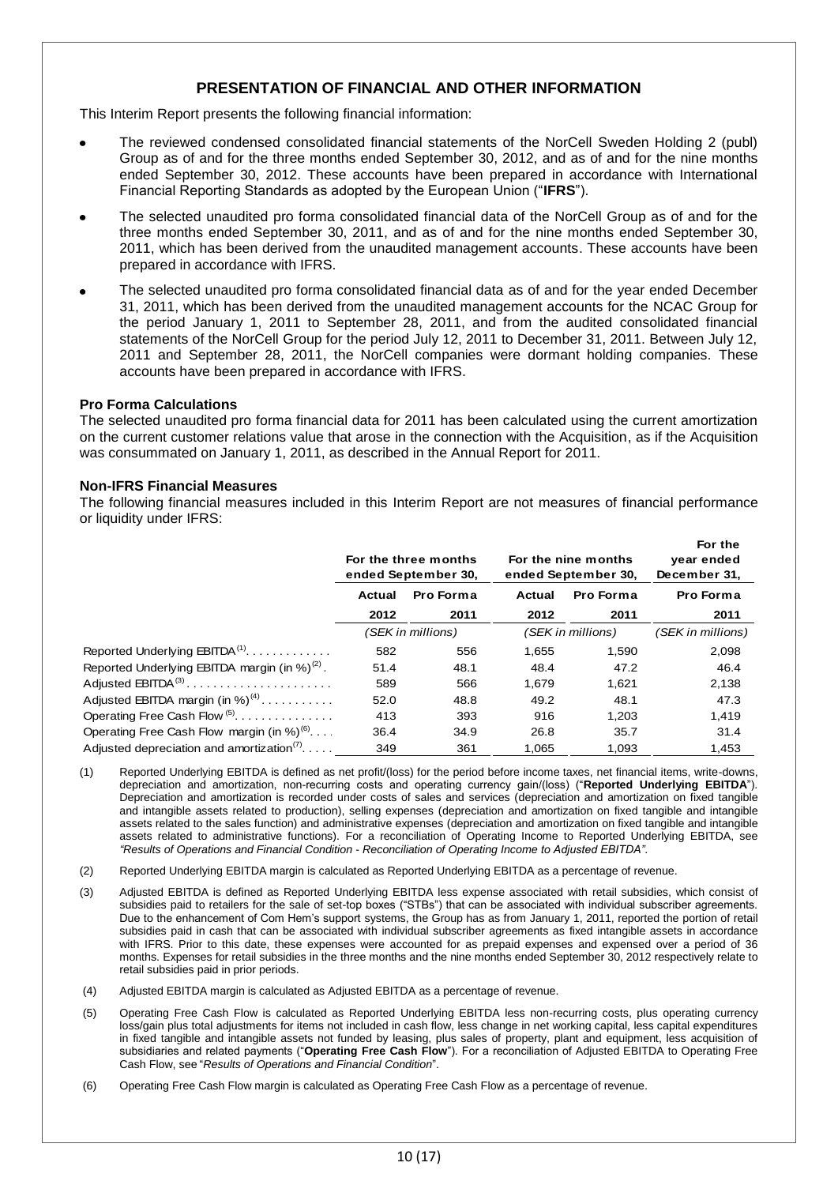## PRESENTATION OF FINANCIAL AND OTHER INFORMATION

This Interim Report presents the following financial information:

- The reviewed condensed consolidated financial statements of the NorCell Sweden Holding 2 (publ) Group as of and for the three months ended September 30, 2012, and as of and for the nine months ended September 30, 2012. These accounts have been prepared in accordance with International Financial Reporting Standards as adopted by the European Union ("**IFRS**").
- The selected unaudited pro forma consolidated financial data of the NorCell Group as of and for the three months ended September 30, 2011, and as of and for the nine months ended September 30, 2011, which has been derived from the unaudited management accounts. These accounts have been prepared in accordance with IFRS.
- The selected unaudited pro forma consolidated financial data as of and for the year ended December 31, 2011, which has been derived from the unaudited management accounts for the NCAC Group for the period January 1, 2011 to September 28, 2011, and from the audited consolidated financial statements of the NorCell Group for the period July 12, 2011 to December 31, 2011. Between July 12, 2011 and September 28, 2011, the NorCell companies were dormant holding companies. These accounts have been prepared in accordance with IFRS.

### Pro Forma Calculations

The selected unaudited pro forma financial data for 2011 has been calculated using the current amortization on the current customer relations value that arose in the connection with the Acquisition, as if the Acquisition was consummated on January 1, 2011, as described in the Annual Report for 2011.

### Non-IFRS Financial Measures

The following financial measures included in this Interim Report are not measures of financial performance or liquidity under IFRS:

| | For the three months ended September 30, | | For the nine months ended September 30, | | For the year ended December 31, |
|---|---|---|---|---|---|
| | Actual | Pro Forma | Actual | Pro Forma | Pro Forma |
| | 2012 | 2011 | 2012 | 2011 | 2011 |
| | *(SEK in millions)* | | *(SEK in millions)* | | *(SEK in millions)* |
| Reported Underlying EBITDA[(1)] | 582 | 556 | 1,655 | 1,590 | 2,098 |
| Reported Underlying EBITDA margin (in %)[(2)] | 51.4 | 48.1 | 48.4 | 47.2 | 46.4 |
| Adjusted EBITDA[(3)] | 589 | 566 | 1,679 | 1,621 | 2,138 |
| Adjusted EBITDA margin (in %)[(4)] | 52.0 | 48.8 | 49.2 | 48.1 | 47.3 |
| Operating Free Cash Flow[(5)] | 413 | 393 | 916 | 1,203 | 1,419 |
| Operating Free Cash Flow margin (in %)[(6)] | 36.4 | 34.9 | 26.8 | 35.7 | 31.4 |
| Adjusted depreciation and amortization[(7)] | 349 | 361 | 1,065 | 1,093 | 1,453 |

(1) Reported Underlying EBITDA is defined as net profit/(loss) for the period before income taxes, net financial items, write-downs, depreciation and amortization, non-recurring costs and operating currency gain/(loss) ("**Reported Underlying EBITDA**"). Depreciation and amortization is recorded under costs of sales and services (depreciation and amortization on fixed tangible and intangible assets related to production), selling expenses (depreciation and amortization on fixed tangible and intangible assets related to the sales function) and administrative expenses (depreciation and amortization on fixed tangible and intangible assets related to administrative functions). For a reconciliation of Operating Income to Reported Underlying EBITDA, see *"Results of Operations and Financial Condition - Reconciliation of Operating Income to Adjusted EBITDA"*.

(2) Reported Underlying EBITDA margin is calculated as Reported Underlying EBITDA as a percentage of revenue.

(3) Adjusted EBITDA is defined as Reported Underlying EBITDA less expense associated with retail subsidies, which consist of subsidies paid to retailers for the sale of set-top boxes ("STBs") that can be associated with individual subscriber agreements. Due to the enhancement of Com Hem's support systems, the Group has as from January 1, 2011, reported the portion of retail subsidies paid in cash that can be associated with individual subscriber agreements as fixed intangible assets in accordance with IFRS. Prior to this date, these expenses were accounted for as prepaid expenses and expensed over a period of 36 months. Expenses for retail subsidies in the three months and the nine months ended September 30, 2012 respectively relate to retail subsidies paid in prior periods.

(4) Adjusted EBITDA margin is calculated as Adjusted EBITDA as a percentage of revenue.

(5) Operating Free Cash Flow is calculated as Reported Underlying EBITDA less non-recurring costs, plus operating currency loss/gain plus total adjustments for items not included in cash flow, less change in net working capital, less capital expenditures in fixed tangible and intangible assets not funded by leasing, plus sales of property, plant and equipment, less acquisition of subsidiaries and related payments ("**Operating Free Cash Flow**"). For a reconciliation of Adjusted EBITDA to Operating Free Cash Flow, see "*Results of Operations and Financial Condition*".

(6) Operating Free Cash Flow margin is calculated as Operating Free Cash Flow as a percentage of revenue.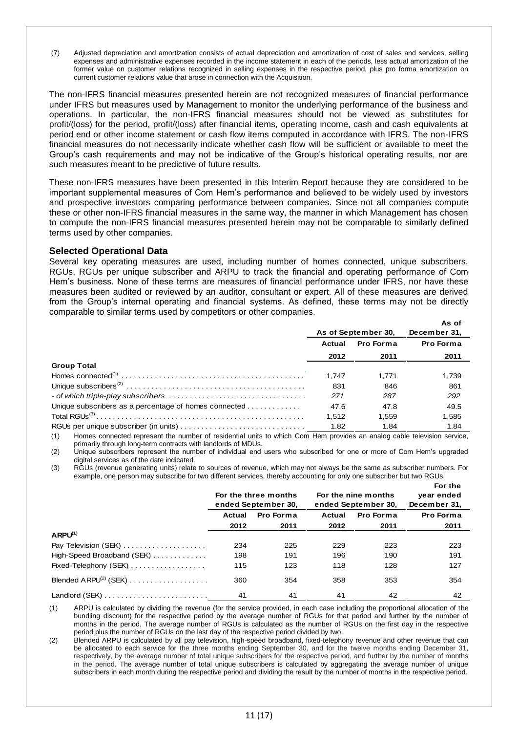(7) Adjusted depreciation and amortization consists of actual depreciation and amortization of cost of sales and services, selling expenses and administrative expenses recorded in the income statement in each of the periods, less actual amortization of the former value on customer relations recognized in selling expenses in the respective period, plus pro forma amortization on current customer relations value that arose in connection with the Acquisition.

The non-IFRS financial measures presented herein are not recognized measures of financial performance under IFRS but measures used by Management to monitor the underlying performance of the business and operations. In particular, the non-IFRS financial measures should not be viewed as substitutes for profit/(loss) for the period, profit/(loss) after financial items, operating income, cash and cash equivalents at period end or other income statement or cash flow items computed in accordance with IFRS. The non-IFRS financial measures do not necessarily indicate whether cash flow will be sufficient or available to meet the Group's cash requirements and may not be indicative of the Group's historical operating results, nor are such measures meant to be predictive of future results.

These non-IFRS measures have been presented in this Interim Report because they are considered to be important supplemental measures of Com Hem's performance and believed to be widely used by investors and prospective investors comparing performance between companies. Since not all companies compute these or other non-IFRS financial measures in the same way, the manner in which Management has chosen to compute the non-IFRS financial measures presented herein may not be comparable to similarly defined terms used by other companies.

### Selected Operational Data

Several key operating measures are used, including number of homes connected, unique subscribers, RGUs, RGUs per unique subscriber and ARPU to track the financial and operating performance of Com Hem's business. None of these terms are measures of financial performance under IFRS, nor have these measures been audited or reviewed by an auditor, consultant or expert. All of these measures are derived from the Group's internal operating and financial systems. As defined, these terms may not be directly comparable to similar terms used by competitors or other companies.

| | As of September 30, | | As of December 31, |
|---|---|---|---|
| | Actual | Pro Forma | Pro Forma |
| | 2012 | 2011 | 2011 |
| **Group Total** | | | |
| Homes connected(1) | 1,747 | 1,771 | 1,739 |
| Unique subscribers(2) | 831 | 846 | 861 |
| *- of which triple-play subscribers* | *271* | *287* | *292* |
| Unique subscribers as a percentage of homes connected | 47.6 | 47.8 | 49.5 |
| Total RGUs(3) | 1,512 | 1,559 | 1,585 |
| RGUs per unique subscriber (in units) | 1.82 | 1.84 | 1.84 |

(1) Homes connected represent the number of residential units to which Com Hem provides an analog cable television service, primarily through long-term contracts with landlords of MDUs.

(2) Unique subscribers represent the number of individual end users who subscribed for one or more of Com Hem's upgraded digital services as of the date indicated.

(3) RGUs (revenue generating units) relate to sources of revenue, which may not always be the same as subscriber numbers. For example, one person may subscribe for two different services, thereby accounting for only one subscriber but two RGUs.

| | For the three months ended September 30, | | For the nine months ended September 30, | | For the year ended December 31, |
|---|---|---|---|---|---|
| | Actual | Pro Forma | Actual | Pro Forma | Pro Forma |
| | 2012 | 2011 | 2012 | 2011 | 2011 |
| **ARPU(1)** | | | | | |
| Pay Television (SEK) | 234 | 225 | 229 | 223 | 223 |
| High-Speed Broadband (SEK) | 198 | 191 | 196 | 190 | 191 |
| Fixed-Telephony (SEK) | 115 | 123 | 118 | 128 | 127 |
| Blended ARPU(2) (SEK) | 360 | 354 | 358 | 353 | 354 |
| Landlord (SEK) | 41 | 41 | 41 | 42 | 42 |

(1) ARPU is calculated by dividing the revenue (for the service provided, in each case including the proportional allocation of the bundling discount) for the respective period by the average number of RGUs for that period and further by the number of months in the period. The average number of RGUs is calculated as the number of RGUs on the first day in the respective period plus the number of RGUs on the last day of the respective period divided by two.

(2) Blended ARPU is calculated by all pay television, high-speed broadband, fixed-telephony revenue and other revenue that can be allocated to each service for the three months ending September 30, and for the twelve months ending December 31, respectively, by the average number of total unique subscribers for the respective period, and further by the number of months in the period. The average number of total unique subscribers is calculated by aggregating the average number of unique subscribers in each month during the respective period and dividing the result by the number of months in the respective period.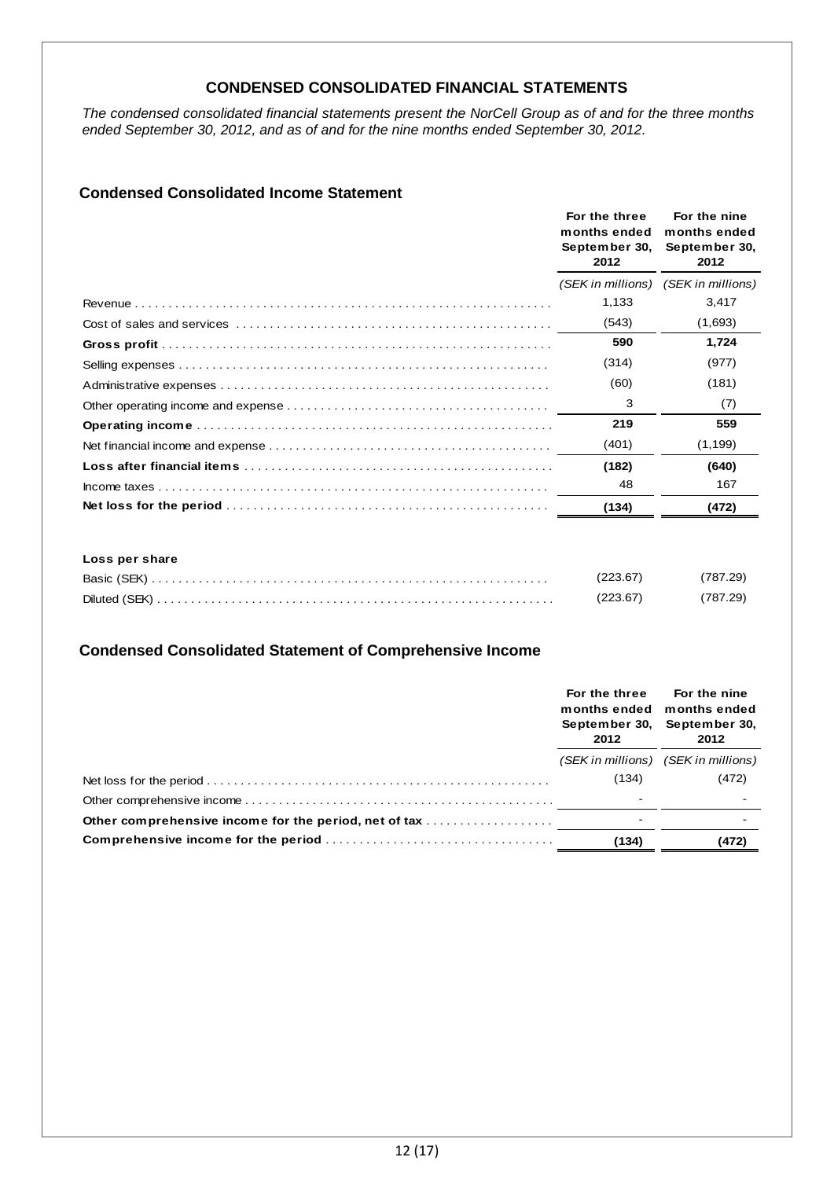## CONDENSED CONSOLIDATED FINANCIAL STATEMENTS

*The condensed consolidated financial statements present the NorCell Group as of and for the three months ended September 30, 2012, and as of and for the nine months ended September 30, 2012.*

### Condensed Consolidated Income Statement

| | For the three months ended September 30, 2012 | For the nine months ended September 30, 2012 |
|---|---|---|
| | *(SEK in millions)* | *(SEK in millions)* |
| Revenue | 1,133 | 3,417 |
| Cost of sales and services | (543) | (1,693) |
| **Gross profit** | **590** | **1,724** |
| Selling expenses | (314) | (977) |
| Administrative expenses | (60) | (181) |
| Other operating income and expense | 3 | (7) |
| **Operating income** | **219** | **559** |
| Net financial income and expense | (401) | (1,199) |
| **Loss after financial items** | **(182)** | **(640)** |
| Income taxes | 48 | 167 |
| **Net loss for the period** | **(134)** | **(472)** |
| | | |
| **Loss per share** | | |
| Basic (SEK) | (223.67) | (787.29) |
| Diluted (SEK) | (223.67) | (787.29) |

### Condensed Consolidated Statement of Comprehensive Income

| | For the three months ended September 30, 2012 | For the nine months ended September 30, 2012 |
|---|---|---|
| | *(SEK in millions)* | *(SEK in millions)* |
| Net loss for the period | (134) | (472) |
| Other comprehensive income | - | - |
| **Other comprehensive income for the period, net of tax** | - | - |
| **Comprehensive income for the period** | **(134)** | **(472)** |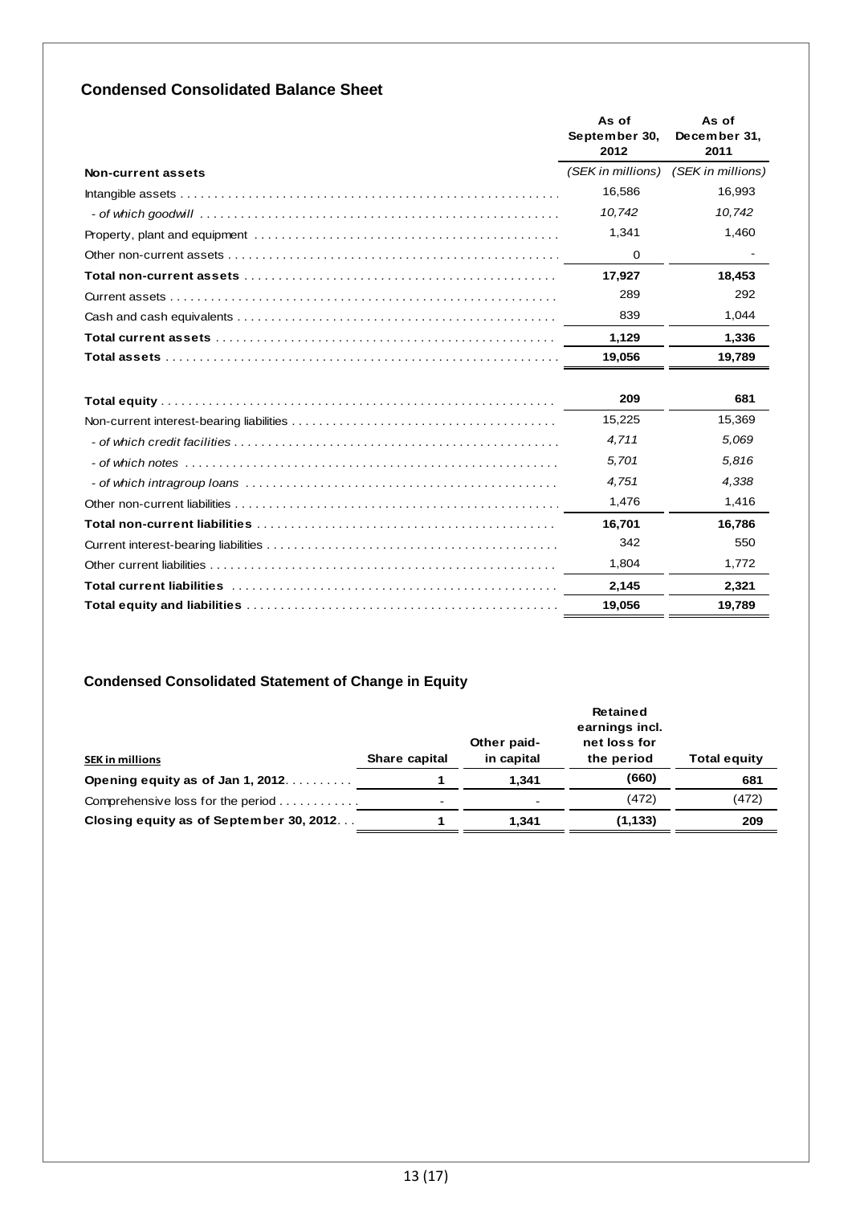## Condensed Consolidated Balance Sheet

| | As of September 30, 2012 | As of December 31, 2011 |
|---|---|---|
| **Non-current assets** | *(SEK in millions)* | *(SEK in millions)* |
| Intangible assets | 16,586 | 16,993 |
| *- of which goodwill* | *10,742* | *10,742* |
| Property, plant and equipment | 1,341 | 1,460 |
| Other non-current assets | 0 | - |
| **Total non-current assets** | **17,927** | **18,453** |
| Current assets | 289 | 292 |
| Cash and cash equivalents | 839 | 1,044 |
| **Total current assets** | **1,129** | **1,336** |
| **Total assets** | **19,056** | **19,789** |
| | | |
| **Total equity** | **209** | **681** |
| Non-current interest-bearing liabilities | 15,225 | 15,369 |
| *- of which credit facilities* | *4,711* | *5,069* |
| *- of which notes* | *5,701* | *5,816* |
| *- of which intragroup loans* | *4,751* | *4,338* |
| Other non-current liabilities | 1,476 | 1,416 |
| **Total non-current liabilities** | **16,701** | **16,786** |
| Current interest-bearing liabilities | 342 | 550 |
| Other current liabilities | 1,804 | 1,772 |
| **Total current liabilities** | **2,145** | **2,321** |
| **Total equity and liabilities** | **19,056** | **19,789** |

## Condensed Consolidated Statement of Change in Equity

| SEK in millions | Share capital | Other paid-in capital | Retained earnings incl. net loss for the period | Total equity |
|---|---|---|---|---|
| **Opening equity as of Jan 1, 2012** | **1** | **1,341** | **(660)** | **681** |
| Comprehensive loss for the period | - | - | (472) | (472) |
| **Closing equity as of September 30, 2012** | **1** | **1,341** | **(1,133)** | **209** |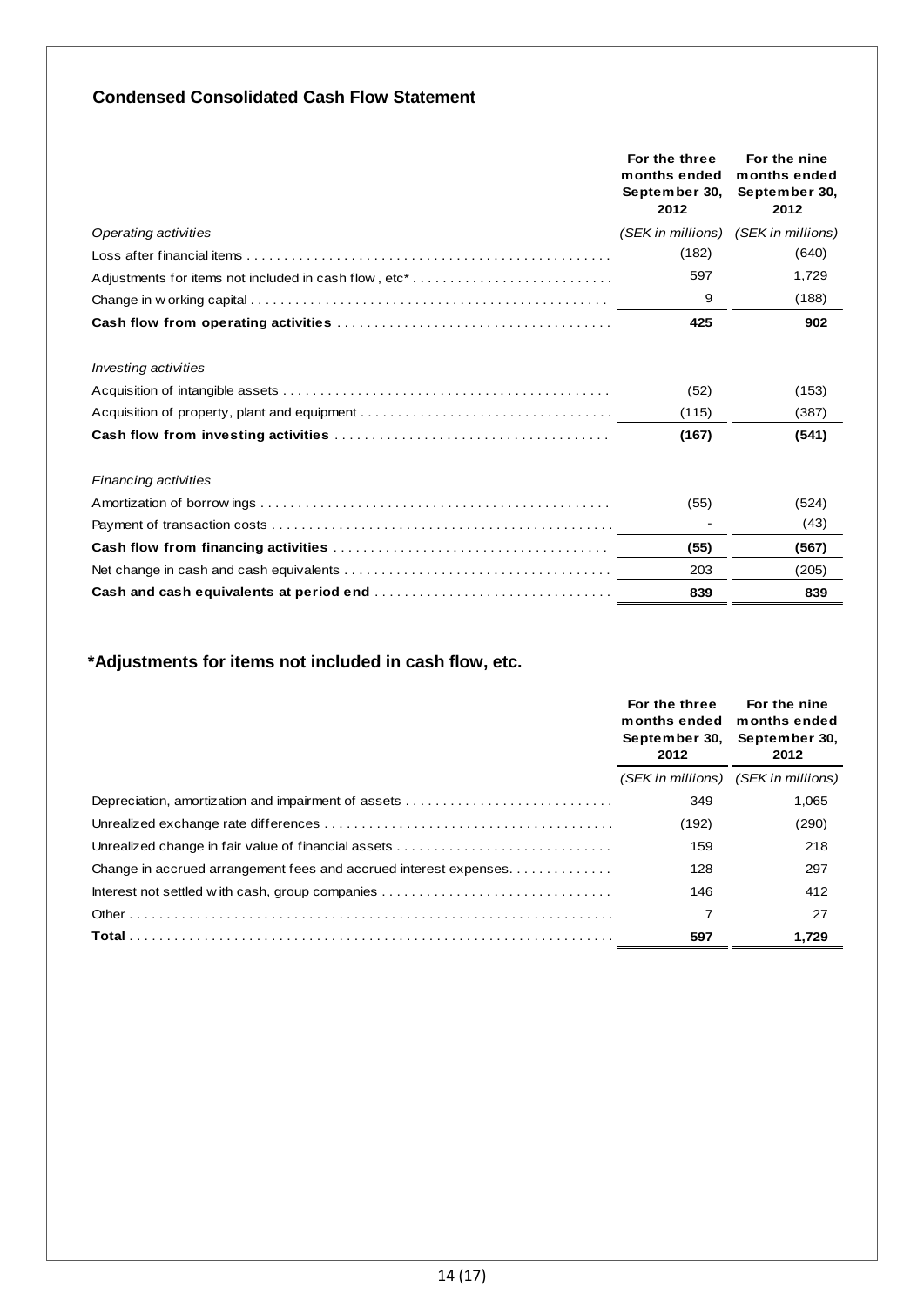## Condensed Consolidated Cash Flow Statement

| | For the three months ended September 30, 2012 | For the nine months ended September 30, 2012 |
|---|---|---|
| *Operating activities* | *(SEK in millions)* | *(SEK in millions)* |
| Loss after financial items | (182) | (640) |
| Adjustments for items not included in cash flow, etc* | 597 | 1,729 |
| Change in working capital | 9 | (188) |
| **Cash flow from operating activities** | **425** | **902** |
| *Investing activities* | | |
| Acquisition of intangible assets | (52) | (153) |
| Acquisition of property, plant and equipment | (115) | (387) |
| **Cash flow from investing activities** | **(167)** | **(541)** |
| *Financing activities* | | |
| Amortization of borrowings | (55) | (524) |
| Payment of transaction costs | - | (43) |
| **Cash flow from financing activities** | **(55)** | **(567)** |
| Net change in cash and cash equivalents | 203 | (205) |
| **Cash and cash equivalents at period end** | **839** | **839** |

## *Adjustments for items not included in cash flow, etc.

| | For the three months ended September 30, 2012 | For the nine months ended September 30, 2012 |
|---|---|---|
| | *(SEK in millions)* | *(SEK in millions)* |
| Depreciation, amortization and impairment of assets | 349 | 1,065 |
| Unrealized exchange rate differences | (192) | (290) |
| Unrealized change in fair value of financial assets | 159 | 218 |
| Change in accrued arrangement fees and accrued interest expenses | 128 | 297 |
| Interest not settled with cash, group companies | 146 | 412 |
| Other | 7 | 27 |
| **Total** | **597** | **1,729** |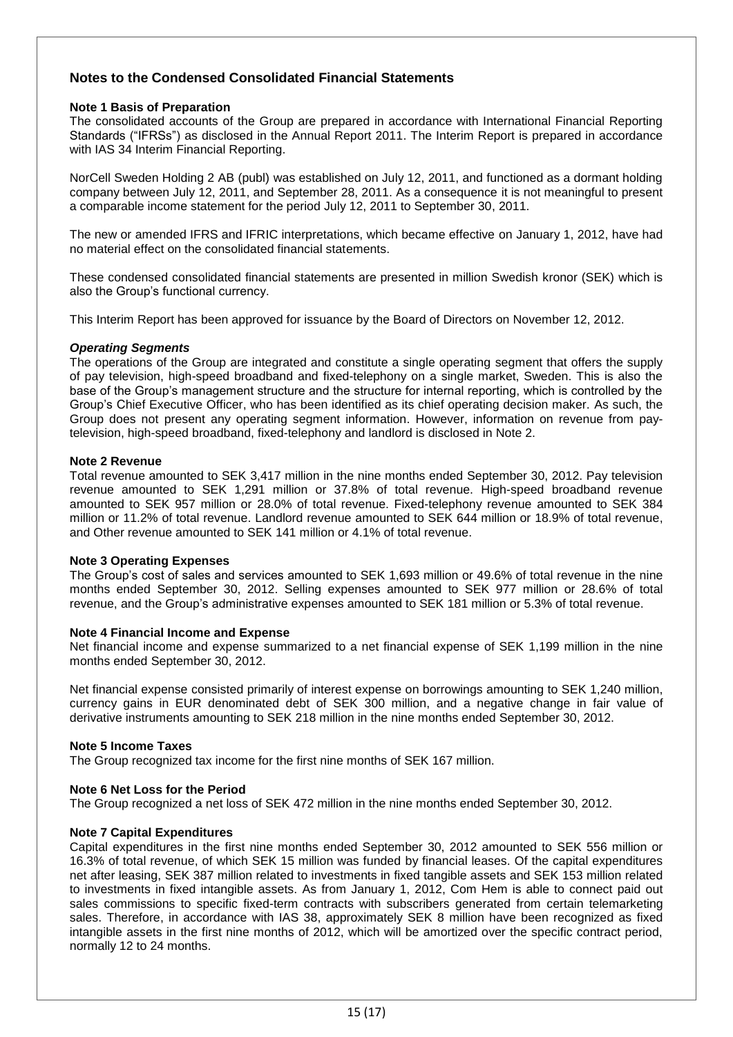## Notes to the Condensed Consolidated Financial Statements

**Note 1 Basis of Preparation**

The consolidated accounts of the Group are prepared in accordance with International Financial Reporting Standards ("IFRSs") as disclosed in the Annual Report 2011. The Interim Report is prepared in accordance with IAS 34 Interim Financial Reporting.

NorCell Sweden Holding 2 AB (publ) was established on July 12, 2011, and functioned as a dormant holding company between July 12, 2011, and September 28, 2011. As a consequence it is not meaningful to present a comparable income statement for the period July 12, 2011 to September 30, 2011.

The new or amended IFRS and IFRIC interpretations, which became effective on January 1, 2012, have had no material effect on the consolidated financial statements.

These condensed consolidated financial statements are presented in million Swedish kronor (SEK) which is also the Group's functional currency.

This Interim Report has been approved for issuance by the Board of Directors on November 12, 2012.

***Operating Segments***

The operations of the Group are integrated and constitute a single operating segment that offers the supply of pay television, high-speed broadband and fixed-telephony on a single market, Sweden. This is also the base of the Group's management structure and the structure for internal reporting, which is controlled by the Group's Chief Executive Officer, who has been identified as its chief operating decision maker. As such, the Group does not present any operating segment information. However, information on revenue from pay-television, high-speed broadband, fixed-telephony and landlord is disclosed in Note 2.

**Note 2 Revenue**

Total revenue amounted to SEK 3,417 million in the nine months ended September 30, 2012. Pay television revenue amounted to SEK 1,291 million or 37.8% of total revenue. High-speed broadband revenue amounted to SEK 957 million or 28.0% of total revenue. Fixed-telephony revenue amounted to SEK 384 million or 11.2% of total revenue. Landlord revenue amounted to SEK 644 million or 18.9% of total revenue, and Other revenue amounted to SEK 141 million or 4.1% of total revenue.

**Note 3 Operating Expenses**

The Group's cost of sales and services amounted to SEK 1,693 million or 49.6% of total revenue in the nine months ended September 30, 2012. Selling expenses amounted to SEK 977 million or 28.6% of total revenue, and the Group's administrative expenses amounted to SEK 181 million or 5.3% of total revenue.

**Note 4 Financial Income and Expense**

Net financial income and expense summarized to a net financial expense of SEK 1,199 million in the nine months ended September 30, 2012.

Net financial expense consisted primarily of interest expense on borrowings amounting to SEK 1,240 million, currency gains in EUR denominated debt of SEK 300 million, and a negative change in fair value of derivative instruments amounting to SEK 218 million in the nine months ended September 30, 2012.

**Note 5 Income Taxes**

The Group recognized tax income for the first nine months of SEK 167 million.

**Note 6 Net Loss for the Period**

The Group recognized a net loss of SEK 472 million in the nine months ended September 30, 2012.

**Note 7 Capital Expenditures**

Capital expenditures in the first nine months ended September 30, 2012 amounted to SEK 556 million or 16.3% of total revenue, of which SEK 15 million was funded by financial leases. Of the capital expenditures net after leasing, SEK 387 million related to investments in fixed tangible assets and SEK 153 million related to investments in fixed intangible assets. As from January 1, 2012, Com Hem is able to connect paid out sales commissions to specific fixed-term contracts with subscribers generated from certain telemarketing sales. Therefore, in accordance with IAS 38, approximately SEK 8 million have been recognized as fixed intangible assets in the first nine months of 2012, which will be amortized over the specific contract period, normally 12 to 24 months.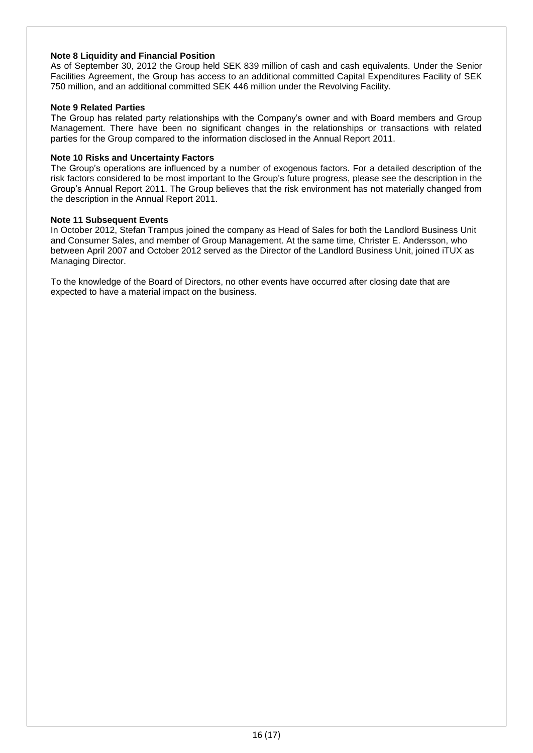**Note 8 Liquidity and Financial Position**

As of September 30, 2012 the Group held SEK 839 million of cash and cash equivalents. Under the Senior Facilities Agreement, the Group has access to an additional committed Capital Expenditures Facility of SEK 750 million, and an additional committed SEK 446 million under the Revolving Facility.

**Note 9 Related Parties**

The Group has related party relationships with the Company's owner and with Board members and Group Management. There have been no significant changes in the relationships or transactions with related parties for the Group compared to the information disclosed in the Annual Report 2011.

**Note 10 Risks and Uncertainty Factors**

The Group's operations are influenced by a number of exogenous factors. For a detailed description of the risk factors considered to be most important to the Group's future progress, please see the description in the Group's Annual Report 2011. The Group believes that the risk environment has not materially changed from the description in the Annual Report 2011.

**Note 11 Subsequent Events**

In October 2012, Stefan Trampus joined the company as Head of Sales for both the Landlord Business Unit and Consumer Sales, and member of Group Management. At the same time, Christer E. Andersson, who between April 2007 and October 2012 served as the Director of the Landlord Business Unit, joined iTUX as Managing Director.

To the knowledge of the Board of Directors, no other events have occurred after closing date that are expected to have a material impact on the business.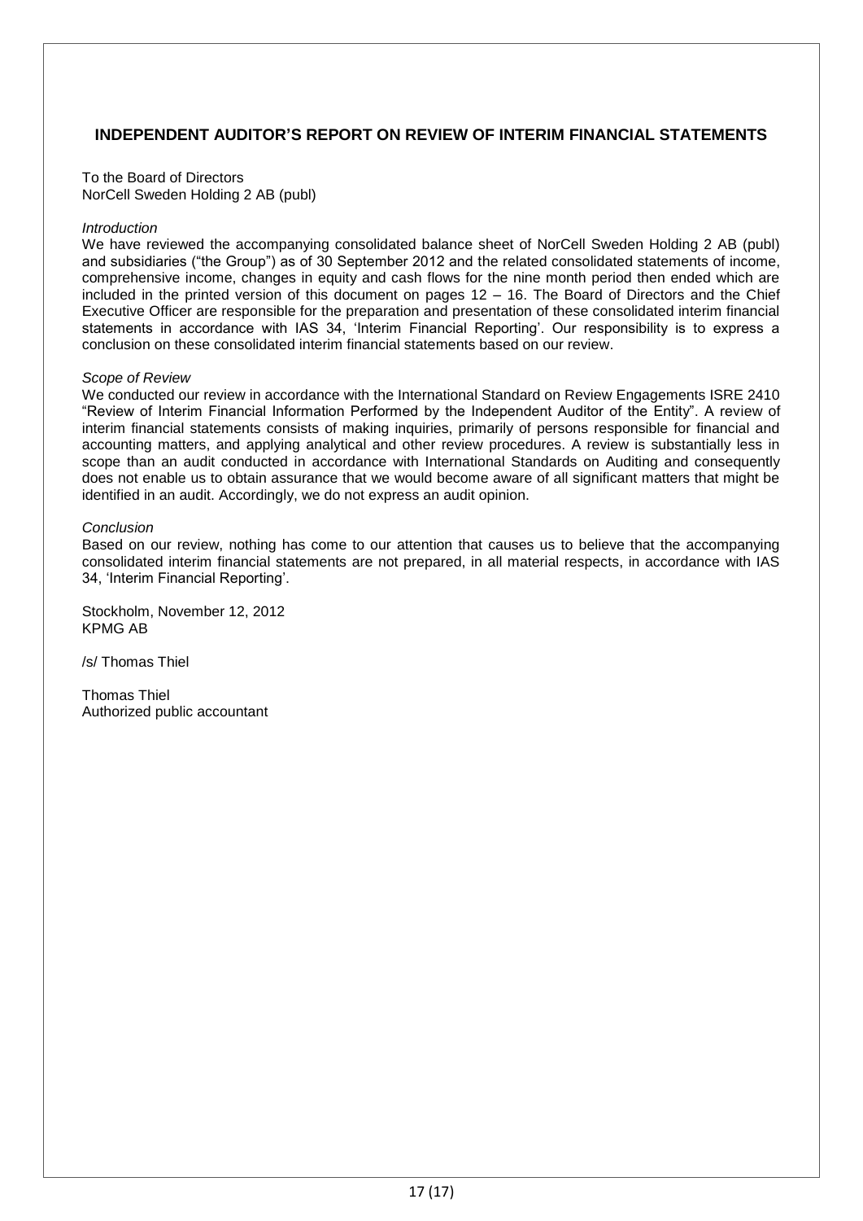## INDEPENDENT AUDITOR'S REPORT ON REVIEW OF INTERIM FINANCIAL STATEMENTS

To the Board of Directors
NorCell Sweden Holding 2 AB (publ)

*Introduction*

We have reviewed the accompanying consolidated balance sheet of NorCell Sweden Holding 2 AB (publ) and subsidiaries ("the Group") as of 30 September 2012 and the related consolidated statements of income, comprehensive income, changes in equity and cash flows for the nine month period then ended which are included in the printed version of this document on pages 12 – 16. The Board of Directors and the Chief Executive Officer are responsible for the preparation and presentation of these consolidated interim financial statements in accordance with IAS 34, 'Interim Financial Reporting'. Our responsibility is to express a conclusion on these consolidated interim financial statements based on our review.

*Scope of Review*

We conducted our review in accordance with the International Standard on Review Engagements ISRE 2410 "Review of Interim Financial Information Performed by the Independent Auditor of the Entity". A review of interim financial statements consists of making inquiries, primarily of persons responsible for financial and accounting matters, and applying analytical and other review procedures. A review is substantially less in scope than an audit conducted in accordance with International Standards on Auditing and consequently does not enable us to obtain assurance that we would become aware of all significant matters that might be identified in an audit. Accordingly, we do not express an audit opinion.

*Conclusion*

Based on our review, nothing has come to our attention that causes us to believe that the accompanying consolidated interim financial statements are not prepared, in all material respects, in accordance with IAS 34, 'Interim Financial Reporting'.

Stockholm, November 12, 2012
KPMG AB

/s/ Thomas Thiel

Thomas Thiel
Authorized public accountant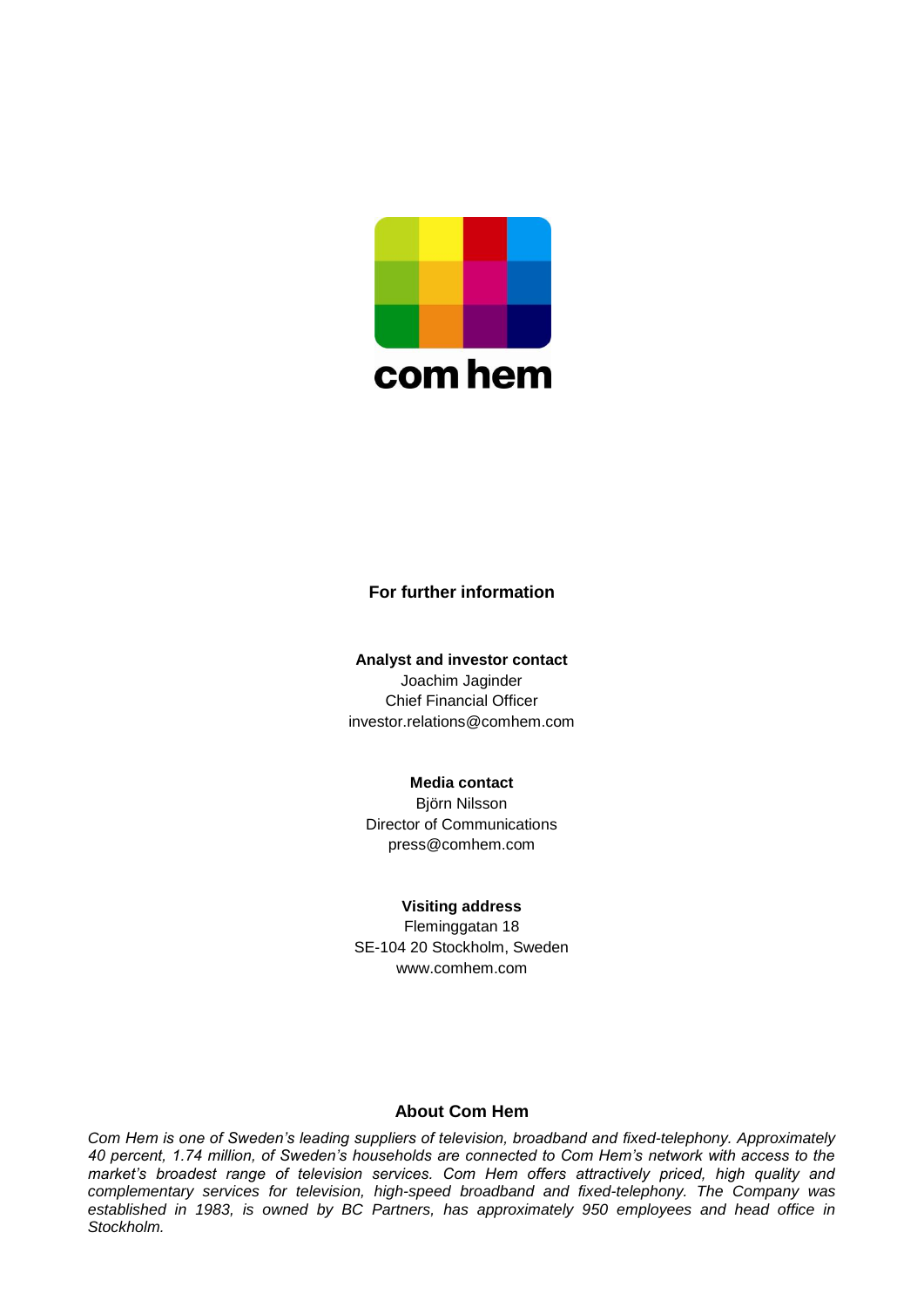com hem

**For further information**

**Analyst and investor contact**
Joachim Jaginder
Chief Financial Officer
investor.relations@comhem.com

**Media contact**
Björn Nilsson
Director of Communications
press@comhem.com

**Visiting address**
Fleminggatan 18
SE-104 20 Stockholm, Sweden
www.comhem.com

**About Com Hem**

*Com Hem is one of Sweden's leading suppliers of television, broadband and fixed-telephony. Approximately 40 percent, 1.74 million, of Sweden's households are connected to Com Hem's network with access to the market's broadest range of television services. Com Hem offers attractively priced, high quality and complementary services for television, high-speed broadband and fixed-telephony. The Company was established in 1983, is owned by BC Partners, has approximately 950 employees and head office in Stockholm.*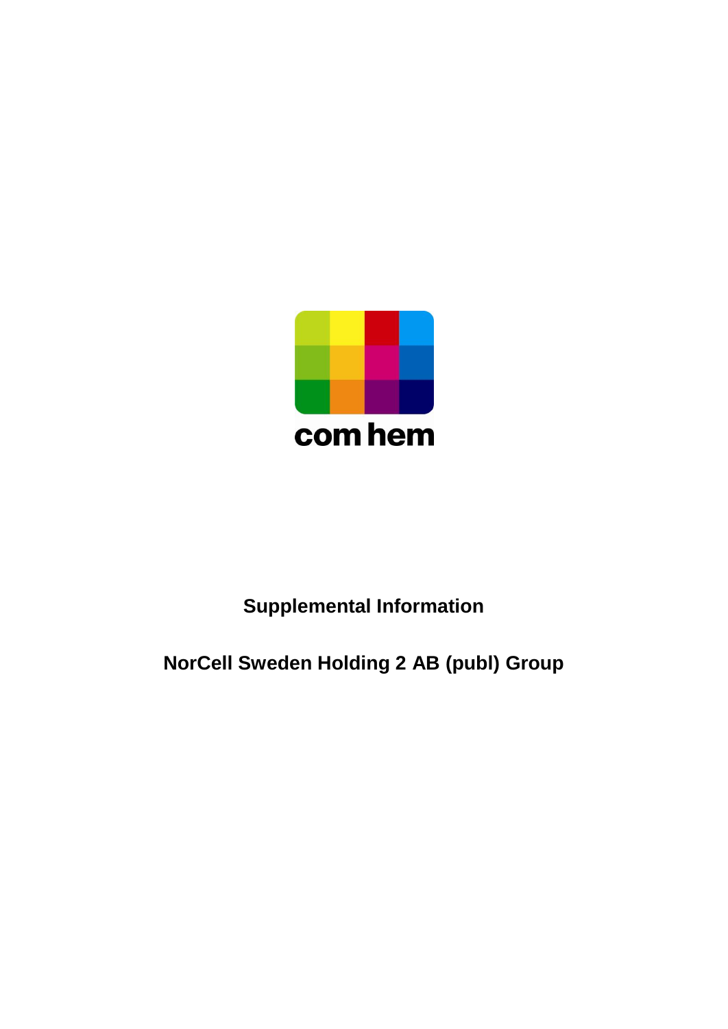com hem

# Supplemental Information

# NorCell Sweden Holding 2 AB (publ) Group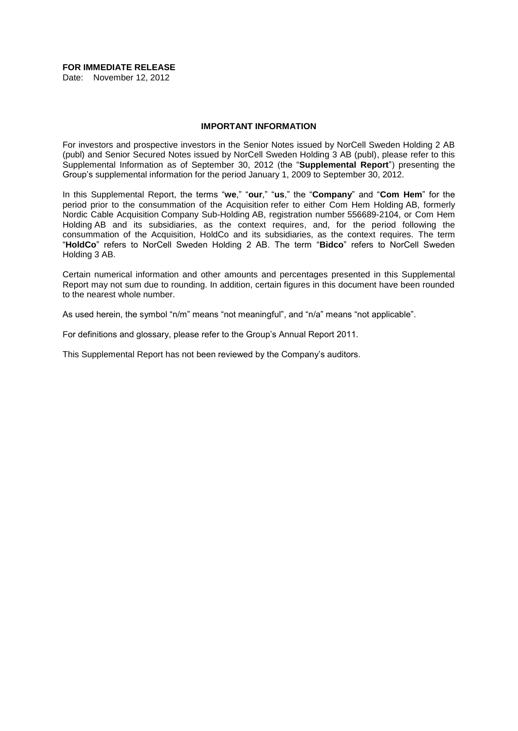**FOR IMMEDIATE RELEASE**

Date: November 12, 2012

## IMPORTANT INFORMATION

For investors and prospective investors in the Senior Notes issued by NorCell Sweden Holding 2 AB (publ) and Senior Secured Notes issued by NorCell Sweden Holding 3 AB (publ), please refer to this Supplemental Information as of September 30, 2012 (the "**Supplemental Report**") presenting the Group's supplemental information for the period January 1, 2009 to September 30, 2012.

In this Supplemental Report, the terms "**we**," "**our**," "**us**," the "**Company**" and "**Com Hem**" for the period prior to the consummation of the Acquisition refer to either Com Hem Holding AB, formerly Nordic Cable Acquisition Company Sub-Holding AB, registration number 556689-2104, or Com Hem Holding AB and its subsidiaries, as the context requires, and, for the period following the consummation of the Acquisition, HoldCo and its subsidiaries, as the context requires. The term "**HoldCo**" refers to NorCell Sweden Holding 2 AB. The term "**Bidco**" refers to NorCell Sweden Holding 3 AB.

Certain numerical information and other amounts and percentages presented in this Supplemental Report may not sum due to rounding. In addition, certain figures in this document have been rounded to the nearest whole number.

As used herein, the symbol "n/m" means "not meaningful", and "n/a" means "not applicable".

For definitions and glossary, please refer to the Group's Annual Report 2011.

This Supplemental Report has not been reviewed by the Company's auditors.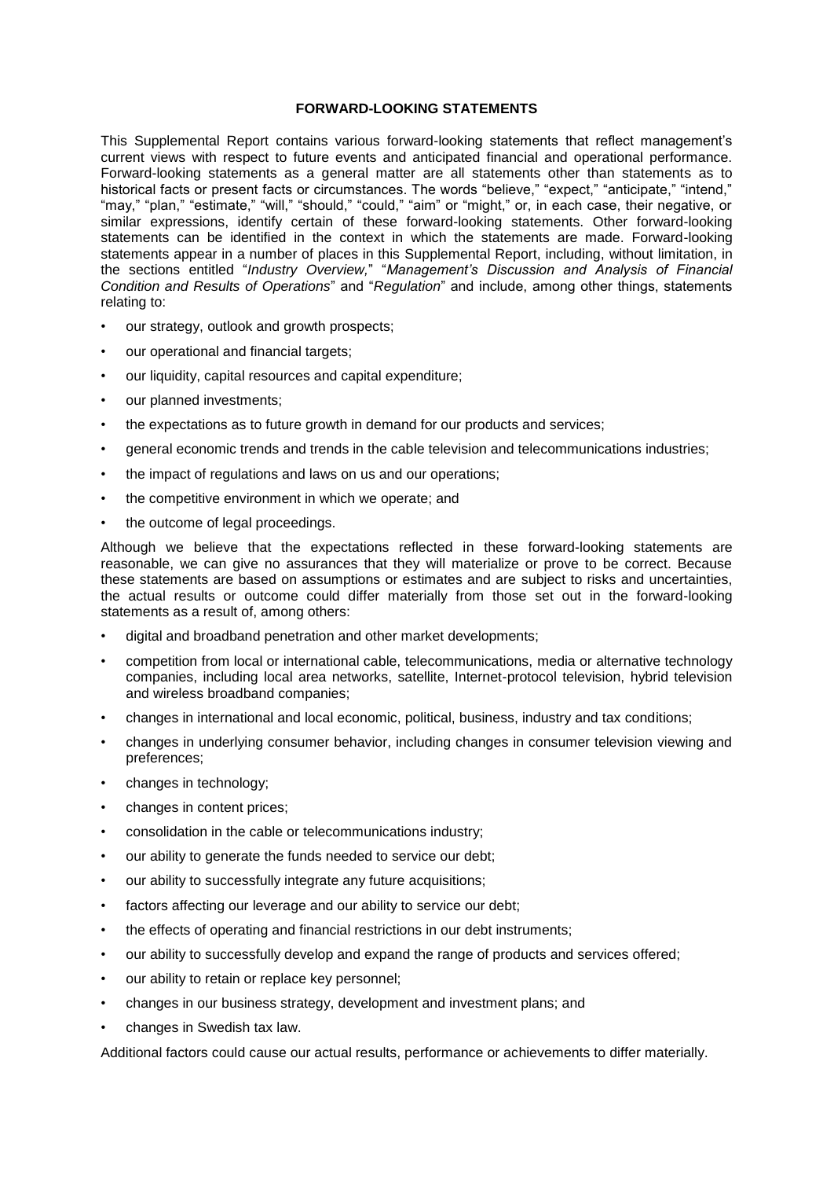## FORWARD-LOOKING STATEMENTS

This Supplemental Report contains various forward-looking statements that reflect management's current views with respect to future events and anticipated financial and operational performance. Forward-looking statements as a general matter are all statements other than statements as to historical facts or present facts or circumstances. The words "believe," "expect," "anticipate," "intend," "may," "plan," "estimate," "will," "should," "could," "aim" or "might," or, in each case, their negative, or similar expressions, identify certain of these forward-looking statements. Other forward-looking statements can be identified in the context in which the statements are made. Forward-looking statements appear in a number of places in this Supplemental Report, including, without limitation, in the sections entitled "*Industry Overview,*" "*Management's Discussion and Analysis of Financial Condition and Results of Operations*" and "*Regulation*" and include, among other things, statements relating to:

- our strategy, outlook and growth prospects;
- our operational and financial targets;
- our liquidity, capital resources and capital expenditure;
- our planned investments;
- the expectations as to future growth in demand for our products and services;
- general economic trends and trends in the cable television and telecommunications industries;
- the impact of regulations and laws on us and our operations;
- the competitive environment in which we operate; and
- the outcome of legal proceedings.

Although we believe that the expectations reflected in these forward-looking statements are reasonable, we can give no assurances that they will materialize or prove to be correct. Because these statements are based on assumptions or estimates and are subject to risks and uncertainties, the actual results or outcome could differ materially from those set out in the forward-looking statements as a result of, among others:

- digital and broadband penetration and other market developments;
- competition from local or international cable, telecommunications, media or alternative technology companies, including local area networks, satellite, Internet-protocol television, hybrid television and wireless broadband companies;
- changes in international and local economic, political, business, industry and tax conditions;
- changes in underlying consumer behavior, including changes in consumer television viewing and preferences;
- changes in technology;
- changes in content prices;
- consolidation in the cable or telecommunications industry;
- our ability to generate the funds needed to service our debt;
- our ability to successfully integrate any future acquisitions;
- factors affecting our leverage and our ability to service our debt;
- the effects of operating and financial restrictions in our debt instruments;
- our ability to successfully develop and expand the range of products and services offered;
- our ability to retain or replace key personnel;
- changes in our business strategy, development and investment plans; and
- changes in Swedish tax law.

Additional factors could cause our actual results, performance or achievements to differ materially.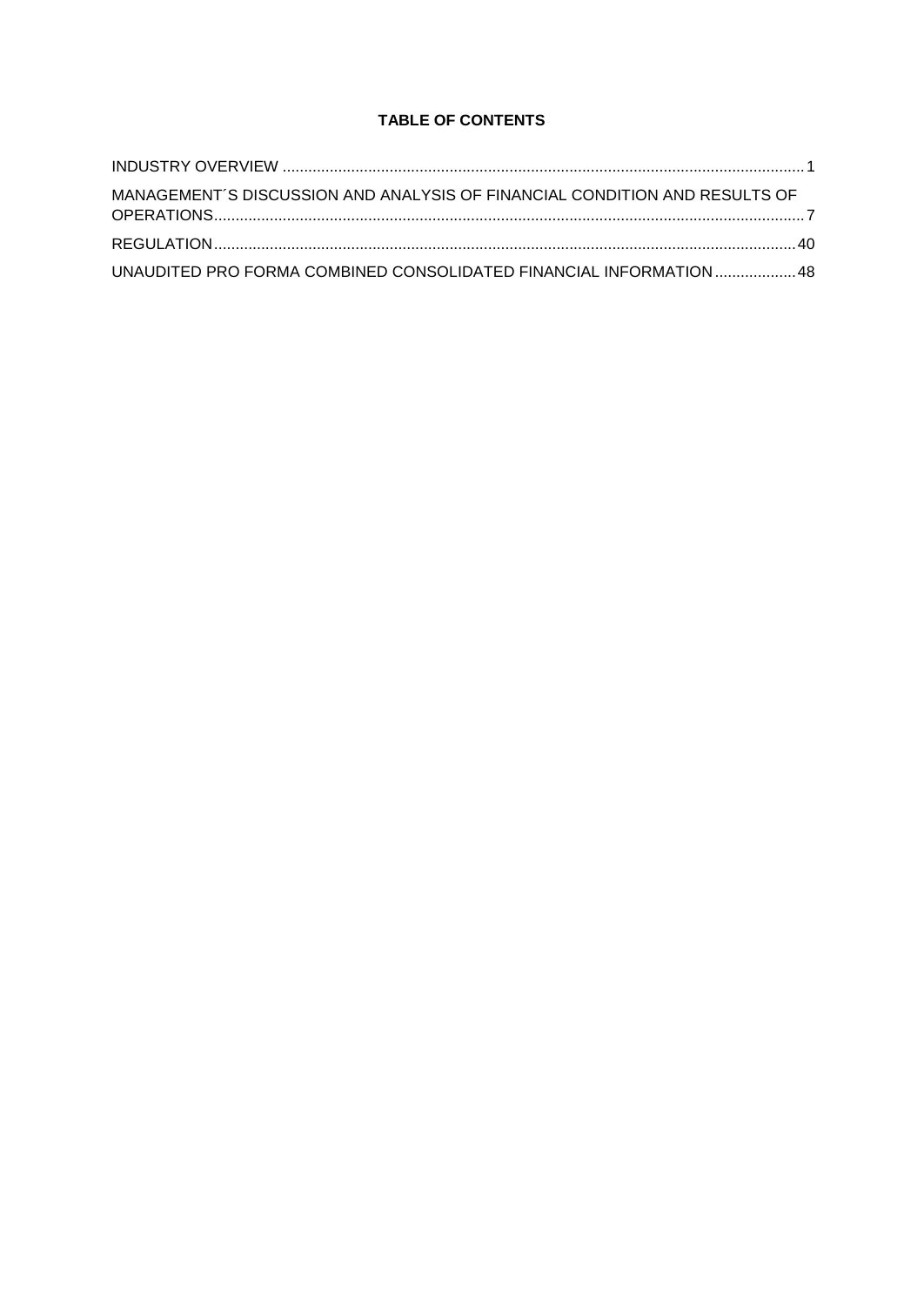**TABLE OF CONTENTS**

INDUSTRY OVERVIEW ........................................................................................................................ 1

MANAGEMENT´S DISCUSSION AND ANALYSIS OF FINANCIAL CONDITION AND RESULTS OF OPERATIONS........................................................................................................................................ 7

REGULATION...................................................................................................................................... 40

UNAUDITED PRO FORMA COMBINED CONSOLIDATED FINANCIAL INFORMATION .................. 48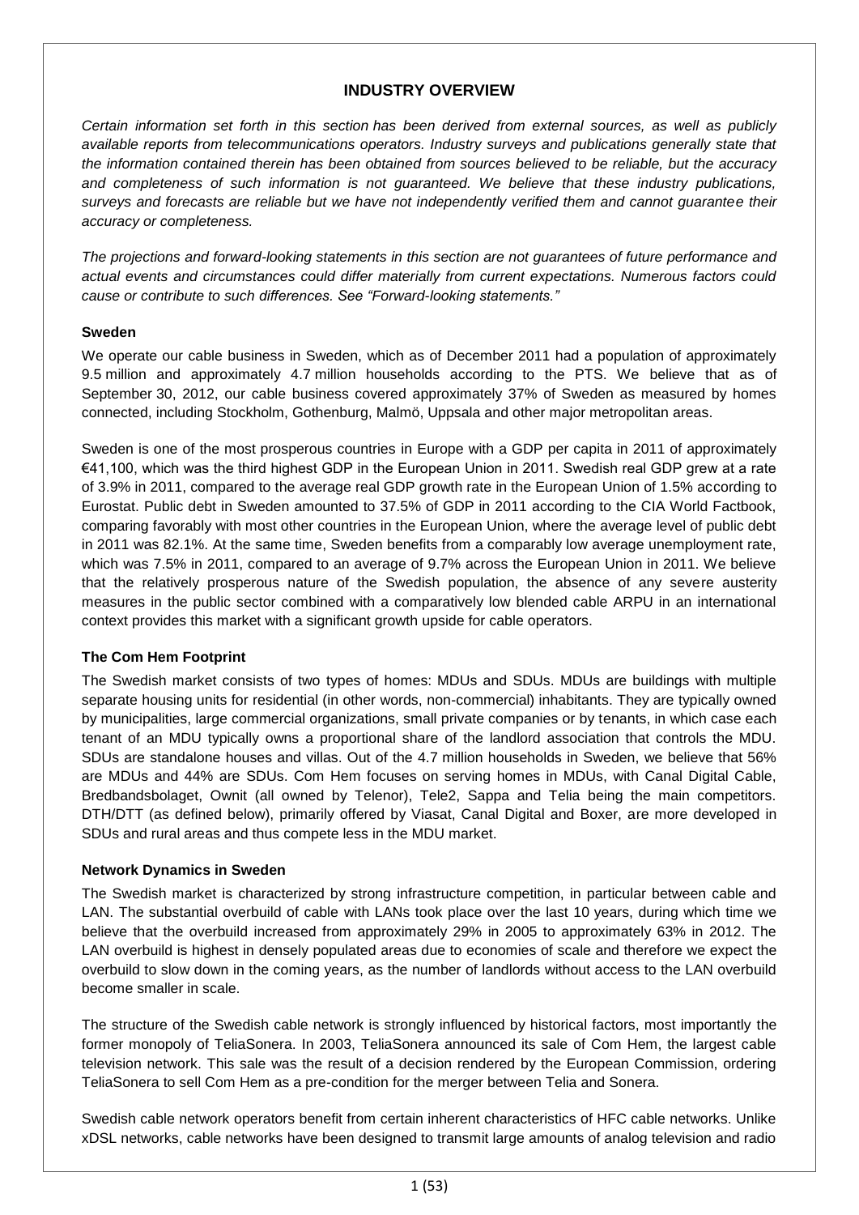## INDUSTRY OVERVIEW

*Certain information set forth in this section has been derived from external sources, as well as publicly available reports from telecommunications operators. Industry surveys and publications generally state that the information contained therein has been obtained from sources believed to be reliable, but the accuracy and completeness of such information is not guaranteed. We believe that these industry publications, surveys and forecasts are reliable but we have not independently verified them and cannot guarantee their accuracy or completeness.*

*The projections and forward-looking statements in this section are not guarantees of future performance and actual events and circumstances could differ materially from current expectations. Numerous factors could cause or contribute to such differences. See "Forward-looking statements."*

### Sweden

We operate our cable business in Sweden, which as of December 2011 had a population of approximately 9.5 million and approximately 4.7 million households according to the PTS. We believe that as of September 30, 2012, our cable business covered approximately 37% of Sweden as measured by homes connected, including Stockholm, Gothenburg, Malmö, Uppsala and other major metropolitan areas.

Sweden is one of the most prosperous countries in Europe with a GDP per capita in 2011 of approximately €41,100, which was the third highest GDP in the European Union in 2011. Swedish real GDP grew at a rate of 3.9% in 2011, compared to the average real GDP growth rate in the European Union of 1.5% according to Eurostat. Public debt in Sweden amounted to 37.5% of GDP in 2011 according to the CIA World Factbook, comparing favorably with most other countries in the European Union, where the average level of public debt in 2011 was 82.1%. At the same time, Sweden benefits from a comparably low average unemployment rate, which was 7.5% in 2011, compared to an average of 9.7% across the European Union in 2011. We believe that the relatively prosperous nature of the Swedish population, the absence of any severe austerity measures in the public sector combined with a comparatively low blended cable ARPU in an international context provides this market with a significant growth upside for cable operators.

### The Com Hem Footprint

The Swedish market consists of two types of homes: MDUs and SDUs. MDUs are buildings with multiple separate housing units for residential (in other words, non-commercial) inhabitants. They are typically owned by municipalities, large commercial organizations, small private companies or by tenants, in which case each tenant of an MDU typically owns a proportional share of the landlord association that controls the MDU. SDUs are standalone houses and villas. Out of the 4.7 million households in Sweden, we believe that 56% are MDUs and 44% are SDUs. Com Hem focuses on serving homes in MDUs, with Canal Digital Cable, Bredbandsbolaget, Ownit (all owned by Telenor), Tele2, Sappa and Telia being the main competitors. DTH/DTT (as defined below), primarily offered by Viasat, Canal Digital and Boxer, are more developed in SDUs and rural areas and thus compete less in the MDU market.

### Network Dynamics in Sweden

The Swedish market is characterized by strong infrastructure competition, in particular between cable and LAN. The substantial overbuild of cable with LANs took place over the last 10 years, during which time we believe that the overbuild increased from approximately 29% in 2005 to approximately 63% in 2012. The LAN overbuild is highest in densely populated areas due to economies of scale and therefore we expect the overbuild to slow down in the coming years, as the number of landlords without access to the LAN overbuild become smaller in scale.

The structure of the Swedish cable network is strongly influenced by historical factors, most importantly the former monopoly of TeliaSonera. In 2003, TeliaSonera announced its sale of Com Hem, the largest cable television network. This sale was the result of a decision rendered by the European Commission, ordering TeliaSonera to sell Com Hem as a pre-condition for the merger between Telia and Sonera.

Swedish cable network operators benefit from certain inherent characteristics of HFC cable networks. Unlike xDSL networks, cable networks have been designed to transmit large amounts of analog television and radio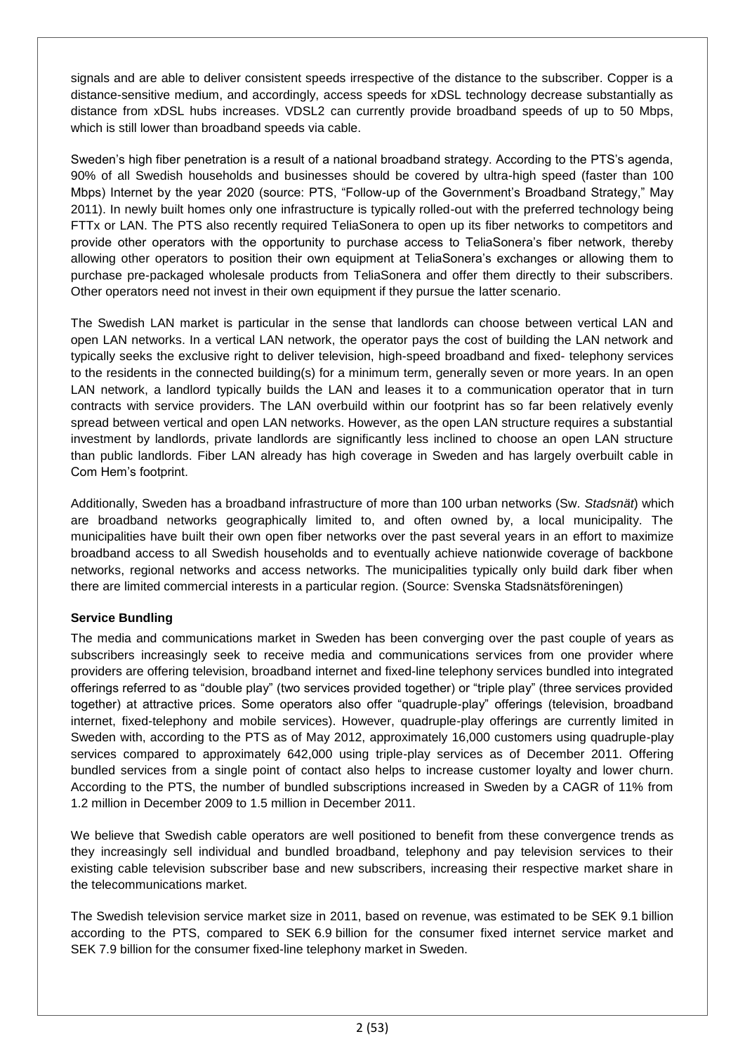signals and are able to deliver consistent speeds irrespective of the distance to the subscriber. Copper is a distance-sensitive medium, and accordingly, access speeds for xDSL technology decrease substantially as distance from xDSL hubs increases. VDSL2 can currently provide broadband speeds of up to 50 Mbps, which is still lower than broadband speeds via cable.

Sweden's high fiber penetration is a result of a national broadband strategy. According to the PTS's agenda, 90% of all Swedish households and businesses should be covered by ultra-high speed (faster than 100 Mbps) Internet by the year 2020 (source: PTS, "Follow-up of the Government's Broadband Strategy," May 2011). In newly built homes only one infrastructure is typically rolled-out with the preferred technology being FTTx or LAN. The PTS also recently required TeliaSonera to open up its fiber networks to competitors and provide other operators with the opportunity to purchase access to TeliaSonera's fiber network, thereby allowing other operators to position their own equipment at TeliaSonera's exchanges or allowing them to purchase pre-packaged wholesale products from TeliaSonera and offer them directly to their subscribers. Other operators need not invest in their own equipment if they pursue the latter scenario.

The Swedish LAN market is particular in the sense that landlords can choose between vertical LAN and open LAN networks. In a vertical LAN network, the operator pays the cost of building the LAN network and typically seeks the exclusive right to deliver television, high-speed broadband and fixed- telephony services to the residents in the connected building(s) for a minimum term, generally seven or more years. In an open LAN network, a landlord typically builds the LAN and leases it to a communication operator that in turn contracts with service providers. The LAN overbuild within our footprint has so far been relatively evenly spread between vertical and open LAN networks. However, as the open LAN structure requires a substantial investment by landlords, private landlords are significantly less inclined to choose an open LAN structure than public landlords. Fiber LAN already has high coverage in Sweden and has largely overbuilt cable in Com Hem's footprint.

Additionally, Sweden has a broadband infrastructure of more than 100 urban networks (Sw. *Stadsnät*) which are broadband networks geographically limited to, and often owned by, a local municipality. The municipalities have built their own open fiber networks over the past several years in an effort to maximize broadband access to all Swedish households and to eventually achieve nationwide coverage of backbone networks, regional networks and access networks. The municipalities typically only build dark fiber when there are limited commercial interests in a particular region. (Source: Svenska Stadsnätsföreningen)

**Service Bundling**

The media and communications market in Sweden has been converging over the past couple of years as subscribers increasingly seek to receive media and communications services from one provider where providers are offering television, broadband internet and fixed-line telephony services bundled into integrated offerings referred to as "double play" (two services provided together) or "triple play" (three services provided together) at attractive prices. Some operators also offer "quadruple-play" offerings (television, broadband internet, fixed-telephony and mobile services). However, quadruple-play offerings are currently limited in Sweden with, according to the PTS as of May 2012, approximately 16,000 customers using quadruple-play services compared to approximately 642,000 using triple-play services as of December 2011. Offering bundled services from a single point of contact also helps to increase customer loyalty and lower churn. According to the PTS, the number of bundled subscriptions increased in Sweden by a CAGR of 11% from 1.2 million in December 2009 to 1.5 million in December 2011.

We believe that Swedish cable operators are well positioned to benefit from these convergence trends as they increasingly sell individual and bundled broadband, telephony and pay television services to their existing cable television subscriber base and new subscribers, increasing their respective market share in the telecommunications market.

The Swedish television service market size in 2011, based on revenue, was estimated to be SEK 9.1 billion according to the PTS, compared to SEK 6.9 billion for the consumer fixed internet service market and SEK 7.9 billion for the consumer fixed-line telephony market in Sweden.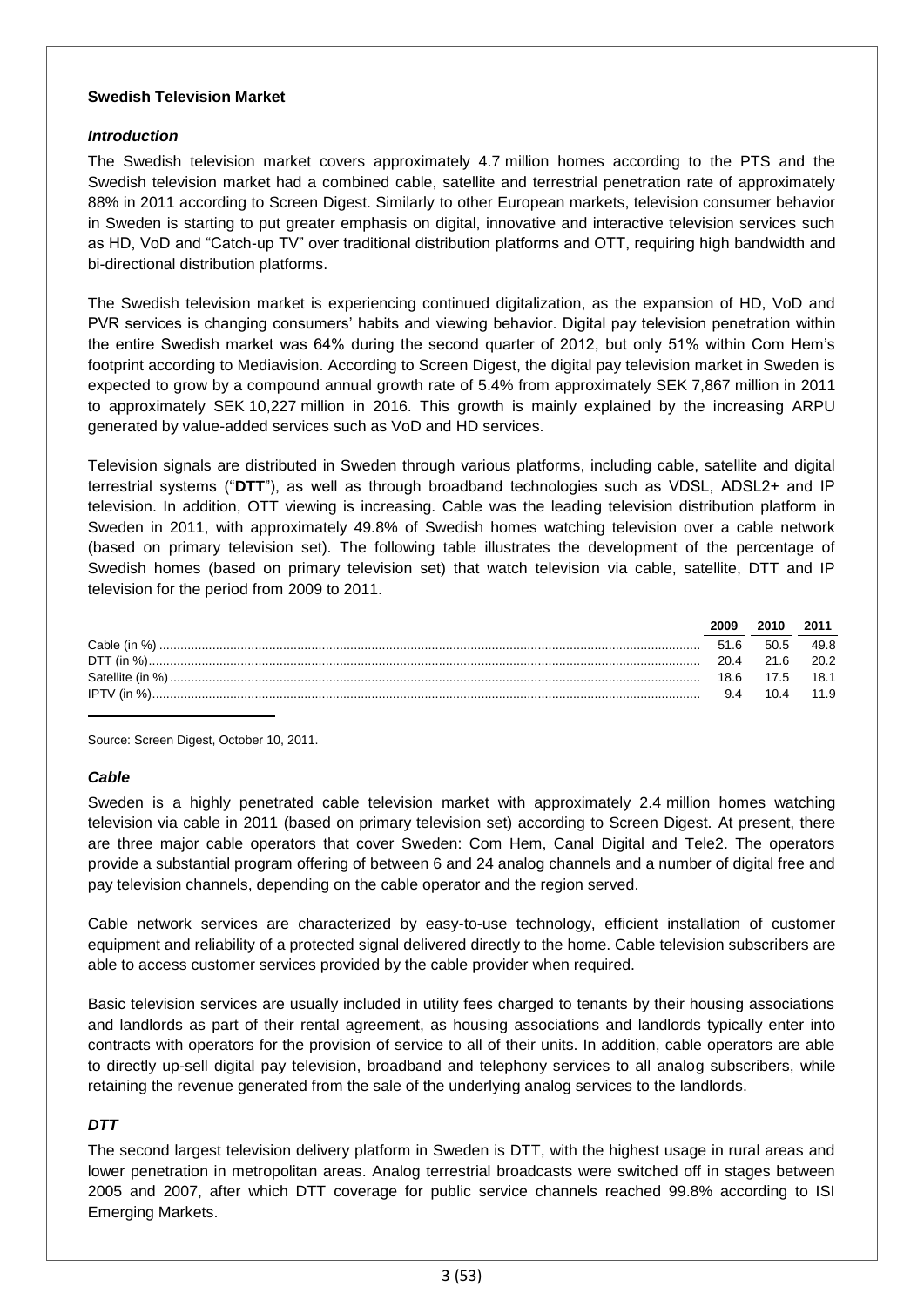**Swedish Television Market**

***Introduction***

The Swedish television market covers approximately 4.7 million homes according to the PTS and the Swedish television market had a combined cable, satellite and terrestrial penetration rate of approximately 88% in 2011 according to Screen Digest. Similarly to other European markets, television consumer behavior in Sweden is starting to put greater emphasis on digital, innovative and interactive television services such as HD, VoD and "Catch-up TV" over traditional distribution platforms and OTT, requiring high bandwidth and bi-directional distribution platforms.

The Swedish television market is experiencing continued digitalization, as the expansion of HD, VoD and PVR services is changing consumers' habits and viewing behavior. Digital pay television penetration within the entire Swedish market was 64% during the second quarter of 2012, but only 51% within Com Hem's footprint according to Mediavision. According to Screen Digest, the digital pay television market in Sweden is expected to grow by a compound annual growth rate of 5.4% from approximately SEK 7,867 million in 2011 to approximately SEK 10,227 million in 2016. This growth is mainly explained by the increasing ARPU generated by value-added services such as VoD and HD services.

Television signals are distributed in Sweden through various platforms, including cable, satellite and digital terrestrial systems ("**DTT**"), as well as through broadband technologies such as VDSL, ADSL2+ and IP television. In addition, OTT viewing is increasing. Cable was the leading television distribution platform in Sweden in 2011, with approximately 49.8% of Swedish homes watching television over a cable network (based on primary television set). The following table illustrates the development of the percentage of Swedish homes (based on primary television set) that watch television via cable, satellite, DTT and IP television for the period from 2009 to 2011.

| | 2009 | 2010 | 2011 |
|---|---|---|---|
| Cable (in %) | 51.6 | 50.5 | 49.8 |
| DTT (in %) | 20.4 | 21.6 | 20.2 |
| Satellite (in %) | 18.6 | 17.5 | 18.1 |
| IPTV (in %) | 9.4 | 10.4 | 11.9 |

Source: Screen Digest, October 10, 2011.

***Cable***

Sweden is a highly penetrated cable television market with approximately 2.4 million homes watching television via cable in 2011 (based on primary television set) according to Screen Digest. At present, there are three major cable operators that cover Sweden: Com Hem, Canal Digital and Tele2. The operators provide a substantial program offering of between 6 and 24 analog channels and a number of digital free and pay television channels, depending on the cable operator and the region served.

Cable network services are characterized by easy-to-use technology, efficient installation of customer equipment and reliability of a protected signal delivered directly to the home. Cable television subscribers are able to access customer services provided by the cable provider when required.

Basic television services are usually included in utility fees charged to tenants by their housing associations and landlords as part of their rental agreement, as housing associations and landlords typically enter into contracts with operators for the provision of service to all of their units. In addition, cable operators are able to directly up-sell digital pay television, broadband and telephony services to all analog subscribers, while retaining the revenue generated from the sale of the underlying analog services to the landlords.

***DTT***

The second largest television delivery platform in Sweden is DTT, with the highest usage in rural areas and lower penetration in metropolitan areas. Analog terrestrial broadcasts were switched off in stages between 2005 and 2007, after which DTT coverage for public service channels reached 99.8% according to ISI Emerging Markets.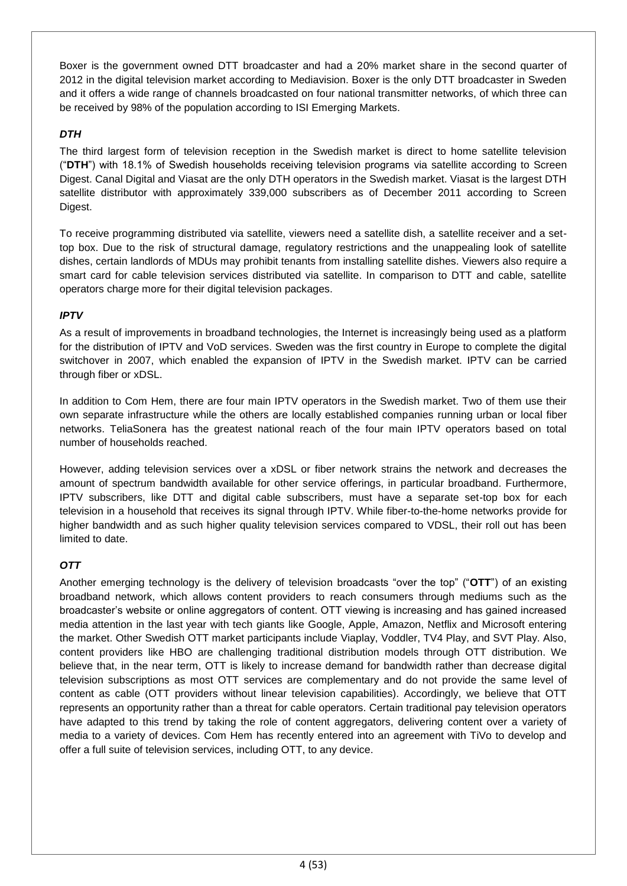Boxer is the government owned DTT broadcaster and had a 20% market share in the second quarter of 2012 in the digital television market according to Mediavision. Boxer is the only DTT broadcaster in Sweden and it offers a wide range of channels broadcasted on four national transmitter networks, of which three can be received by 98% of the population according to ISI Emerging Markets.

### *DTH*

The third largest form of television reception in the Swedish market is direct to home satellite television ("**DTH**") with 18.1% of Swedish households receiving television programs via satellite according to Screen Digest. Canal Digital and Viasat are the only DTH operators in the Swedish market. Viasat is the largest DTH satellite distributor with approximately 339,000 subscribers as of December 2011 according to Screen Digest.

To receive programming distributed via satellite, viewers need a satellite dish, a satellite receiver and a set-top box. Due to the risk of structural damage, regulatory restrictions and the unappealing look of satellite dishes, certain landlords of MDUs may prohibit tenants from installing satellite dishes. Viewers also require a smart card for cable television services distributed via satellite. In comparison to DTT and cable, satellite operators charge more for their digital television packages.

### *IPTV*

As a result of improvements in broadband technologies, the Internet is increasingly being used as a platform for the distribution of IPTV and VoD services. Sweden was the first country in Europe to complete the digital switchover in 2007, which enabled the expansion of IPTV in the Swedish market. IPTV can be carried through fiber or xDSL.

In addition to Com Hem, there are four main IPTV operators in the Swedish market. Two of them use their own separate infrastructure while the others are locally established companies running urban or local fiber networks. TeliaSonera has the greatest national reach of the four main IPTV operators based on total number of households reached.

However, adding television services over a xDSL or fiber network strains the network and decreases the amount of spectrum bandwidth available for other service offerings, in particular broadband. Furthermore, IPTV subscribers, like DTT and digital cable subscribers, must have a separate set-top box for each television in a household that receives its signal through IPTV. While fiber-to-the-home networks provide for higher bandwidth and as such higher quality television services compared to VDSL, their roll out has been limited to date.

### *OTT*

Another emerging technology is the delivery of television broadcasts "over the top" ("**OTT**") of an existing broadband network, which allows content providers to reach consumers through mediums such as the broadcaster's website or online aggregators of content. OTT viewing is increasing and has gained increased media attention in the last year with tech giants like Google, Apple, Amazon, Netflix and Microsoft entering the market. Other Swedish OTT market participants include Viaplay, Voddler, TV4 Play, and SVT Play. Also, content providers like HBO are challenging traditional distribution models through OTT distribution. We believe that, in the near term, OTT is likely to increase demand for bandwidth rather than decrease digital television subscriptions as most OTT services are complementary and do not provide the same level of content as cable (OTT providers without linear television capabilities). Accordingly, we believe that OTT represents an opportunity rather than a threat for cable operators. Certain traditional pay television operators have adapted to this trend by taking the role of content aggregators, delivering content over a variety of media to a variety of devices. Com Hem has recently entered into an agreement with TiVo to develop and offer a full suite of television services, including OTT, to any device.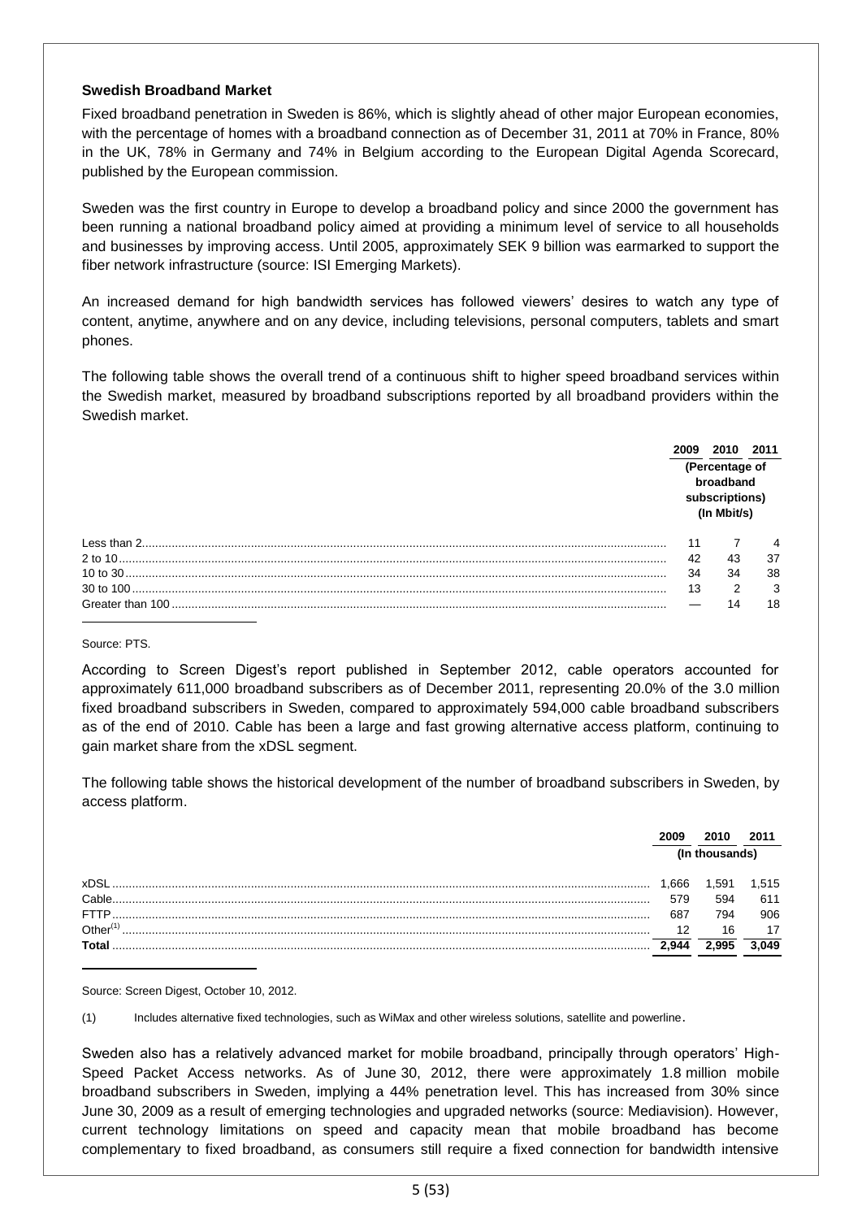**Swedish Broadband Market**

Fixed broadband penetration in Sweden is 86%, which is slightly ahead of other major European economies, with the percentage of homes with a broadband connection as of December 31, 2011 at 70% in France, 80% in the UK, 78% in Germany and 74% in Belgium according to the European Digital Agenda Scorecard, published by the European commission.

Sweden was the first country in Europe to develop a broadband policy and since 2000 the government has been running a national broadband policy aimed at providing a minimum level of service to all households and businesses by improving access. Until 2005, approximately SEK 9 billion was earmarked to support the fiber network infrastructure (source: ISI Emerging Markets).

An increased demand for high bandwidth services has followed viewers' desires to watch any type of content, anytime, anywhere and on any device, including televisions, personal computers, tablets and smart phones.

The following table shows the overall trend of a continuous shift to higher speed broadband services within the Swedish market, measured by broadband subscriptions reported by all broadband providers within the Swedish market.

| | 2009 | 2010 | 2011 |
|---|---|---|---|
| | (Percentage of broadband subscriptions) (In Mbit/s) | | |
| Less than 2 | 11 | 7 | 4 |
| 2 to 10 | 42 | 43 | 37 |
| 10 to 30 | 34 | 34 | 38 |
| 30 to 100 | 13 | 2 | 3 |
| Greater than 100 | — | 14 | 18 |

Source: PTS.

According to Screen Digest's report published in September 2012, cable operators accounted for approximately 611,000 broadband subscribers as of December 2011, representing 20.0% of the 3.0 million fixed broadband subscribers in Sweden, compared to approximately 594,000 cable broadband subscribers as of the end of 2010. Cable has been a large and fast growing alternative access platform, continuing to gain market share from the xDSL segment.

The following table shows the historical development of the number of broadband subscribers in Sweden, by access platform.

| | 2009 | 2010 | 2011 |
|---|---|---|---|
| | (In thousands) | | |
| xDSL | 1,666 | 1,591 | 1,515 |
| Cable | 579 | 594 | 611 |
| FTTP | 687 | 794 | 906 |
| Other[(1)] | 12 | 16 | 17 |
| **Total** | **2,944** | **2,995** | **3,049** |

Source: Screen Digest, October 10, 2012.

(1) Includes alternative fixed technologies, such as WiMax and other wireless solutions, satellite and powerline.

Sweden also has a relatively advanced market for mobile broadband, principally through operators' High-Speed Packet Access networks. As of June 30, 2012, there were approximately 1.8 million mobile broadband subscribers in Sweden, implying a 44% penetration level. This has increased from 30% since June 30, 2009 as a result of emerging technologies and upgraded networks (source: Mediavision). However, current technology limitations on speed and capacity mean that mobile broadband has become complementary to fixed broadband, as consumers still require a fixed connection for bandwidth intensive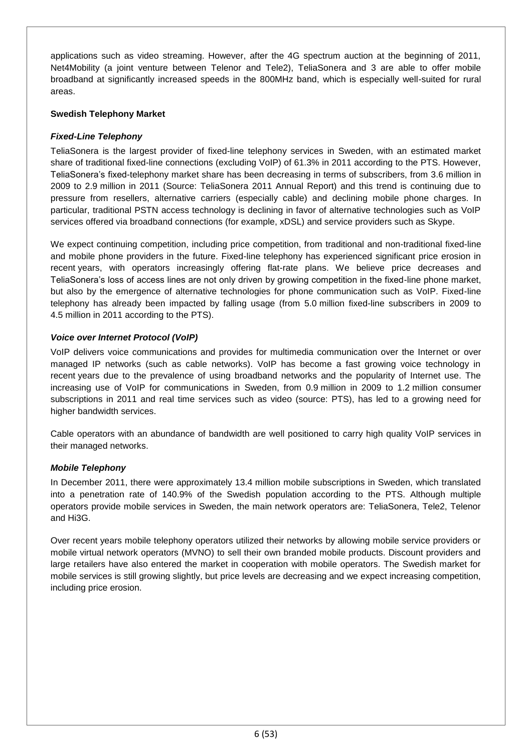applications such as video streaming. However, after the 4G spectrum auction at the beginning of 2011, Net4Mobility (a joint venture between Telenor and Tele2), TeliaSonera and 3 are able to offer mobile broadband at significantly increased speeds in the 800MHz band, which is especially well-suited for rural areas.

**Swedish Telephony Market**

***Fixed-Line Telephony***

TeliaSonera is the largest provider of fixed-line telephony services in Sweden, with an estimated market share of traditional fixed-line connections (excluding VoIP) of 61.3% in 2011 according to the PTS. However, TeliaSonera's fixed-telephony market share has been decreasing in terms of subscribers, from 3.6 million in 2009 to 2.9 million in 2011 (Source: TeliaSonera 2011 Annual Report) and this trend is continuing due to pressure from resellers, alternative carriers (especially cable) and declining mobile phone charges. In particular, traditional PSTN access technology is declining in favor of alternative technologies such as VoIP services offered via broadband connections (for example, xDSL) and service providers such as Skype.

We expect continuing competition, including price competition, from traditional and non-traditional fixed-line and mobile phone providers in the future. Fixed-line telephony has experienced significant price erosion in recent years, with operators increasingly offering flat-rate plans. We believe price decreases and TeliaSonera's loss of access lines are not only driven by growing competition in the fixed-line phone market, but also by the emergence of alternative technologies for phone communication such as VoIP. Fixed-line telephony has already been impacted by falling usage (from 5.0 million fixed-line subscribers in 2009 to 4.5 million in 2011 according to the PTS).

***Voice over Internet Protocol (VoIP)***

VoIP delivers voice communications and provides for multimedia communication over the Internet or over managed IP networks (such as cable networks). VoIP has become a fast growing voice technology in recent years due to the prevalence of using broadband networks and the popularity of Internet use. The increasing use of VoIP for communications in Sweden, from 0.9 million in 2009 to 1.2 million consumer subscriptions in 2011 and real time services such as video (source: PTS), has led to a growing need for higher bandwidth services.

Cable operators with an abundance of bandwidth are well positioned to carry high quality VoIP services in their managed networks.

***Mobile Telephony***

In December 2011, there were approximately 13.4 million mobile subscriptions in Sweden, which translated into a penetration rate of 140.9% of the Swedish population according to the PTS. Although multiple operators provide mobile services in Sweden, the main network operators are: TeliaSonera, Tele2, Telenor and Hi3G.

Over recent years mobile telephony operators utilized their networks by allowing mobile service providers or mobile virtual network operators (MVNO) to sell their own branded mobile products. Discount providers and large retailers have also entered the market in cooperation with mobile operators. The Swedish market for mobile services is still growing slightly, but price levels are decreasing and we expect increasing competition, including price erosion.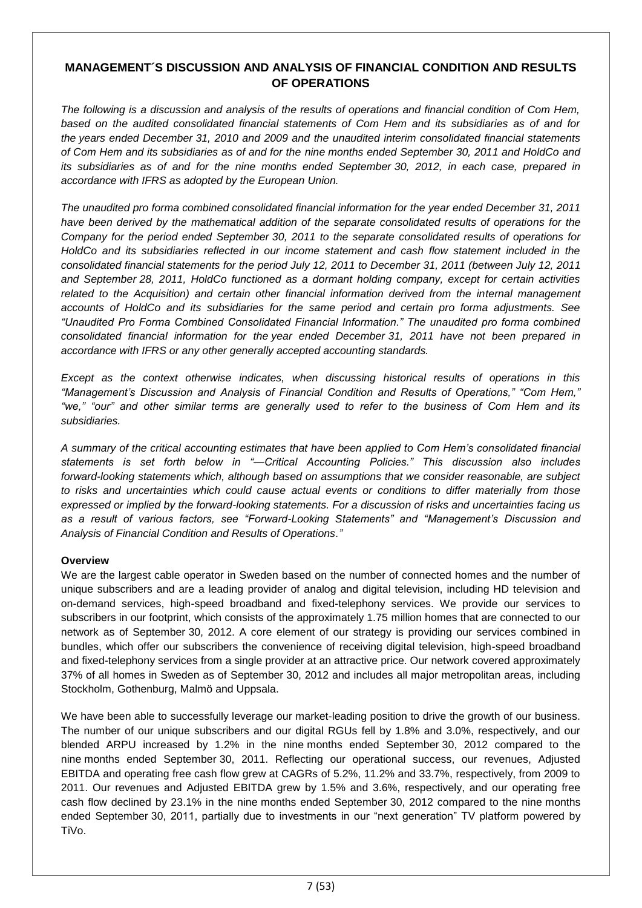## MANAGEMENT´S DISCUSSION AND ANALYSIS OF FINANCIAL CONDITION AND RESULTS OF OPERATIONS

*The following is a discussion and analysis of the results of operations and financial condition of Com Hem, based on the audited consolidated financial statements of Com Hem and its subsidiaries as of and for the years ended December 31, 2010 and 2009 and the unaudited interim consolidated financial statements of Com Hem and its subsidiaries as of and for the nine months ended September 30, 2011 and HoldCo and its subsidiaries as of and for the nine months ended September 30, 2012, in each case, prepared in accordance with IFRS as adopted by the European Union.*

*The unaudited pro forma combined consolidated financial information for the year ended December 31, 2011 have been derived by the mathematical addition of the separate consolidated results of operations for the Company for the period ended September 30, 2011 to the separate consolidated results of operations for HoldCo and its subsidiaries reflected in our income statement and cash flow statement included in the consolidated financial statements for the period July 12, 2011 to December 31, 2011 (between July 12, 2011 and September 28, 2011, HoldCo functioned as a dormant holding company, except for certain activities related to the Acquisition) and certain other financial information derived from the internal management accounts of HoldCo and its subsidiaries for the same period and certain pro forma adjustments. See "Unaudited Pro Forma Combined Consolidated Financial Information." The unaudited pro forma combined consolidated financial information for the year ended December 31, 2011 have not been prepared in accordance with IFRS or any other generally accepted accounting standards.*

*Except as the context otherwise indicates, when discussing historical results of operations in this "Management's Discussion and Analysis of Financial Condition and Results of Operations," "Com Hem," "we," "our" and other similar terms are generally used to refer to the business of Com Hem and its subsidiaries.*

*A summary of the critical accounting estimates that have been applied to Com Hem's consolidated financial statements is set forth below in "—Critical Accounting Policies." This discussion also includes forward-looking statements which, although based on assumptions that we consider reasonable, are subject to risks and uncertainties which could cause actual events or conditions to differ materially from those expressed or implied by the forward-looking statements. For a discussion of risks and uncertainties facing us as a result of various factors, see "Forward-Looking Statements" and "Management's Discussion and Analysis of Financial Condition and Results of Operations."*

**Overview**

We are the largest cable operator in Sweden based on the number of connected homes and the number of unique subscribers and are a leading provider of analog and digital television, including HD television and on-demand services, high-speed broadband and fixed-telephony services. We provide our services to subscribers in our footprint, which consists of the approximately 1.75 million homes that are connected to our network as of September 30, 2012. A core element of our strategy is providing our services combined in bundles, which offer our subscribers the convenience of receiving digital television, high-speed broadband and fixed-telephony services from a single provider at an attractive price. Our network covered approximately 37% of all homes in Sweden as of September 30, 2012 and includes all major metropolitan areas, including Stockholm, Gothenburg, Malmö and Uppsala.

We have been able to successfully leverage our market-leading position to drive the growth of our business. The number of our unique subscribers and our digital RGUs fell by 1.8% and 3.0%, respectively, and our blended ARPU increased by 1.2% in the nine months ended September 30, 2012 compared to the nine months ended September 30, 2011. Reflecting our operational success, our revenues, Adjusted EBITDA and operating free cash flow grew at CAGRs of 5.2%, 11.2% and 33.7%, respectively, from 2009 to 2011. Our revenues and Adjusted EBITDA grew by 1.5% and 3.6%, respectively, and our operating free cash flow declined by 23.1% in the nine months ended September 30, 2012 compared to the nine months ended September 30, 2011, partially due to investments in our "next generation" TV platform powered by TiVo.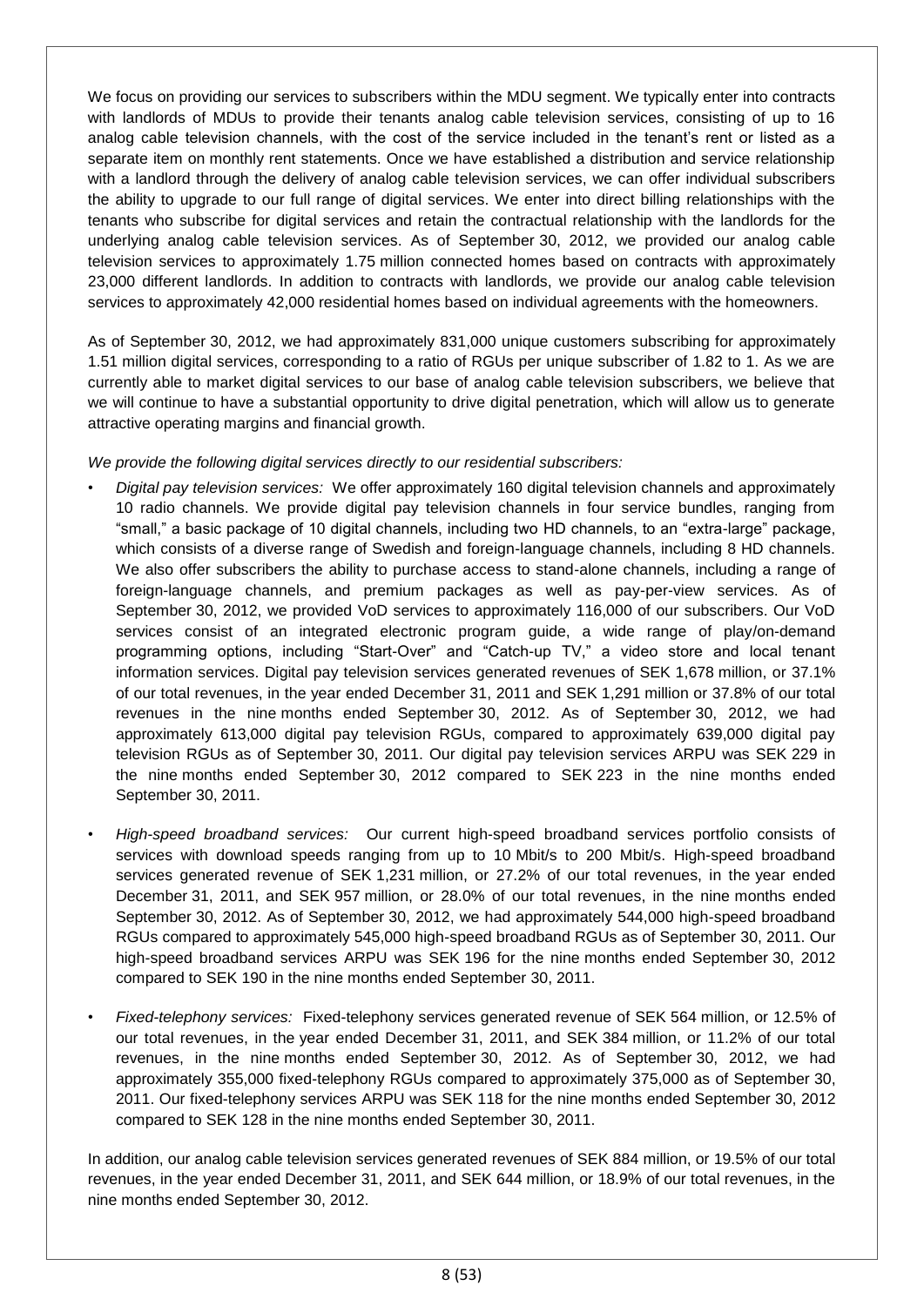We focus on providing our services to subscribers within the MDU segment. We typically enter into contracts with landlords of MDUs to provide their tenants analog cable television services, consisting of up to 16 analog cable television channels, with the cost of the service included in the tenant's rent or listed as a separate item on monthly rent statements. Once we have established a distribution and service relationship with a landlord through the delivery of analog cable television services, we can offer individual subscribers the ability to upgrade to our full range of digital services. We enter into direct billing relationships with the tenants who subscribe for digital services and retain the contractual relationship with the landlords for the underlying analog cable television services. As of September 30, 2012, we provided our analog cable television services to approximately 1.75 million connected homes based on contracts with approximately 23,000 different landlords. In addition to contracts with landlords, we provide our analog cable television services to approximately 42,000 residential homes based on individual agreements with the homeowners.

As of September 30, 2012, we had approximately 831,000 unique customers subscribing for approximately 1.51 million digital services, corresponding to a ratio of RGUs per unique subscriber of 1.82 to 1. As we are currently able to market digital services to our base of analog cable television subscribers, we believe that we will continue to have a substantial opportunity to drive digital penetration, which will allow us to generate attractive operating margins and financial growth.

*We provide the following digital services directly to our residential subscribers:*

- *Digital pay television services:* We offer approximately 160 digital television channels and approximately 10 radio channels. We provide digital pay television channels in four service bundles, ranging from "small," a basic package of 10 digital channels, including two HD channels, to an "extra-large" package, which consists of a diverse range of Swedish and foreign-language channels, including 8 HD channels. We also offer subscribers the ability to purchase access to stand-alone channels, including a range of foreign-language channels, and premium packages as well as pay-per-view services. As of September 30, 2012, we provided VoD services to approximately 116,000 of our subscribers. Our VoD services consist of an integrated electronic program guide, a wide range of play/on-demand programming options, including "Start-Over" and "Catch-up TV," a video store and local tenant information services. Digital pay television services generated revenues of SEK 1,678 million, or 37.1% of our total revenues, in the year ended December 31, 2011 and SEK 1,291 million or 37.8% of our total revenues in the nine months ended September 30, 2012. As of September 30, 2012, we had approximately 613,000 digital pay television RGUs, compared to approximately 639,000 digital pay television RGUs as of September 30, 2011. Our digital pay television services ARPU was SEK 229 in the nine months ended September 30, 2012 compared to SEK 223 in the nine months ended September 30, 2011.

- *High-speed broadband services:* Our current high-speed broadband services portfolio consists of services with download speeds ranging from up to 10 Mbit/s to 200 Mbit/s. High-speed broadband services generated revenue of SEK 1,231 million, or 27.2% of our total revenues, in the year ended December 31, 2011, and SEK 957 million, or 28.0% of our total revenues, in the nine months ended September 30, 2012. As of September 30, 2012, we had approximately 544,000 high-speed broadband RGUs compared to approximately 545,000 high-speed broadband RGUs as of September 30, 2011. Our high-speed broadband services ARPU was SEK 196 for the nine months ended September 30, 2012 compared to SEK 190 in the nine months ended September 30, 2011.

- *Fixed-telephony services:* Fixed-telephony services generated revenue of SEK 564 million, or 12.5% of our total revenues, in the year ended December 31, 2011, and SEK 384 million, or 11.2% of our total revenues, in the nine months ended September 30, 2012. As of September 30, 2012, we had approximately 355,000 fixed-telephony RGUs compared to approximately 375,000 as of September 30, 2011. Our fixed-telephony services ARPU was SEK 118 for the nine months ended September 30, 2012 compared to SEK 128 in the nine months ended September 30, 2011.

In addition, our analog cable television services generated revenues of SEK 884 million, or 19.5% of our total revenues, in the year ended December 31, 2011, and SEK 644 million, or 18.9% of our total revenues, in the nine months ended September 30, 2012.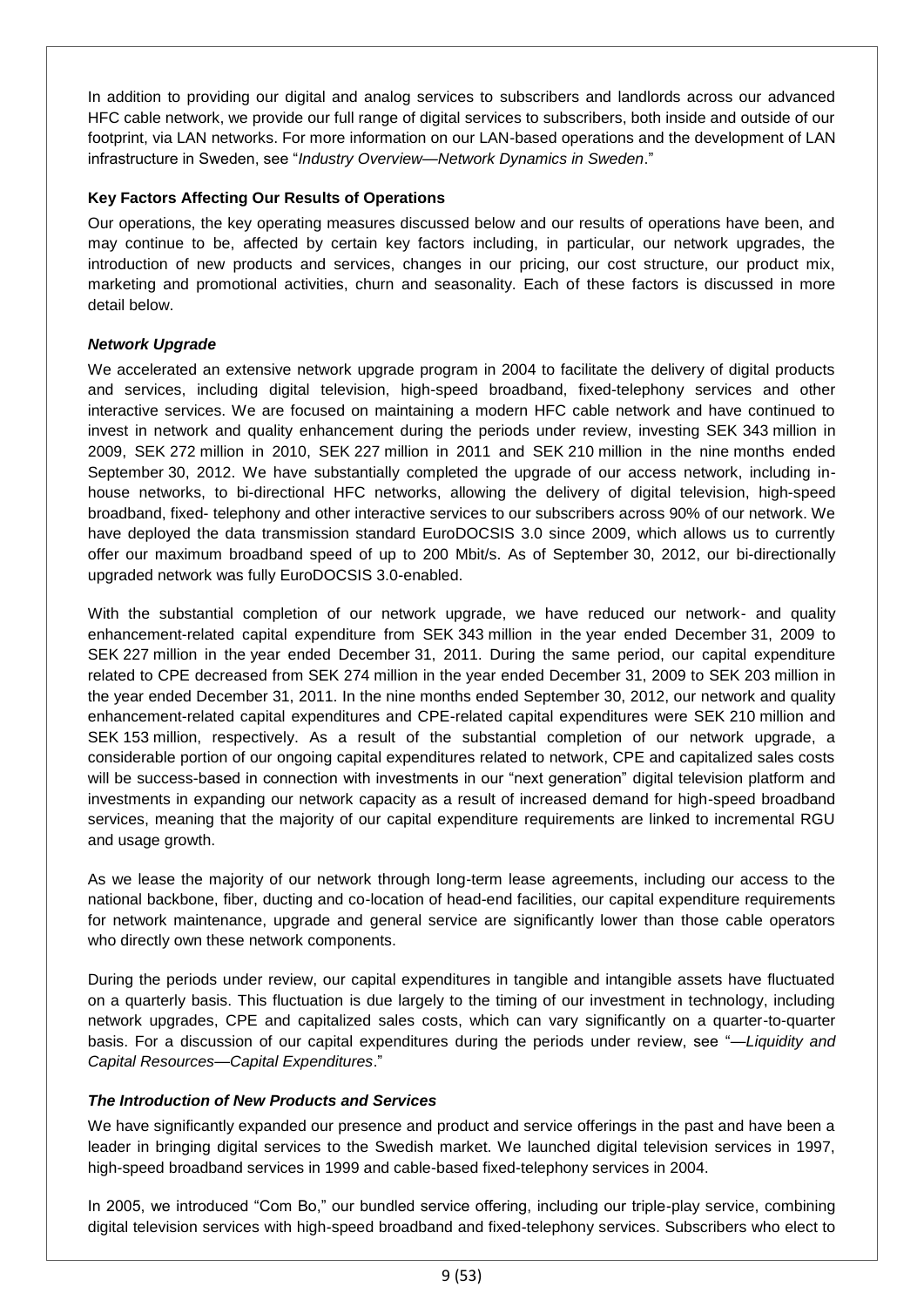In addition to providing our digital and analog services to subscribers and landlords across our advanced HFC cable network, we provide our full range of digital services to subscribers, both inside and outside of our footprint, via LAN networks. For more information on our LAN-based operations and the development of LAN infrastructure in Sweden, see "*Industry Overview—Network Dynamics in Sweden*."

**Key Factors Affecting Our Results of Operations**

Our operations, the key operating measures discussed below and our results of operations have been, and may continue to be, affected by certain key factors including, in particular, our network upgrades, the introduction of new products and services, changes in our pricing, our cost structure, our product mix, marketing and promotional activities, churn and seasonality. Each of these factors is discussed in more detail below.

***Network Upgrade***

We accelerated an extensive network upgrade program in 2004 to facilitate the delivery of digital products and services, including digital television, high-speed broadband, fixed-telephony services and other interactive services. We are focused on maintaining a modern HFC cable network and have continued to invest in network and quality enhancement during the periods under review, investing SEK 343 million in 2009, SEK 272 million in 2010, SEK 227 million in 2011 and SEK 210 million in the nine months ended September 30, 2012. We have substantially completed the upgrade of our access network, including in-house networks, to bi-directional HFC networks, allowing the delivery of digital television, high-speed broadband, fixed- telephony and other interactive services to our subscribers across 90% of our network. We have deployed the data transmission standard EuroDOCSIS 3.0 since 2009, which allows us to currently offer our maximum broadband speed of up to 200 Mbit/s. As of September 30, 2012, our bi-directionally upgraded network was fully EuroDOCSIS 3.0-enabled.

With the substantial completion of our network upgrade, we have reduced our network- and quality enhancement-related capital expenditure from SEK 343 million in the year ended December 31, 2009 to SEK 227 million in the year ended December 31, 2011. During the same period, our capital expenditure related to CPE decreased from SEK 274 million in the year ended December 31, 2009 to SEK 203 million in the year ended December 31, 2011. In the nine months ended September 30, 2012, our network and quality enhancement-related capital expenditures and CPE-related capital expenditures were SEK 210 million and SEK 153 million, respectively. As a result of the substantial completion of our network upgrade, a considerable portion of our ongoing capital expenditures related to network, CPE and capitalized sales costs will be success-based in connection with investments in our "next generation" digital television platform and investments in expanding our network capacity as a result of increased demand for high-speed broadband services, meaning that the majority of our capital expenditure requirements are linked to incremental RGU and usage growth.

As we lease the majority of our network through long-term lease agreements, including our access to the national backbone, fiber, ducting and co-location of head-end facilities, our capital expenditure requirements for network maintenance, upgrade and general service are significantly lower than those cable operators who directly own these network components.

During the periods under review, our capital expenditures in tangible and intangible assets have fluctuated on a quarterly basis. This fluctuation is due largely to the timing of our investment in technology, including network upgrades, CPE and capitalized sales costs, which can vary significantly on a quarter-to-quarter basis. For a discussion of our capital expenditures during the periods under review, see "*—Liquidity and Capital Resources—Capital Expenditures*."

***The Introduction of New Products and Services***

We have significantly expanded our presence and product and service offerings in the past and have been a leader in bringing digital services to the Swedish market. We launched digital television services in 1997, high-speed broadband services in 1999 and cable-based fixed-telephony services in 2004.

In 2005, we introduced "Com Bo," our bundled service offering, including our triple-play service, combining digital television services with high-speed broadband and fixed-telephony services. Subscribers who elect to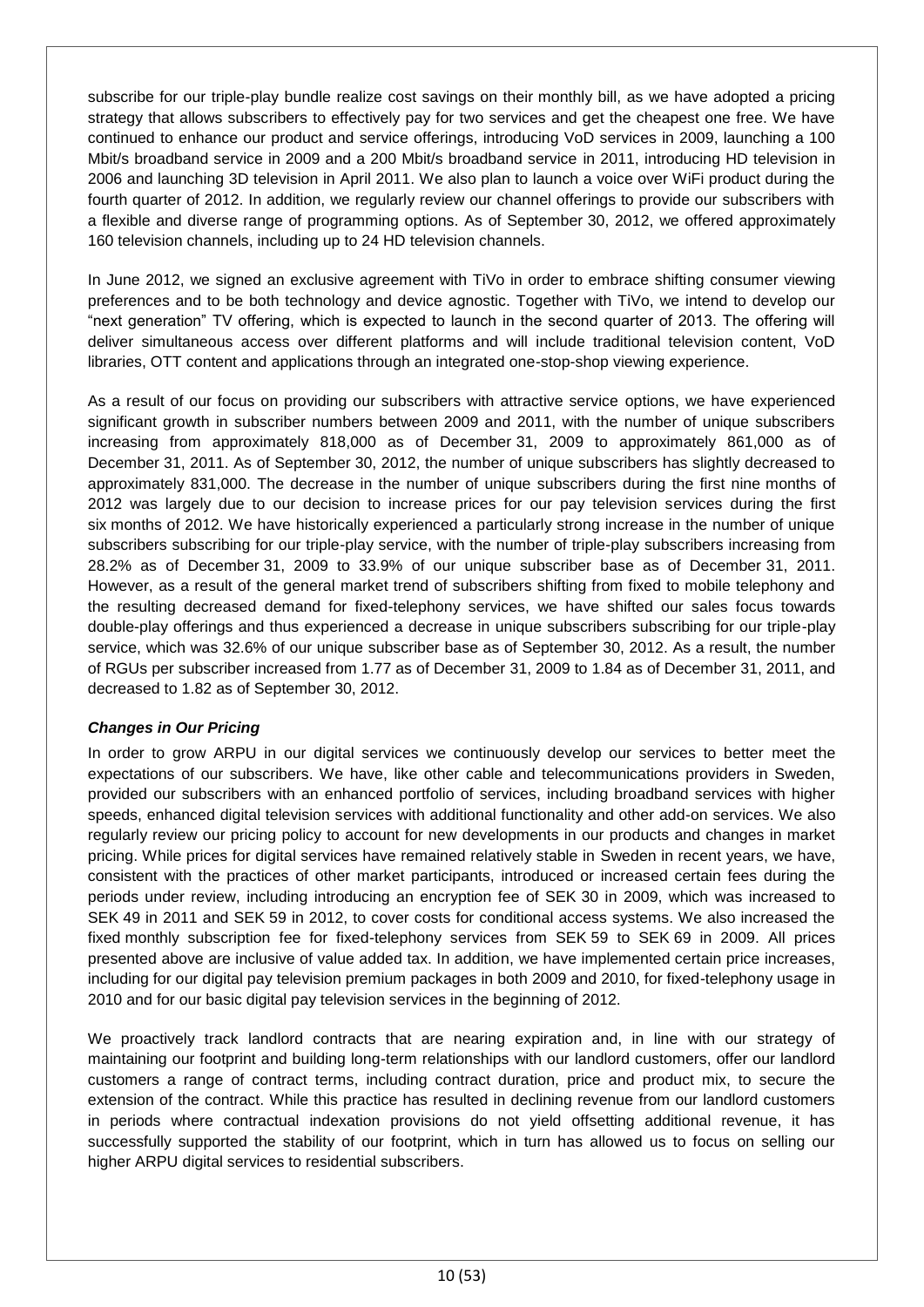subscribe for our triple-play bundle realize cost savings on their monthly bill, as we have adopted a pricing strategy that allows subscribers to effectively pay for two services and get the cheapest one free. We have continued to enhance our product and service offerings, introducing VoD services in 2009, launching a 100 Mbit/s broadband service in 2009 and a 200 Mbit/s broadband service in 2011, introducing HD television in 2006 and launching 3D television in April 2011. We also plan to launch a voice over WiFi product during the fourth quarter of 2012. In addition, we regularly review our channel offerings to provide our subscribers with a flexible and diverse range of programming options. As of September 30, 2012, we offered approximately 160 television channels, including up to 24 HD television channels.

In June 2012, we signed an exclusive agreement with TiVo in order to embrace shifting consumer viewing preferences and to be both technology and device agnostic. Together with TiVo, we intend to develop our "next generation" TV offering, which is expected to launch in the second quarter of 2013. The offering will deliver simultaneous access over different platforms and will include traditional television content, VoD libraries, OTT content and applications through an integrated one-stop-shop viewing experience.

As a result of our focus on providing our subscribers with attractive service options, we have experienced significant growth in subscriber numbers between 2009 and 2011, with the number of unique subscribers increasing from approximately 818,000 as of December 31, 2009 to approximately 861,000 as of December 31, 2011. As of September 30, 2012, the number of unique subscribers has slightly decreased to approximately 831,000. The decrease in the number of unique subscribers during the first nine months of 2012 was largely due to our decision to increase prices for our pay television services during the first six months of 2012. We have historically experienced a particularly strong increase in the number of unique subscribers subscribing for our triple-play service, with the number of triple-play subscribers increasing from 28.2% as of December 31, 2009 to 33.9% of our unique subscriber base as of December 31, 2011. However, as a result of the general market trend of subscribers shifting from fixed to mobile telephony and the resulting decreased demand for fixed-telephony services, we have shifted our sales focus towards double-play offerings and thus experienced a decrease in unique subscribers subscribing for our triple-play service, which was 32.6% of our unique subscriber base as of September 30, 2012. As a result, the number of RGUs per subscriber increased from 1.77 as of December 31, 2009 to 1.84 as of December 31, 2011, and decreased to 1.82 as of September 30, 2012.

### *Changes in Our Pricing*

In order to grow ARPU in our digital services we continuously develop our services to better meet the expectations of our subscribers. We have, like other cable and telecommunications providers in Sweden, provided our subscribers with an enhanced portfolio of services, including broadband services with higher speeds, enhanced digital television services with additional functionality and other add-on services. We also regularly review our pricing policy to account for new developments in our products and changes in market pricing. While prices for digital services have remained relatively stable in Sweden in recent years, we have, consistent with the practices of other market participants, introduced or increased certain fees during the periods under review, including introducing an encryption fee of SEK 30 in 2009, which was increased to SEK 49 in 2011 and SEK 59 in 2012, to cover costs for conditional access systems. We also increased the fixed monthly subscription fee for fixed-telephony services from SEK 59 to SEK 69 in 2009. All prices presented above are inclusive of value added tax. In addition, we have implemented certain price increases, including for our digital pay television premium packages in both 2009 and 2010, for fixed-telephony usage in 2010 and for our basic digital pay television services in the beginning of 2012.

We proactively track landlord contracts that are nearing expiration and, in line with our strategy of maintaining our footprint and building long-term relationships with our landlord customers, offer our landlord customers a range of contract terms, including contract duration, price and product mix, to secure the extension of the contract. While this practice has resulted in declining revenue from our landlord customers in periods where contractual indexation provisions do not yield offsetting additional revenue, it has successfully supported the stability of our footprint, which in turn has allowed us to focus on selling our higher ARPU digital services to residential subscribers.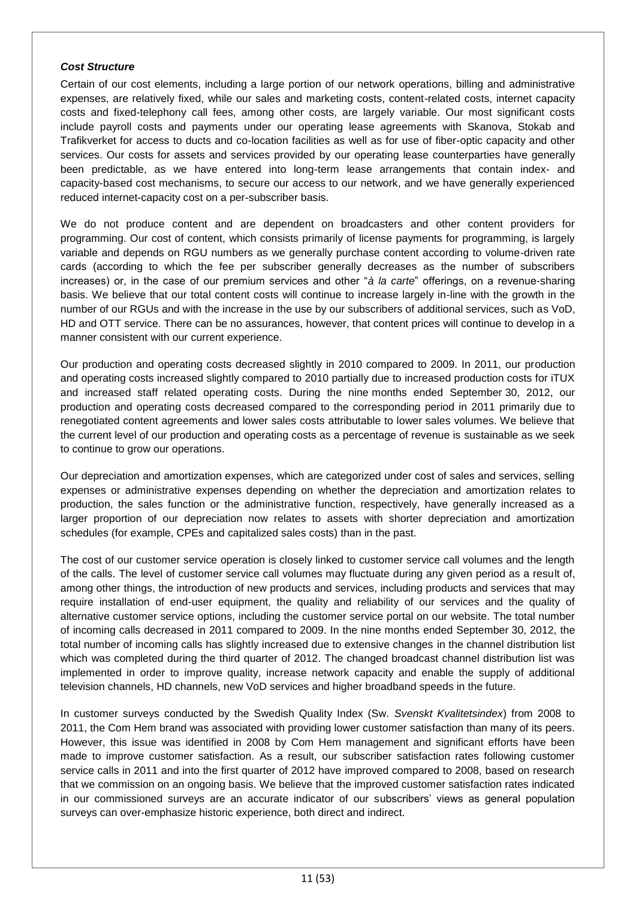***Cost Structure***

Certain of our cost elements, including a large portion of our network operations, billing and administrative expenses, are relatively fixed, while our sales and marketing costs, content-related costs, internet capacity costs and fixed-telephony call fees, among other costs, are largely variable. Our most significant costs include payroll costs and payments under our operating lease agreements with Skanova, Stokab and Trafikverket for access to ducts and co-location facilities as well as for use of fiber-optic capacity and other services. Our costs for assets and services provided by our operating lease counterparties have generally been predictable, as we have entered into long-term lease arrangements that contain index- and capacity-based cost mechanisms, to secure our access to our network, and we have generally experienced reduced internet-capacity cost on a per-subscriber basis.

We do not produce content and are dependent on broadcasters and other content providers for programming. Our cost of content, which consists primarily of license payments for programming, is largely variable and depends on RGU numbers as we generally purchase content according to volume-driven rate cards (according to which the fee per subscriber generally decreases as the number of subscribers increases) or, in the case of our premium services and other "*à la carte*" offerings, on a revenue-sharing basis. We believe that our total content costs will continue to increase largely in-line with the growth in the number of our RGUs and with the increase in the use by our subscribers of additional services, such as VoD, HD and OTT service. There can be no assurances, however, that content prices will continue to develop in a manner consistent with our current experience.

Our production and operating costs decreased slightly in 2010 compared to 2009. In 2011, our production and operating costs increased slightly compared to 2010 partially due to increased production costs for iTUX and increased staff related operating costs. During the nine months ended September 30, 2012, our production and operating costs decreased compared to the corresponding period in 2011 primarily due to renegotiated content agreements and lower sales costs attributable to lower sales volumes. We believe that the current level of our production and operating costs as a percentage of revenue is sustainable as we seek to continue to grow our operations.

Our depreciation and amortization expenses, which are categorized under cost of sales and services, selling expenses or administrative expenses depending on whether the depreciation and amortization relates to production, the sales function or the administrative function, respectively, have generally increased as a larger proportion of our depreciation now relates to assets with shorter depreciation and amortization schedules (for example, CPEs and capitalized sales costs) than in the past.

The cost of our customer service operation is closely linked to customer service call volumes and the length of the calls. The level of customer service call volumes may fluctuate during any given period as a result of, among other things, the introduction of new products and services, including products and services that may require installation of end-user equipment, the quality and reliability of our services and the quality of alternative customer service options, including the customer service portal on our website. The total number of incoming calls decreased in 2011 compared to 2009. In the nine months ended September 30, 2012, the total number of incoming calls has slightly increased due to extensive changes in the channel distribution list which was completed during the third quarter of 2012. The changed broadcast channel distribution list was implemented in order to improve quality, increase network capacity and enable the supply of additional television channels, HD channels, new VoD services and higher broadband speeds in the future.

In customer surveys conducted by the Swedish Quality Index (Sw. *Svenskt Kvalitetsindex*) from 2008 to 2011, the Com Hem brand was associated with providing lower customer satisfaction than many of its peers. However, this issue was identified in 2008 by Com Hem management and significant efforts have been made to improve customer satisfaction. As a result, our subscriber satisfaction rates following customer service calls in 2011 and into the first quarter of 2012 have improved compared to 2008, based on research that we commission on an ongoing basis. We believe that the improved customer satisfaction rates indicated in our commissioned surveys are an accurate indicator of our subscribers' views as general population surveys can over-emphasize historic experience, both direct and indirect.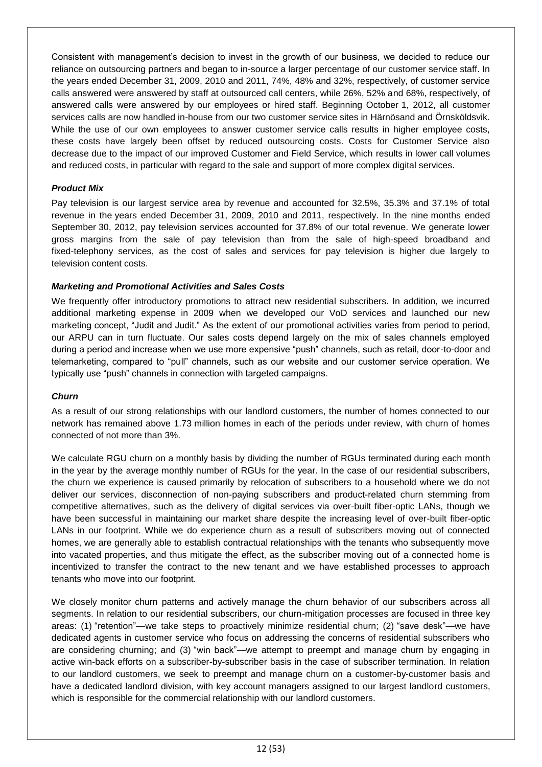Consistent with management's decision to invest in the growth of our business, we decided to reduce our reliance on outsourcing partners and began to in-source a larger percentage of our customer service staff. In the years ended December 31, 2009, 2010 and 2011, 74%, 48% and 32%, respectively, of customer service calls answered were answered by staff at outsourced call centers, while 26%, 52% and 68%, respectively, of answered calls were answered by our employees or hired staff. Beginning October 1, 2012, all customer services calls are now handled in-house from our two customer service sites in Härnösand and Örnsköldsvik. While the use of our own employees to answer customer service calls results in higher employee costs, these costs have largely been offset by reduced outsourcing costs. Costs for Customer Service also decrease due to the impact of our improved Customer and Field Service, which results in lower call volumes and reduced costs, in particular with regard to the sale and support of more complex digital services.

### *Product Mix*

Pay television is our largest service area by revenue and accounted for 32.5%, 35.3% and 37.1% of total revenue in the years ended December 31, 2009, 2010 and 2011, respectively. In the nine months ended September 30, 2012, pay television services accounted for 37.8% of our total revenue. We generate lower gross margins from the sale of pay television than from the sale of high-speed broadband and fixed-telephony services, as the cost of sales and services for pay television is higher due largely to television content costs.

### *Marketing and Promotional Activities and Sales Costs*

We frequently offer introductory promotions to attract new residential subscribers. In addition, we incurred additional marketing expense in 2009 when we developed our VoD services and launched our new marketing concept, "Judit and Judit." As the extent of our promotional activities varies from period to period, our ARPU can in turn fluctuate. Our sales costs depend largely on the mix of sales channels employed during a period and increase when we use more expensive "push" channels, such as retail, door-to-door and telemarketing, compared to "pull" channels, such as our website and our customer service operation. We typically use "push" channels in connection with targeted campaigns.

### *Churn*

As a result of our strong relationships with our landlord customers, the number of homes connected to our network has remained above 1.73 million homes in each of the periods under review, with churn of homes connected of not more than 3%.

We calculate RGU churn on a monthly basis by dividing the number of RGUs terminated during each month in the year by the average monthly number of RGUs for the year. In the case of our residential subscribers, the churn we experience is caused primarily by relocation of subscribers to a household where we do not deliver our services, disconnection of non-paying subscribers and product-related churn stemming from competitive alternatives, such as the delivery of digital services via over-built fiber-optic LANs, though we have been successful in maintaining our market share despite the increasing level of over-built fiber-optic LANs in our footprint. While we do experience churn as a result of subscribers moving out of connected homes, we are generally able to establish contractual relationships with the tenants who subsequently move into vacated properties, and thus mitigate the effect, as the subscriber moving out of a connected home is incentivized to transfer the contract to the new tenant and we have established processes to approach tenants who move into our footprint.

We closely monitor churn patterns and actively manage the churn behavior of our subscribers across all segments. In relation to our residential subscribers, our churn-mitigation processes are focused in three key areas: (1) "retention"—we take steps to proactively minimize residential churn; (2) "save desk"—we have dedicated agents in customer service who focus on addressing the concerns of residential subscribers who are considering churning; and (3) "win back"—we attempt to preempt and manage churn by engaging in active win-back efforts on a subscriber-by-subscriber basis in the case of subscriber termination. In relation to our landlord customers, we seek to preempt and manage churn on a customer-by-customer basis and have a dedicated landlord division, with key account managers assigned to our largest landlord customers, which is responsible for the commercial relationship with our landlord customers.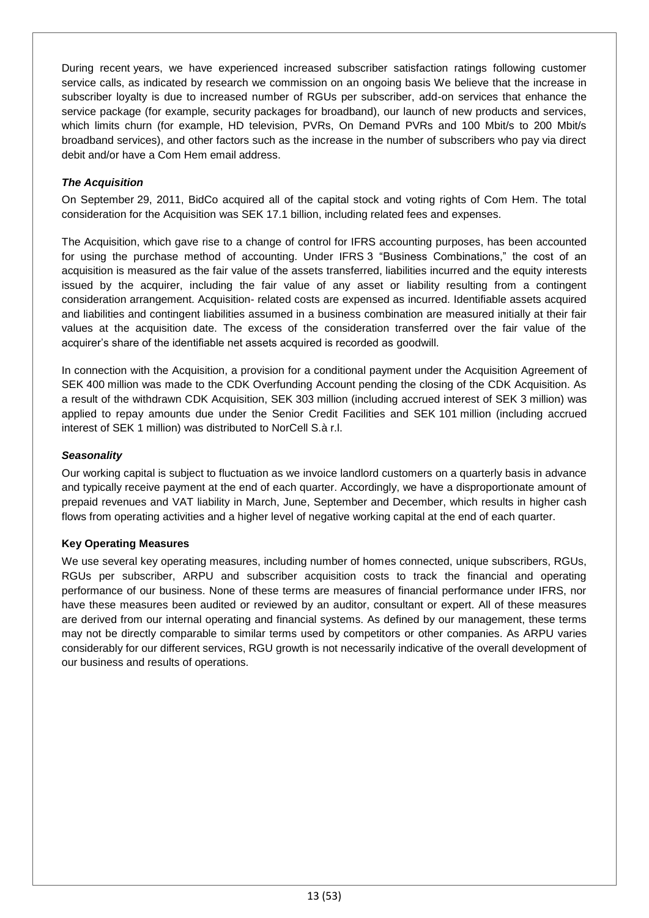During recent years, we have experienced increased subscriber satisfaction ratings following customer service calls, as indicated by research we commission on an ongoing basis We believe that the increase in subscriber loyalty is due to increased number of RGUs per subscriber, add-on services that enhance the service package (for example, security packages for broadband), our launch of new products and services, which limits churn (for example, HD television, PVRs, On Demand PVRs and 100 Mbit/s to 200 Mbit/s broadband services), and other factors such as the increase in the number of subscribers who pay via direct debit and/or have a Com Hem email address.

### *The Acquisition*

On September 29, 2011, BidCo acquired all of the capital stock and voting rights of Com Hem. The total consideration for the Acquisition was SEK 17.1 billion, including related fees and expenses.

The Acquisition, which gave rise to a change of control for IFRS accounting purposes, has been accounted for using the purchase method of accounting. Under IFRS 3 "Business Combinations," the cost of an acquisition is measured as the fair value of the assets transferred, liabilities incurred and the equity interests issued by the acquirer, including the fair value of any asset or liability resulting from a contingent consideration arrangement. Acquisition- related costs are expensed as incurred. Identifiable assets acquired and liabilities and contingent liabilities assumed in a business combination are measured initially at their fair values at the acquisition date. The excess of the consideration transferred over the fair value of the acquirer's share of the identifiable net assets acquired is recorded as goodwill.

In connection with the Acquisition, a provision for a conditional payment under the Acquisition Agreement of SEK 400 million was made to the CDK Overfunding Account pending the closing of the CDK Acquisition. As a result of the withdrawn CDK Acquisition, SEK 303 million (including accrued interest of SEK 3 million) was applied to repay amounts due under the Senior Credit Facilities and SEK 101 million (including accrued interest of SEK 1 million) was distributed to NorCell S.à r.l.

### *Seasonality*

Our working capital is subject to fluctuation as we invoice landlord customers on a quarterly basis in advance and typically receive payment at the end of each quarter. Accordingly, we have a disproportionate amount of prepaid revenues and VAT liability in March, June, September and December, which results in higher cash flows from operating activities and a higher level of negative working capital at the end of each quarter.

## **Key Operating Measures**

We use several key operating measures, including number of homes connected, unique subscribers, RGUs, RGUs per subscriber, ARPU and subscriber acquisition costs to track the financial and operating performance of our business. None of these terms are measures of financial performance under IFRS, nor have these measures been audited or reviewed by an auditor, consultant or expert. All of these measures are derived from our internal operating and financial systems. As defined by our management, these terms may not be directly comparable to similar terms used by competitors or other companies. As ARPU varies considerably for our different services, RGU growth is not necessarily indicative of the overall development of our business and results of operations.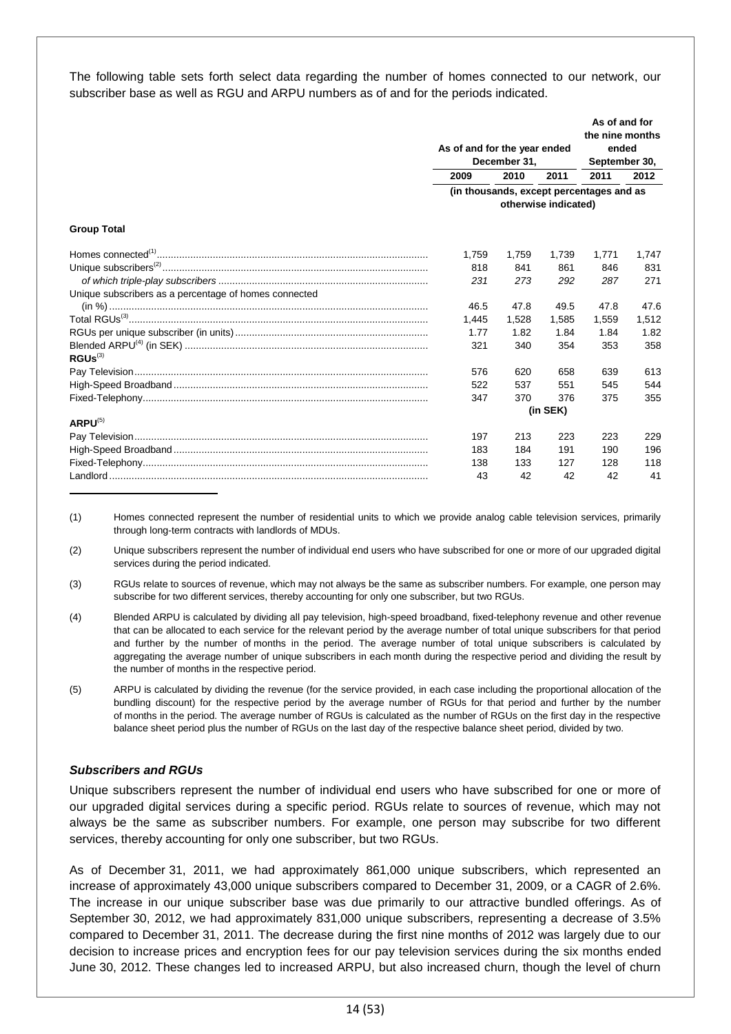The following table sets forth select data regarding the number of homes connected to our network, our subscriber base as well as RGU and ARPU numbers as of and for the periods indicated.

| | As of and for the year ended December 31, | | | As of and for the nine months ended September 30, | |
|---|---|---|---|---|---|
| | 2009 | 2010 | 2011 | 2011 | 2012 |
| | (in thousands, except percentages and as otherwise indicated) | | | | |
| **Group Total** | | | | | |
| Homes connected[(1)] | 1,759 | 1,759 | 1,739 | 1,771 | 1,747 |
| Unique subscribers[(2)] | 818 | 841 | 861 | 846 | 831 |
| *of which triple-play subscribers* | *231* | *273* | *292* | *287* | 271 |
| Unique subscribers as a percentage of homes connected (in %) | 46.5 | 47.8 | 49.5 | 47.8 | 47.6 |
| Total RGUs[(3)] | 1,445 | 1,528 | 1,585 | 1,559 | 1,512 |
| RGUs per unique subscriber (in units) | 1.77 | 1.82 | 1.84 | 1.84 | 1.82 |
| Blended ARPU[(4)] (in SEK) | 321 | 340 | 354 | 353 | 358 |
| **RGUs[(3)]** | | | | | |
| Pay Television | 576 | 620 | 658 | 639 | 613 |
| High-Speed Broadband | 522 | 537 | 551 | 545 | 544 |
| Fixed-Telephony | 347 | 370 | 376 | 375 | 355 |
| | | | (in SEK) | | |
| **ARPU[(5)]** | | | | | |
| Pay Television | 197 | 213 | 223 | 223 | 229 |
| High-Speed Broadband | 183 | 184 | 191 | 190 | 196 |
| Fixed-Telephony | 138 | 133 | 127 | 128 | 118 |
| Landlord | 43 | 42 | 42 | 42 | 41 |

(1) Homes connected represent the number of residential units to which we provide analog cable television services, primarily through long-term contracts with landlords of MDUs.

(2) Unique subscribers represent the number of individual end users who have subscribed for one or more of our upgraded digital services during the period indicated.

(3) RGUs relate to sources of revenue, which may not always be the same as subscriber numbers. For example, one person may subscribe for two different services, thereby accounting for only one subscriber, but two RGUs.

(4) Blended ARPU is calculated by dividing all pay television, high-speed broadband, fixed-telephony revenue and other revenue that can be allocated to each service for the relevant period by the average number of total unique subscribers for that period and further by the number of months in the period. The average number of total unique subscribers is calculated by aggregating the average number of unique subscribers in each month during the respective period and dividing the result by the number of months in the respective period.

(5) ARPU is calculated by dividing the revenue (for the service provided, in each case including the proportional allocation of the bundling discount) for the respective period by the average number of RGUs for that period and further by the number of months in the period. The average number of RGUs is calculated as the number of RGUs on the first day in the respective balance sheet period plus the number of RGUs on the last day of the respective balance sheet period, divided by two.

### *Subscribers and RGUs*

Unique subscribers represent the number of individual end users who have subscribed for one or more of our upgraded digital services during a specific period. RGUs relate to sources of revenue, which may not always be the same as subscriber numbers. For example, one person may subscribe for two different services, thereby accounting for only one subscriber, but two RGUs.

As of December 31, 2011, we had approximately 861,000 unique subscribers, which represented an increase of approximately 43,000 unique subscribers compared to December 31, 2009, or a CAGR of 2.6%. The increase in our unique subscriber base was due primarily to our attractive bundled offerings. As of September 30, 2012, we had approximately 831,000 unique subscribers, representing a decrease of 3.5% compared to December 31, 2011. The decrease during the first nine months of 2012 was largely due to our decision to increase prices and encryption fees for our pay television services during the six months ended June 30, 2012. These changes led to increased ARPU, but also increased churn, though the level of churn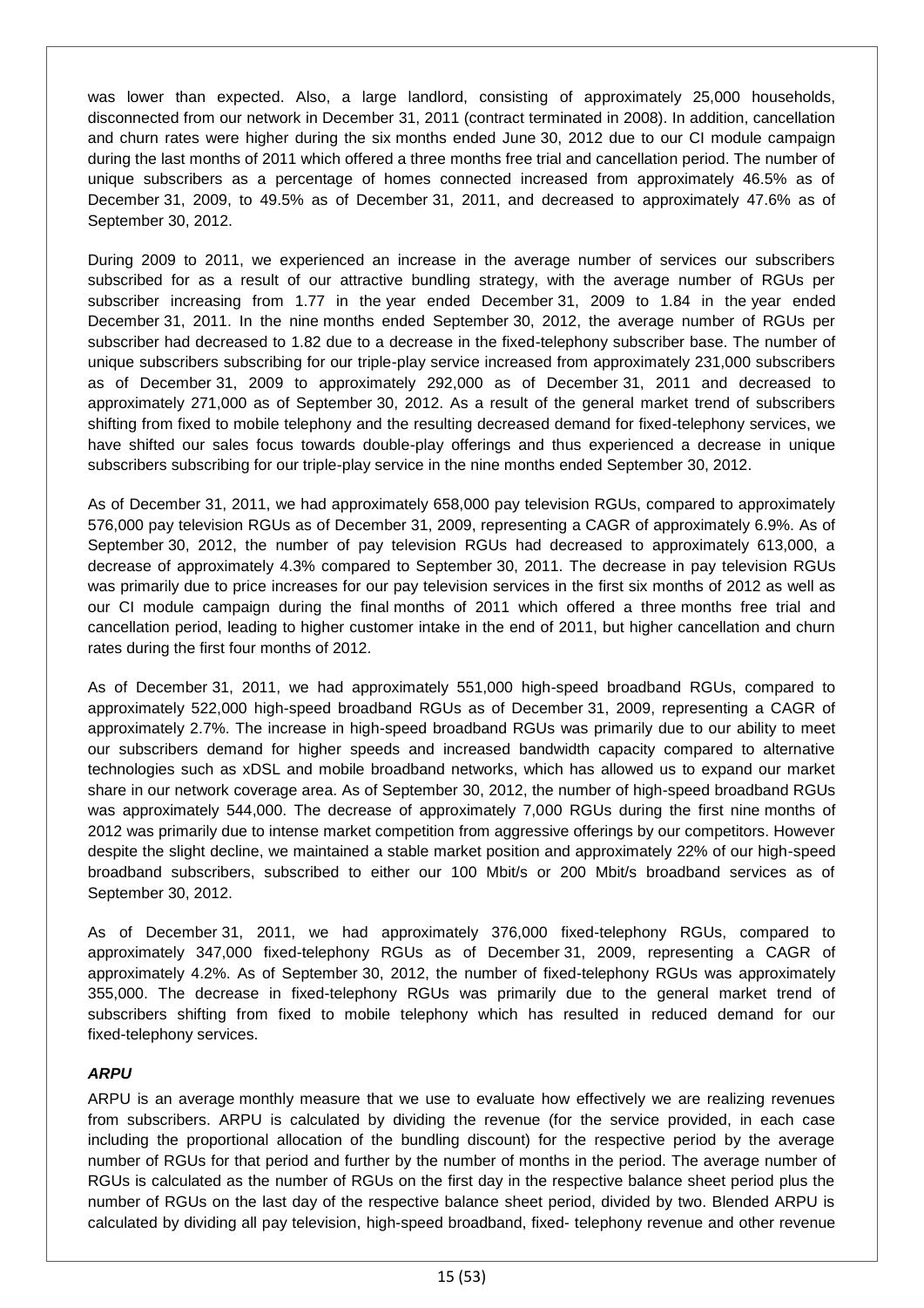was lower than expected. Also, a large landlord, consisting of approximately 25,000 households, disconnected from our network in December 31, 2011 (contract terminated in 2008). In addition, cancellation and churn rates were higher during the six months ended June 30, 2012 due to our CI module campaign during the last months of 2011 which offered a three months free trial and cancellation period. The number of unique subscribers as a percentage of homes connected increased from approximately 46.5% as of December 31, 2009, to 49.5% as of December 31, 2011, and decreased to approximately 47.6% as of September 30, 2012.

During 2009 to 2011, we experienced an increase in the average number of services our subscribers subscribed for as a result of our attractive bundling strategy, with the average number of RGUs per subscriber increasing from 1.77 in the year ended December 31, 2009 to 1.84 in the year ended December 31, 2011. In the nine months ended September 30, 2012, the average number of RGUs per subscriber had decreased to 1.82 due to a decrease in the fixed-telephony subscriber base. The number of unique subscribers subscribing for our triple-play service increased from approximately 231,000 subscribers as of December 31, 2009 to approximately 292,000 as of December 31, 2011 and decreased to approximately 271,000 as of September 30, 2012. As a result of the general market trend of subscribers shifting from fixed to mobile telephony and the resulting decreased demand for fixed-telephony services, we have shifted our sales focus towards double-play offerings and thus experienced a decrease in unique subscribers subscribing for our triple-play service in the nine months ended September 30, 2012.

As of December 31, 2011, we had approximately 658,000 pay television RGUs, compared to approximately 576,000 pay television RGUs as of December 31, 2009, representing a CAGR of approximately 6.9%. As of September 30, 2012, the number of pay television RGUs had decreased to approximately 613,000, a decrease of approximately 4.3% compared to September 30, 2011. The decrease in pay television RGUs was primarily due to price increases for our pay television services in the first six months of 2012 as well as our CI module campaign during the final months of 2011 which offered a three months free trial and cancellation period, leading to higher customer intake in the end of 2011, but higher cancellation and churn rates during the first four months of 2012.

As of December 31, 2011, we had approximately 551,000 high-speed broadband RGUs, compared to approximately 522,000 high-speed broadband RGUs as of December 31, 2009, representing a CAGR of approximately 2.7%. The increase in high-speed broadband RGUs was primarily due to our ability to meet our subscribers demand for higher speeds and increased bandwidth capacity compared to alternative technologies such as xDSL and mobile broadband networks, which has allowed us to expand our market share in our network coverage area. As of September 30, 2012, the number of high-speed broadband RGUs was approximately 544,000. The decrease of approximately 7,000 RGUs during the first nine months of 2012 was primarily due to intense market competition from aggressive offerings by our competitors. However despite the slight decline, we maintained a stable market position and approximately 22% of our high-speed broadband subscribers, subscribed to either our 100 Mbit/s or 200 Mbit/s broadband services as of September 30, 2012.

As of December 31, 2011, we had approximately 376,000 fixed-telephony RGUs, compared to approximately 347,000 fixed-telephony RGUs as of December 31, 2009, representing a CAGR of approximately 4.2%. As of September 30, 2012, the number of fixed-telephony RGUs was approximately 355,000. The decrease in fixed-telephony RGUs was primarily due to the general market trend of subscribers shifting from fixed to mobile telephony which has resulted in reduced demand for our fixed-telephony services.

### *ARPU*

ARPU is an average monthly measure that we use to evaluate how effectively we are realizing revenues from subscribers. ARPU is calculated by dividing the revenue (for the service provided, in each case including the proportional allocation of the bundling discount) for the respective period by the average number of RGUs for that period and further by the number of months in the period. The average number of RGUs is calculated as the number of RGUs on the first day in the respective balance sheet period plus the number of RGUs on the last day of the respective balance sheet period, divided by two. Blended ARPU is calculated by dividing all pay television, high-speed broadband, fixed- telephony revenue and other revenue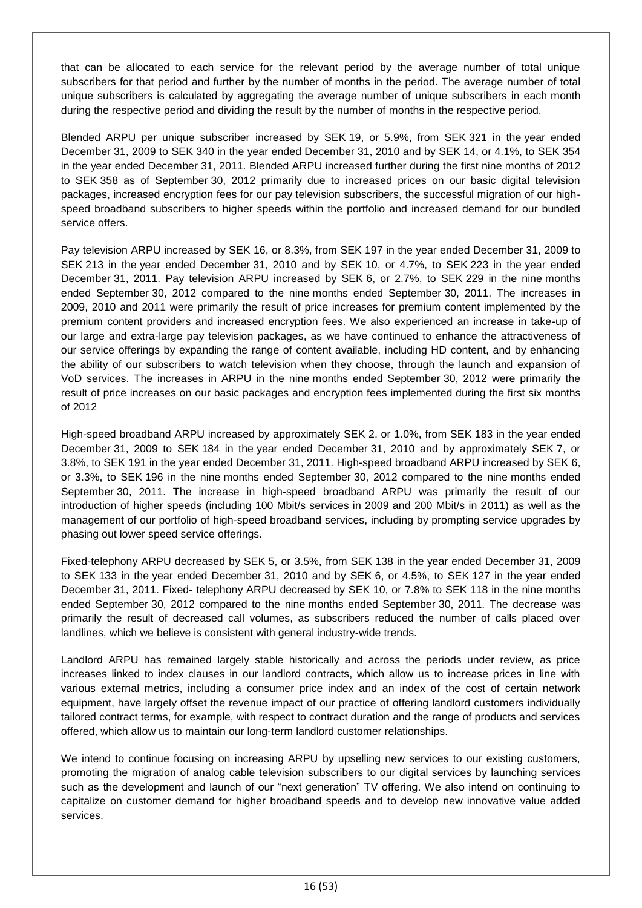that can be allocated to each service for the relevant period by the average number of total unique subscribers for that period and further by the number of months in the period. The average number of total unique subscribers is calculated by aggregating the average number of unique subscribers in each month during the respective period and dividing the result by the number of months in the respective period.

Blended ARPU per unique subscriber increased by SEK 19, or 5.9%, from SEK 321 in the year ended December 31, 2009 to SEK 340 in the year ended December 31, 2010 and by SEK 14, or 4.1%, to SEK 354 in the year ended December 31, 2011. Blended ARPU increased further during the first nine months of 2012 to SEK 358 as of September 30, 2012 primarily due to increased prices on our basic digital television packages, increased encryption fees for our pay television subscribers, the successful migration of our high-speed broadband subscribers to higher speeds within the portfolio and increased demand for our bundled service offers.

Pay television ARPU increased by SEK 16, or 8.3%, from SEK 197 in the year ended December 31, 2009 to SEK 213 in the year ended December 31, 2010 and by SEK 10, or 4.7%, to SEK 223 in the year ended December 31, 2011. Pay television ARPU increased by SEK 6, or 2.7%, to SEK 229 in the nine months ended September 30, 2012 compared to the nine months ended September 30, 2011. The increases in 2009, 2010 and 2011 were primarily the result of price increases for premium content implemented by the premium content providers and increased encryption fees. We also experienced an increase in take-up of our large and extra-large pay television packages, as we have continued to enhance the attractiveness of our service offerings by expanding the range of content available, including HD content, and by enhancing the ability of our subscribers to watch television when they choose, through the launch and expansion of VoD services. The increases in ARPU in the nine months ended September 30, 2012 were primarily the result of price increases on our basic packages and encryption fees implemented during the first six months of 2012

High-speed broadband ARPU increased by approximately SEK 2, or 1.0%, from SEK 183 in the year ended December 31, 2009 to SEK 184 in the year ended December 31, 2010 and by approximately SEK 7, or 3.8%, to SEK 191 in the year ended December 31, 2011. High-speed broadband ARPU increased by SEK 6, or 3.3%, to SEK 196 in the nine months ended September 30, 2012 compared to the nine months ended September 30, 2011. The increase in high-speed broadband ARPU was primarily the result of our introduction of higher speeds (including 100 Mbit/s services in 2009 and 200 Mbit/s in 2011) as well as the management of our portfolio of high-speed broadband services, including by prompting service upgrades by phasing out lower speed service offerings.

Fixed-telephony ARPU decreased by SEK 5, or 3.5%, from SEK 138 in the year ended December 31, 2009 to SEK 133 in the year ended December 31, 2010 and by SEK 6, or 4.5%, to SEK 127 in the year ended December 31, 2011. Fixed- telephony ARPU decreased by SEK 10, or 7.8% to SEK 118 in the nine months ended September 30, 2012 compared to the nine months ended September 30, 2011. The decrease was primarily the result of decreased call volumes, as subscribers reduced the number of calls placed over landlines, which we believe is consistent with general industry-wide trends.

Landlord ARPU has remained largely stable historically and across the periods under review, as price increases linked to index clauses in our landlord contracts, which allow us to increase prices in line with various external metrics, including a consumer price index and an index of the cost of certain network equipment, have largely offset the revenue impact of our practice of offering landlord customers individually tailored contract terms, for example, with respect to contract duration and the range of products and services offered, which allow us to maintain our long-term landlord customer relationships.

We intend to continue focusing on increasing ARPU by upselling new services to our existing customers, promoting the migration of analog cable television subscribers to our digital services by launching services such as the development and launch of our "next generation" TV offering. We also intend on continuing to capitalize on customer demand for higher broadband speeds and to develop new innovative value added services.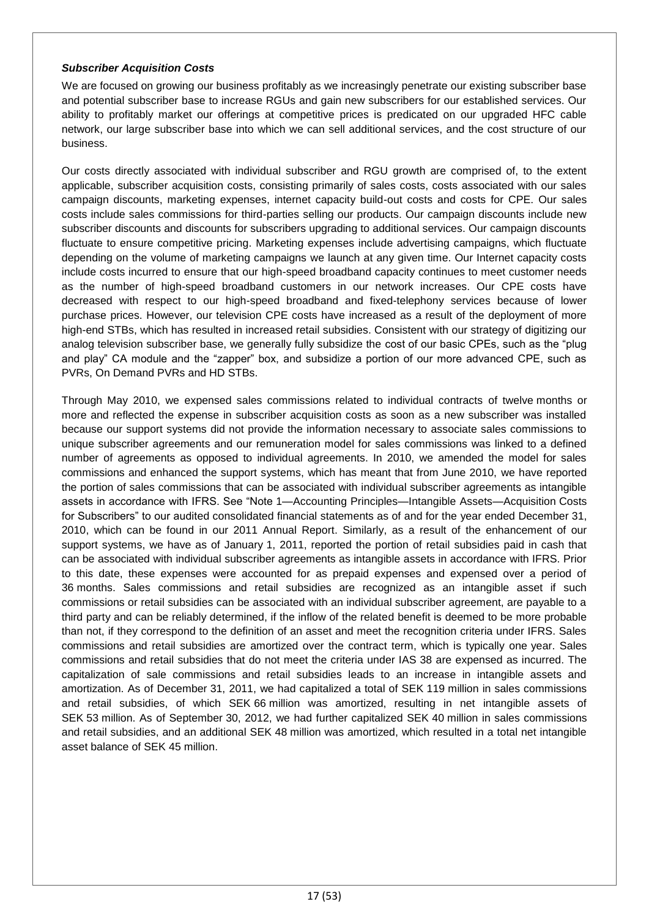***Subscriber Acquisition Costs***

We are focused on growing our business profitably as we increasingly penetrate our existing subscriber base and potential subscriber base to increase RGUs and gain new subscribers for our established services. Our ability to profitably market our offerings at competitive prices is predicated on our upgraded HFC cable network, our large subscriber base into which we can sell additional services, and the cost structure of our business.

Our costs directly associated with individual subscriber and RGU growth are comprised of, to the extent applicable, subscriber acquisition costs, consisting primarily of sales costs, costs associated with our sales campaign discounts, marketing expenses, internet capacity build-out costs and costs for CPE. Our sales costs include sales commissions for third-parties selling our products. Our campaign discounts include new subscriber discounts and discounts for subscribers upgrading to additional services. Our campaign discounts fluctuate to ensure competitive pricing. Marketing expenses include advertising campaigns, which fluctuate depending on the volume of marketing campaigns we launch at any given time. Our Internet capacity costs include costs incurred to ensure that our high-speed broadband capacity continues to meet customer needs as the number of high-speed broadband customers in our network increases. Our CPE costs have decreased with respect to our high-speed broadband and fixed-telephony services because of lower purchase prices. However, our television CPE costs have increased as a result of the deployment of more high-end STBs, which has resulted in increased retail subsidies. Consistent with our strategy of digitizing our analog television subscriber base, we generally fully subsidize the cost of our basic CPEs, such as the "plug and play" CA module and the "zapper" box, and subsidize a portion of our more advanced CPE, such as PVRs, On Demand PVRs and HD STBs.

Through May 2010, we expensed sales commissions related to individual contracts of twelve months or more and reflected the expense in subscriber acquisition costs as soon as a new subscriber was installed because our support systems did not provide the information necessary to associate sales commissions to unique subscriber agreements and our remuneration model for sales commissions was linked to a defined number of agreements as opposed to individual agreements. In 2010, we amended the model for sales commissions and enhanced the support systems, which has meant that from June 2010, we have reported the portion of sales commissions that can be associated with individual subscriber agreements as intangible assets in accordance with IFRS. See "Note 1—Accounting Principles—Intangible Assets—Acquisition Costs for Subscribers" to our audited consolidated financial statements as of and for the year ended December 31, 2010, which can be found in our 2011 Annual Report. Similarly, as a result of the enhancement of our support systems, we have as of January 1, 2011, reported the portion of retail subsidies paid in cash that can be associated with individual subscriber agreements as intangible assets in accordance with IFRS. Prior to this date, these expenses were accounted for as prepaid expenses and expensed over a period of 36 months. Sales commissions and retail subsidies are recognized as an intangible asset if such commissions or retail subsidies can be associated with an individual subscriber agreement, are payable to a third party and can be reliably determined, if the inflow of the related benefit is deemed to be more probable than not, if they correspond to the definition of an asset and meet the recognition criteria under IFRS. Sales commissions and retail subsidies are amortized over the contract term, which is typically one year. Sales commissions and retail subsidies that do not meet the criteria under IAS 38 are expensed as incurred. The capitalization of sale commissions and retail subsidies leads to an increase in intangible assets and amortization. As of December 31, 2011, we had capitalized a total of SEK 119 million in sales commissions and retail subsidies, of which SEK 66 million was amortized, resulting in net intangible assets of SEK 53 million. As of September 30, 2012, we had further capitalized SEK 40 million in sales commissions and retail subsidies, and an additional SEK 48 million was amortized, which resulted in a total net intangible asset balance of SEK 45 million.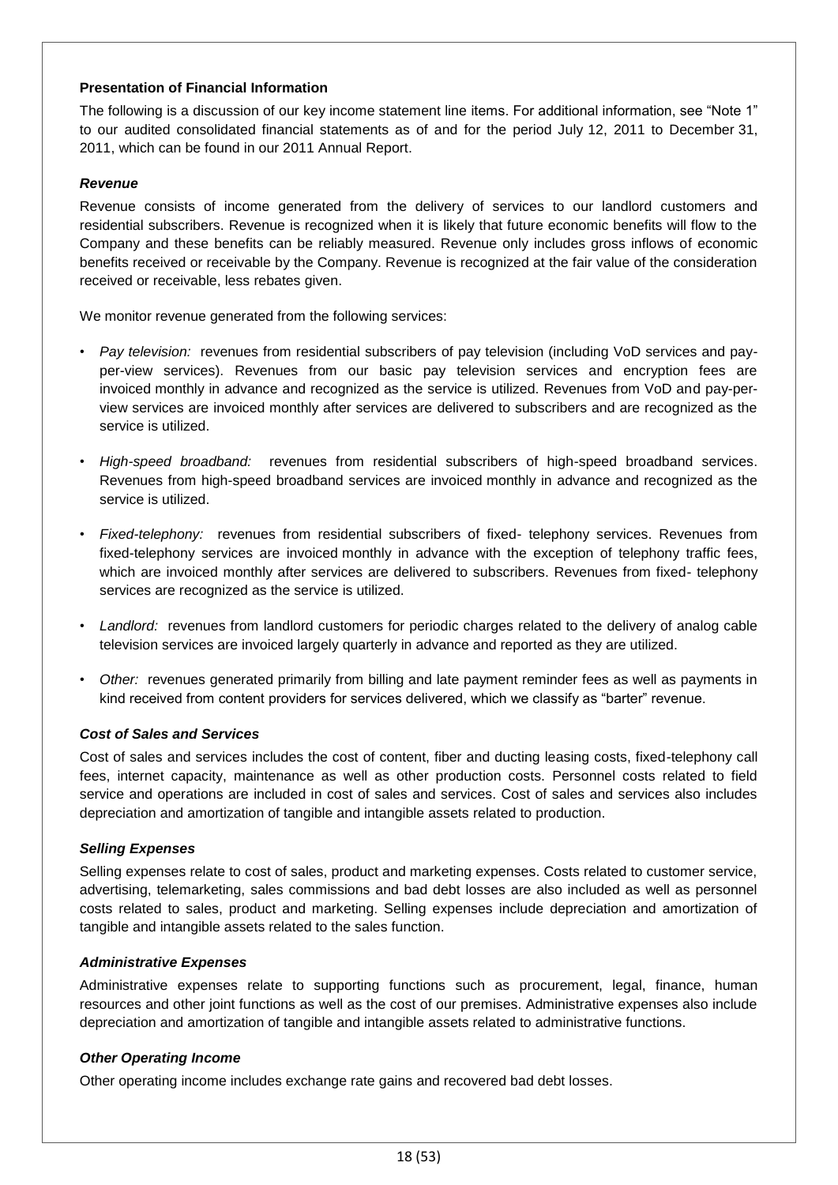### Presentation of Financial Information

The following is a discussion of our key income statement line items. For additional information, see "Note 1" to our audited consolidated financial statements as of and for the period July 12, 2011 to December 31, 2011, which can be found in our 2011 Annual Report.

#### *Revenue*

Revenue consists of income generated from the delivery of services to our landlord customers and residential subscribers. Revenue is recognized when it is likely that future economic benefits will flow to the Company and these benefits can be reliably measured. Revenue only includes gross inflows of economic benefits received or receivable by the Company. Revenue is recognized at the fair value of the consideration received or receivable, less rebates given.

We monitor revenue generated from the following services:

- *Pay television:* revenues from residential subscribers of pay television (including VoD services and pay-per-view services). Revenues from our basic pay television services and encryption fees are invoiced monthly in advance and recognized as the service is utilized. Revenues from VoD and pay-per-view services are invoiced monthly after services are delivered to subscribers and are recognized as the service is utilized.
- *High-speed broadband:* revenues from residential subscribers of high-speed broadband services. Revenues from high-speed broadband services are invoiced monthly in advance and recognized as the service is utilized.
- *Fixed-telephony:* revenues from residential subscribers of fixed- telephony services. Revenues from fixed-telephony services are invoiced monthly in advance with the exception of telephony traffic fees, which are invoiced monthly after services are delivered to subscribers. Revenues from fixed- telephony services are recognized as the service is utilized.
- *Landlord:* revenues from landlord customers for periodic charges related to the delivery of analog cable television services are invoiced largely quarterly in advance and reported as they are utilized.
- *Other:* revenues generated primarily from billing and late payment reminder fees as well as payments in kind received from content providers for services delivered, which we classify as "barter" revenue.

#### *Cost of Sales and Services*

Cost of sales and services includes the cost of content, fiber and ducting leasing costs, fixed-telephony call fees, internet capacity, maintenance as well as other production costs. Personnel costs related to field service and operations are included in cost of sales and services. Cost of sales and services also includes depreciation and amortization of tangible and intangible assets related to production.

#### *Selling Expenses*

Selling expenses relate to cost of sales, product and marketing expenses. Costs related to customer service, advertising, telemarketing, sales commissions and bad debt losses are also included as well as personnel costs related to sales, product and marketing. Selling expenses include depreciation and amortization of tangible and intangible assets related to the sales function.

#### *Administrative Expenses*

Administrative expenses relate to supporting functions such as procurement, legal, finance, human resources and other joint functions as well as the cost of our premises. Administrative expenses also include depreciation and amortization of tangible and intangible assets related to administrative functions.

#### *Other Operating Income*

Other operating income includes exchange rate gains and recovered bad debt losses.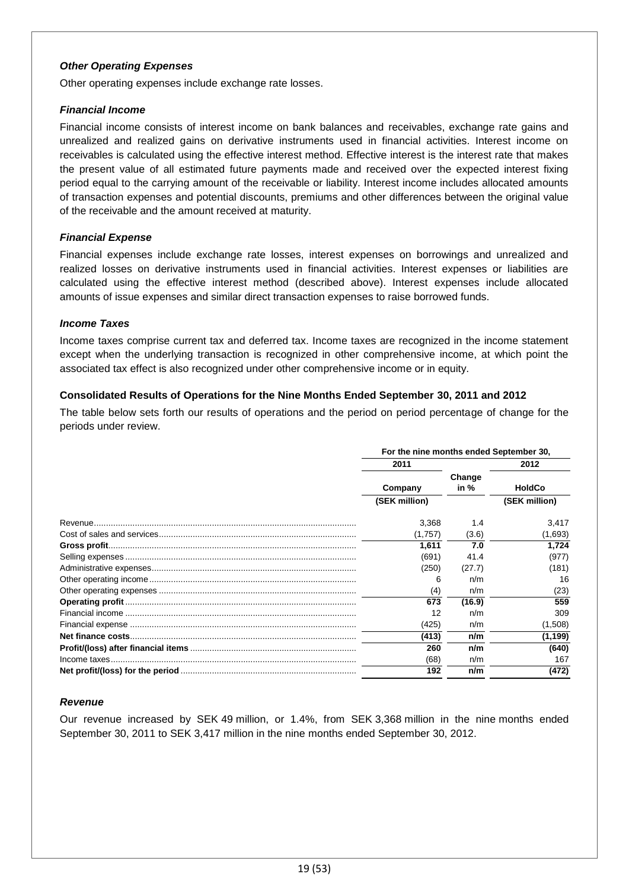### *Other Operating Expenses*

Other operating expenses include exchange rate losses.

### *Financial Income*

Financial income consists of interest income on bank balances and receivables, exchange rate gains and unrealized and realized gains on derivative instruments used in financial activities. Interest income on receivables is calculated using the effective interest method. Effective interest is the interest rate that makes the present value of all estimated future payments made and received over the expected interest fixing period equal to the carrying amount of the receivable or liability. Interest income includes allocated amounts of transaction expenses and potential discounts, premiums and other differences between the original value of the receivable and the amount received at maturity.

### *Financial Expense*

Financial expenses include exchange rate losses, interest expenses on borrowings and unrealized and realized losses on derivative instruments used in financial activities. Interest expenses or liabilities are calculated using the effective interest method (described above). Interest expenses include allocated amounts of issue expenses and similar direct transaction expenses to raise borrowed funds.

### *Income Taxes*

Income taxes comprise current tax and deferred tax. Income taxes are recognized in the income statement except when the underlying transaction is recognized in other comprehensive income, at which point the associated tax effect is also recognized under other comprehensive income or in equity.

### Consolidated Results of Operations for the Nine Months Ended September 30, 2011 and 2012

The table below sets forth our results of operations and the period on period percentage of change for the periods under review.

| | For the nine months ended September 30, | | |
|---|---|---|---|
| | 2011 | | 2012 |
| | Company | Change in % | HoldCo |
| | (SEK million) | | (SEK million) |
| Revenue | 3,368 | 1.4 | 3,417 |
| Cost of sales and services | (1,757) | (3.6) | (1,693) |
| **Gross profit** | **1,611** | **7.0** | **1,724** |
| Selling expenses | (691) | 41.4 | (977) |
| Administrative expenses | (250) | (27.7) | (181) |
| Other operating income | 6 | n/m | 16 |
| Other operating expenses | (4) | n/m | (23) |
| **Operating profit** | **673** | **(16.9)** | **559** |
| Financial income | 12 | n/m | 309 |
| Financial expense | (425) | n/m | (1,508) |
| **Net finance costs** | **(413)** | **n/m** | **(1,199)** |
| **Profit/(loss) after financial items** | **260** | **n/m** | **(640)** |
| Income taxes | (68) | n/m | 167 |
| **Net profit/(loss) for the period** | **192** | **n/m** | **(472)** |

### *Revenue*

Our revenue increased by SEK 49 million, or 1.4%, from SEK 3,368 million in the nine months ended September 30, 2011 to SEK 3,417 million in the nine months ended September 30, 2012.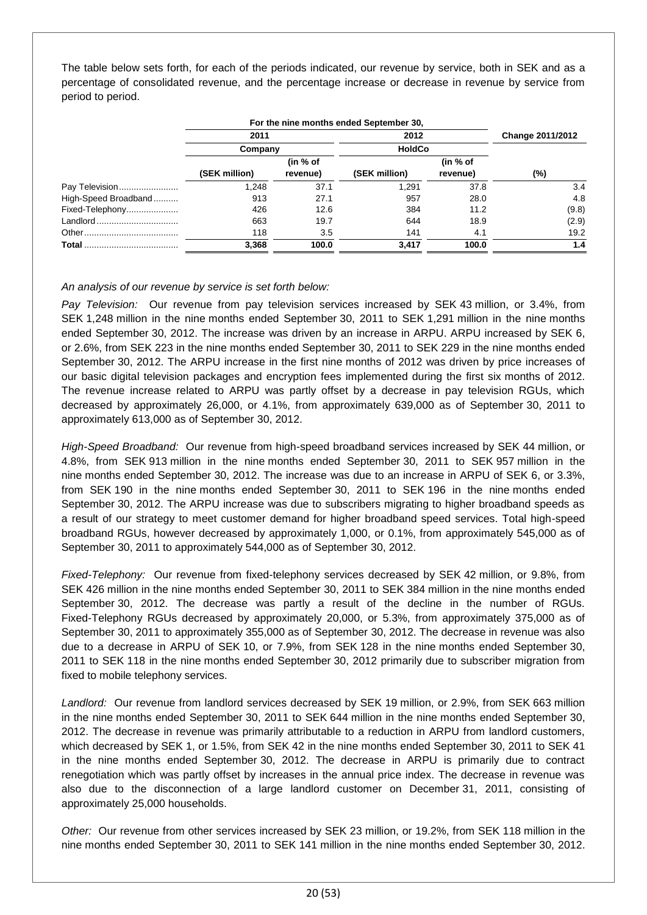The table below sets forth, for each of the periods indicated, our revenue by service, both in SEK and as a percentage of consolidated revenue, and the percentage increase or decrease in revenue by service from period to period.

| | For the nine months ended September 30, | | | | |
|---|---|---|---|---|---|
| | 2011 | | 2012 | | Change 2011/2012 |
| | Company | | HoldCo | | |
| | (SEK million) | (in % of revenue) | (SEK million) | (in % of revenue) | (%) |
| Pay Television | 1,248 | 37.1 | 1,291 | 37.8 | 3.4 |
| High-Speed Broadband | 913 | 27.1 | 957 | 28.0 | 4.8 |
| Fixed-Telephony | 426 | 12.6 | 384 | 11.2 | (9.8) |
| Landlord | 663 | 19.7 | 644 | 18.9 | (2.9) |
| Other | 118 | 3.5 | 141 | 4.1 | 19.2 |
| **Total** | **3,368** | **100.0** | **3,417** | **100.0** | **1.4** |

*An analysis of our revenue by service is set forth below:*

*Pay Television:* Our revenue from pay television services increased by SEK 43 million, or 3.4%, from SEK 1,248 million in the nine months ended September 30, 2011 to SEK 1,291 million in the nine months ended September 30, 2012. The increase was driven by an increase in ARPU. ARPU increased by SEK 6, or 2.6%, from SEK 223 in the nine months ended September 30, 2011 to SEK 229 in the nine months ended September 30, 2012. The ARPU increase in the first nine months of 2012 was driven by price increases of our basic digital television packages and encryption fees implemented during the first six months of 2012. The revenue increase related to ARPU was partly offset by a decrease in pay television RGUs, which decreased by approximately 26,000, or 4.1%, from approximately 639,000 as of September 30, 2011 to approximately 613,000 as of September 30, 2012.

*High-Speed Broadband:* Our revenue from high-speed broadband services increased by SEK 44 million, or 4.8%, from SEK 913 million in the nine months ended September 30, 2011 to SEK 957 million in the nine months ended September 30, 2012. The increase was due to an increase in ARPU of SEK 6, or 3.3%, from SEK 190 in the nine months ended September 30, 2011 to SEK 196 in the nine months ended September 30, 2012. The ARPU increase was due to subscribers migrating to higher broadband speeds as a result of our strategy to meet customer demand for higher broadband speed services. Total high-speed broadband RGUs, however decreased by approximately 1,000, or 0.1%, from approximately 545,000 as of September 30, 2011 to approximately 544,000 as of September 30, 2012.

*Fixed-Telephony:* Our revenue from fixed-telephony services decreased by SEK 42 million, or 9.8%, from SEK 426 million in the nine months ended September 30, 2011 to SEK 384 million in the nine months ended September 30, 2012. The decrease was partly a result of the decline in the number of RGUs. Fixed-Telephony RGUs decreased by approximately 20,000, or 5.3%, from approximately 375,000 as of September 30, 2011 to approximately 355,000 as of September 30, 2012. The decrease in revenue was also due to a decrease in ARPU of SEK 10, or 7.9%, from SEK 128 in the nine months ended September 30, 2011 to SEK 118 in the nine months ended September 30, 2012 primarily due to subscriber migration from fixed to mobile telephony services.

*Landlord:* Our revenue from landlord services decreased by SEK 19 million, or 2.9%, from SEK 663 million in the nine months ended September 30, 2011 to SEK 644 million in the nine months ended September 30, 2012. The decrease in revenue was primarily attributable to a reduction in ARPU from landlord customers, which decreased by SEK 1, or 1.5%, from SEK 42 in the nine months ended September 30, 2011 to SEK 41 in the nine months ended September 30, 2012. The decrease in ARPU is primarily due to contract renegotiation which was partly offset by increases in the annual price index. The decrease in revenue was also due to the disconnection of a large landlord customer on December 31, 2011, consisting of approximately 25,000 households.

*Other:* Our revenue from other services increased by SEK 23 million, or 19.2%, from SEK 118 million in the nine months ended September 30, 2011 to SEK 141 million in the nine months ended September 30, 2012.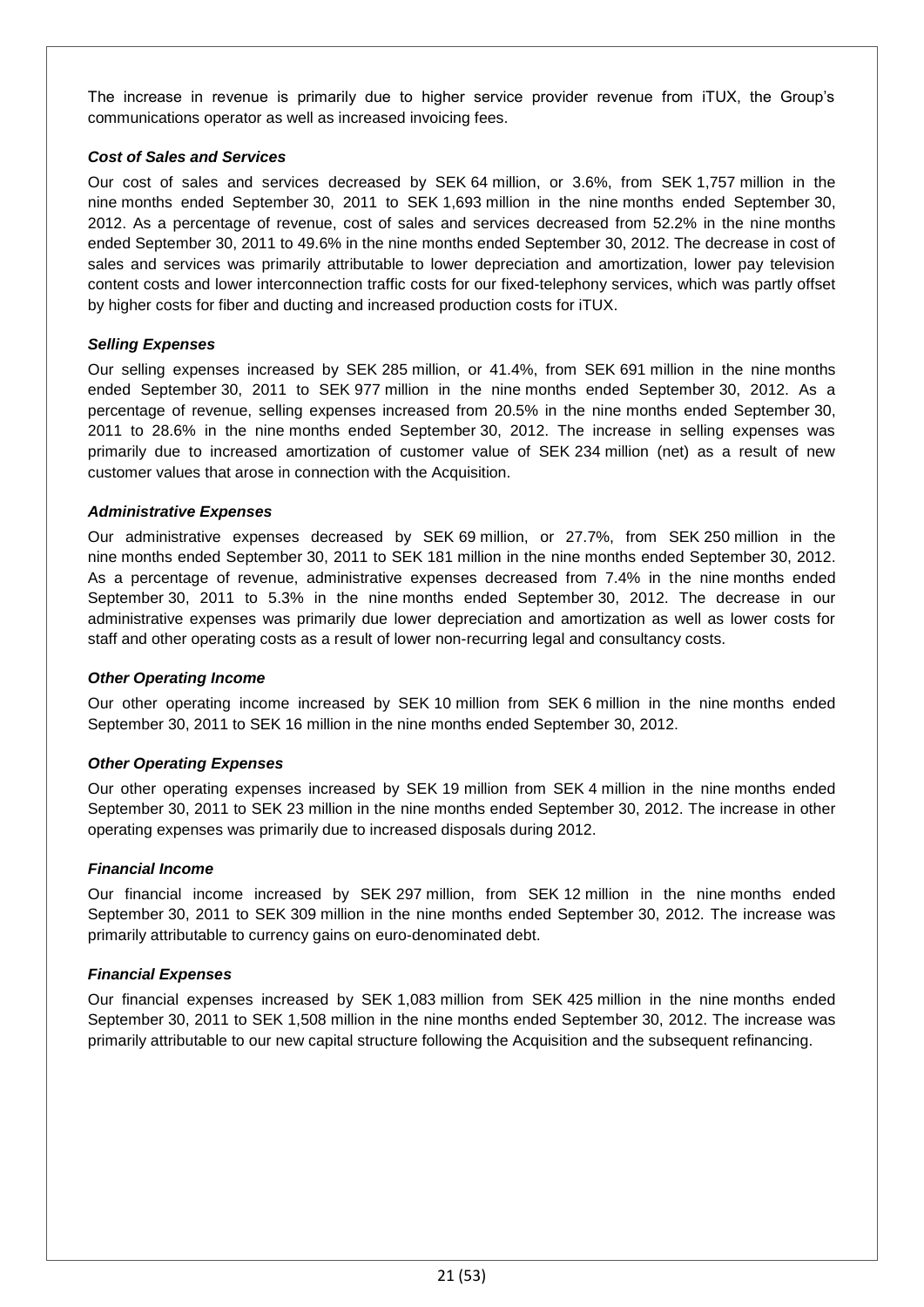The increase in revenue is primarily due to higher service provider revenue from iTUX, the Group's communications operator as well as increased invoicing fees.

***Cost of Sales and Services***

Our cost of sales and services decreased by SEK 64 million, or 3.6%, from SEK 1,757 million in the nine months ended September 30, 2011 to SEK 1,693 million in the nine months ended September 30, 2012. As a percentage of revenue, cost of sales and services decreased from 52.2% in the nine months ended September 30, 2011 to 49.6% in the nine months ended September 30, 2012. The decrease in cost of sales and services was primarily attributable to lower depreciation and amortization, lower pay television content costs and lower interconnection traffic costs for our fixed-telephony services, which was partly offset by higher costs for fiber and ducting and increased production costs for iTUX.

***Selling Expenses***

Our selling expenses increased by SEK 285 million, or 41.4%, from SEK 691 million in the nine months ended September 30, 2011 to SEK 977 million in the nine months ended September 30, 2012. As a percentage of revenue, selling expenses increased from 20.5% in the nine months ended September 30, 2011 to 28.6% in the nine months ended September 30, 2012. The increase in selling expenses was primarily due to increased amortization of customer value of SEK 234 million (net) as a result of new customer values that arose in connection with the Acquisition.

***Administrative Expenses***

Our administrative expenses decreased by SEK 69 million, or 27.7%, from SEK 250 million in the nine months ended September 30, 2011 to SEK 181 million in the nine months ended September 30, 2012. As a percentage of revenue, administrative expenses decreased from 7.4% in the nine months ended September 30, 2011 to 5.3% in the nine months ended September 30, 2012. The decrease in our administrative expenses was primarily due lower depreciation and amortization as well as lower costs for staff and other operating costs as a result of lower non-recurring legal and consultancy costs.

***Other Operating Income***

Our other operating income increased by SEK 10 million from SEK 6 million in the nine months ended September 30, 2011 to SEK 16 million in the nine months ended September 30, 2012.

***Other Operating Expenses***

Our other operating expenses increased by SEK 19 million from SEK 4 million in the nine months ended September 30, 2011 to SEK 23 million in the nine months ended September 30, 2012. The increase in other operating expenses was primarily due to increased disposals during 2012.

***Financial Income***

Our financial income increased by SEK 297 million, from SEK 12 million in the nine months ended September 30, 2011 to SEK 309 million in the nine months ended September 30, 2012. The increase was primarily attributable to currency gains on euro-denominated debt.

***Financial Expenses***

Our financial expenses increased by SEK 1,083 million from SEK 425 million in the nine months ended September 30, 2011 to SEK 1,508 million in the nine months ended September 30, 2012. The increase was primarily attributable to our new capital structure following the Acquisition and the subsequent refinancing.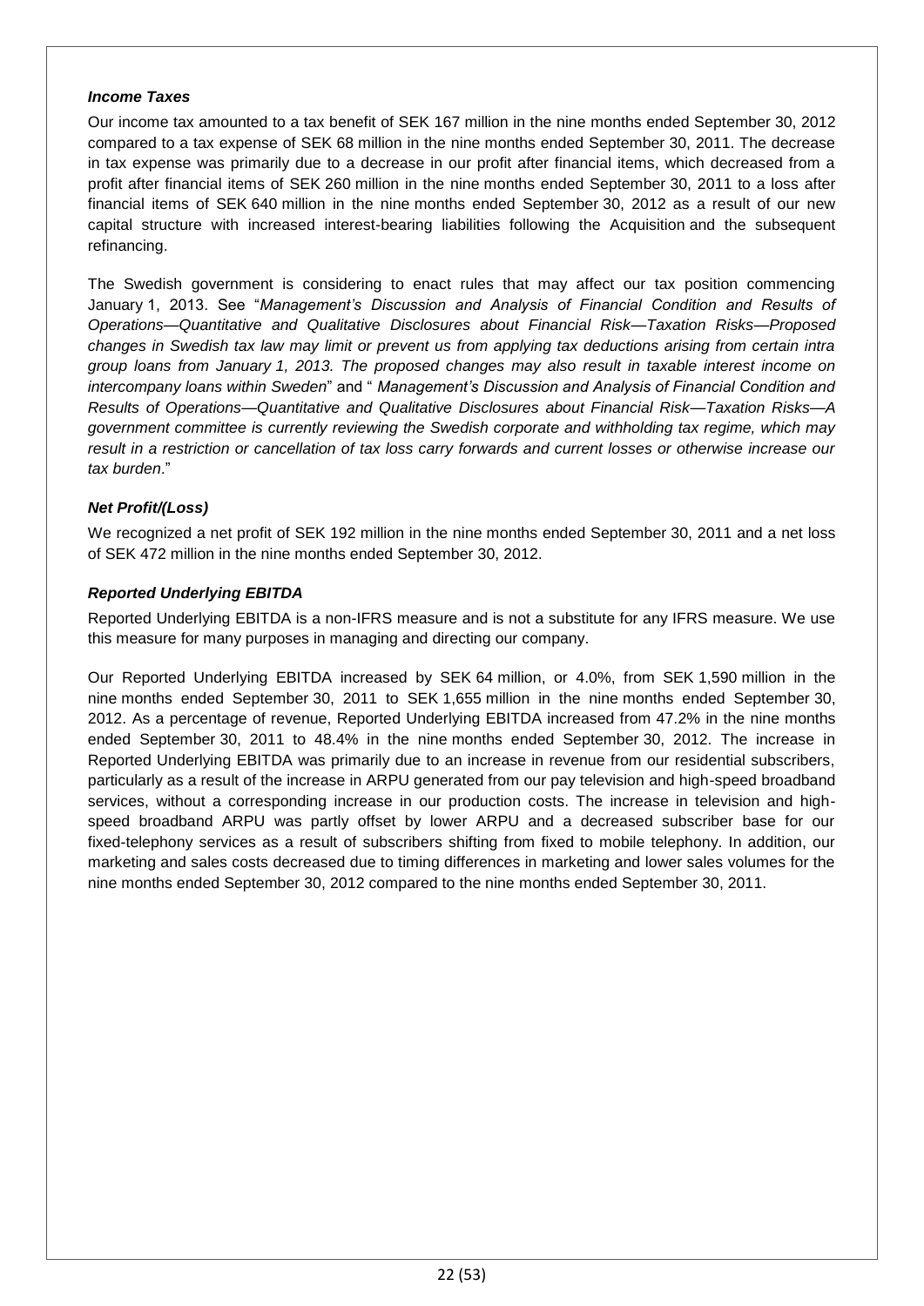***Income Taxes***

Our income tax amounted to a tax benefit of SEK 167 million in the nine months ended September 30, 2012 compared to a tax expense of SEK 68 million in the nine months ended September 30, 2011. The decrease in tax expense was primarily due to a decrease in our profit after financial items, which decreased from a profit after financial items of SEK 260 million in the nine months ended September 30, 2011 to a loss after financial items of SEK 640 million in the nine months ended September 30, 2012 as a result of our new capital structure with increased interest-bearing liabilities following the Acquisition and the subsequent refinancing.

The Swedish government is considering to enact rules that may affect our tax position commencing January 1, 2013. See "*Management's Discussion and Analysis of Financial Condition and Results of Operations—Quantitative and Qualitative Disclosures about Financial Risk—Taxation Risks—Proposed changes in Swedish tax law may limit or prevent us from applying tax deductions arising from certain intra group loans from January 1, 2013. The proposed changes may also result in taxable interest income on intercompany loans within Sweden*" and " *Management's Discussion and Analysis of Financial Condition and Results of Operations—Quantitative and Qualitative Disclosures about Financial Risk—Taxation Risks—A government committee is currently reviewing the Swedish corporate and withholding tax regime, which may result in a restriction or cancellation of tax loss carry forwards and current losses or otherwise increase our tax burden*."

***Net Profit/(Loss)***

We recognized a net profit of SEK 192 million in the nine months ended September 30, 2011 and a net loss of SEK 472 million in the nine months ended September 30, 2012.

***Reported Underlying EBITDA***

Reported Underlying EBITDA is a non-IFRS measure and is not a substitute for any IFRS measure. We use this measure for many purposes in managing and directing our company.

Our Reported Underlying EBITDA increased by SEK 64 million, or 4.0%, from SEK 1,590 million in the nine months ended September 30, 2011 to SEK 1,655 million in the nine months ended September 30, 2012. As a percentage of revenue, Reported Underlying EBITDA increased from 47.2% in the nine months ended September 30, 2011 to 48.4% in the nine months ended September 30, 2012. The increase in Reported Underlying EBITDA was primarily due to an increase in revenue from our residential subscribers, particularly as a result of the increase in ARPU generated from our pay television and high-speed broadband services, without a corresponding increase in our production costs. The increase in television and high-speed broadband ARPU was partly offset by lower ARPU and a decreased subscriber base for our fixed-telephony services as a result of subscribers shifting from fixed to mobile telephony. In addition, our marketing and sales costs decreased due to timing differences in marketing and lower sales volumes for the nine months ended September 30, 2012 compared to the nine months ended September 30, 2011.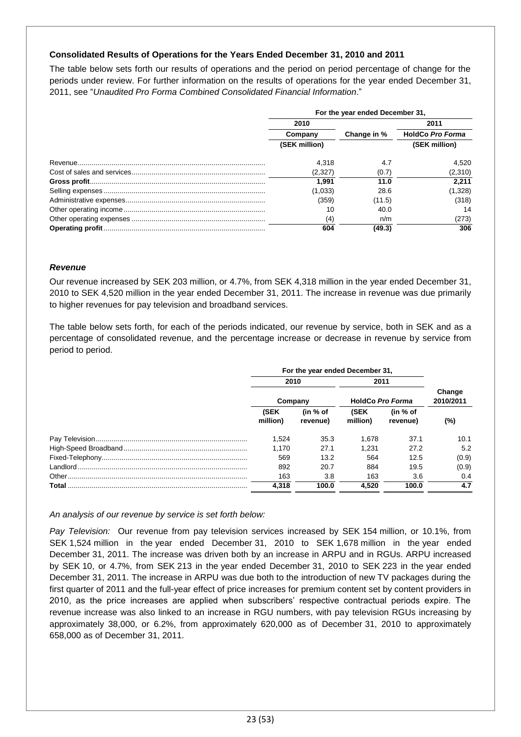### Consolidated Results of Operations for the Years Ended December 31, 2010 and 2011

The table below sets forth our results of operations and the period on period percentage of change for the periods under review. For further information on the results of operations for the year ended December 31, 2011, see "*Unaudited Pro Forma Combined Consolidated Financial Information*."

| | For the year ended December 31, | | |
|---|---|---|---|
| | 2010 | | 2011 |
| | Company | Change in % | HoldCo *Pro Forma* |
| | (SEK million) | | (SEK million) |
| Revenue | 4,318 | 4.7 | 4,520 |
| Cost of sales and services | (2,327) | (0.7) | (2,310) |
| **Gross profit** | **1,991** | **11.0** | **2,211** |
| Selling expenses | (1,033) | 28.6 | (1,328) |
| Administrative expenses | (359) | (11.5) | (318) |
| Other operating income | 10 | 40.0 | 14 |
| Other operating expenses | (4) | n/m | (273) |
| **Operating profit** | **604** | **(49.3)** | **306** |

#### *Revenue*

Our revenue increased by SEK 203 million, or 4.7%, from SEK 4,318 million in the year ended December 31, 2010 to SEK 4,520 million in the year ended December 31, 2011. The increase in revenue was due primarily to higher revenues for pay television and broadband services.

The table below sets forth, for each of the periods indicated, our revenue by service, both in SEK and as a percentage of consolidated revenue, and the percentage increase or decrease in revenue by service from period to period.

| | For the year ended December 31, | | | | |
|---|---|---|---|---|---|
| | 2010 | | 2011 | | |
| | Company | | HoldCo *Pro Forma* | | Change 2010/2011 |
| | (SEK million) | (in % of revenue) | (SEK million) | (in % of revenue) | (%) |
| Pay Television | 1,524 | 35.3 | 1,678 | 37.1 | 10.1 |
| High-Speed Broadband | 1,170 | 27.1 | 1,231 | 27.2 | 5.2 |
| Fixed-Telephony | 569 | 13.2 | 564 | 12.5 | (0.9) |
| Landlord | 892 | 20.7 | 884 | 19.5 | (0.9) |
| Other | 163 | 3.8 | 163 | 3.6 | 0.4 |
| **Total** | **4,318** | **100.0** | **4,520** | **100.0** | **4.7** |

*An analysis of our revenue by service is set forth below:*

*Pay Television:* Our revenue from pay television services increased by SEK 154 million, or 10.1%, from SEK 1,524 million in the year ended December 31, 2010 to SEK 1,678 million in the year ended December 31, 2011. The increase was driven both by an increase in ARPU and in RGUs. ARPU increased by SEK 10, or 4.7%, from SEK 213 in the year ended December 31, 2010 to SEK 223 in the year ended December 31, 2011. The increase in ARPU was due both to the introduction of new TV packages during the first quarter of 2011 and the full-year effect of price increases for premium content set by content providers in 2010, as the price increases are applied when subscribers' respective contractual periods expire. The revenue increase was also linked to an increase in RGU numbers, with pay television RGUs increasing by approximately 38,000, or 6.2%, from approximately 620,000 as of December 31, 2010 to approximately 658,000 as of December 31, 2011.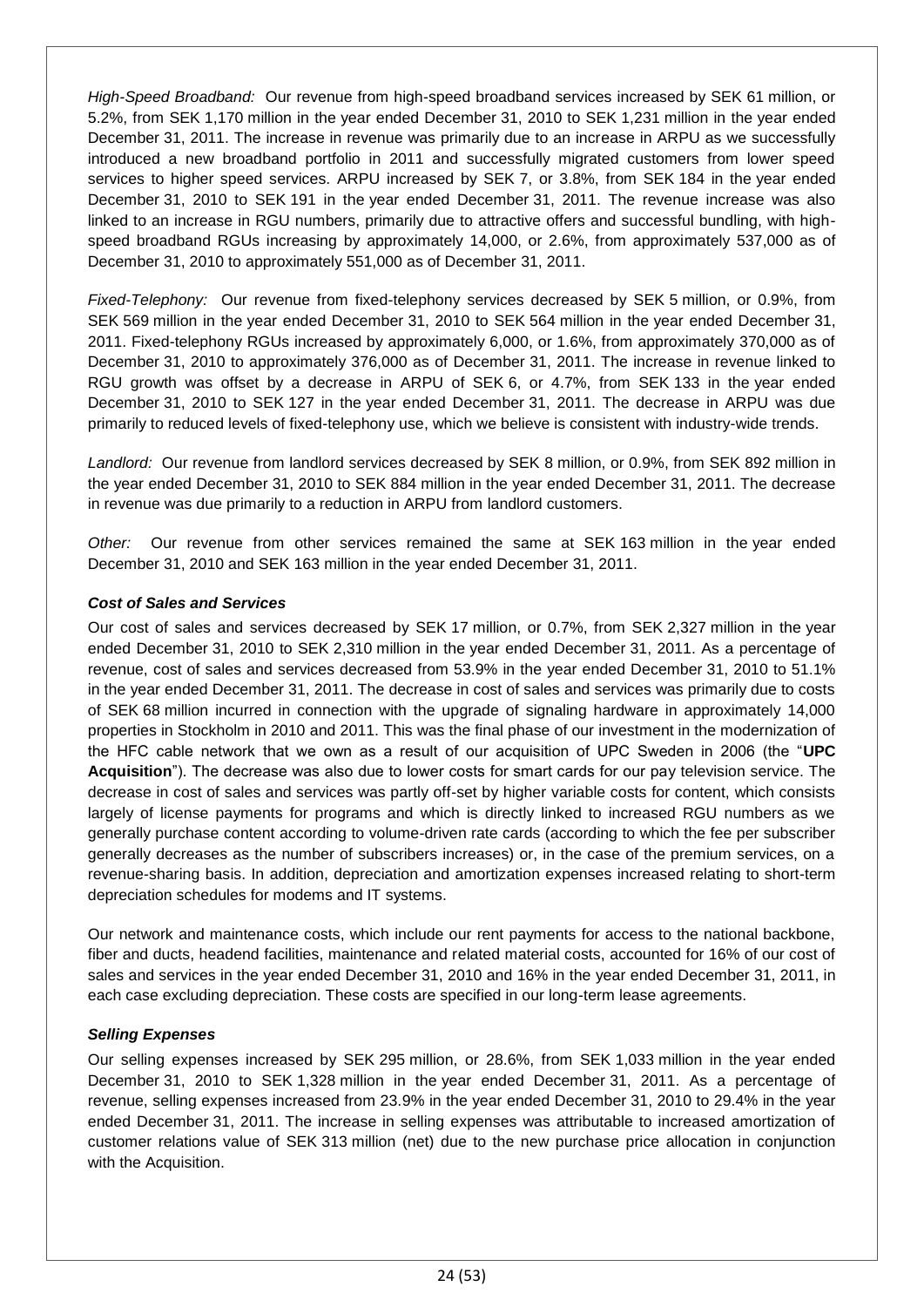*High-Speed Broadband:* Our revenue from high-speed broadband services increased by SEK 61 million, or 5.2%, from SEK 1,170 million in the year ended December 31, 2010 to SEK 1,231 million in the year ended December 31, 2011. The increase in revenue was primarily due to an increase in ARPU as we successfully introduced a new broadband portfolio in 2011 and successfully migrated customers from lower speed services to higher speed services. ARPU increased by SEK 7, or 3.8%, from SEK 184 in the year ended December 31, 2010 to SEK 191 in the year ended December 31, 2011. The revenue increase was also linked to an increase in RGU numbers, primarily due to attractive offers and successful bundling, with high-speed broadband RGUs increasing by approximately 14,000, or 2.6%, from approximately 537,000 as of December 31, 2010 to approximately 551,000 as of December 31, 2011.

*Fixed-Telephony:* Our revenue from fixed-telephony services decreased by SEK 5 million, or 0.9%, from SEK 569 million in the year ended December 31, 2010 to SEK 564 million in the year ended December 31, 2011. Fixed-telephony RGUs increased by approximately 6,000, or 1.6%, from approximately 370,000 as of December 31, 2010 to approximately 376,000 as of December 31, 2011. The increase in revenue linked to RGU growth was offset by a decrease in ARPU of SEK 6, or 4.7%, from SEK 133 in the year ended December 31, 2010 to SEK 127 in the year ended December 31, 2011. The decrease in ARPU was due primarily to reduced levels of fixed-telephony use, which we believe is consistent with industry-wide trends.

*Landlord:* Our revenue from landlord services decreased by SEK 8 million, or 0.9%, from SEK 892 million in the year ended December 31, 2010 to SEK 884 million in the year ended December 31, 2011. The decrease in revenue was due primarily to a reduction in ARPU from landlord customers.

*Other:* Our revenue from other services remained the same at SEK 163 million in the year ended December 31, 2010 and SEK 163 million in the year ended December 31, 2011.

***Cost of Sales and Services***

Our cost of sales and services decreased by SEK 17 million, or 0.7%, from SEK 2,327 million in the year ended December 31, 2010 to SEK 2,310 million in the year ended December 31, 2011. As a percentage of revenue, cost of sales and services decreased from 53.9% in the year ended December 31, 2010 to 51.1% in the year ended December 31, 2011. The decrease in cost of sales and services was primarily due to costs of SEK 68 million incurred in connection with the upgrade of signaling hardware in approximately 14,000 properties in Stockholm in 2010 and 2011. This was the final phase of our investment in the modernization of the HFC cable network that we own as a result of our acquisition of UPC Sweden in 2006 (the "**UPC Acquisition**"). The decrease was also due to lower costs for smart cards for our pay television service. The decrease in cost of sales and services was partly off-set by higher variable costs for content, which consists largely of license payments for programs and which is directly linked to increased RGU numbers as we generally purchase content according to volume-driven rate cards (according to which the fee per subscriber generally decreases as the number of subscribers increases) or, in the case of the premium services, on a revenue-sharing basis. In addition, depreciation and amortization expenses increased relating to short-term depreciation schedules for modems and IT systems.

Our network and maintenance costs, which include our rent payments for access to the national backbone, fiber and ducts, headend facilities, maintenance and related material costs, accounted for 16% of our cost of sales and services in the year ended December 31, 2010 and 16% in the year ended December 31, 2011, in each case excluding depreciation. These costs are specified in our long-term lease agreements.

***Selling Expenses***

Our selling expenses increased by SEK 295 million, or 28.6%, from SEK 1,033 million in the year ended December 31, 2010 to SEK 1,328 million in the year ended December 31, 2011. As a percentage of revenue, selling expenses increased from 23.9% in the year ended December 31, 2010 to 29.4% in the year ended December 31, 2011. The increase in selling expenses was attributable to increased amortization of customer relations value of SEK 313 million (net) due to the new purchase price allocation in conjunction with the Acquisition.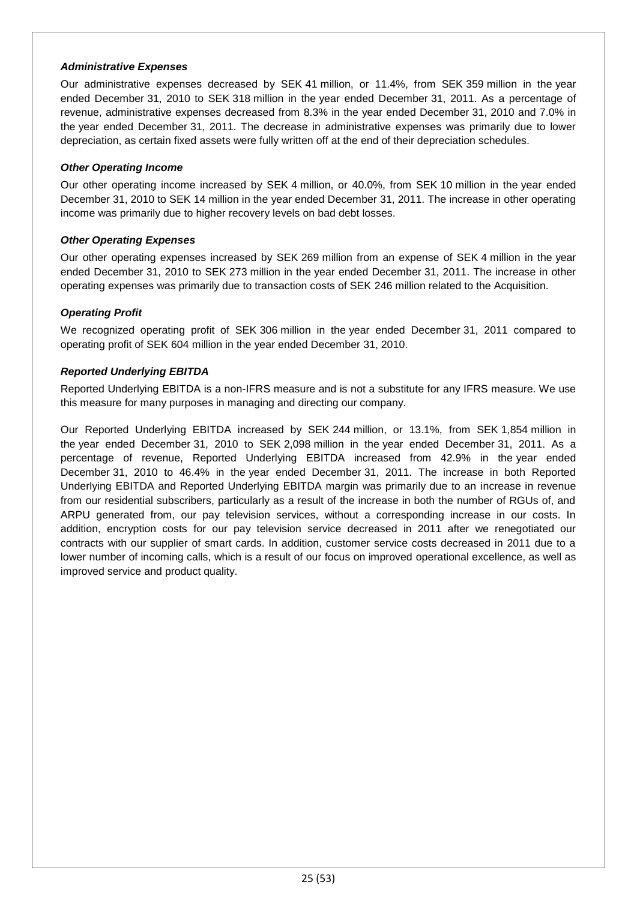***Administrative Expenses***

Our administrative expenses decreased by SEK 41 million, or 11.4%, from SEK 359 million in the year ended December 31, 2010 to SEK 318 million in the year ended December 31, 2011. As a percentage of revenue, administrative expenses decreased from 8.3% in the year ended December 31, 2010 and 7.0% in the year ended December 31, 2011. The decrease in administrative expenses was primarily due to lower depreciation, as certain fixed assets were fully written off at the end of their depreciation schedules.

***Other Operating Income***

Our other operating income increased by SEK 4 million, or 40.0%, from SEK 10 million in the year ended December 31, 2010 to SEK 14 million in the year ended December 31, 2011. The increase in other operating income was primarily due to higher recovery levels on bad debt losses.

***Other Operating Expenses***

Our other operating expenses increased by SEK 269 million from an expense of SEK 4 million in the year ended December 31, 2010 to SEK 273 million in the year ended December 31, 2011. The increase in other operating expenses was primarily due to transaction costs of SEK 246 million related to the Acquisition.

***Operating Profit***

We recognized operating profit of SEK 306 million in the year ended December 31, 2011 compared to operating profit of SEK 604 million in the year ended December 31, 2010.

***Reported Underlying EBITDA***

Reported Underlying EBITDA is a non-IFRS measure and is not a substitute for any IFRS measure. We use this measure for many purposes in managing and directing our company.

Our Reported Underlying EBITDA increased by SEK 244 million, or 13.1%, from SEK 1,854 million in the year ended December 31, 2010 to SEK 2,098 million in the year ended December 31, 2011. As a percentage of revenue, Reported Underlying EBITDA increased from 42.9% in the year ended December 31, 2010 to 46.4% in the year ended December 31, 2011. The increase in both Reported Underlying EBITDA and Reported Underlying EBITDA margin was primarily due to an increase in revenue from our residential subscribers, particularly as a result of the increase in both the number of RGUs of, and ARPU generated from, our pay television services, without a corresponding increase in our costs. In addition, encryption costs for our pay television service decreased in 2011 after we renegotiated our contracts with our supplier of smart cards. In addition, customer service costs decreased in 2011 due to a lower number of incoming calls, which is a result of our focus on improved operational excellence, as well as improved service and product quality.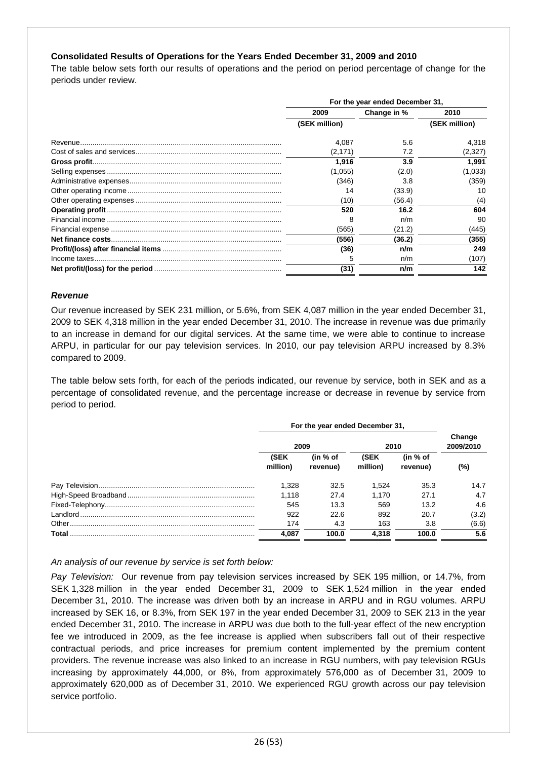**Consolidated Results of Operations for the Years Ended December 31, 2009 and 2010**

The table below sets forth our results of operations and the period on period percentage of change for the periods under review.

| | For the year ended December 31, | | |
|---|---|---|---|
| | 2009 | Change in % | 2010 |
| | (SEK million) | | (SEK million) |
| Revenue | 4,087 | 5.6 | 4,318 |
| Cost of sales and services | (2,171) | 7.2 | (2,327) |
| **Gross profit** | **1,916** | **3.9** | **1,991** |
| Selling expenses | (1,055) | (2.0) | (1,033) |
| Administrative expenses | (346) | 3.8 | (359) |
| Other operating income | 14 | (33.9) | 10 |
| Other operating expenses | (10) | (56.4) | (4) |
| **Operating profit** | **520** | **16.2** | **604** |
| Financial income | 8 | n/m | 90 |
| Financial expense | (565) | (21.2) | (445) |
| **Net finance costs** | **(556)** | **(36.2)** | **(355)** |
| **Profit/(loss) after financial items** | **(36)** | **n/m** | **249** |
| Income taxes | 5 | n/m | (107) |
| **Net profit/(loss) for the period** | **(31)** | **n/m** | **142** |

### *Revenue*

Our revenue increased by SEK 231 million, or 5.6%, from SEK 4,087 million in the year ended December 31, 2009 to SEK 4,318 million in the year ended December 31, 2010. The increase in revenue was due primarily to an increase in demand for our digital services. At the same time, we were able to continue to increase ARPU, in particular for our pay television services. In 2010, our pay television ARPU increased by 8.3% compared to 2009.

The table below sets forth, for each of the periods indicated, our revenue by service, both in SEK and as a percentage of consolidated revenue, and the percentage increase or decrease in revenue by service from period to period.

| | For the year ended December 31, | | | | |
|---|---|---|---|---|---|
| | 2009 | | 2010 | | Change 2009/2010 |
| | (SEK million) | (in % of revenue) | (SEK million) | (in % of revenue) | (%) |
| Pay Television | 1,328 | 32.5 | 1,524 | 35.3 | 14.7 |
| High-Speed Broadband | 1,118 | 27.4 | 1,170 | 27.1 | 4.7 |
| Fixed-Telephony | 545 | 13.3 | 569 | 13.2 | 4.6 |
| Landlord | 922 | 22.6 | 892 | 20.7 | (3.2) |
| Other | 174 | 4.3 | 163 | 3.8 | (6.6) |
| **Total** | **4,087** | **100.0** | **4,318** | **100.0** | **5.6** |

*An analysis of our revenue by service is set forth below:*

*Pay Television:* Our revenue from pay television services increased by SEK 195 million, or 14.7%, from SEK 1,328 million in the year ended December 31, 2009 to SEK 1,524 million in the year ended December 31, 2010. The increase was driven both by an increase in ARPU and in RGU volumes. ARPU increased by SEK 16, or 8.3%, from SEK 197 in the year ended December 31, 2009 to SEK 213 in the year ended December 31, 2010. The increase in ARPU was due both to the full-year effect of the new encryption fee we introduced in 2009, as the fee increase is applied when subscribers fall out of their respective contractual periods, and price increases for premium content implemented by the premium content providers. The revenue increase was also linked to an increase in RGU numbers, with pay television RGUs increasing by approximately 44,000, or 8%, from approximately 576,000 as of December 31, 2009 to approximately 620,000 as of December 31, 2010. We experienced RGU growth across our pay television service portfolio.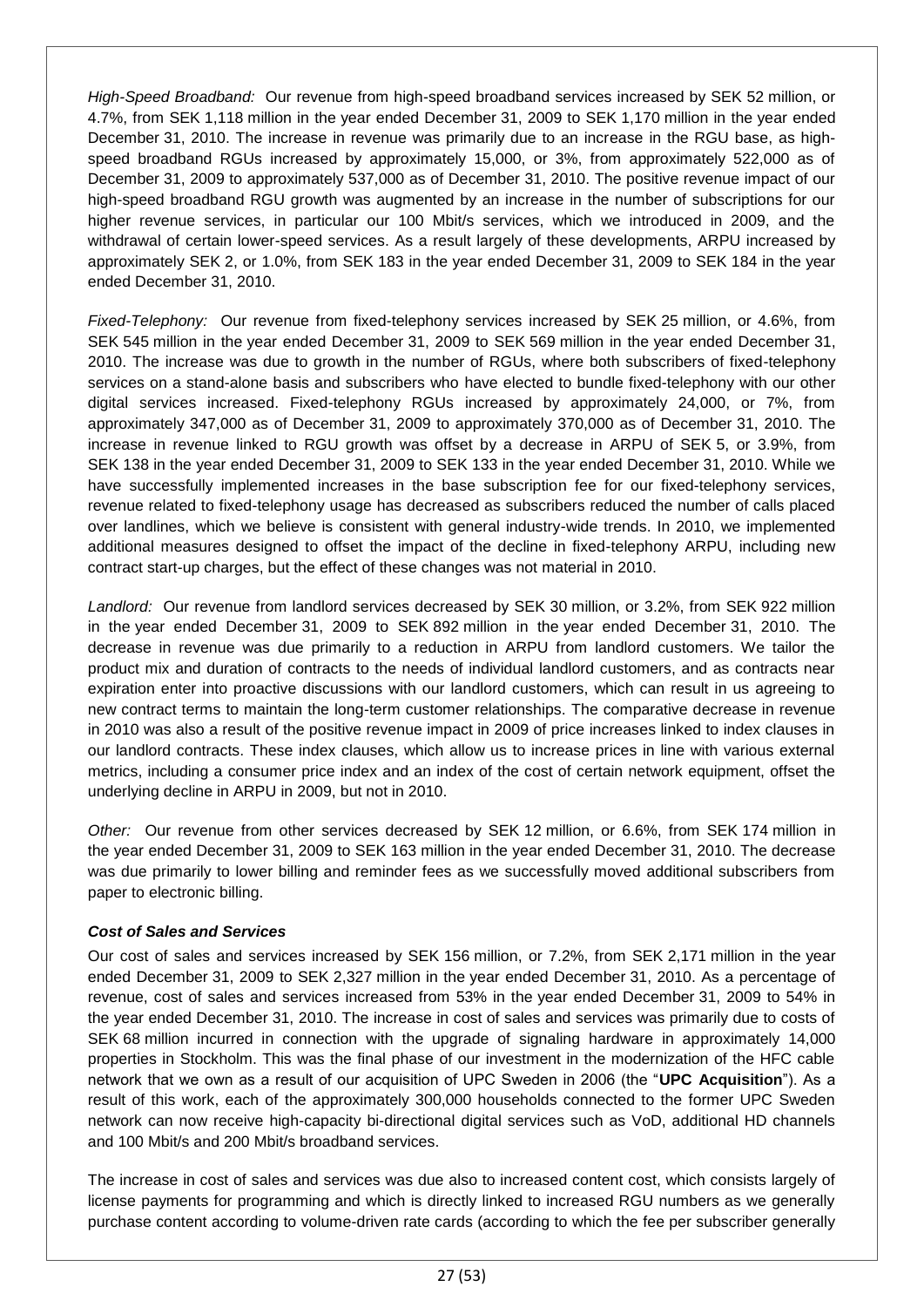*High-Speed Broadband:* Our revenue from high-speed broadband services increased by SEK 52 million, or 4.7%, from SEK 1,118 million in the year ended December 31, 2009 to SEK 1,170 million in the year ended December 31, 2010. The increase in revenue was primarily due to an increase in the RGU base, as high-speed broadband RGUs increased by approximately 15,000, or 3%, from approximately 522,000 as of December 31, 2009 to approximately 537,000 as of December 31, 2010. The positive revenue impact of our high-speed broadband RGU growth was augmented by an increase in the number of subscriptions for our higher revenue services, in particular our 100 Mbit/s services, which we introduced in 2009, and the withdrawal of certain lower-speed services. As a result largely of these developments, ARPU increased by approximately SEK 2, or 1.0%, from SEK 183 in the year ended December 31, 2009 to SEK 184 in the year ended December 31, 2010.

*Fixed-Telephony:* Our revenue from fixed-telephony services increased by SEK 25 million, or 4.6%, from SEK 545 million in the year ended December 31, 2009 to SEK 569 million in the year ended December 31, 2010. The increase was due to growth in the number of RGUs, where both subscribers of fixed-telephony services on a stand-alone basis and subscribers who have elected to bundle fixed-telephony with our other digital services increased. Fixed-telephony RGUs increased by approximately 24,000, or 7%, from approximately 347,000 as of December 31, 2009 to approximately 370,000 as of December 31, 2010. The increase in revenue linked to RGU growth was offset by a decrease in ARPU of SEK 5, or 3.9%, from SEK 138 in the year ended December 31, 2009 to SEK 133 in the year ended December 31, 2010. While we have successfully implemented increases in the base subscription fee for our fixed-telephony services, revenue related to fixed-telephony usage has decreased as subscribers reduced the number of calls placed over landlines, which we believe is consistent with general industry-wide trends. In 2010, we implemented additional measures designed to offset the impact of the decline in fixed-telephony ARPU, including new contract start-up charges, but the effect of these changes was not material in 2010.

*Landlord:* Our revenue from landlord services decreased by SEK 30 million, or 3.2%, from SEK 922 million in the year ended December 31, 2009 to SEK 892 million in the year ended December 31, 2010. The decrease in revenue was due primarily to a reduction in ARPU from landlord customers. We tailor the product mix and duration of contracts to the needs of individual landlord customers, and as contracts near expiration enter into proactive discussions with our landlord customers, which can result in us agreeing to new contract terms to maintain the long-term customer relationships. The comparative decrease in revenue in 2010 was also a result of the positive revenue impact in 2009 of price increases linked to index clauses in our landlord contracts. These index clauses, which allow us to increase prices in line with various external metrics, including a consumer price index and an index of the cost of certain network equipment, offset the underlying decline in ARPU in 2009, but not in 2010.

*Other:* Our revenue from other services decreased by SEK 12 million, or 6.6%, from SEK 174 million in the year ended December 31, 2009 to SEK 163 million in the year ended December 31, 2010. The decrease was due primarily to lower billing and reminder fees as we successfully moved additional subscribers from paper to electronic billing.

***Cost of Sales and Services***

Our cost of sales and services increased by SEK 156 million, or 7.2%, from SEK 2,171 million in the year ended December 31, 2009 to SEK 2,327 million in the year ended December 31, 2010. As a percentage of revenue, cost of sales and services increased from 53% in the year ended December 31, 2009 to 54% in the year ended December 31, 2010. The increase in cost of sales and services was primarily due to costs of SEK 68 million incurred in connection with the upgrade of signaling hardware in approximately 14,000 properties in Stockholm. This was the final phase of our investment in the modernization of the HFC cable network that we own as a result of our acquisition of UPC Sweden in 2006 (the "**UPC Acquisition**"). As a result of this work, each of the approximately 300,000 households connected to the former UPC Sweden network can now receive high-capacity bi-directional digital services such as VoD, additional HD channels and 100 Mbit/s and 200 Mbit/s broadband services.

The increase in cost of sales and services was due also to increased content cost, which consists largely of license payments for programming and which is directly linked to increased RGU numbers as we generally purchase content according to volume-driven rate cards (according to which the fee per subscriber generally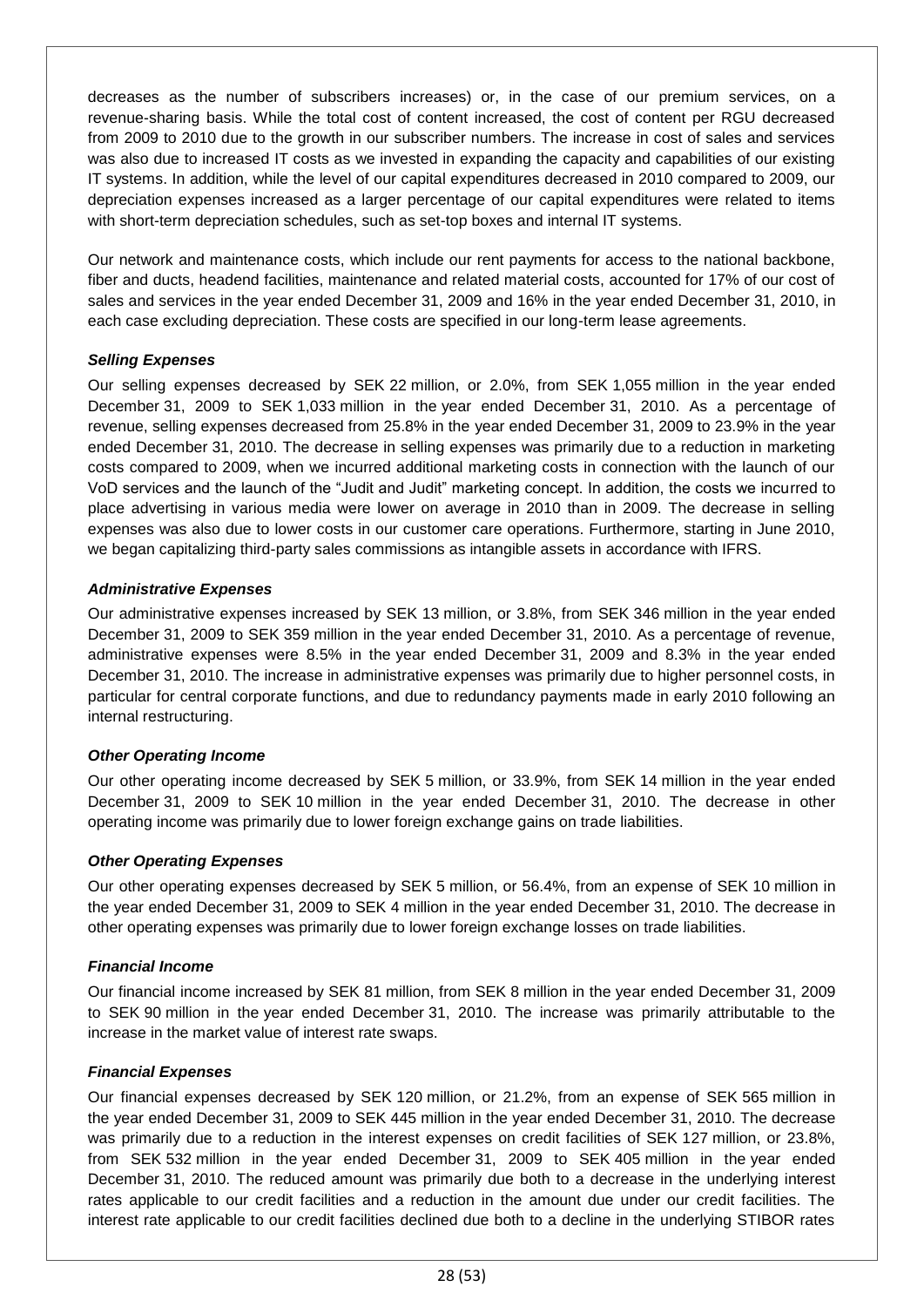decreases as the number of subscribers increases) or, in the case of our premium services, on a revenue-sharing basis. While the total cost of content increased, the cost of content per RGU decreased from 2009 to 2010 due to the growth in our subscriber numbers. The increase in cost of sales and services was also due to increased IT costs as we invested in expanding the capacity and capabilities of our existing IT systems. In addition, while the level of our capital expenditures decreased in 2010 compared to 2009, our depreciation expenses increased as a larger percentage of our capital expenditures were related to items with short-term depreciation schedules, such as set-top boxes and internal IT systems.

Our network and maintenance costs, which include our rent payments for access to the national backbone, fiber and ducts, headend facilities, maintenance and related material costs, accounted for 17% of our cost of sales and services in the year ended December 31, 2009 and 16% in the year ended December 31, 2010, in each case excluding depreciation. These costs are specified in our long-term lease agreements.

***Selling Expenses***

Our selling expenses decreased by SEK 22 million, or 2.0%, from SEK 1,055 million in the year ended December 31, 2009 to SEK 1,033 million in the year ended December 31, 2010. As a percentage of revenue, selling expenses decreased from 25.8% in the year ended December 31, 2009 to 23.9% in the year ended December 31, 2010. The decrease in selling expenses was primarily due to a reduction in marketing costs compared to 2009, when we incurred additional marketing costs in connection with the launch of our VoD services and the launch of the "Judit and Judit" marketing concept. In addition, the costs we incurred to place advertising in various media were lower on average in 2010 than in 2009. The decrease in selling expenses was also due to lower costs in our customer care operations. Furthermore, starting in June 2010, we began capitalizing third-party sales commissions as intangible assets in accordance with IFRS.

***Administrative Expenses***

Our administrative expenses increased by SEK 13 million, or 3.8%, from SEK 346 million in the year ended December 31, 2009 to SEK 359 million in the year ended December 31, 2010. As a percentage of revenue, administrative expenses were 8.5% in the year ended December 31, 2009 and 8.3% in the year ended December 31, 2010. The increase in administrative expenses was primarily due to higher personnel costs, in particular for central corporate functions, and due to redundancy payments made in early 2010 following an internal restructuring.

***Other Operating Income***

Our other operating income decreased by SEK 5 million, or 33.9%, from SEK 14 million in the year ended December 31, 2009 to SEK 10 million in the year ended December 31, 2010. The decrease in other operating income was primarily due to lower foreign exchange gains on trade liabilities.

***Other Operating Expenses***

Our other operating expenses decreased by SEK 5 million, or 56.4%, from an expense of SEK 10 million in the year ended December 31, 2009 to SEK 4 million in the year ended December 31, 2010. The decrease in other operating expenses was primarily due to lower foreign exchange losses on trade liabilities.

***Financial Income***

Our financial income increased by SEK 81 million, from SEK 8 million in the year ended December 31, 2009 to SEK 90 million in the year ended December 31, 2010. The increase was primarily attributable to the increase in the market value of interest rate swaps.

***Financial Expenses***

Our financial expenses decreased by SEK 120 million, or 21.2%, from an expense of SEK 565 million in the year ended December 31, 2009 to SEK 445 million in the year ended December 31, 2010. The decrease was primarily due to a reduction in the interest expenses on credit facilities of SEK 127 million, or 23.8%, from SEK 532 million in the year ended December 31, 2009 to SEK 405 million in the year ended December 31, 2010. The reduced amount was primarily due both to a decrease in the underlying interest rates applicable to our credit facilities and a reduction in the amount due under our credit facilities. The interest rate applicable to our credit facilities declined due both to a decline in the underlying STIBOR rates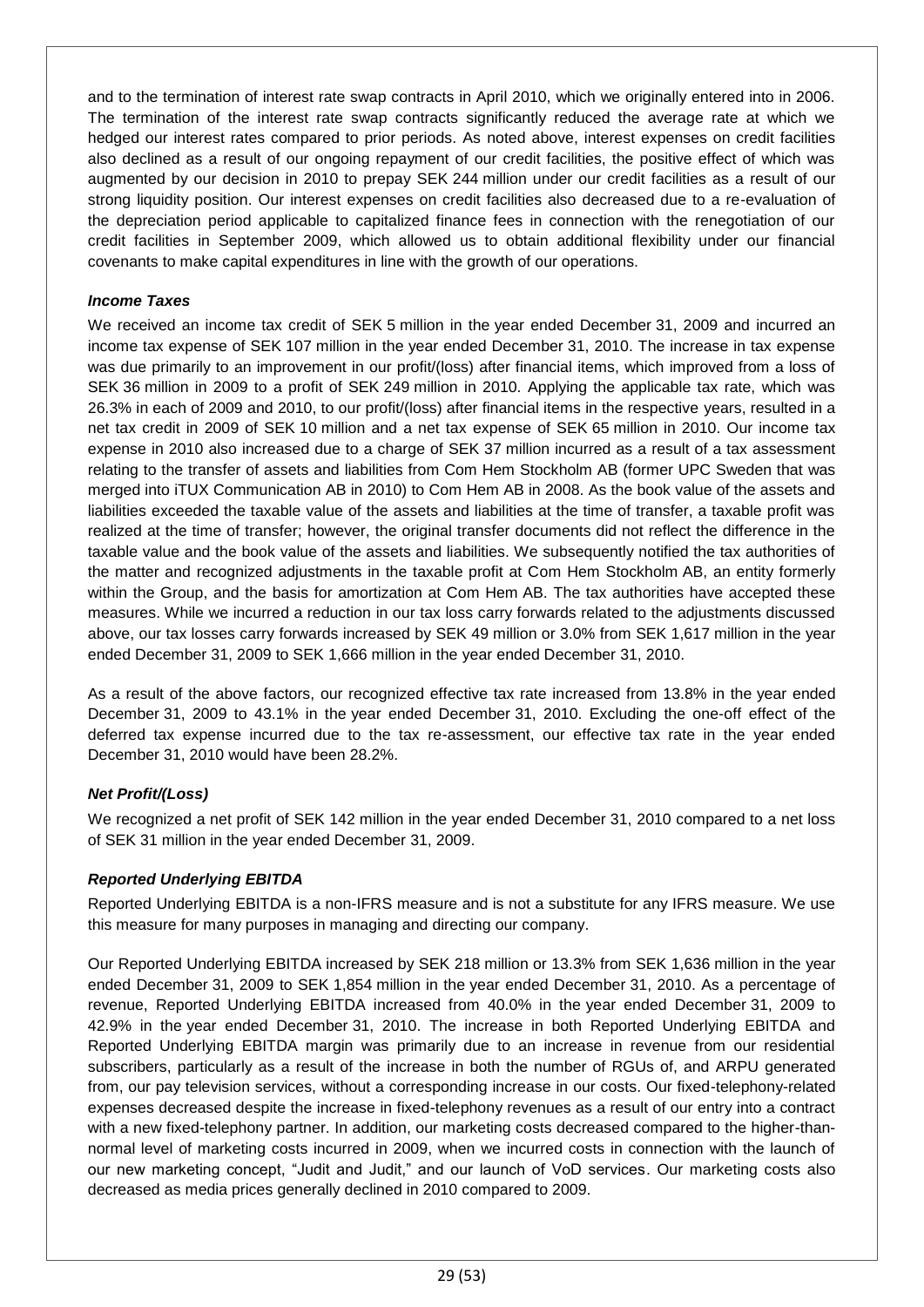and to the termination of interest rate swap contracts in April 2010, which we originally entered into in 2006. The termination of the interest rate swap contracts significantly reduced the average rate at which we hedged our interest rates compared to prior periods. As noted above, interest expenses on credit facilities also declined as a result of our ongoing repayment of our credit facilities, the positive effect of which was augmented by our decision in 2010 to prepay SEK 244 million under our credit facilities as a result of our strong liquidity position. Our interest expenses on credit facilities also decreased due to a re-evaluation of the depreciation period applicable to capitalized finance fees in connection with the renegotiation of our credit facilities in September 2009, which allowed us to obtain additional flexibility under our financial covenants to make capital expenditures in line with the growth of our operations.

### *Income Taxes*

We received an income tax credit of SEK 5 million in the year ended December 31, 2009 and incurred an income tax expense of SEK 107 million in the year ended December 31, 2010. The increase in tax expense was due primarily to an improvement in our profit/(loss) after financial items, which improved from a loss of SEK 36 million in 2009 to a profit of SEK 249 million in 2010. Applying the applicable tax rate, which was 26.3% in each of 2009 and 2010, to our profit/(loss) after financial items in the respective years, resulted in a net tax credit in 2009 of SEK 10 million and a net tax expense of SEK 65 million in 2010. Our income tax expense in 2010 also increased due to a charge of SEK 37 million incurred as a result of a tax assessment relating to the transfer of assets and liabilities from Com Hem Stockholm AB (former UPC Sweden that was merged into iTUX Communication AB in 2010) to Com Hem AB in 2008. As the book value of the assets and liabilities exceeded the taxable value of the assets and liabilities at the time of transfer, a taxable profit was realized at the time of transfer; however, the original transfer documents did not reflect the difference in the taxable value and the book value of the assets and liabilities. We subsequently notified the tax authorities of the matter and recognized adjustments in the taxable profit at Com Hem Stockholm AB, an entity formerly within the Group, and the basis for amortization at Com Hem AB. The tax authorities have accepted these measures. While we incurred a reduction in our tax loss carry forwards related to the adjustments discussed above, our tax losses carry forwards increased by SEK 49 million or 3.0% from SEK 1,617 million in the year ended December 31, 2009 to SEK 1,666 million in the year ended December 31, 2010.

As a result of the above factors, our recognized effective tax rate increased from 13.8% in the year ended December 31, 2009 to 43.1% in the year ended December 31, 2010. Excluding the one-off effect of the deferred tax expense incurred due to the tax re-assessment, our effective tax rate in the year ended December 31, 2010 would have been 28.2%.

### *Net Profit/(Loss)*

We recognized a net profit of SEK 142 million in the year ended December 31, 2010 compared to a net loss of SEK 31 million in the year ended December 31, 2009.

### *Reported Underlying EBITDA*

Reported Underlying EBITDA is a non-IFRS measure and is not a substitute for any IFRS measure. We use this measure for many purposes in managing and directing our company.

Our Reported Underlying EBITDA increased by SEK 218 million or 13.3% from SEK 1,636 million in the year ended December 31, 2009 to SEK 1,854 million in the year ended December 31, 2010. As a percentage of revenue, Reported Underlying EBITDA increased from 40.0% in the year ended December 31, 2009 to 42.9% in the year ended December 31, 2010. The increase in both Reported Underlying EBITDA and Reported Underlying EBITDA margin was primarily due to an increase in revenue from our residential subscribers, particularly as a result of the increase in both the number of RGUs of, and ARPU generated from, our pay television services, without a corresponding increase in our costs. Our fixed-telephony-related expenses decreased despite the increase in fixed-telephony revenues as a result of our entry into a contract with a new fixed-telephony partner. In addition, our marketing costs decreased compared to the higher-than-normal level of marketing costs incurred in 2009, when we incurred costs in connection with the launch of our new marketing concept, "Judit and Judit," and our launch of VoD services. Our marketing costs also decreased as media prices generally declined in 2010 compared to 2009.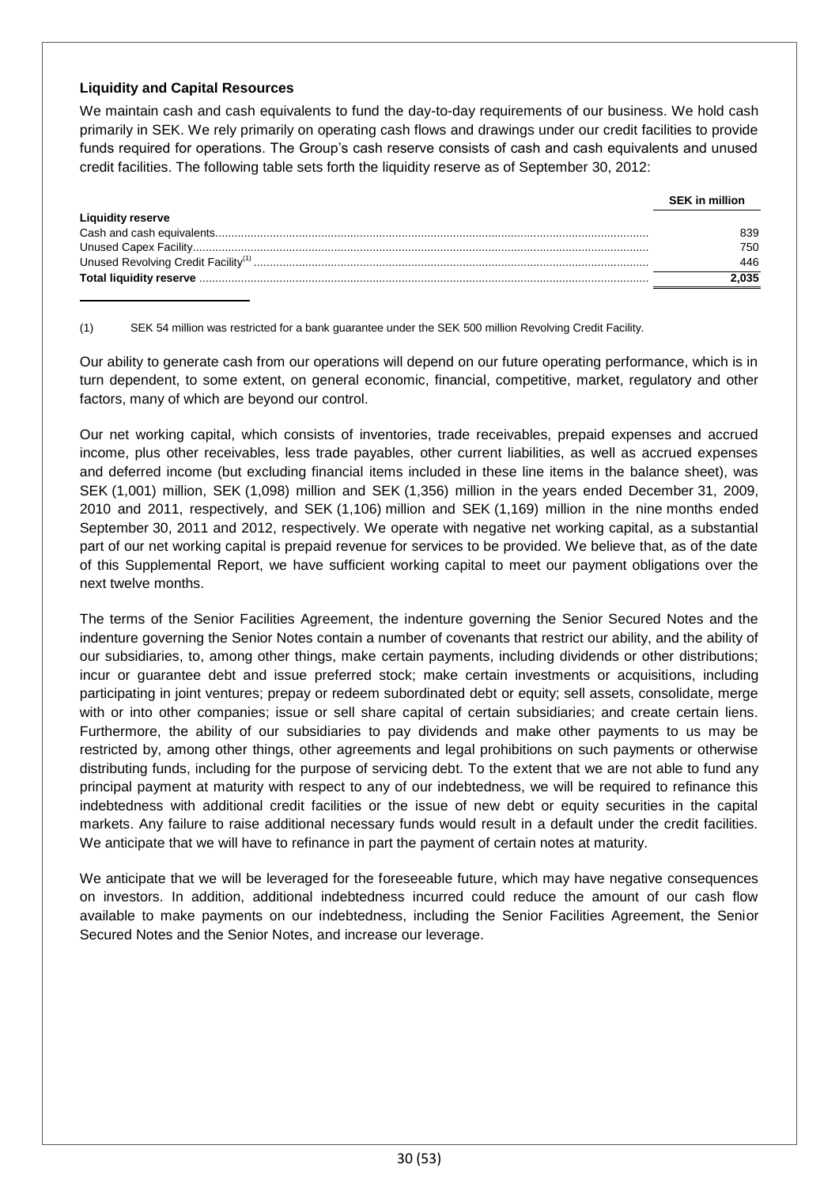### Liquidity and Capital Resources

We maintain cash and cash equivalents to fund the day-to-day requirements of our business. We hold cash primarily in SEK. We rely primarily on operating cash flows and drawings under our credit facilities to provide funds required for operations. The Group's cash reserve consists of cash and cash equivalents and unused credit facilities. The following table sets forth the liquidity reserve as of September 30, 2012:

| | SEK in million |
|---|---|
| **Liquidity reserve** | |
| Cash and cash equivalents | 839 |
| Unused Capex Facility | 750 |
| Unused Revolving Credit Facility[1] | 446 |
| **Total liquidity reserve** | **2,035** |

(1) SEK 54 million was restricted for a bank guarantee under the SEK 500 million Revolving Credit Facility.

Our ability to generate cash from our operations will depend on our future operating performance, which is in turn dependent, to some extent, on general economic, financial, competitive, market, regulatory and other factors, many of which are beyond our control.

Our net working capital, which consists of inventories, trade receivables, prepaid expenses and accrued income, plus other receivables, less trade payables, other current liabilities, as well as accrued expenses and deferred income (but excluding financial items included in these line items in the balance sheet), was SEK (1,001) million, SEK (1,098) million and SEK (1,356) million in the years ended December 31, 2009, 2010 and 2011, respectively, and SEK (1,106) million and SEK (1,169) million in the nine months ended September 30, 2011 and 2012, respectively. We operate with negative net working capital, as a substantial part of our net working capital is prepaid revenue for services to be provided. We believe that, as of the date of this Supplemental Report, we have sufficient working capital to meet our payment obligations over the next twelve months.

The terms of the Senior Facilities Agreement, the indenture governing the Senior Secured Notes and the indenture governing the Senior Notes contain a number of covenants that restrict our ability, and the ability of our subsidiaries, to, among other things, make certain payments, including dividends or other distributions; incur or guarantee debt and issue preferred stock; make certain investments or acquisitions, including participating in joint ventures; prepay or redeem subordinated debt or equity; sell assets, consolidate, merge with or into other companies; issue or sell share capital of certain subsidiaries; and create certain liens. Furthermore, the ability of our subsidiaries to pay dividends and make other payments to us may be restricted by, among other things, other agreements and legal prohibitions on such payments or otherwise distributing funds, including for the purpose of servicing debt. To the extent that we are not able to fund any principal payment at maturity with respect to any of our indebtedness, we will be required to refinance this indebtedness with additional credit facilities or the issue of new debt or equity securities in the capital markets. Any failure to raise additional necessary funds would result in a default under the credit facilities. We anticipate that we will have to refinance in part the payment of certain notes at maturity.

We anticipate that we will be leveraged for the foreseeable future, which may have negative consequences on investors. In addition, additional indebtedness incurred could reduce the amount of our cash flow available to make payments on our indebtedness, including the Senior Facilities Agreement, the Senior Secured Notes and the Senior Notes, and increase our leverage.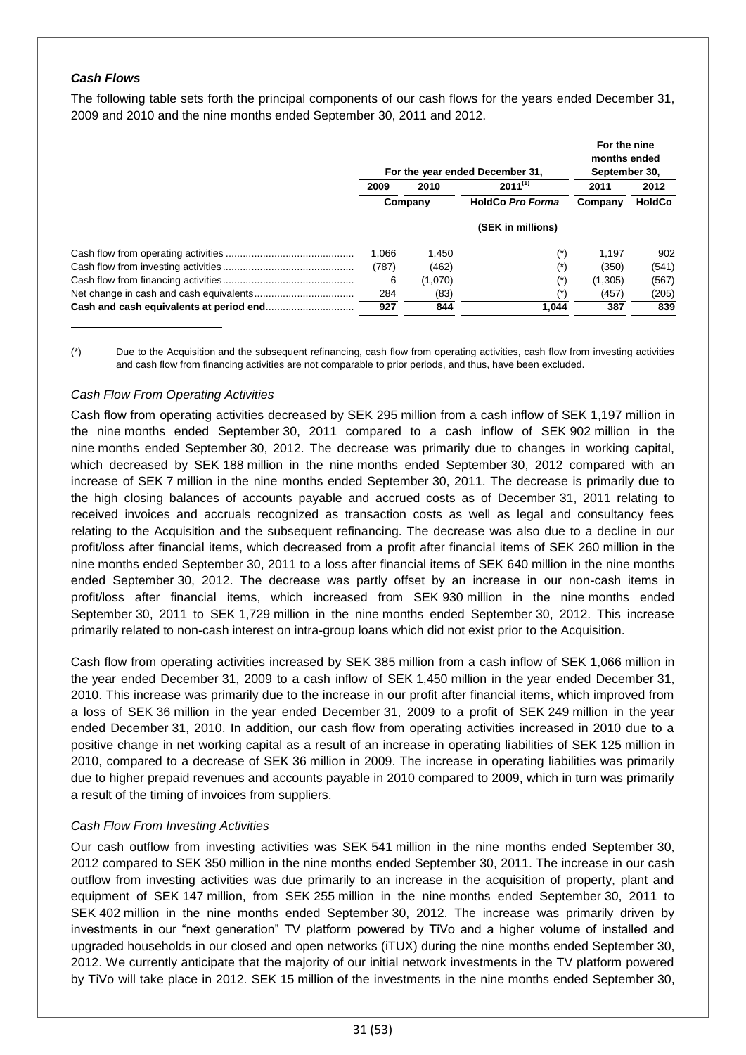### *Cash Flows*

The following table sets forth the principal components of our cash flows for the years ended December 31, 2009 and 2010 and the nine months ended September 30, 2011 and 2012.

| | For the year ended December 31, | | | For the nine months ended September 30, | |
|---|---|---|---|---|---|
| | 2009 | 2010 | 2011[(1)] | 2011 | 2012 |
| | Company | | HoldCo *Pro Forma* | Company | HoldCo |
| | (SEK in millions) | | | | |
| Cash flow from operating activities | 1,066 | 1,450 | (*) | 1,197 | 902 |
| Cash flow from investing activities | (787) | (462) | (*) | (350) | (541) |
| Cash flow from financing activities | 6 | (1,070) | (*) | (1,305) | (567) |
| Net change in cash and cash equivalents | 284 | (83) | (*) | (457) | (205) |
| **Cash and cash equivalents at period end** | **927** | **844** | **1,044** | **387** | **839** |

(*) Due to the Acquisition and the subsequent refinancing, cash flow from operating activities, cash flow from investing activities and cash flow from financing activities are not comparable to prior periods, and thus, have been excluded.

#### *Cash Flow From Operating Activities*

Cash flow from operating activities decreased by SEK 295 million from a cash inflow of SEK 1,197 million in the nine months ended September 30, 2011 compared to a cash inflow of SEK 902 million in the nine months ended September 30, 2012. The decrease was primarily due to changes in working capital, which decreased by SEK 188 million in the nine months ended September 30, 2012 compared with an increase of SEK 7 million in the nine months ended September 30, 2011. The decrease is primarily due to the high closing balances of accounts payable and accrued costs as of December 31, 2011 relating to received invoices and accruals recognized as transaction costs as well as legal and consultancy fees relating to the Acquisition and the subsequent refinancing. The decrease was also due to a decline in our profit/loss after financial items, which decreased from a profit after financial items of SEK 260 million in the nine months ended September 30, 2011 to a loss after financial items of SEK 640 million in the nine months ended September 30, 2012. The decrease was partly offset by an increase in our non-cash items in profit/loss after financial items, which increased from SEK 930 million in the nine months ended September 30, 2011 to SEK 1,729 million in the nine months ended September 30, 2012. This increase primarily related to non-cash interest on intra-group loans which did not exist prior to the Acquisition.

Cash flow from operating activities increased by SEK 385 million from a cash inflow of SEK 1,066 million in the year ended December 31, 2009 to a cash inflow of SEK 1,450 million in the year ended December 31, 2010. This increase was primarily due to the increase in our profit after financial items, which improved from a loss of SEK 36 million in the year ended December 31, 2009 to a profit of SEK 249 million in the year ended December 31, 2010. In addition, our cash flow from operating activities increased in 2010 due to a positive change in net working capital as a result of an increase in operating liabilities of SEK 125 million in 2010, compared to a decrease of SEK 36 million in 2009. The increase in operating liabilities was primarily due to higher prepaid revenues and accounts payable in 2010 compared to 2009, which in turn was primarily a result of the timing of invoices from suppliers.

#### *Cash Flow From Investing Activities*

Our cash outflow from investing activities was SEK 541 million in the nine months ended September 30, 2012 compared to SEK 350 million in the nine months ended September 30, 2011. The increase in our cash outflow from investing activities was due primarily to an increase in the acquisition of property, plant and equipment of SEK 147 million, from SEK 255 million in the nine months ended September 30, 2011 to SEK 402 million in the nine months ended September 30, 2012. The increase was primarily driven by investments in our "next generation" TV platform powered by TiVo and a higher volume of installed and upgraded households in our closed and open networks (iTUX) during the nine months ended September 30, 2012. We currently anticipate that the majority of our initial network investments in the TV platform powered by TiVo will take place in 2012. SEK 15 million of the investments in the nine months ended September 30,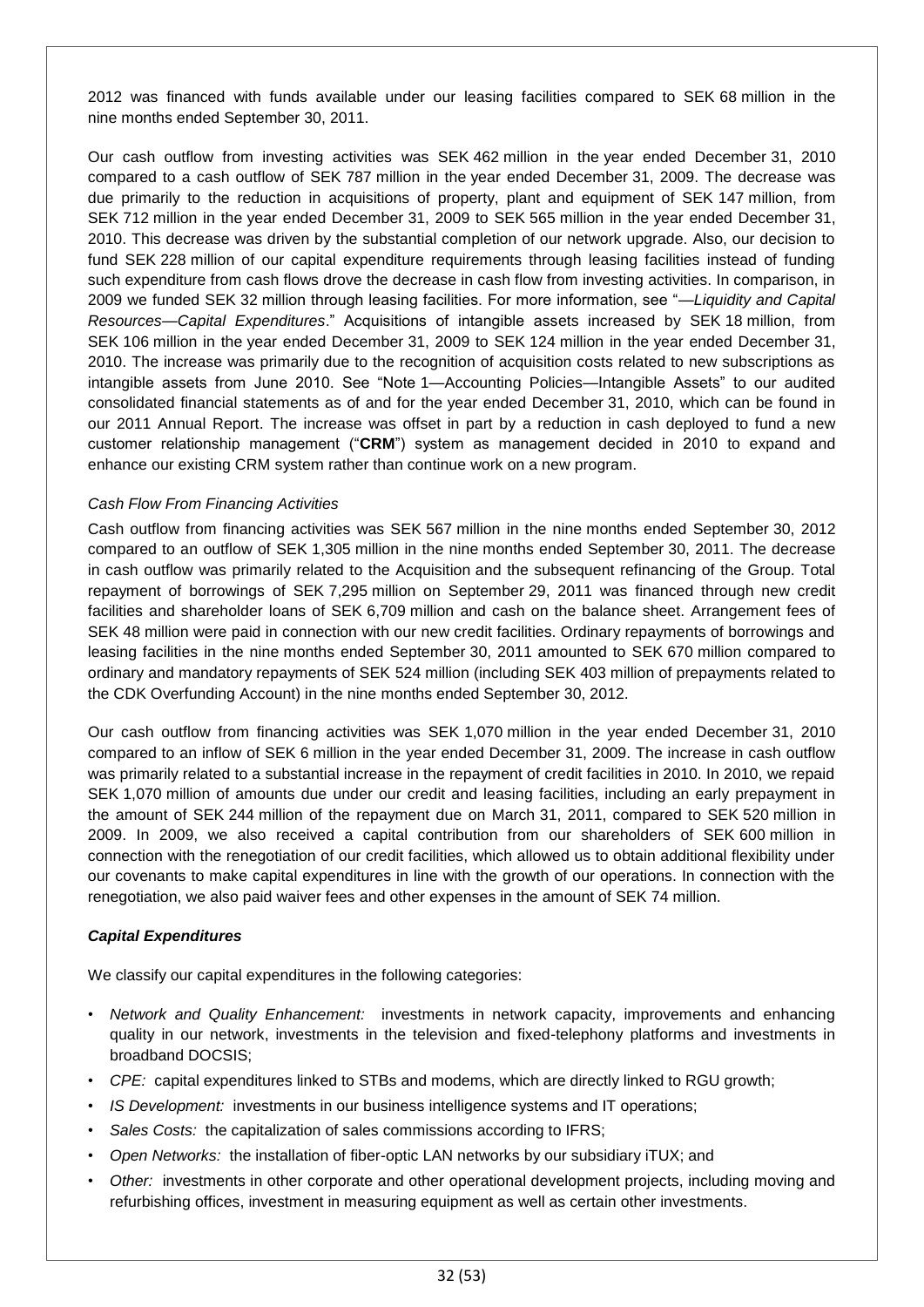2012 was financed with funds available under our leasing facilities compared to SEK 68 million in the nine months ended September 30, 2011.

Our cash outflow from investing activities was SEK 462 million in the year ended December 31, 2010 compared to a cash outflow of SEK 787 million in the year ended December 31, 2009. The decrease was due primarily to the reduction in acquisitions of property, plant and equipment of SEK 147 million, from SEK 712 million in the year ended December 31, 2009 to SEK 565 million in the year ended December 31, 2010. This decrease was driven by the substantial completion of our network upgrade. Also, our decision to fund SEK 228 million of our capital expenditure requirements through leasing facilities instead of funding such expenditure from cash flows drove the decrease in cash flow from investing activities. In comparison, in 2009 we funded SEK 32 million through leasing facilities. For more information, see "—*Liquidity and Capital Resources—Capital Expenditures*." Acquisitions of intangible assets increased by SEK 18 million, from SEK 106 million in the year ended December 31, 2009 to SEK 124 million in the year ended December 31, 2010. The increase was primarily due to the recognition of acquisition costs related to new subscriptions as intangible assets from June 2010. See "Note 1—Accounting Policies—Intangible Assets" to our audited consolidated financial statements as of and for the year ended December 31, 2010, which can be found in our 2011 Annual Report. The increase was offset in part by a reduction in cash deployed to fund a new customer relationship management ("**CRM**") system as management decided in 2010 to expand and enhance our existing CRM system rather than continue work on a new program.

*Cash Flow From Financing Activities*

Cash outflow from financing activities was SEK 567 million in the nine months ended September 30, 2012 compared to an outflow of SEK 1,305 million in the nine months ended September 30, 2011. The decrease in cash outflow was primarily related to the Acquisition and the subsequent refinancing of the Group. Total repayment of borrowings of SEK 7,295 million on September 29, 2011 was financed through new credit facilities and shareholder loans of SEK 6,709 million and cash on the balance sheet. Arrangement fees of SEK 48 million were paid in connection with our new credit facilities. Ordinary repayments of borrowings and leasing facilities in the nine months ended September 30, 2011 amounted to SEK 670 million compared to ordinary and mandatory repayments of SEK 524 million (including SEK 403 million of prepayments related to the CDK Overfunding Account) in the nine months ended September 30, 2012.

Our cash outflow from financing activities was SEK 1,070 million in the year ended December 31, 2010 compared to an inflow of SEK 6 million in the year ended December 31, 2009. The increase in cash outflow was primarily related to a substantial increase in the repayment of credit facilities in 2010. In 2010, we repaid SEK 1,070 million of amounts due under our credit and leasing facilities, including an early prepayment in the amount of SEK 244 million of the repayment due on March 31, 2011, compared to SEK 520 million in 2009. In 2009, we also received a capital contribution from our shareholders of SEK 600 million in connection with the renegotiation of our credit facilities, which allowed us to obtain additional flexibility under our covenants to make capital expenditures in line with the growth of our operations. In connection with the renegotiation, we also paid waiver fees and other expenses in the amount of SEK 74 million.

***Capital Expenditures***

We classify our capital expenditures in the following categories:

- *Network and Quality Enhancement:* investments in network capacity, improvements and enhancing quality in our network, investments in the television and fixed-telephony platforms and investments in broadband DOCSIS;
- *CPE:* capital expenditures linked to STBs and modems, which are directly linked to RGU growth;
- *IS Development:* investments in our business intelligence systems and IT operations;
- *Sales Costs:* the capitalization of sales commissions according to IFRS;
- *Open Networks:* the installation of fiber-optic LAN networks by our subsidiary iTUX; and
- *Other:* investments in other corporate and other operational development projects, including moving and refurbishing offices, investment in measuring equipment as well as certain other investments.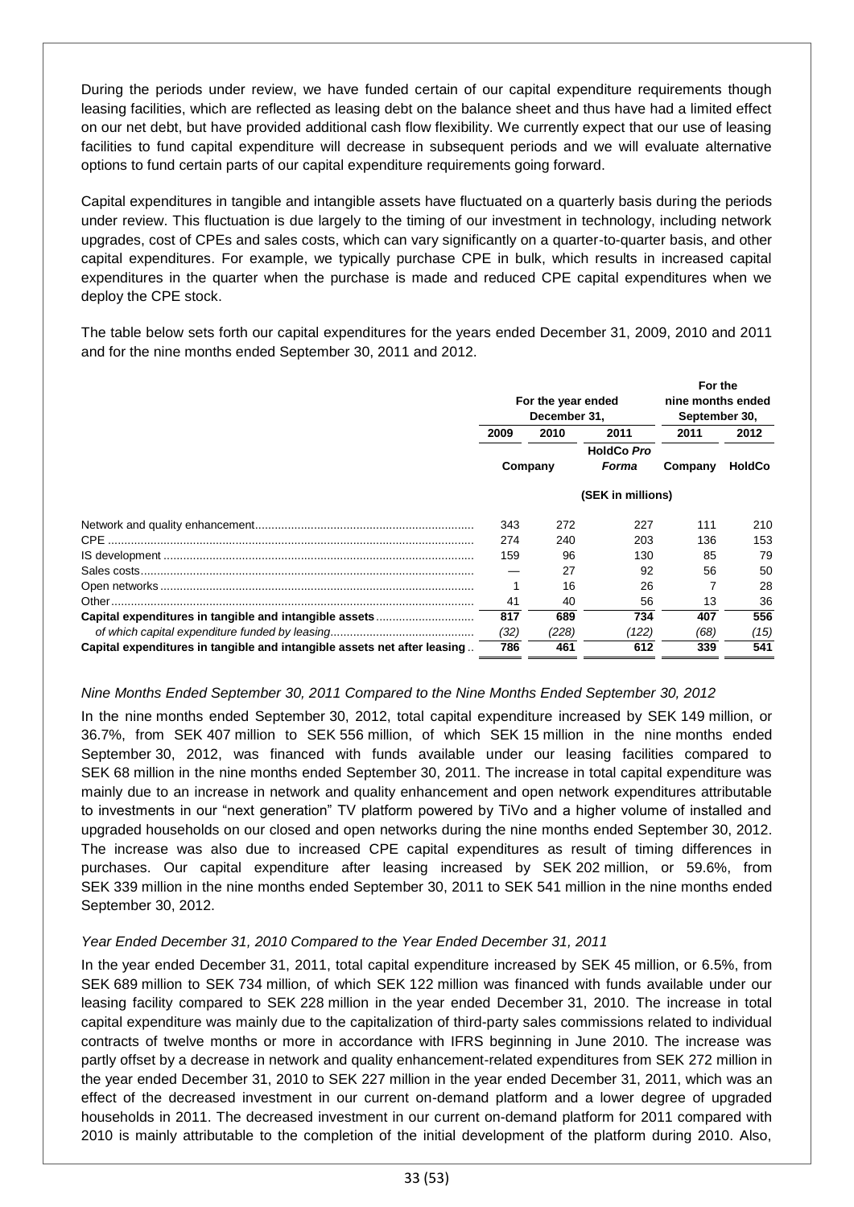During the periods under review, we have funded certain of our capital expenditure requirements though leasing facilities, which are reflected as leasing debt on the balance sheet and thus have had a limited effect on our net debt, but have provided additional cash flow flexibility. We currently expect that our use of leasing facilities to fund capital expenditure will decrease in subsequent periods and we will evaluate alternative options to fund certain parts of our capital expenditure requirements going forward.

Capital expenditures in tangible and intangible assets have fluctuated on a quarterly basis during the periods under review. This fluctuation is due largely to the timing of our investment in technology, including network upgrades, cost of CPEs and sales costs, which can vary significantly on a quarter-to-quarter basis, and other capital expenditures. For example, we typically purchase CPE in bulk, which results in increased capital expenditures in the quarter when the purchase is made and reduced CPE capital expenditures when we deploy the CPE stock.

The table below sets forth our capital expenditures for the years ended December 31, 2009, 2010 and 2011 and for the nine months ended September 30, 2011 and 2012.

| | For the year ended December 31, | | | For the nine months ended September 30, | |
|---|---|---|---|---|---|
| | 2009 | 2010 | 2011 | 2011 | 2012 |
| | Company | | HoldCo *Pro Forma* | Company | HoldCo |
| | (SEK in millions) | | | | |
| Network and quality enhancement | 343 | 272 | 227 | 111 | 210 |
| CPE | 274 | 240 | 203 | 136 | 153 |
| IS development | 159 | 96 | 130 | 85 | 79 |
| Sales costs | — | 27 | 92 | 56 | 50 |
| Open networks | 1 | 16 | 26 | 7 | 28 |
| Other | 41 | 40 | 56 | 13 | 36 |
| **Capital expenditures in tangible and intangible assets** | **817** | **689** | **734** | **407** | **556** |
| *of which capital expenditure funded by leasing* | *(32)* | *(228)* | *(122)* | *(68)* | *(15)* |
| **Capital expenditures in tangible and intangible assets net after leasing** | **786** | **461** | **612** | **339** | **541** |

*Nine Months Ended September 30, 2011 Compared to the Nine Months Ended September 30, 2012*

In the nine months ended September 30, 2012, total capital expenditure increased by SEK 149 million, or 36.7%, from SEK 407 million to SEK 556 million, of which SEK 15 million in the nine months ended September 30, 2012, was financed with funds available under our leasing facilities compared to SEK 68 million in the nine months ended September 30, 2011. The increase in total capital expenditure was mainly due to an increase in network and quality enhancement and open network expenditures attributable to investments in our "next generation" TV platform powered by TiVo and a higher volume of installed and upgraded households on our closed and open networks during the nine months ended September 30, 2012. The increase was also due to increased CPE capital expenditures as result of timing differences in purchases. Our capital expenditure after leasing increased by SEK 202 million, or 59.6%, from SEK 339 million in the nine months ended September 30, 2011 to SEK 541 million in the nine months ended September 30, 2012.

*Year Ended December 31, 2010 Compared to the Year Ended December 31, 2011*

In the year ended December 31, 2011, total capital expenditure increased by SEK 45 million, or 6.5%, from SEK 689 million to SEK 734 million, of which SEK 122 million was financed with funds available under our leasing facility compared to SEK 228 million in the year ended December 31, 2010. The increase in total capital expenditure was mainly due to the capitalization of third-party sales commissions related to individual contracts of twelve months or more in accordance with IFRS beginning in June 2010. The increase was partly offset by a decrease in network and quality enhancement-related expenditures from SEK 272 million in the year ended December 31, 2010 to SEK 227 million in the year ended December 31, 2011, which was an effect of the decreased investment in our current on-demand platform and a lower degree of upgraded households in 2011. The decreased investment in our current on-demand platform for 2011 compared with 2010 is mainly attributable to the completion of the initial development of the platform during 2010. Also,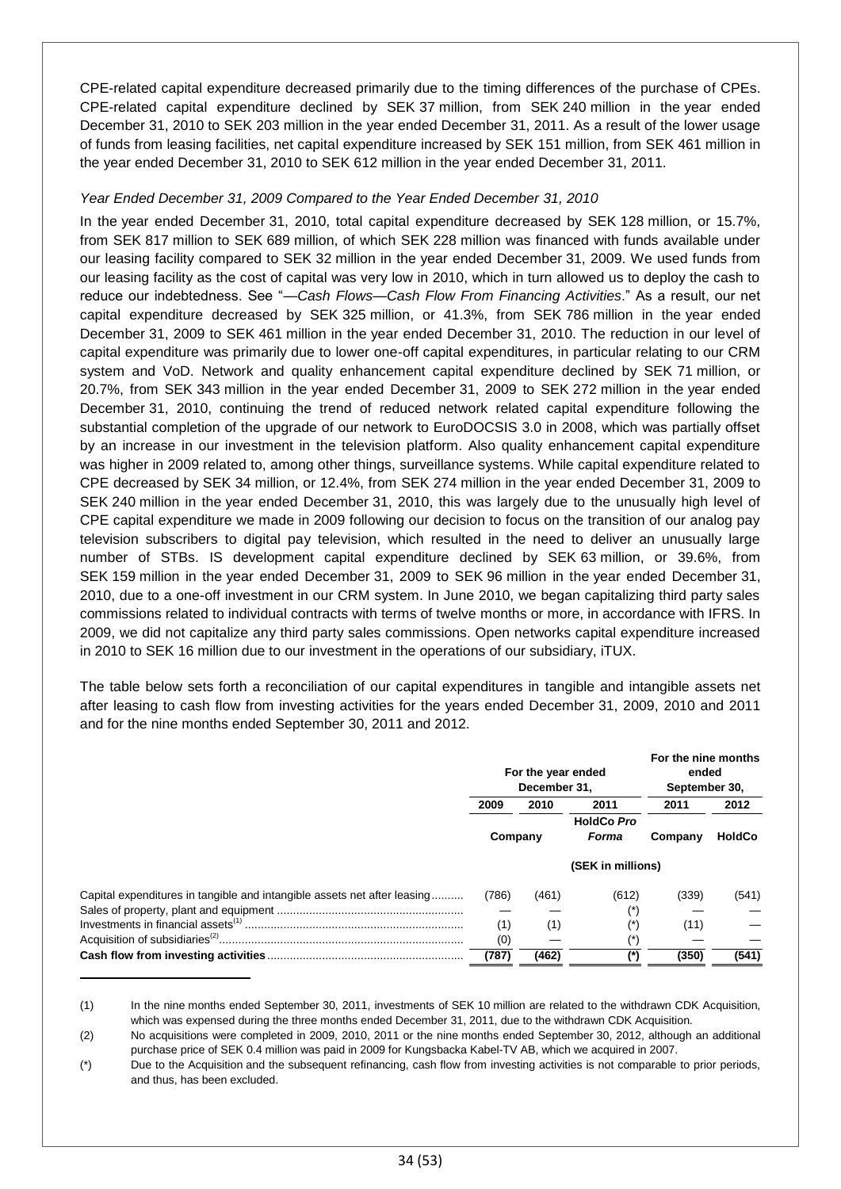CPE-related capital expenditure decreased primarily due to the timing differences of the purchase of CPEs. CPE-related capital expenditure declined by SEK 37 million, from SEK 240 million in the year ended December 31, 2010 to SEK 203 million in the year ended December 31, 2011. As a result of the lower usage of funds from leasing facilities, net capital expenditure increased by SEK 151 million, from SEK 461 million in the year ended December 31, 2010 to SEK 612 million in the year ended December 31, 2011.

*Year Ended December 31, 2009 Compared to the Year Ended December 31, 2010*

In the year ended December 31, 2010, total capital expenditure decreased by SEK 128 million, or 15.7%, from SEK 817 million to SEK 689 million, of which SEK 228 million was financed with funds available under our leasing facility compared to SEK 32 million in the year ended December 31, 2009. We used funds from our leasing facility as the cost of capital was very low in 2010, which in turn allowed us to deploy the cash to reduce our indebtedness. See "*—Cash Flows—Cash Flow From Financing Activities*." As a result, our net capital expenditure decreased by SEK 325 million, or 41.3%, from SEK 786 million in the year ended December 31, 2009 to SEK 461 million in the year ended December 31, 2010. The reduction in our level of capital expenditure was primarily due to lower one-off capital expenditures, in particular relating to our CRM system and VoD. Network and quality enhancement capital expenditure declined by SEK 71 million, or 20.7%, from SEK 343 million in the year ended December 31, 2009 to SEK 272 million in the year ended December 31, 2010, continuing the trend of reduced network related capital expenditure following the substantial completion of the upgrade of our network to EuroDOCSIS 3.0 in 2008, which was partially offset by an increase in our investment in the television platform. Also quality enhancement capital expenditure was higher in 2009 related to, among other things, surveillance systems. While capital expenditure related to CPE decreased by SEK 34 million, or 12.4%, from SEK 274 million in the year ended December 31, 2009 to SEK 240 million in the year ended December 31, 2010, this was largely due to the unusually high level of CPE capital expenditure we made in 2009 following our decision to focus on the transition of our analog pay television subscribers to digital pay television, which resulted in the need to deliver an unusually large number of STBs. IS development capital expenditure declined by SEK 63 million, or 39.6%, from SEK 159 million in the year ended December 31, 2009 to SEK 96 million in the year ended December 31, 2010, due to a one-off investment in our CRM system. In June 2010, we began capitalizing third party sales commissions related to individual contracts with terms of twelve months or more, in accordance with IFRS. In 2009, we did not capitalize any third party sales commissions. Open networks capital expenditure increased in 2010 to SEK 16 million due to our investment in the operations of our subsidiary, iTUX.

The table below sets forth a reconciliation of our capital expenditures in tangible and intangible assets net after leasing to cash flow from investing activities for the years ended December 31, 2009, 2010 and 2011 and for the nine months ended September 30, 2011 and 2012.

| | For the year ended December 31, | | | For the nine months ended September 30, | |
|---|---|---|---|---|---|
| | 2009 | 2010 | 2011 | 2011 | 2012 |
| | Company | | HoldCo *Pro Forma* | Company | HoldCo |
| | (SEK in millions) | | | | |
| Capital expenditures in tangible and intangible assets net after leasing | (786) | (461) | (612) | (339) | (541) |
| Sales of property, plant and equipment | — | — | (*) | — | — |
| Investments in financial assets[1] | (1) | (1) | (*) | (11) | — |
| Acquisition of subsidiaries[2] | (0) | — | (*) | — | — |
| **Cash flow from investing activities** | **(787)** | **(462)** | **(*)** | **(350)** | **(541)** |

(1) In the nine months ended September 30, 2011, investments of SEK 10 million are related to the withdrawn CDK Acquisition, which was expensed during the three months ended December 31, 2011, due to the withdrawn CDK Acquisition.

(2) No acquisitions were completed in 2009, 2010, 2011 or the nine months ended September 30, 2012, although an additional purchase price of SEK 0.4 million was paid in 2009 for Kungsbacka Kabel-TV AB, which we acquired in 2007.

(*) Due to the Acquisition and the subsequent refinancing, cash flow from investing activities is not comparable to prior periods, and thus, has been excluded.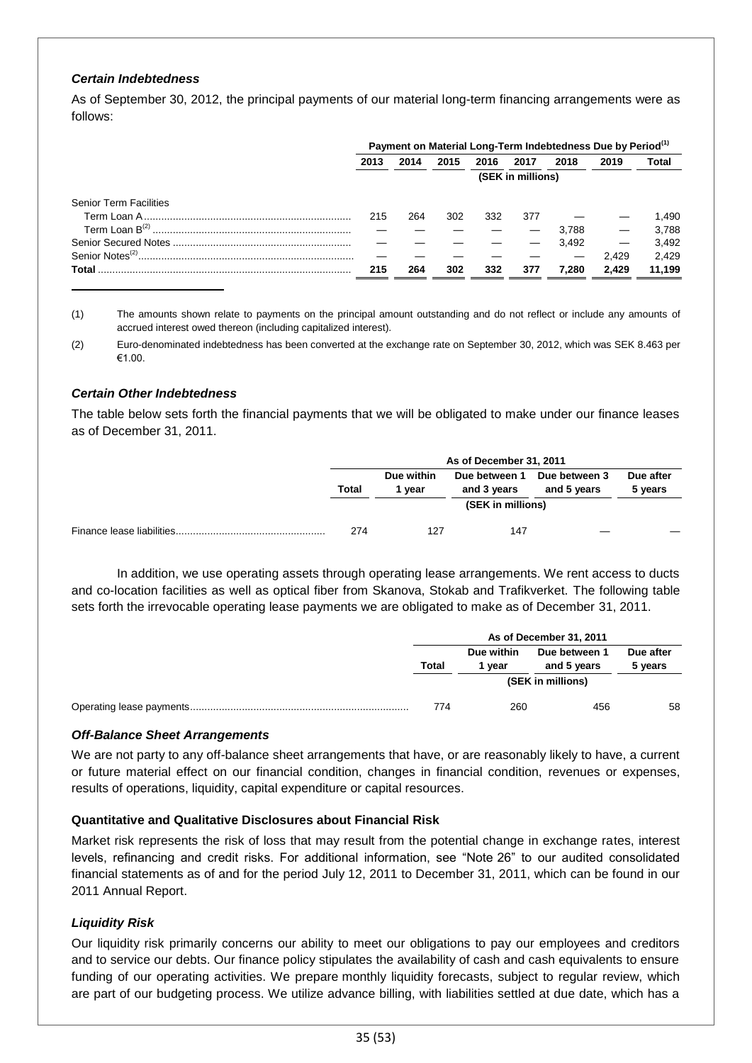### *Certain Indebtedness*

As of September 30, 2012, the principal payments of our material long-term financing arrangements were as follows:

| | Payment on Material Long-Term Indebtedness Due by Period[1] | | | | | | | |
|---|---|---|---|---|---|---|---|---|
| | 2013 | 2014 | 2015 | 2016 | 2017 | 2018 | 2019 | Total |
| | (SEK in millions) | | | | | | | |
| Senior Term Facilities | | | | | | | | |
| Term Loan A | 215 | 264 | 302 | 332 | 377 | — | — | 1,490 |
| Term Loan B[2] | — | — | — | — | — | 3,788 | — | 3,788 |
| Senior Secured Notes | — | — | — | — | — | 3,492 | — | 3,492 |
| Senior Notes[2] | — | — | — | — | — | — | 2,429 | 2,429 |
| **Total** | **215** | **264** | **302** | **332** | **377** | **7,280** | **2,429** | **11,199** |

(1) The amounts shown relate to payments on the principal amount outstanding and do not reflect or include any amounts of accrued interest owed thereon (including capitalized interest).

(2) Euro-denominated indebtedness has been converted at the exchange rate on September 30, 2012, which was SEK 8.463 per €1.00.

### *Certain Other Indebtedness*

The table below sets forth the financial payments that we will be obligated to make under our finance leases as of December 31, 2011.

| | As of December 31, 2011 | | | | |
|---|---|---|---|---|---|
| | Total | Due within 1 year | Due between 1 and 3 years | Due between 3 and 5 years | Due after 5 years |
| | (SEK in millions) | | | | |
| Finance lease liabilities | 274 | 127 | 147 | — | — |

In addition, we use operating assets through operating lease arrangements. We rent access to ducts and co-location facilities as well as optical fiber from Skanova, Stokab and Trafikverket. The following table sets forth the irrevocable operating lease payments we are obligated to make as of December 31, 2011.

| | As of December 31, 2011 | | | |
|---|---|---|---|---|
| | Total | Due within 1 year | Due between 1 and 5 years | Due after 5 years |
| | (SEK in millions) | | | |
| Operating lease payments | 774 | 260 | 456 | 58 |

### *Off-Balance Sheet Arrangements*

We are not party to any off-balance sheet arrangements that have, or are reasonably likely to have, a current or future material effect on our financial condition, changes in financial condition, revenues or expenses, results of operations, liquidity, capital expenditure or capital resources.

### **Quantitative and Qualitative Disclosures about Financial Risk**

Market risk represents the risk of loss that may result from the potential change in exchange rates, interest levels, refinancing and credit risks. For additional information, see "Note 26" to our audited consolidated financial statements as of and for the period July 12, 2011 to December 31, 2011, which can be found in our 2011 Annual Report.

### *Liquidity Risk*

Our liquidity risk primarily concerns our ability to meet our obligations to pay our employees and creditors and to service our debts. Our finance policy stipulates the availability of cash and cash equivalents to ensure funding of our operating activities. We prepare monthly liquidity forecasts, subject to regular review, which are part of our budgeting process. We utilize advance billing, with liabilities settled at due date, which has a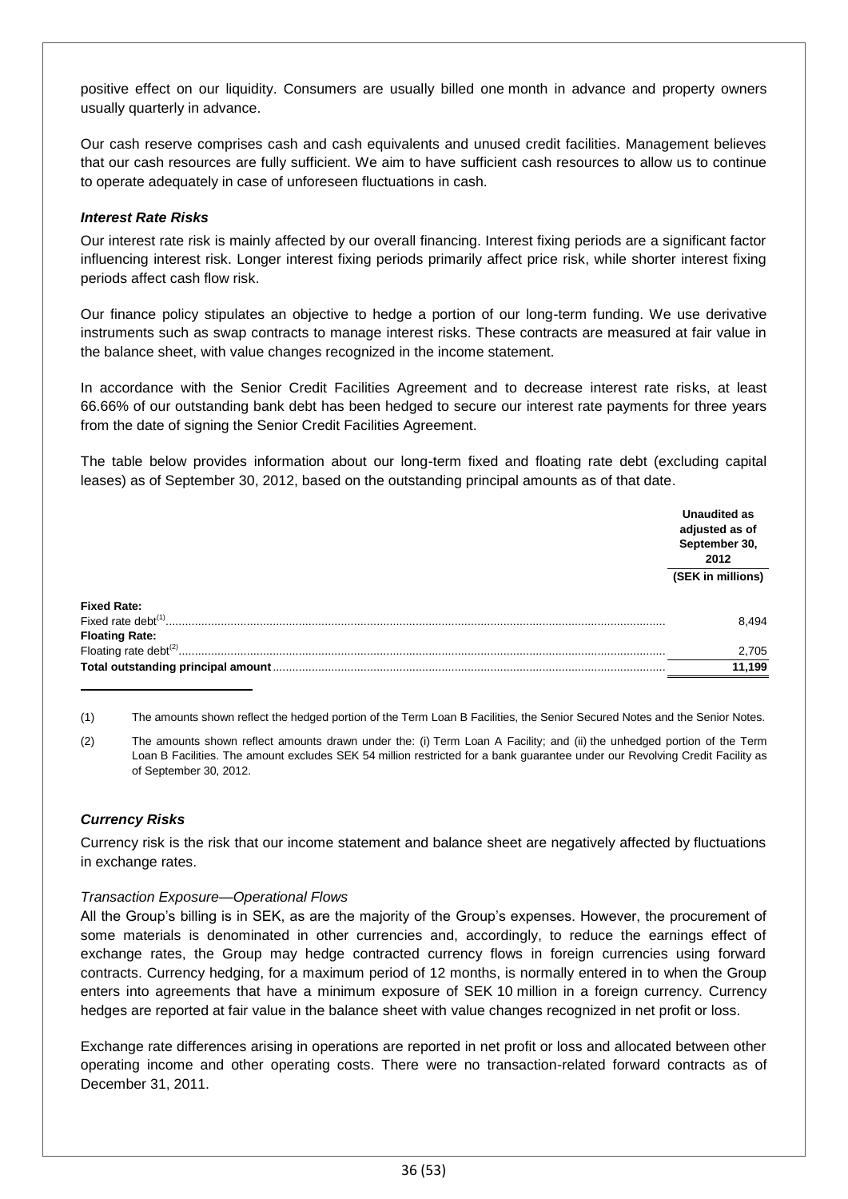positive effect on our liquidity. Consumers are usually billed one month in advance and property owners usually quarterly in advance.

Our cash reserve comprises cash and cash equivalents and unused credit facilities. Management believes that our cash resources are fully sufficient. We aim to have sufficient cash resources to allow us to continue to operate adequately in case of unforeseen fluctuations in cash.

### *Interest Rate Risks*

Our interest rate risk is mainly affected by our overall financing. Interest fixing periods are a significant factor influencing interest risk. Longer interest fixing periods primarily affect price risk, while shorter interest fixing periods affect cash flow risk.

Our finance policy stipulates an objective to hedge a portion of our long-term funding. We use derivative instruments such as swap contracts to manage interest risks. These contracts are measured at fair value in the balance sheet, with value changes recognized in the income statement.

In accordance with the Senior Credit Facilities Agreement and to decrease interest rate risks, at least 66.66% of our outstanding bank debt has been hedged to secure our interest rate payments for three years from the date of signing the Senior Credit Facilities Agreement.

The table below provides information about our long-term fixed and floating rate debt (excluding capital leases) as of September 30, 2012, based on the outstanding principal amounts as of that date.

| | Unaudited as adjusted as of September 30, 2012 |
|---|---|
| | (SEK in millions) |
| **Fixed Rate:** | |
| Fixed rate debt[1] | 8,494 |
| **Floating Rate:** | |
| Floating rate debt[2] | 2,705 |
| **Total outstanding principal amount** | **11,199** |

(1) The amounts shown reflect the hedged portion of the Term Loan B Facilities, the Senior Secured Notes and the Senior Notes.

(2) The amounts shown reflect amounts drawn under the: (i) Term Loan A Facility; and (ii) the unhedged portion of the Term Loan B Facilities. The amount excludes SEK 54 million restricted for a bank guarantee under our Revolving Credit Facility as of September 30, 2012.

### *Currency Risks*

Currency risk is the risk that our income statement and balance sheet are negatively affected by fluctuations in exchange rates.

*Transaction Exposure—Operational Flows*

All the Group's billing is in SEK, as are the majority of the Group's expenses. However, the procurement of some materials is denominated in other currencies and, accordingly, to reduce the earnings effect of exchange rates, the Group may hedge contracted currency flows in foreign currencies using forward contracts. Currency hedging, for a maximum period of 12 months, is normally entered in to when the Group enters into agreements that have a minimum exposure of SEK 10 million in a foreign currency. Currency hedges are reported at fair value in the balance sheet with value changes recognized in net profit or loss.

Exchange rate differences arising in operations are reported in net profit or loss and allocated between other operating income and other operating costs. There were no transaction-related forward contracts as of December 31, 2011.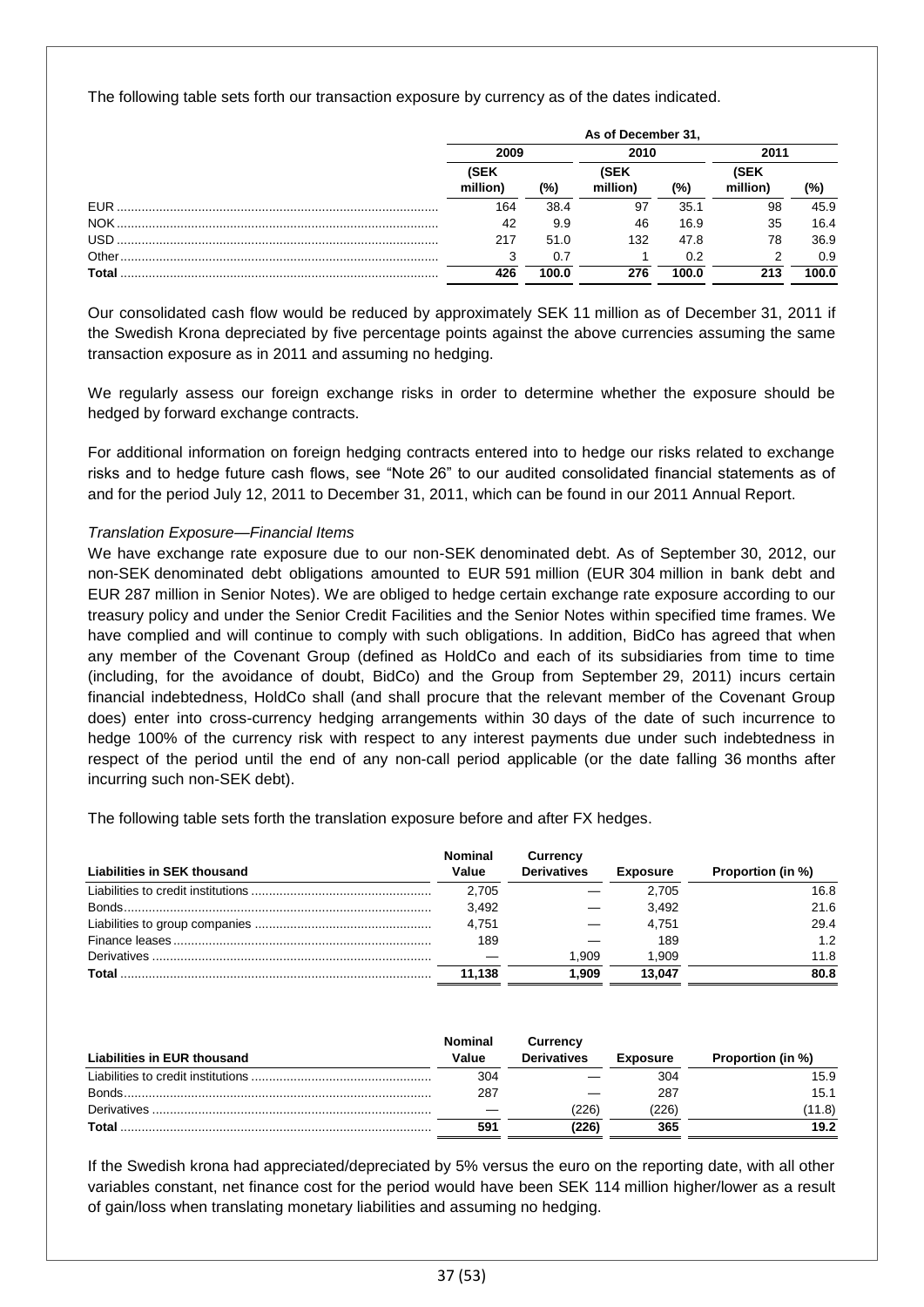The following table sets forth our transaction exposure by currency as of the dates indicated.

| | As of December 31, | | | | | |
|---|---|---|---|---|---|---|
| | 2009 | | 2010 | | 2011 | |
| | (SEK million) | (%) | (SEK million) | (%) | (SEK million) | (%) |
| EUR | 164 | 38.4 | 97 | 35.1 | 98 | 45.9 |
| NOK | 42 | 9.9 | 46 | 16.9 | 35 | 16.4 |
| USD | 217 | 51.0 | 132 | 47.8 | 78 | 36.9 |
| Other | 3 | 0.7 | 1 | 0.2 | 2 | 0.9 |
| **Total** | **426** | **100.0** | **276** | **100.0** | **213** | **100.0** |

Our consolidated cash flow would be reduced by approximately SEK 11 million as of December 31, 2011 if the Swedish Krona depreciated by five percentage points against the above currencies assuming the same transaction exposure as in 2011 and assuming no hedging.

We regularly assess our foreign exchange risks in order to determine whether the exposure should be hedged by forward exchange contracts.

For additional information on foreign hedging contracts entered into to hedge our risks related to exchange risks and to hedge future cash flows, see "Note 26" to our audited consolidated financial statements as of and for the period July 12, 2011 to December 31, 2011, which can be found in our 2011 Annual Report.

*Translation Exposure—Financial Items*

We have exchange rate exposure due to our non-SEK denominated debt. As of September 30, 2012, our non-SEK denominated debt obligations amounted to EUR 591 million (EUR 304 million in bank debt and EUR 287 million in Senior Notes). We are obliged to hedge certain exchange rate exposure according to our treasury policy and under the Senior Credit Facilities and the Senior Notes within specified time frames. We have complied and will continue to comply with such obligations. In addition, BidCo has agreed that when any member of the Covenant Group (defined as HoldCo and each of its subsidiaries from time to time (including, for the avoidance of doubt, BidCo) and the Group from September 29, 2011) incurs certain financial indebtedness, HoldCo shall (and shall procure that the relevant member of the Covenant Group does) enter into cross-currency hedging arrangements within 30 days of the date of such incurrence to hedge 100% of the currency risk with respect to any interest payments due under such indebtedness in respect of the period until the end of any non-call period applicable (or the date falling 36 months after incurring such non-SEK debt).

The following table sets forth the translation exposure before and after FX hedges.

| Liabilities in SEK thousand | Nominal Value | Currency Derivatives | Exposure | Proportion (in %) |
|---|---|---|---|---|
| Liabilities to credit institutions | 2,705 | — | 2,705 | 16.8 |
| Bonds | 3,492 | — | 3,492 | 21.6 |
| Liabilities to group companies | 4,751 | — | 4,751 | 29.4 |
| Finance leases | 189 | — | 189 | 1.2 |
| Derivatives | — | 1,909 | 1,909 | 11.8 |
| **Total** | **11,138** | **1,909** | **13,047** | **80.8** |

| Liabilities in EUR thousand | Nominal Value | Currency Derivatives | Exposure | Proportion (in %) |
|---|---|---|---|---|
| Liabilities to credit institutions | 304 | — | 304 | 15.9 |
| Bonds | 287 | — | 287 | 15.1 |
| Derivatives | — | (226) | (226) | (11.8) |
| **Total** | **591** | **(226)** | **365** | **19.2** |

If the Swedish krona had appreciated/depreciated by 5% versus the euro on the reporting date, with all other variables constant, net finance cost for the period would have been SEK 114 million higher/lower as a result of gain/loss when translating monetary liabilities and assuming no hedging.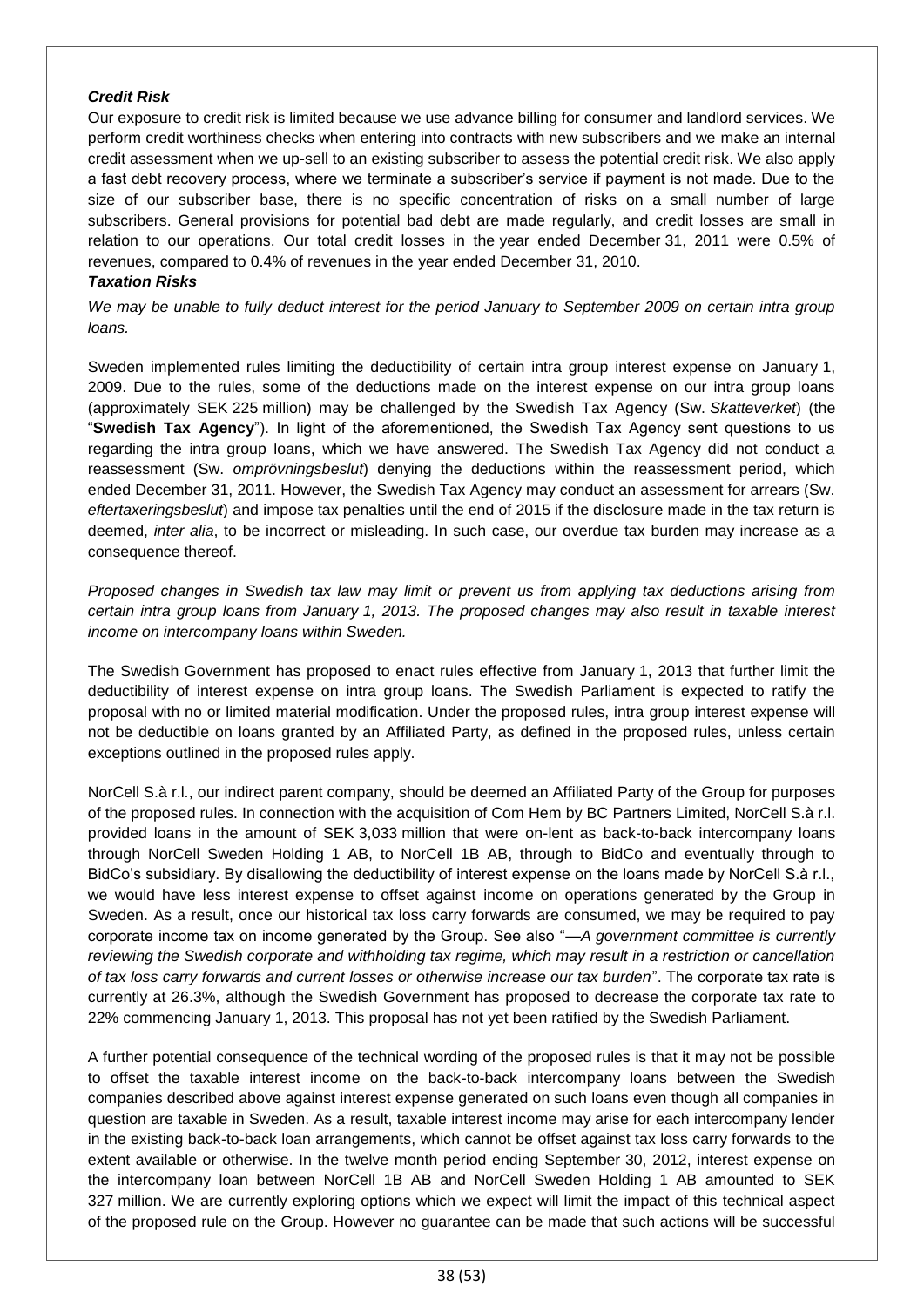***Credit Risk***

Our exposure to credit risk is limited because we use advance billing for consumer and landlord services. We perform credit worthiness checks when entering into contracts with new subscribers and we make an internal credit assessment when we up-sell to an existing subscriber to assess the potential credit risk. We also apply a fast debt recovery process, where we terminate a subscriber's service if payment is not made. Due to the size of our subscriber base, there is no specific concentration of risks on a small number of large subscribers. General provisions for potential bad debt are made regularly, and credit losses are small in relation to our operations. Our total credit losses in the year ended December 31, 2011 were 0.5% of revenues, compared to 0.4% of revenues in the year ended December 31, 2010.

***Taxation Risks***

*We may be unable to fully deduct interest for the period January to September 2009 on certain intra group loans.*

Sweden implemented rules limiting the deductibility of certain intra group interest expense on January 1, 2009. Due to the rules, some of the deductions made on the interest expense on our intra group loans (approximately SEK 225 million) may be challenged by the Swedish Tax Agency (Sw. *Skatteverket*) (the "**Swedish Tax Agency**"). In light of the aforementioned, the Swedish Tax Agency sent questions to us regarding the intra group loans, which we have answered. The Swedish Tax Agency did not conduct a reassessment (Sw. *omprövningsbeslut*) denying the deductions within the reassessment period, which ended December 31, 2011. However, the Swedish Tax Agency may conduct an assessment for arrears (Sw. *eftertaxeringsbeslut*) and impose tax penalties until the end of 2015 if the disclosure made in the tax return is deemed, *inter alia*, to be incorrect or misleading. In such case, our overdue tax burden may increase as a consequence thereof.

*Proposed changes in Swedish tax law may limit or prevent us from applying tax deductions arising from certain intra group loans from January 1, 2013. The proposed changes may also result in taxable interest income on intercompany loans within Sweden.*

The Swedish Government has proposed to enact rules effective from January 1, 2013 that further limit the deductibility of interest expense on intra group loans. The Swedish Parliament is expected to ratify the proposal with no or limited material modification. Under the proposed rules, intra group interest expense will not be deductible on loans granted by an Affiliated Party, as defined in the proposed rules, unless certain exceptions outlined in the proposed rules apply.

NorCell S.à r.l., our indirect parent company, should be deemed an Affiliated Party of the Group for purposes of the proposed rules. In connection with the acquisition of Com Hem by BC Partners Limited, NorCell S.à r.l. provided loans in the amount of SEK 3,033 million that were on-lent as back-to-back intercompany loans through NorCell Sweden Holding 1 AB, to NorCell 1B AB, through to BidCo and eventually through to BidCo's subsidiary. By disallowing the deductibility of interest expense on the loans made by NorCell S.à r.l., we would have less interest expense to offset against income on operations generated by the Group in Sweden. As a result, once our historical tax loss carry forwards are consumed, we may be required to pay corporate income tax on income generated by the Group. See also "—*A government committee is currently reviewing the Swedish corporate and withholding tax regime, which may result in a restriction or cancellation of tax loss carry forwards and current losses or otherwise increase our tax burden*". The corporate tax rate is currently at 26.3%, although the Swedish Government has proposed to decrease the corporate tax rate to 22% commencing January 1, 2013. This proposal has not yet been ratified by the Swedish Parliament.

A further potential consequence of the technical wording of the proposed rules is that it may not be possible to offset the taxable interest income on the back-to-back intercompany loans between the Swedish companies described above against interest expense generated on such loans even though all companies in question are taxable in Sweden. As a result, taxable interest income may arise for each intercompany lender in the existing back-to-back loan arrangements, which cannot be offset against tax loss carry forwards to the extent available or otherwise. In the twelve month period ending September 30, 2012, interest expense on the intercompany loan between NorCell 1B AB and NorCell Sweden Holding 1 AB amounted to SEK 327 million. We are currently exploring options which we expect will limit the impact of this technical aspect of the proposed rule on the Group. However no guarantee can be made that such actions will be successful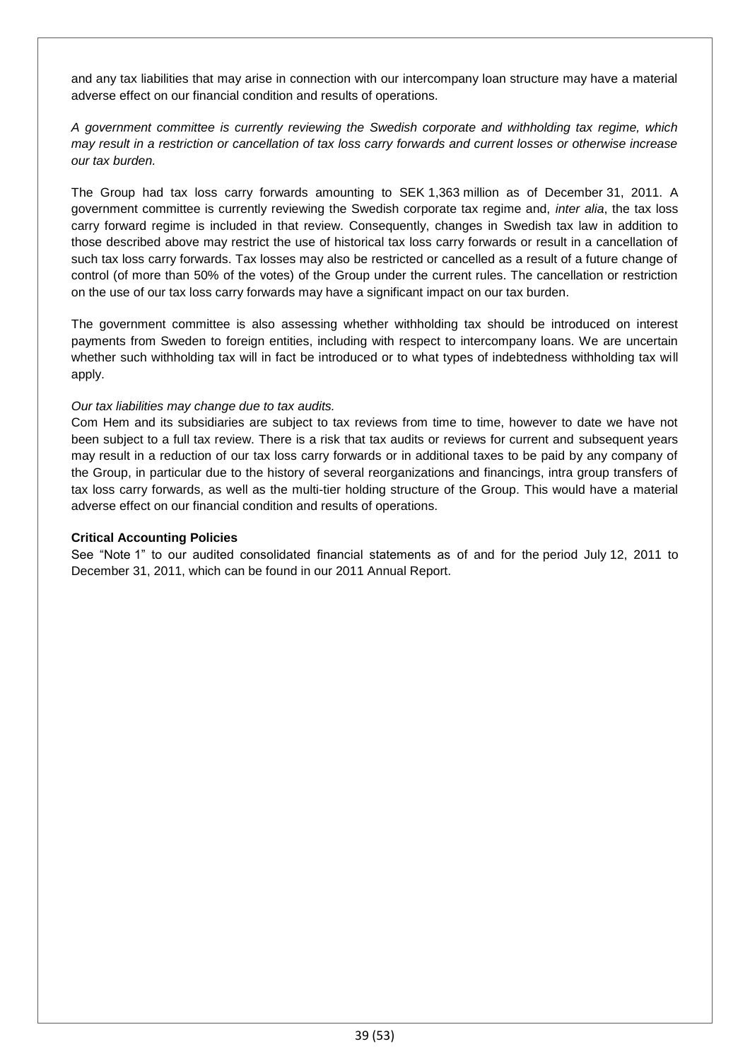and any tax liabilities that may arise in connection with our intercompany loan structure may have a material adverse effect on our financial condition and results of operations.

*A government committee is currently reviewing the Swedish corporate and withholding tax regime, which may result in a restriction or cancellation of tax loss carry forwards and current losses or otherwise increase our tax burden.*

The Group had tax loss carry forwards amounting to SEK 1,363 million as of December 31, 2011. A government committee is currently reviewing the Swedish corporate tax regime and, *inter alia*, the tax loss carry forward regime is included in that review. Consequently, changes in Swedish tax law in addition to those described above may restrict the use of historical tax loss carry forwards or result in a cancellation of such tax loss carry forwards. Tax losses may also be restricted or cancelled as a result of a future change of control (of more than 50% of the votes) of the Group under the current rules. The cancellation or restriction on the use of our tax loss carry forwards may have a significant impact on our tax burden.

The government committee is also assessing whether withholding tax should be introduced on interest payments from Sweden to foreign entities, including with respect to intercompany loans. We are uncertain whether such withholding tax will in fact be introduced or to what types of indebtedness withholding tax will apply.

*Our tax liabilities may change due to tax audits.*

Com Hem and its subsidiaries are subject to tax reviews from time to time, however to date we have not been subject to a full tax review. There is a risk that tax audits or reviews for current and subsequent years may result in a reduction of our tax loss carry forwards or in additional taxes to be paid by any company of the Group, in particular due to the history of several reorganizations and financings, intra group transfers of tax loss carry forwards, as well as the multi-tier holding structure of the Group. This would have a material adverse effect on our financial condition and results of operations.

**Critical Accounting Policies**

See "Note 1" to our audited consolidated financial statements as of and for the period July 12, 2011 to December 31, 2011, which can be found in our 2011 Annual Report.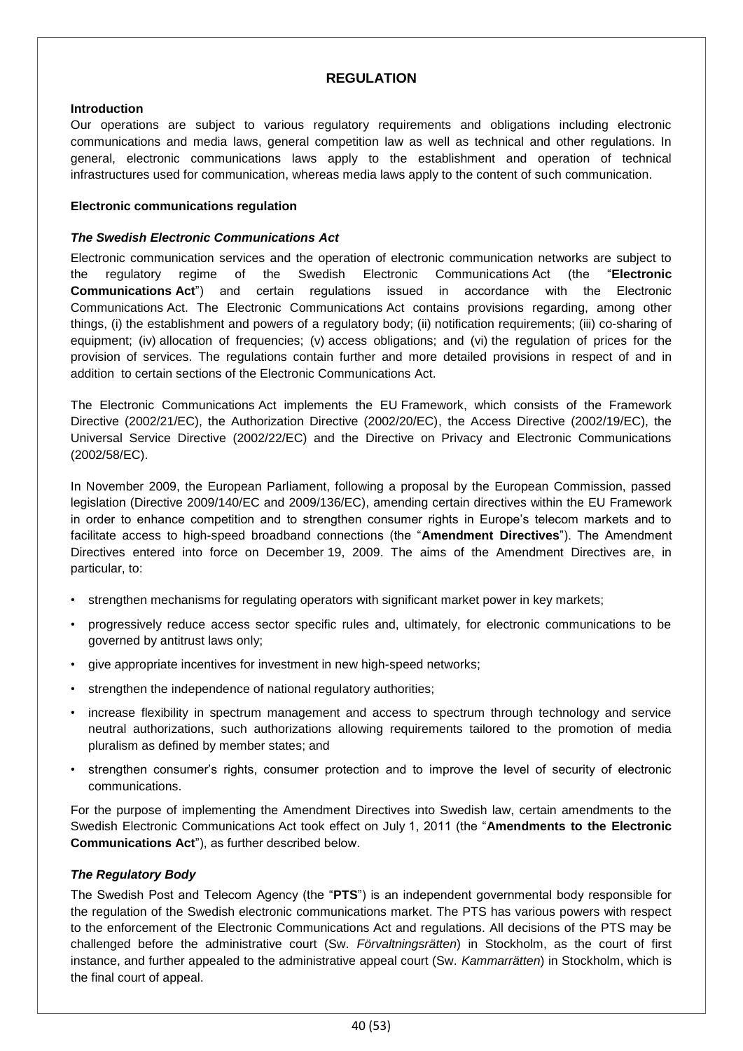# REGULATION

### Introduction

Our operations are subject to various regulatory requirements and obligations including electronic communications and media laws, general competition law as well as technical and other regulations. In general, electronic communications laws apply to the establishment and operation of technical infrastructures used for communication, whereas media laws apply to the content of such communication.

### Electronic communications regulation

#### *The Swedish Electronic Communications Act*

Electronic communication services and the operation of electronic communication networks are subject to the regulatory regime of the Swedish Electronic Communications Act (the "**Electronic Communications Act**") and certain regulations issued in accordance with the Electronic Communications Act. The Electronic Communications Act contains provisions regarding, among other things, (i) the establishment and powers of a regulatory body; (ii) notification requirements; (iii) co-sharing of equipment; (iv) allocation of frequencies; (v) access obligations; and (vi) the regulation of prices for the provision of services. The regulations contain further and more detailed provisions in respect of and in addition to certain sections of the Electronic Communications Act.

The Electronic Communications Act implements the EU Framework, which consists of the Framework Directive (2002/21/EC), the Authorization Directive (2002/20/EC), the Access Directive (2002/19/EC), the Universal Service Directive (2002/22/EC) and the Directive on Privacy and Electronic Communications (2002/58/EC).

In November 2009, the European Parliament, following a proposal by the European Commission, passed legislation (Directive 2009/140/EC and 2009/136/EC), amending certain directives within the EU Framework in order to enhance competition and to strengthen consumer rights in Europe's telecom markets and to facilitate access to high-speed broadband connections (the "**Amendment Directives**"). The Amendment Directives entered into force on December 19, 2009. The aims of the Amendment Directives are, in particular, to:

- strengthen mechanisms for regulating operators with significant market power in key markets;
- progressively reduce access sector specific rules and, ultimately, for electronic communications to be governed by antitrust laws only;
- give appropriate incentives for investment in new high-speed networks;
- strengthen the independence of national regulatory authorities;
- increase flexibility in spectrum management and access to spectrum through technology and service neutral authorizations, such authorizations allowing requirements tailored to the promotion of media pluralism as defined by member states; and
- strengthen consumer's rights, consumer protection and to improve the level of security of electronic communications.

For the purpose of implementing the Amendment Directives into Swedish law, certain amendments to the Swedish Electronic Communications Act took effect on July 1, 2011 (the "**Amendments to the Electronic Communications Act**"), as further described below.

#### *The Regulatory Body*

The Swedish Post and Telecom Agency (the "**PTS**") is an independent governmental body responsible for the regulation of the Swedish electronic communications market. The PTS has various powers with respect to the enforcement of the Electronic Communications Act and regulations. All decisions of the PTS may be challenged before the administrative court (Sw. *Förvaltningsrätten*) in Stockholm, as the court of first instance, and further appealed to the administrative appeal court (Sw. *Kammarrätten*) in Stockholm, which is the final court of appeal.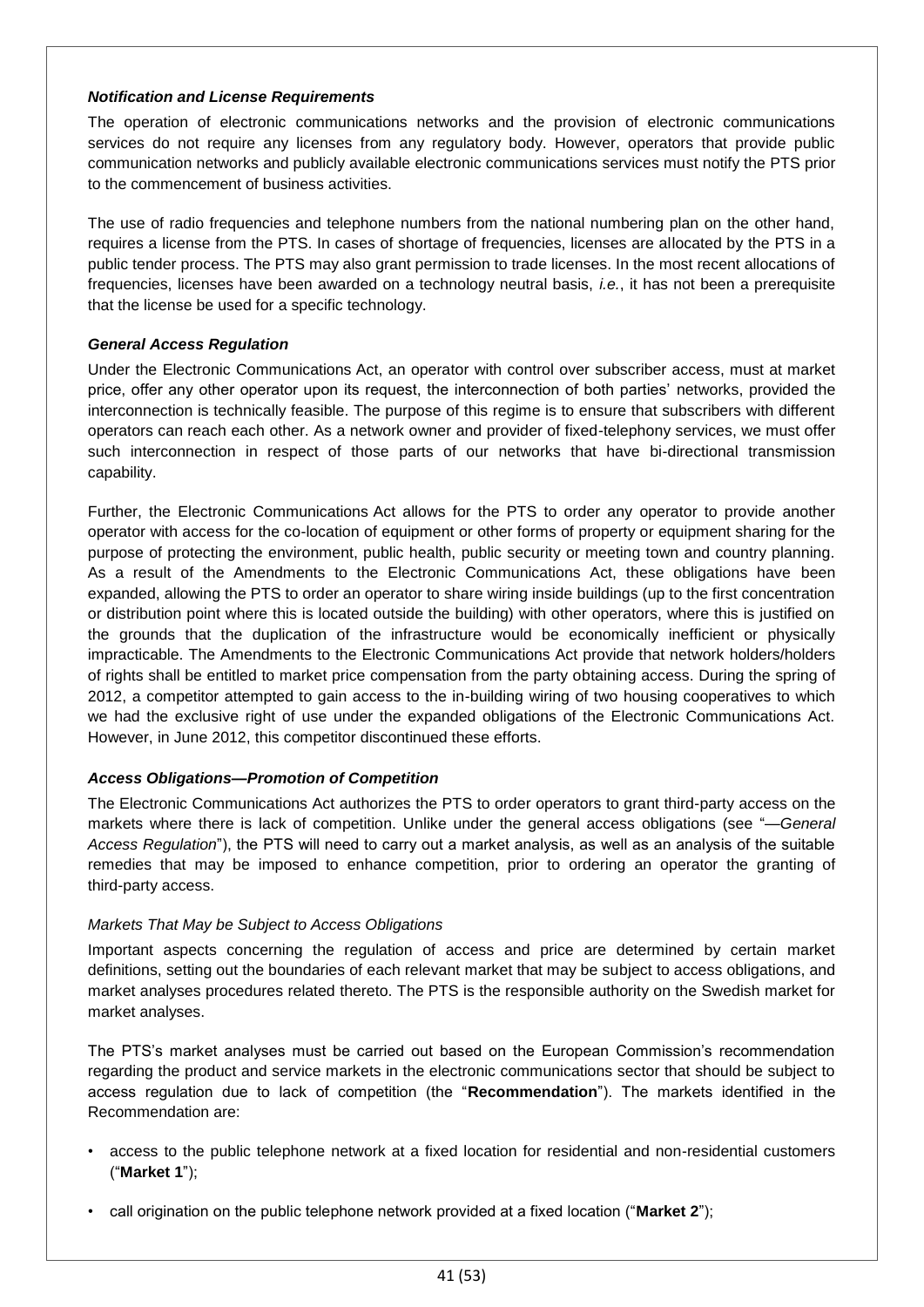### *Notification and License Requirements*

The operation of electronic communications networks and the provision of electronic communications services do not require any licenses from any regulatory body. However, operators that provide public communication networks and publicly available electronic communications services must notify the PTS prior to the commencement of business activities.

The use of radio frequencies and telephone numbers from the national numbering plan on the other hand, requires a license from the PTS. In cases of shortage of frequencies, licenses are allocated by the PTS in a public tender process. The PTS may also grant permission to trade licenses. In the most recent allocations of frequencies, licenses have been awarded on a technology neutral basis, *i.e.*, it has not been a prerequisite that the license be used for a specific technology.

### *General Access Regulation*

Under the Electronic Communications Act, an operator with control over subscriber access, must at market price, offer any other operator upon its request, the interconnection of both parties' networks, provided the interconnection is technically feasible. The purpose of this regime is to ensure that subscribers with different operators can reach each other. As a network owner and provider of fixed-telephony services, we must offer such interconnection in respect of those parts of our networks that have bi-directional transmission capability.

Further, the Electronic Communications Act allows for the PTS to order any operator to provide another operator with access for the co-location of equipment or other forms of property or equipment sharing for the purpose of protecting the environment, public health, public security or meeting town and country planning. As a result of the Amendments to the Electronic Communications Act, these obligations have been expanded, allowing the PTS to order an operator to share wiring inside buildings (up to the first concentration or distribution point where this is located outside the building) with other operators, where this is justified on the grounds that the duplication of the infrastructure would be economically inefficient or physically impracticable. The Amendments to the Electronic Communications Act provide that network holders/holders of rights shall be entitled to market price compensation from the party obtaining access. During the spring of 2012, a competitor attempted to gain access to the in-building wiring of two housing cooperatives to which we had the exclusive right of use under the expanded obligations of the Electronic Communications Act. However, in June 2012, this competitor discontinued these efforts.

### *Access Obligations—Promotion of Competition*

The Electronic Communications Act authorizes the PTS to order operators to grant third-party access on the markets where there is lack of competition. Unlike under the general access obligations (see "*—General Access Regulation*"), the PTS will need to carry out a market analysis, as well as an analysis of the suitable remedies that may be imposed to enhance competition, prior to ordering an operator the granting of third-party access.

#### *Markets That May be Subject to Access Obligations*

Important aspects concerning the regulation of access and price are determined by certain market definitions, setting out the boundaries of each relevant market that may be subject to access obligations, and market analyses procedures related thereto. The PTS is the responsible authority on the Swedish market for market analyses.

The PTS's market analyses must be carried out based on the European Commission's recommendation regarding the product and service markets in the electronic communications sector that should be subject to access regulation due to lack of competition (the "**Recommendation**"). The markets identified in the Recommendation are:

- access to the public telephone network at a fixed location for residential and non-residential customers ("**Market 1**");
- call origination on the public telephone network provided at a fixed location ("**Market 2**");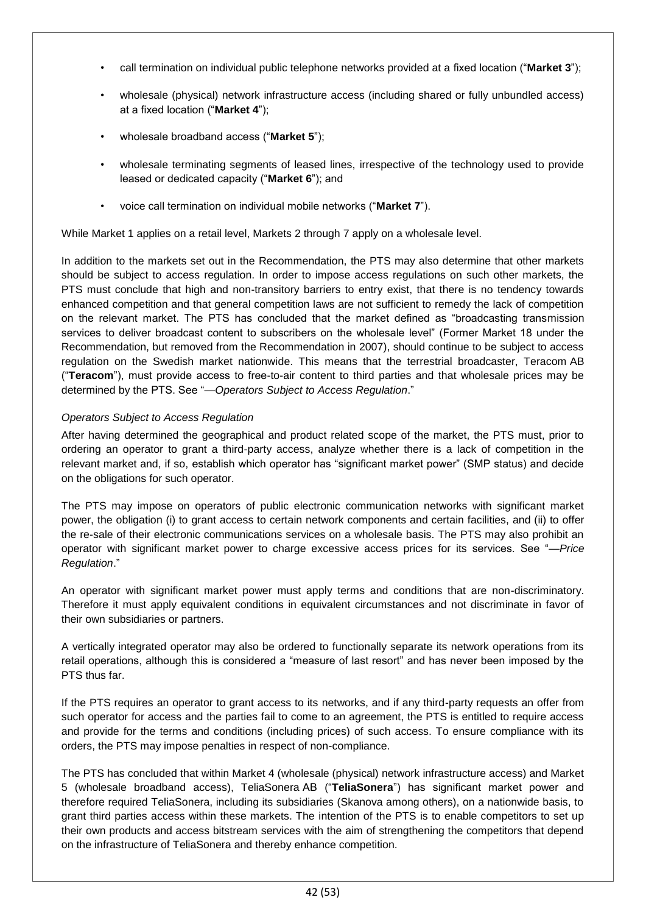- call termination on individual public telephone networks provided at a fixed location ("**Market 3**");
- wholesale (physical) network infrastructure access (including shared or fully unbundled access) at a fixed location ("**Market 4**");
- wholesale broadband access ("**Market 5**");
- wholesale terminating segments of leased lines, irrespective of the technology used to provide leased or dedicated capacity ("**Market 6**"); and
- voice call termination on individual mobile networks ("**Market 7**").

While Market 1 applies on a retail level, Markets 2 through 7 apply on a wholesale level.

In addition to the markets set out in the Recommendation, the PTS may also determine that other markets should be subject to access regulation. In order to impose access regulations on such other markets, the PTS must conclude that high and non-transitory barriers to entry exist, that there is no tendency towards enhanced competition and that general competition laws are not sufficient to remedy the lack of competition on the relevant market. The PTS has concluded that the market defined as "broadcasting transmission services to deliver broadcast content to subscribers on the wholesale level" (Former Market 18 under the Recommendation, but removed from the Recommendation in 2007), should continue to be subject to access regulation on the Swedish market nationwide. This means that the terrestrial broadcaster, Teracom AB ("**Teracom**"), must provide access to free-to-air content to third parties and that wholesale prices may be determined by the PTS. See "*—Operators Subject to Access Regulation*."

*Operators Subject to Access Regulation*

After having determined the geographical and product related scope of the market, the PTS must, prior to ordering an operator to grant a third-party access, analyze whether there is a lack of competition in the relevant market and, if so, establish which operator has "significant market power" (SMP status) and decide on the obligations for such operator.

The PTS may impose on operators of public electronic communication networks with significant market power, the obligation (i) to grant access to certain network components and certain facilities, and (ii) to offer the re-sale of their electronic communications services on a wholesale basis. The PTS may also prohibit an operator with significant market power to charge excessive access prices for its services. See "*—Price Regulation*."

An operator with significant market power must apply terms and conditions that are non-discriminatory. Therefore it must apply equivalent conditions in equivalent circumstances and not discriminate in favor of their own subsidiaries or partners.

A vertically integrated operator may also be ordered to functionally separate its network operations from its retail operations, although this is considered a "measure of last resort" and has never been imposed by the PTS thus far.

If the PTS requires an operator to grant access to its networks, and if any third-party requests an offer from such operator for access and the parties fail to come to an agreement, the PTS is entitled to require access and provide for the terms and conditions (including prices) of such access. To ensure compliance with its orders, the PTS may impose penalties in respect of non-compliance.

The PTS has concluded that within Market 4 (wholesale (physical) network infrastructure access) and Market 5 (wholesale broadband access), TeliaSonera AB ("**TeliaSonera**") has significant market power and therefore required TeliaSonera, including its subsidiaries (Skanova among others), on a nationwide basis, to grant third parties access within these markets. The intention of the PTS is to enable competitors to set up their own products and access bitstream services with the aim of strengthening the competitors that depend on the infrastructure of TeliaSonera and thereby enhance competition.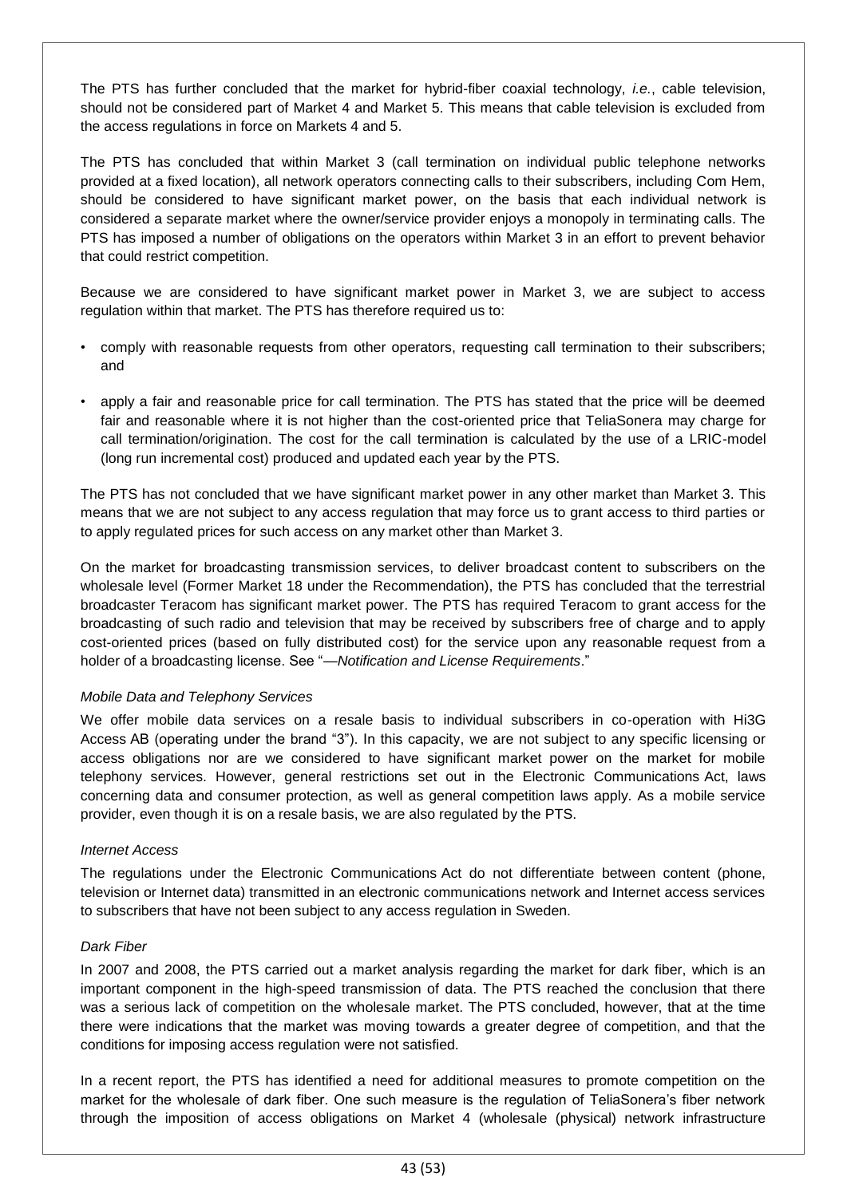The PTS has further concluded that the market for hybrid-fiber coaxial technology, *i.e.*, cable television, should not be considered part of Market 4 and Market 5. This means that cable television is excluded from the access regulations in force on Markets 4 and 5.

The PTS has concluded that within Market 3 (call termination on individual public telephone networks provided at a fixed location), all network operators connecting calls to their subscribers, including Com Hem, should be considered to have significant market power, on the basis that each individual network is considered a separate market where the owner/service provider enjoys a monopoly in terminating calls. The PTS has imposed a number of obligations on the operators within Market 3 in an effort to prevent behavior that could restrict competition.

Because we are considered to have significant market power in Market 3, we are subject to access regulation within that market. The PTS has therefore required us to:

- comply with reasonable requests from other operators, requesting call termination to their subscribers; and
- apply a fair and reasonable price for call termination. The PTS has stated that the price will be deemed fair and reasonable where it is not higher than the cost-oriented price that TeliaSonera may charge for call termination/origination. The cost for the call termination is calculated by the use of a LRIC-model (long run incremental cost) produced and updated each year by the PTS.

The PTS has not concluded that we have significant market power in any other market than Market 3. This means that we are not subject to any access regulation that may force us to grant access to third parties or to apply regulated prices for such access on any market other than Market 3.

On the market for broadcasting transmission services, to deliver broadcast content to subscribers on the wholesale level (Former Market 18 under the Recommendation), the PTS has concluded that the terrestrial broadcaster Teracom has significant market power. The PTS has required Teracom to grant access for the broadcasting of such radio and television that may be received by subscribers free of charge and to apply cost-oriented prices (based on fully distributed cost) for the service upon any reasonable request from a holder of a broadcasting license. See "—*Notification and License Requirements*."

*Mobile Data and Telephony Services*

We offer mobile data services on a resale basis to individual subscribers in co-operation with Hi3G Access AB (operating under the brand "3"). In this capacity, we are not subject to any specific licensing or access obligations nor are we considered to have significant market power on the market for mobile telephony services. However, general restrictions set out in the Electronic Communications Act, laws concerning data and consumer protection, as well as general competition laws apply. As a mobile service provider, even though it is on a resale basis, we are also regulated by the PTS.

*Internet Access*

The regulations under the Electronic Communications Act do not differentiate between content (phone, television or Internet data) transmitted in an electronic communications network and Internet access services to subscribers that have not been subject to any access regulation in Sweden.

*Dark Fiber*

In 2007 and 2008, the PTS carried out a market analysis regarding the market for dark fiber, which is an important component in the high-speed transmission of data. The PTS reached the conclusion that there was a serious lack of competition on the wholesale market. The PTS concluded, however, that at the time there were indications that the market was moving towards a greater degree of competition, and that the conditions for imposing access regulation were not satisfied.

In a recent report, the PTS has identified a need for additional measures to promote competition on the market for the wholesale of dark fiber. One such measure is the regulation of TeliaSonera's fiber network through the imposition of access obligations on Market 4 (wholesale (physical) network infrastructure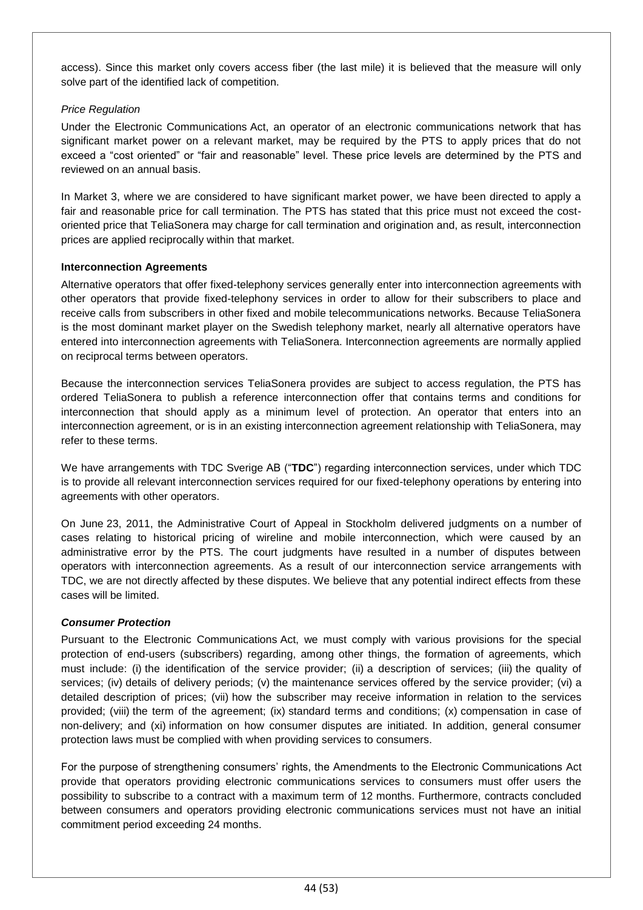access). Since this market only covers access fiber (the last mile) it is believed that the measure will only solve part of the identified lack of competition.

*Price Regulation*

Under the Electronic Communications Act, an operator of an electronic communications network that has significant market power on a relevant market, may be required by the PTS to apply prices that do not exceed a "cost oriented" or "fair and reasonable" level. These price levels are determined by the PTS and reviewed on an annual basis.

In Market 3, where we are considered to have significant market power, we have been directed to apply a fair and reasonable price for call termination. The PTS has stated that this price must not exceed the cost-oriented price that TeliaSonera may charge for call termination and origination and, as result, interconnection prices are applied reciprocally within that market.

**Interconnection Agreements**

Alternative operators that offer fixed-telephony services generally enter into interconnection agreements with other operators that provide fixed-telephony services in order to allow for their subscribers to place and receive calls from subscribers in other fixed and mobile telecommunications networks. Because TeliaSonera is the most dominant market player on the Swedish telephony market, nearly all alternative operators have entered into interconnection agreements with TeliaSonera. Interconnection agreements are normally applied on reciprocal terms between operators.

Because the interconnection services TeliaSonera provides are subject to access regulation, the PTS has ordered TeliaSonera to publish a reference interconnection offer that contains terms and conditions for interconnection that should apply as a minimum level of protection. An operator that enters into an interconnection agreement, or is in an existing interconnection agreement relationship with TeliaSonera, may refer to these terms.

We have arrangements with TDC Sverige AB ("**TDC**") regarding interconnection services, under which TDC is to provide all relevant interconnection services required for our fixed-telephony operations by entering into agreements with other operators.

On June 23, 2011, the Administrative Court of Appeal in Stockholm delivered judgments on a number of cases relating to historical pricing of wireline and mobile interconnection, which were caused by an administrative error by the PTS. The court judgments have resulted in a number of disputes between operators with interconnection agreements. As a result of our interconnection service arrangements with TDC, we are not directly affected by these disputes. We believe that any potential indirect effects from these cases will be limited.

***Consumer Protection***

Pursuant to the Electronic Communications Act, we must comply with various provisions for the special protection of end-users (subscribers) regarding, among other things, the formation of agreements, which must include: (i) the identification of the service provider; (ii) a description of services; (iii) the quality of services; (iv) details of delivery periods; (v) the maintenance services offered by the service provider; (vi) a detailed description of prices; (vii) how the subscriber may receive information in relation to the services provided; (viii) the term of the agreement; (ix) standard terms and conditions; (x) compensation in case of non-delivery; and (xi) information on how consumer disputes are initiated. In addition, general consumer protection laws must be complied with when providing services to consumers.

For the purpose of strengthening consumers' rights, the Amendments to the Electronic Communications Act provide that operators providing electronic communications services to consumers must offer users the possibility to subscribe to a contract with a maximum term of 12 months. Furthermore, contracts concluded between consumers and operators providing electronic communications services must not have an initial commitment period exceeding 24 months.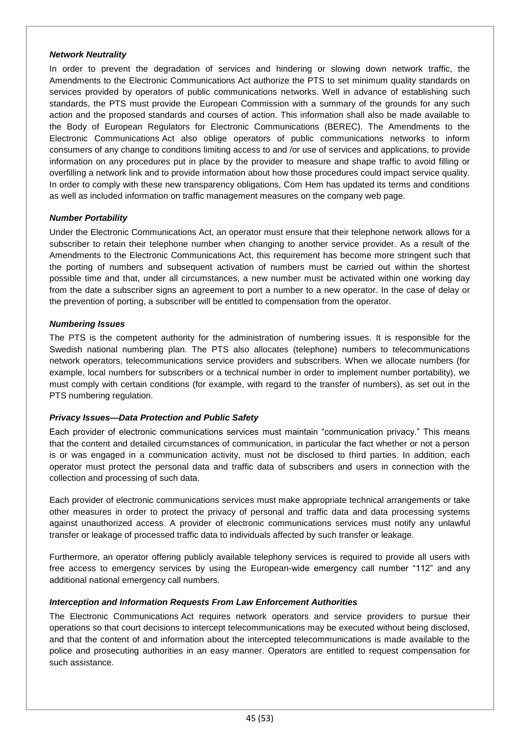***Network Neutrality***

In order to prevent the degradation of services and hindering or slowing down network traffic, the Amendments to the Electronic Communications Act authorize the PTS to set minimum quality standards on services provided by operators of public communications networks. Well in advance of establishing such standards, the PTS must provide the European Commission with a summary of the grounds for any such action and the proposed standards and courses of action. This information shall also be made available to the Body of European Regulators for Electronic Communications (BEREC). The Amendments to the Electronic Communications Act also oblige operators of public communications networks to inform consumers of any change to conditions limiting access to and /or use of services and applications, to provide information on any procedures put in place by the provider to measure and shape traffic to avoid filling or overfilling a network link and to provide information about how those procedures could impact service quality. In order to comply with these new transparency obligations, Com Hem has updated its terms and conditions as well as included information on traffic management measures on the company web page.

***Number Portability***

Under the Electronic Communications Act, an operator must ensure that their telephone network allows for a subscriber to retain their telephone number when changing to another service provider. As a result of the Amendments to the Electronic Communications Act, this requirement has become more stringent such that the porting of numbers and subsequent activation of numbers must be carried out within the shortest possible time and that, under all circumstances, a new number must be activated within one working day from the date a subscriber signs an agreement to port a number to a new operator. In the case of delay or the prevention of porting, a subscriber will be entitled to compensation from the operator.

***Numbering Issues***

The PTS is the competent authority for the administration of numbering issues. It is responsible for the Swedish national numbering plan. The PTS also allocates (telephone) numbers to telecommunications network operators, telecommunications service providers and subscribers. When we allocate numbers (for example, local numbers for subscribers or a technical number in order to implement number portability), we must comply with certain conditions (for example, with regard to the transfer of numbers), as set out in the PTS numbering regulation.

***Privacy Issues—Data Protection and Public Safety***

Each provider of electronic communications services must maintain "communication privacy." This means that the content and detailed circumstances of communication, in particular the fact whether or not a person is or was engaged in a communication activity, must not be disclosed to third parties. In addition, each operator must protect the personal data and traffic data of subscribers and users in connection with the collection and processing of such data.

Each provider of electronic communications services must make appropriate technical arrangements or take other measures in order to protect the privacy of personal and traffic data and data processing systems against unauthorized access. A provider of electronic communications services must notify any unlawful transfer or leakage of processed traffic data to individuals affected by such transfer or leakage.

Furthermore, an operator offering publicly available telephony services is required to provide all users with free access to emergency services by using the European-wide emergency call number "112" and any additional national emergency call numbers.

***Interception and Information Requests From Law Enforcement Authorities***

The Electronic Communications Act requires network operators and service providers to pursue their operations so that court decisions to intercept telecommunications may be executed without being disclosed, and that the content of and information about the intercepted telecommunications is made available to the police and prosecuting authorities in an easy manner. Operators are entitled to request compensation for such assistance.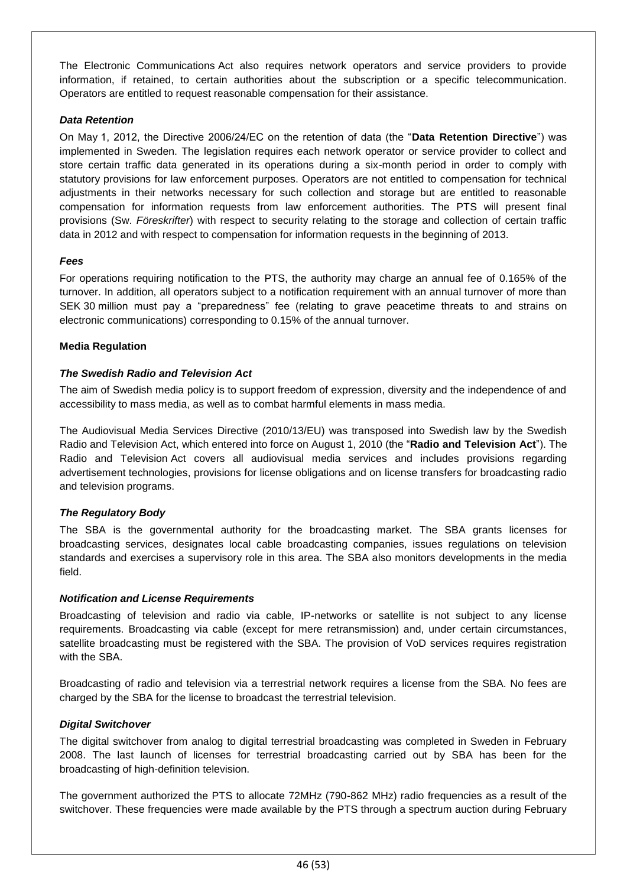The Electronic Communications Act also requires network operators and service providers to provide information, if retained, to certain authorities about the subscription or a specific telecommunication. Operators are entitled to request reasonable compensation for their assistance.

***Data Retention***

On May 1, 2012, the Directive 2006/24/EC on the retention of data (the "**Data Retention Directive**") was implemented in Sweden. The legislation requires each network operator or service provider to collect and store certain traffic data generated in its operations during a six-month period in order to comply with statutory provisions for law enforcement purposes. Operators are not entitled to compensation for technical adjustments in their networks necessary for such collection and storage but are entitled to reasonable compensation for information requests from law enforcement authorities. The PTS will present final provisions (Sw. *Föreskrifter*) with respect to security relating to the storage and collection of certain traffic data in 2012 and with respect to compensation for information requests in the beginning of 2013.

***Fees***

For operations requiring notification to the PTS, the authority may charge an annual fee of 0.165% of the turnover. In addition, all operators subject to a notification requirement with an annual turnover of more than SEK 30 million must pay a "preparedness" fee (relating to grave peacetime threats to and strains on electronic communications) corresponding to 0.15% of the annual turnover.

**Media Regulation**

***The Swedish Radio and Television Act***

The aim of Swedish media policy is to support freedom of expression, diversity and the independence of and accessibility to mass media, as well as to combat harmful elements in mass media.

The Audiovisual Media Services Directive (2010/13/EU) was transposed into Swedish law by the Swedish Radio and Television Act, which entered into force on August 1, 2010 (the "**Radio and Television Act**"). The Radio and Television Act covers all audiovisual media services and includes provisions regarding advertisement technologies, provisions for license obligations and on license transfers for broadcasting radio and television programs.

***The Regulatory Body***

The SBA is the governmental authority for the broadcasting market. The SBA grants licenses for broadcasting services, designates local cable broadcasting companies, issues regulations on television standards and exercises a supervisory role in this area. The SBA also monitors developments in the media field.

***Notification and License Requirements***

Broadcasting of television and radio via cable, IP-networks or satellite is not subject to any license requirements. Broadcasting via cable (except for mere retransmission) and, under certain circumstances, satellite broadcasting must be registered with the SBA. The provision of VoD services requires registration with the SBA.

Broadcasting of radio and television via a terrestrial network requires a license from the SBA. No fees are charged by the SBA for the license to broadcast the terrestrial television.

***Digital Switchover***

The digital switchover from analog to digital terrestrial broadcasting was completed in Sweden in February 2008. The last launch of licenses for terrestrial broadcasting carried out by SBA has been for the broadcasting of high-definition television.

The government authorized the PTS to allocate 72MHz (790-862 MHz) radio frequencies as a result of the switchover. These frequencies were made available by the PTS through a spectrum auction during February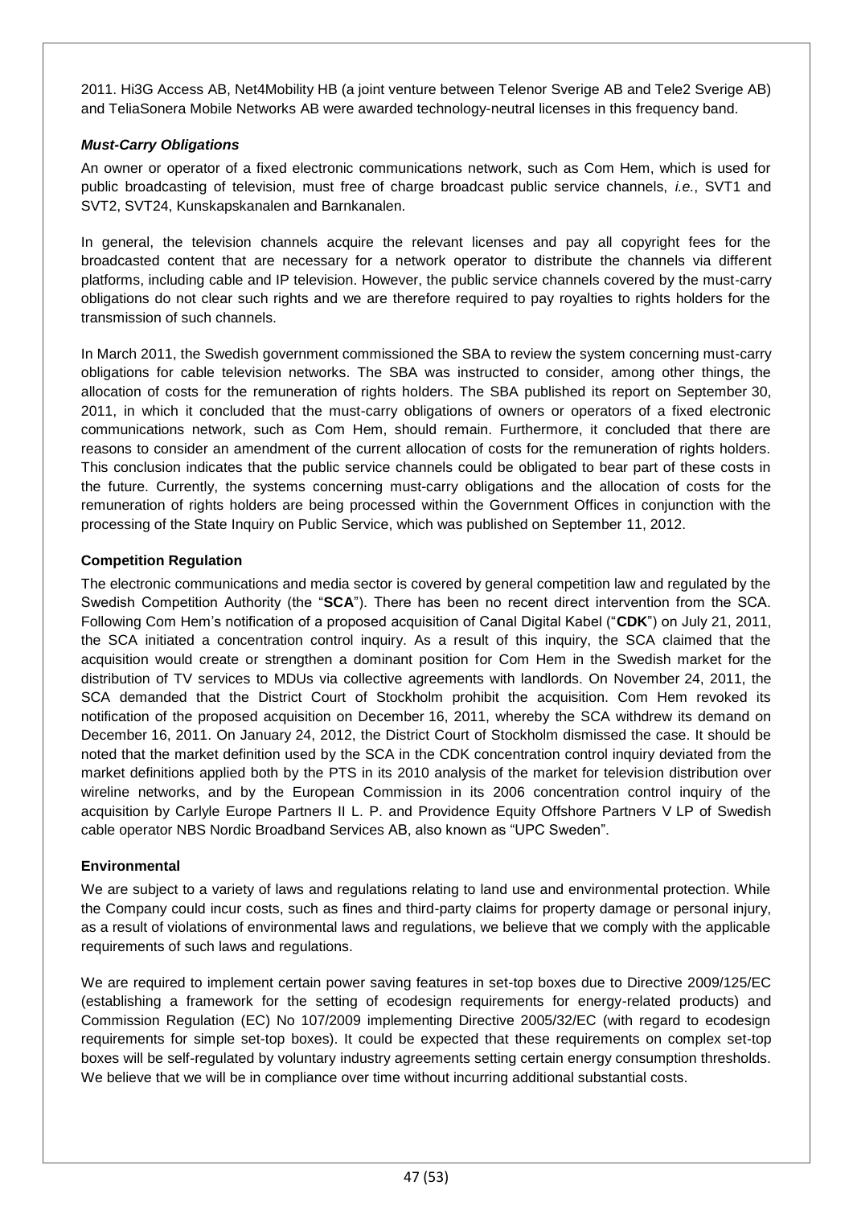2011. Hi3G Access AB, Net4Mobility HB (a joint venture between Telenor Sverige AB and Tele2 Sverige AB) and TeliaSonera Mobile Networks AB were awarded technology-neutral licenses in this frequency band.

***Must-Carry Obligations***

An owner or operator of a fixed electronic communications network, such as Com Hem, which is used for public broadcasting of television, must free of charge broadcast public service channels, *i.e.*, SVT1 and SVT2, SVT24, Kunskapskanalen and Barnkanalen.

In general, the television channels acquire the relevant licenses and pay all copyright fees for the broadcasted content that are necessary for a network operator to distribute the channels via different platforms, including cable and IP television. However, the public service channels covered by the must-carry obligations do not clear such rights and we are therefore required to pay royalties to rights holders for the transmission of such channels.

In March 2011, the Swedish government commissioned the SBA to review the system concerning must-carry obligations for cable television networks. The SBA was instructed to consider, among other things, the allocation of costs for the remuneration of rights holders. The SBA published its report on September 30, 2011, in which it concluded that the must-carry obligations of owners or operators of a fixed electronic communications network, such as Com Hem, should remain. Furthermore, it concluded that there are reasons to consider an amendment of the current allocation of costs for the remuneration of rights holders. This conclusion indicates that the public service channels could be obligated to bear part of these costs in the future. Currently, the systems concerning must-carry obligations and the allocation of costs for the remuneration of rights holders are being processed within the Government Offices in conjunction with the processing of the State Inquiry on Public Service, which was published on September 11, 2012.

**Competition Regulation**

The electronic communications and media sector is covered by general competition law and regulated by the Swedish Competition Authority (the "**SCA**"). There has been no recent direct intervention from the SCA. Following Com Hem's notification of a proposed acquisition of Canal Digital Kabel ("**CDK**") on July 21, 2011, the SCA initiated a concentration control inquiry. As a result of this inquiry, the SCA claimed that the acquisition would create or strengthen a dominant position for Com Hem in the Swedish market for the distribution of TV services to MDUs via collective agreements with landlords. On November 24, 2011, the SCA demanded that the District Court of Stockholm prohibit the acquisition. Com Hem revoked its notification of the proposed acquisition on December 16, 2011, whereby the SCA withdrew its demand on December 16, 2011. On January 24, 2012, the District Court of Stockholm dismissed the case. It should be noted that the market definition used by the SCA in the CDK concentration control inquiry deviated from the market definitions applied both by the PTS in its 2010 analysis of the market for television distribution over wireline networks, and by the European Commission in its 2006 concentration control inquiry of the acquisition by Carlyle Europe Partners II L. P. and Providence Equity Offshore Partners V LP of Swedish cable operator NBS Nordic Broadband Services AB, also known as "UPC Sweden".

**Environmental**

We are subject to a variety of laws and regulations relating to land use and environmental protection. While the Company could incur costs, such as fines and third-party claims for property damage or personal injury, as a result of violations of environmental laws and regulations, we believe that we comply with the applicable requirements of such laws and regulations.

We are required to implement certain power saving features in set-top boxes due to Directive 2009/125/EC (establishing a framework for the setting of ecodesign requirements for energy-related products) and Commission Regulation (EC) No 107/2009 implementing Directive 2005/32/EC (with regard to ecodesign requirements for simple set-top boxes). It could be expected that these requirements on complex set-top boxes will be self-regulated by voluntary industry agreements setting certain energy consumption thresholds. We believe that we will be in compliance over time without incurring additional substantial costs.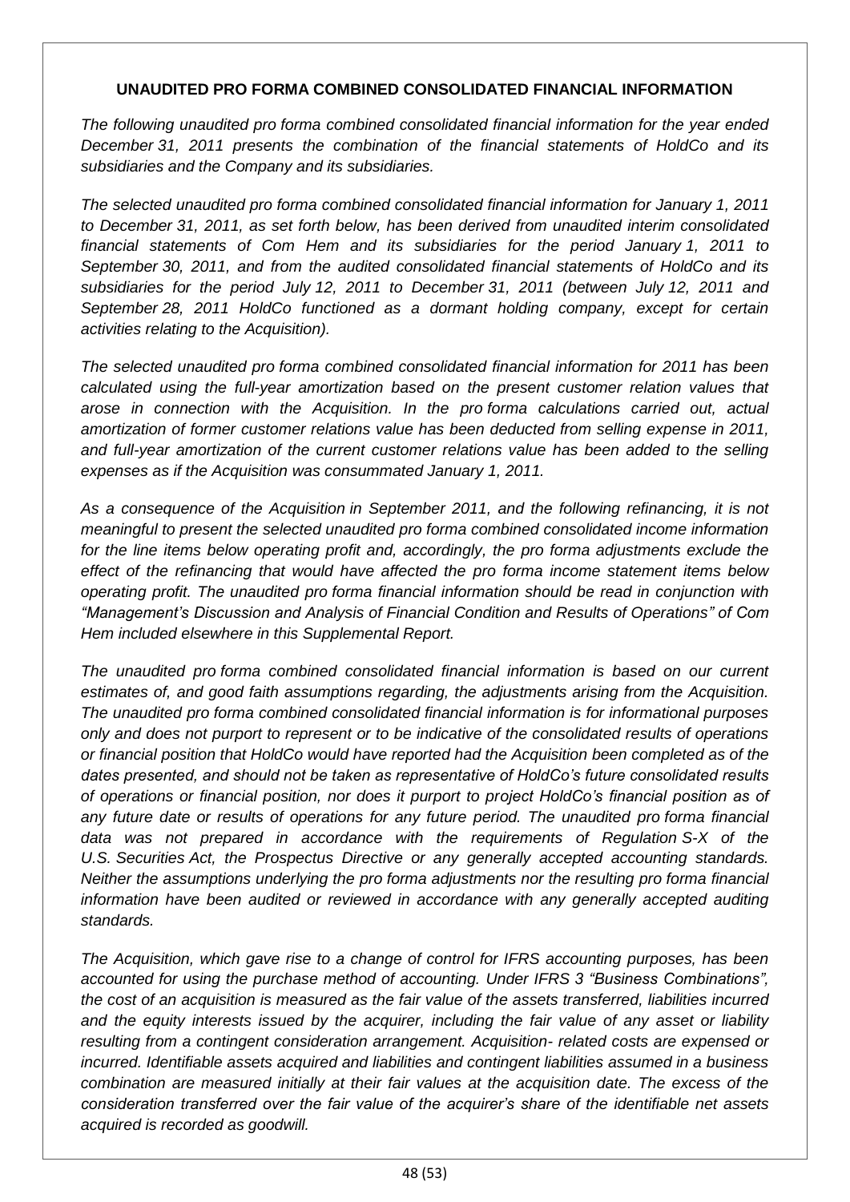**UNAUDITED PRO FORMA COMBINED CONSOLIDATED FINANCIAL INFORMATION**

*The following unaudited pro forma combined consolidated financial information for the year ended December 31, 2011 presents the combination of the financial statements of HoldCo and its subsidiaries and the Company and its subsidiaries.*

*The selected unaudited pro forma combined consolidated financial information for January 1, 2011 to December 31, 2011, as set forth below, has been derived from unaudited interim consolidated financial statements of Com Hem and its subsidiaries for the period January 1, 2011 to September 30, 2011, and from the audited consolidated financial statements of HoldCo and its subsidiaries for the period July 12, 2011 to December 31, 2011 (between July 12, 2011 and September 28, 2011 HoldCo functioned as a dormant holding company, except for certain activities relating to the Acquisition).*

*The selected unaudited pro forma combined consolidated financial information for 2011 has been calculated using the full-year amortization based on the present customer relation values that arose in connection with the Acquisition. In the pro forma calculations carried out, actual amortization of former customer relations value has been deducted from selling expense in 2011, and full-year amortization of the current customer relations value has been added to the selling expenses as if the Acquisition was consummated January 1, 2011.*

*As a consequence of the Acquisition in September 2011, and the following refinancing, it is not meaningful to present the selected unaudited pro forma combined consolidated income information for the line items below operating profit and, accordingly, the pro forma adjustments exclude the effect of the refinancing that would have affected the pro forma income statement items below operating profit. The unaudited pro forma financial information should be read in conjunction with "Management's Discussion and Analysis of Financial Condition and Results of Operations" of Com Hem included elsewhere in this Supplemental Report.*

*The unaudited pro forma combined consolidated financial information is based on our current estimates of, and good faith assumptions regarding, the adjustments arising from the Acquisition. The unaudited pro forma combined consolidated financial information is for informational purposes only and does not purport to represent or to be indicative of the consolidated results of operations or financial position that HoldCo would have reported had the Acquisition been completed as of the dates presented, and should not be taken as representative of HoldCo's future consolidated results of operations or financial position, nor does it purport to project HoldCo's financial position as of any future date or results of operations for any future period. The unaudited pro forma financial data was not prepared in accordance with the requirements of Regulation S-X of the U.S. Securities Act, the Prospectus Directive or any generally accepted accounting standards. Neither the assumptions underlying the pro forma adjustments nor the resulting pro forma financial information have been audited or reviewed in accordance with any generally accepted auditing standards.*

*The Acquisition, which gave rise to a change of control for IFRS accounting purposes, has been accounted for using the purchase method of accounting. Under IFRS 3 "Business Combinations", the cost of an acquisition is measured as the fair value of the assets transferred, liabilities incurred and the equity interests issued by the acquirer, including the fair value of any asset or liability resulting from a contingent consideration arrangement. Acquisition- related costs are expensed or incurred. Identifiable assets acquired and liabilities and contingent liabilities assumed in a business combination are measured initially at their fair values at the acquisition date. The excess of the consideration transferred over the fair value of the acquirer's share of the identifiable net assets acquired is recorded as goodwill.*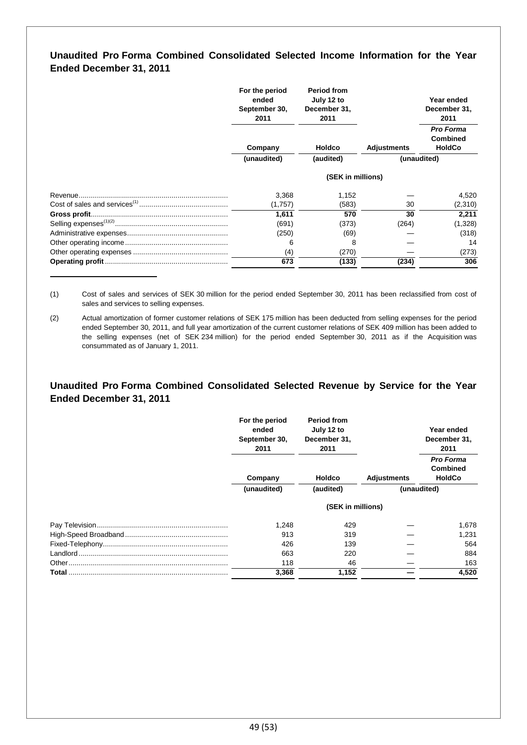## Unaudited Pro Forma Combined Consolidated Selected Income Information for the Year Ended December 31, 2011

| | For the period ended September 30, 2011 | Period from July 12 to December 31, 2011 | | Year ended December 31, 2011 |
|---|---|---|---|---|
| | Company | Holdco | Adjustments | *Pro Forma* Combined HoldCo |
| | (unaudited) | (audited) | (unaudited) | |
| | (SEK in millions) | | | |
| Revenue | 3,368 | 1,152 | — | 4,520 |
| Cost of sales and services[1] | (1,757) | (583) | 30 | (2,310) |
| **Gross profit** | **1,611** | **570** | **30** | **2,211** |
| Selling expenses[1][2] | (691) | (373) | (264) | (1,328) |
| Administrative expenses | (250) | (69) | — | (318) |
| Other operating income | 6 | 8 | — | 14 |
| Other operating expenses | (4) | (270) | — | (273) |
| **Operating profit** | **673** | **(133)** | **(234)** | **306** |

(1) Cost of sales and services of SEK 30 million for the period ended September 30, 2011 has been reclassified from cost of sales and services to selling expenses.

(2) Actual amortization of former customer relations of SEK 175 million has been deducted from selling expenses for the period ended September 30, 2011, and full year amortization of the current customer relations of SEK 409 million has been added to the selling expenses (net of SEK 234 million) for the period ended September 30, 2011 as if the Acquisition was consummated as of January 1, 2011.

## Unaudited Pro Forma Combined Consolidated Selected Revenue by Service for the Year Ended December 31, 2011

| | For the period ended September 30, 2011 | Period from July 12 to December 31, 2011 | | Year ended December 31, 2011 |
|---|---|---|---|---|
| | Company | Holdco | Adjustments | *Pro Forma* Combined HoldCo |
| | (unaudited) | (audited) | (unaudited) | |
| | (SEK in millions) | | | |
| Pay Television | 1,248 | 429 | — | 1,678 |
| High-Speed Broadband | 913 | 319 | — | 1,231 |
| Fixed-Telephony | 426 | 139 | — | 564 |
| Landlord | 663 | 220 | — | 884 |
| Other | 118 | 46 | — | 163 |
| **Total** | **3,368** | **1,152** | **—** | **4,520** |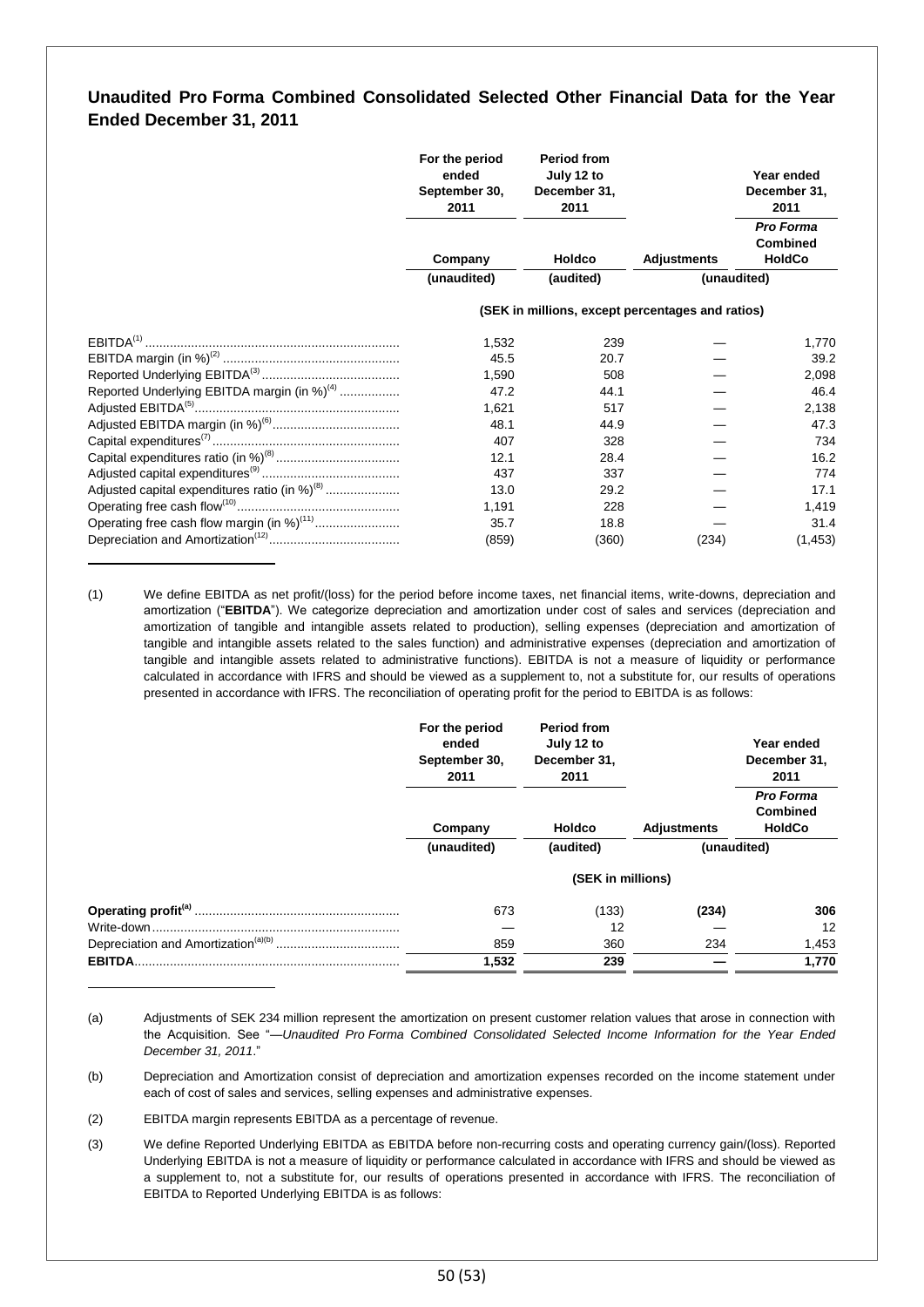## Unaudited Pro Forma Combined Consolidated Selected Other Financial Data for the Year Ended December 31, 2011

| | For the period ended September 30, 2011 | Period from July 12 to December 31, 2011 | | Year ended December 31, 2011 |
|---|---|---|---|---|
| | Company | Holdco | Adjustments | *Pro Forma* Combined HoldCo |
| | (unaudited) | (audited) | (unaudited) | |
| | (SEK in millions, except percentages and ratios) | | | |
| EBITDA[(1)] | 1,532 | 239 | — | 1,770 |
| EBITDA margin (in %)[(2)] | 45.5 | 20.7 | — | 39.2 |
| Reported Underlying EBITDA[(3)] | 1,590 | 508 | — | 2,098 |
| Reported Underlying EBITDA margin (in %)[(4)] | 47.2 | 44.1 | — | 46.4 |
| Adjusted EBITDA[(5)] | 1,621 | 517 | — | 2,138 |
| Adjusted EBITDA margin (in %)[(6)] | 48.1 | 44.9 | — | 47.3 |
| Capital expenditures[(7)] | 407 | 328 | — | 734 |
| Capital expenditures ratio (in %)[(8)] | 12.1 | 28.4 | — | 16.2 |
| Adjusted capital expenditures[(9)] | 437 | 337 | — | 774 |
| Adjusted capital expenditures ratio (in %)[(8)] | 13.0 | 29.2 | — | 17.1 |
| Operating free cash flow[(10)] | 1,191 | 228 | — | 1,419 |
| Operating free cash flow margin (in %)[(11)] | 35.7 | 18.8 | — | 31.4 |
| Depreciation and Amortization[(12)] | (859) | (360) | (234) | (1,453) |

(1) We define EBITDA as net profit/(loss) for the period before income taxes, net financial items, write-downs, depreciation and amortization ("**EBITDA**"). We categorize depreciation and amortization under cost of sales and services (depreciation and amortization of tangible and intangible assets related to production), selling expenses (depreciation and amortization of tangible and intangible assets related to the sales function) and administrative expenses (depreciation and amortization of tangible and intangible assets related to administrative functions). EBITDA is not a measure of liquidity or performance calculated in accordance with IFRS and should be viewed as a supplement to, not a substitute for, our results of operations presented in accordance with IFRS. The reconciliation of operating profit for the period to EBITDA is as follows:

| | For the period ended September 30, 2011 | Period from July 12 to December 31, 2011 | | Year ended December 31, 2011 |
|---|---|---|---|---|
| | Company | Holdco | Adjustments | *Pro Forma* Combined HoldCo |
| | (unaudited) | (audited) | (unaudited) | |
| | (SEK in millions) | | | |
| **Operating profit[(a)]** | 673 | (133) | **(234)** | **306** |
| Write-down | — | 12 | — | 12 |
| Depreciation and Amortization[(a)(b)] | 859 | 360 | 234 | 1,453 |
| **EBITDA** | **1,532** | **239** | **—** | **1,770** |

(a) Adjustments of SEK 234 million represent the amortization on present customer relation values that arose in connection with the Acquisition. See "—*Unaudited Pro Forma Combined Consolidated Selected Income Information for the Year Ended December 31, 2011*."

(b) Depreciation and Amortization consist of depreciation and amortization expenses recorded on the income statement under each of cost of sales and services, selling expenses and administrative expenses.

(2) EBITDA margin represents EBITDA as a percentage of revenue.

(3) We define Reported Underlying EBITDA as EBITDA before non-recurring costs and operating currency gain/(loss). Reported Underlying EBITDA is not a measure of liquidity or performance calculated in accordance with IFRS and should be viewed as a supplement to, not a substitute for, our results of operations presented in accordance with IFRS. The reconciliation of EBITDA to Reported Underlying EBITDA is as follows: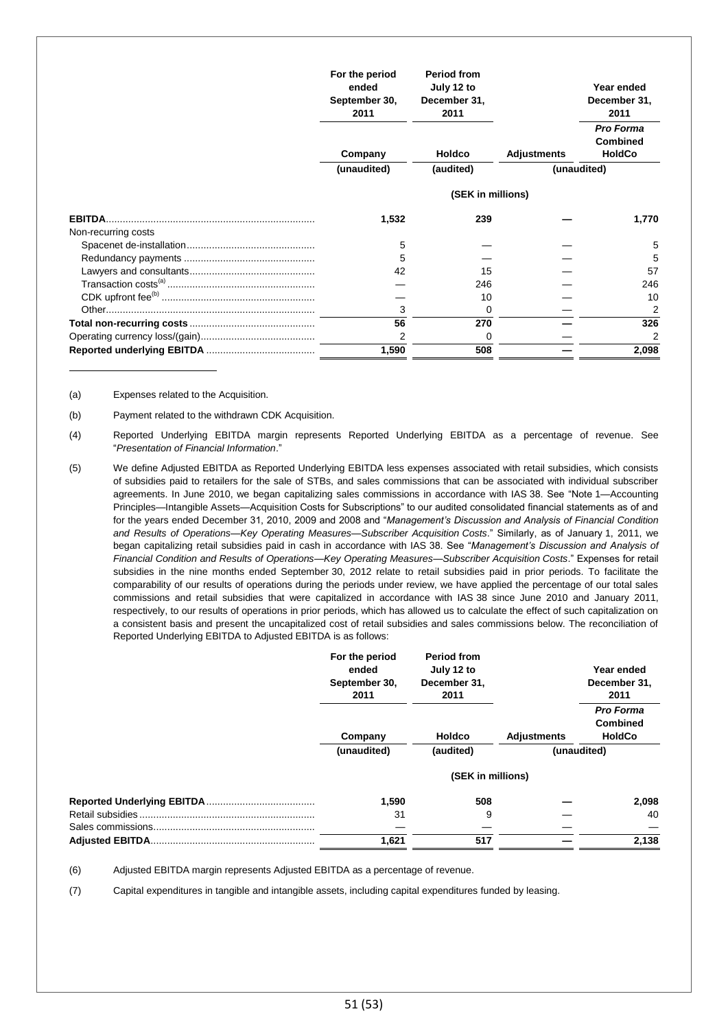| | For the period ended September 30, 2011 | Period from July 12 to December 31, 2011 | | Year ended December 31, 2011 |
|---|---|---|---|---|
| | Company | Holdco | Adjustments | *Pro Forma* Combined HoldCo |
| | (unaudited) | (audited) | (unaudited) | |
| | (SEK in millions) | | | |
| **EBITDA** | 1,532 | 239 | — | 1,770 |
| Non-recurring costs | | | | |
| Spacenet de-installation | 5 | — | — | 5 |
| Redundancy payments | 5 | — | — | 5 |
| Lawyers and consultants | 42 | 15 | — | 57 |
| Transaction costs[(a)] | — | 246 | — | 246 |
| CDK upfront fee[(b)] | — | 10 | — | 10 |
| Other | 3 | 0 | — | 2 |
| **Total non-recurring costs** | **56** | **270** | **—** | **326** |
| Operating currency loss/(gain) | 2 | 0 | — | 2 |
| **Reported underlying EBITDA** | **1,590** | **508** | **—** | **2,098** |

(a) Expenses related to the Acquisition.

(b) Payment related to the withdrawn CDK Acquisition.

(4) Reported Underlying EBITDA margin represents Reported Underlying EBITDA as a percentage of revenue. See "*Presentation of Financial Information*."

(5) We define Adjusted EBITDA as Reported Underlying EBITDA less expenses associated with retail subsidies, which consists of subsidies paid to retailers for the sale of STBs, and sales commissions that can be associated with individual subscriber agreements. In June 2010, we began capitalizing sales commissions in accordance with IAS 38. See "Note 1—Accounting Principles—Intangible Assets—Acquisition Costs for Subscriptions" to our audited consolidated financial statements as of and for the years ended December 31, 2010, 2009 and 2008 and "*Management's Discussion and Analysis of Financial Condition and Results of Operations—Key Operating Measures—Subscriber Acquisition Costs*." Similarly, as of January 1, 2011, we began capitalizing retail subsidies paid in cash in accordance with IAS 38. See "*Management's Discussion and Analysis of Financial Condition and Results of Operations—Key Operating Measures—Subscriber Acquisition Costs*." Expenses for retail subsidies in the nine months ended September 30, 2012 relate to retail subsidies paid in prior periods. To facilitate the comparability of our results of operations during the periods under review, we have applied the percentage of our total sales commissions and retail subsidies that were capitalized in accordance with IAS 38 since June 2010 and January 2011, respectively, to our results of operations in prior periods, which has allowed us to calculate the effect of such capitalization on a consistent basis and present the uncapitalized cost of retail subsidies and sales commissions below. The reconciliation of Reported Underlying EBITDA to Adjusted EBITDA is as follows:

| | For the period ended September 30, 2011 | Period from July 12 to December 31, 2011 | | Year ended December 31, 2011 |
|---|---|---|---|---|
| | Company | Holdco | Adjustments | *Pro Forma* Combined HoldCo |
| | (unaudited) | (audited) | (unaudited) | |
| | (SEK in millions) | | | |
| **Reported Underlying EBITDA** | 1,590 | 508 | — | 2,098 |
| Retail subsidies | 31 | 9 | — | 40 |
| Sales commissions | — | — | — | — |
| **Adjusted EBITDA** | **1,621** | **517** | **—** | **2,138** |

(6) Adjusted EBITDA margin represents Adjusted EBITDA as a percentage of revenue.

(7) Capital expenditures in tangible and intangible assets, including capital expenditures funded by leasing.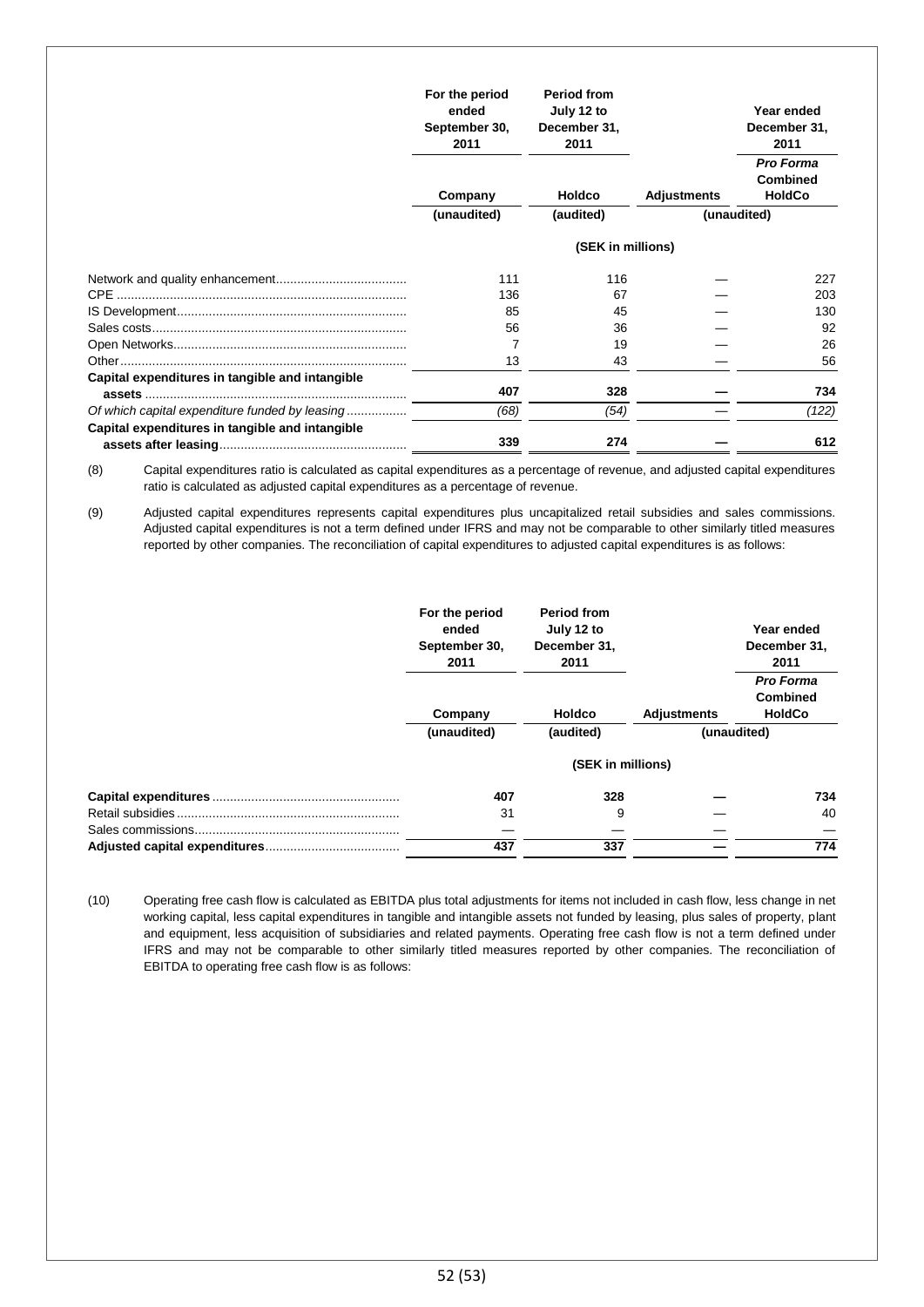| | For the period ended September 30, 2011 | Period from July 12 to December 31, 2011 | | Year ended December 31, 2011 |
|---|---|---|---|---|
| | Company | Holdco | Adjustments | *Pro Forma* Combined HoldCo |
| | (unaudited) | (audited) | (unaudited) | |
| | | (SEK in millions) | | |
| Network and quality enhancement | 111 | 116 | — | 227 |
| CPE | 136 | 67 | — | 203 |
| IS Development | 85 | 45 | — | 130 |
| Sales costs | 56 | 36 | — | 92 |
| Open Networks | 7 | 19 | — | 26 |
| Other | 13 | 43 | — | 56 |
| **Capital expenditures in tangible and intangible assets** | **407** | **328** | **—** | **734** |
| *Of which capital expenditure funded by leasing* | *(68)* | *(54)* | — | *(122)* |
| **Capital expenditures in tangible and intangible assets after leasing** | **339** | **274** | **—** | **612** |

(8) Capital expenditures ratio is calculated as capital expenditures as a percentage of revenue, and adjusted capital expenditures ratio is calculated as adjusted capital expenditures as a percentage of revenue.

(9) Adjusted capital expenditures represents capital expenditures plus uncapitalized retail subsidies and sales commissions. Adjusted capital expenditures is not a term defined under IFRS and may not be comparable to other similarly titled measures reported by other companies. The reconciliation of capital expenditures to adjusted capital expenditures is as follows:

| | For the period ended September 30, 2011 | Period from July 12 to December 31, 2011 | | Year ended December 31, 2011 |
|---|---|---|---|---|
| | Company | Holdco | Adjustments | *Pro Forma* Combined HoldCo |
| | (unaudited) | (audited) | (unaudited) | |
| | | (SEK in millions) | | |
| **Capital expenditures** | **407** | **328** | **—** | **734** |
| Retail subsidies | 31 | 9 | — | 40 |
| Sales commissions | — | — | — | — |
| **Adjusted capital expenditures** | **437** | **337** | **—** | **774** |

(10) Operating free cash flow is calculated as EBITDA plus total adjustments for items not included in cash flow, less change in net working capital, less capital expenditures in tangible and intangible assets not funded by leasing, plus sales of property, plant and equipment, less acquisition of subsidiaries and related payments. Operating free cash flow is not a term defined under IFRS and may not be comparable to other similarly titled measures reported by other companies. The reconciliation of EBITDA to operating free cash flow is as follows: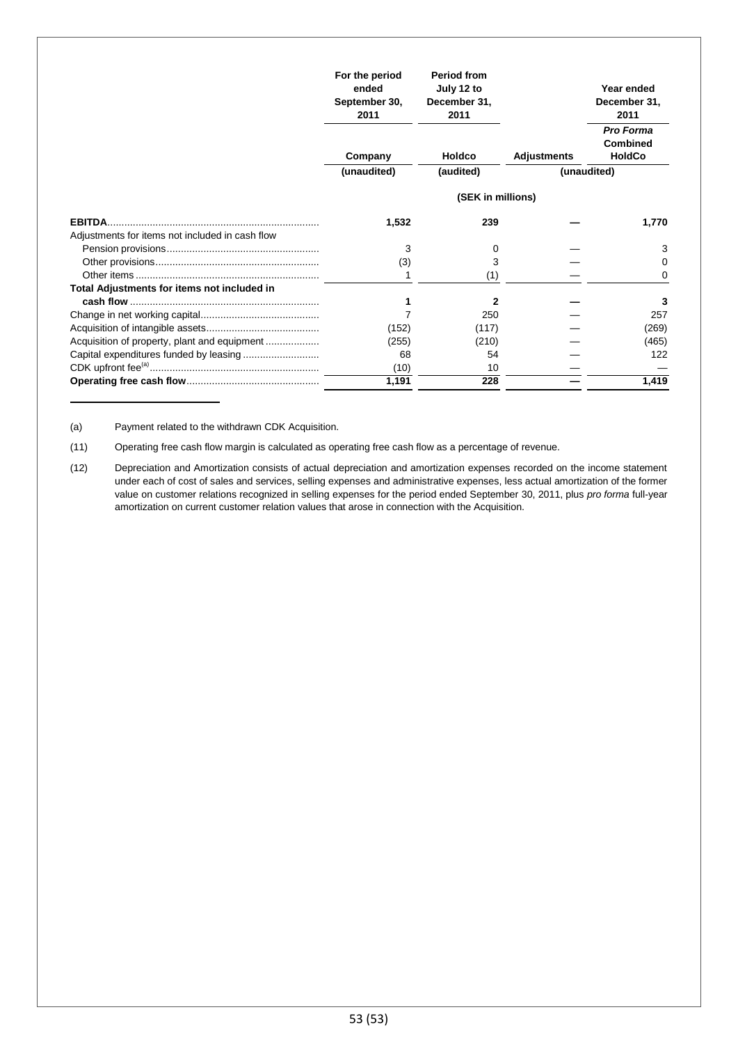| | For the period ended September 30, 2011 | Period from July 12 to December 31, 2011 | | Year ended December 31, 2011 |
|---|---|---|---|---|
| | Company | Holdco | Adjustments | *Pro Forma* Combined HoldCo |
| | (unaudited) | (audited) | (unaudited) | |
| | (SEK in millions) | | | |
| **EBITDA** | **1,532** | **239** | **—** | **1,770** |
| Adjustments for items not included in cash flow | | | | |
| Pension provisions | 3 | 0 | — | 3 |
| Other provisions | (3) | 3 | — | 0 |
| Other items | 1 | (1) | — | 0 |
| **Total Adjustments for items not included in cash flow** | **1** | **2** | **—** | **3** |
| Change in net working capital | 7 | 250 | — | 257 |
| Acquisition of intangible assets | (152) | (117) | — | (269) |
| Acquisition of property, plant and equipment | (255) | (210) | — | (465) |
| Capital expenditures funded by leasing | 68 | 54 | — | 122 |
| CDK upfront fee[(a)] | (10) | 10 | — | — |
| **Operating free cash flow** | **1,191** | **228** | **—** | **1,419** |

(a) Payment related to the withdrawn CDK Acquisition.

(11) Operating free cash flow margin is calculated as operating free cash flow as a percentage of revenue.

(12) Depreciation and Amortization consists of actual depreciation and amortization expenses recorded on the income statement under each of cost of sales and services, selling expenses and administrative expenses, less actual amortization of the former value on customer relations recognized in selling expenses for the period ended September 30, 2011, plus *pro forma* full-year amortization on current customer relation values that arose in connection with the Acquisition.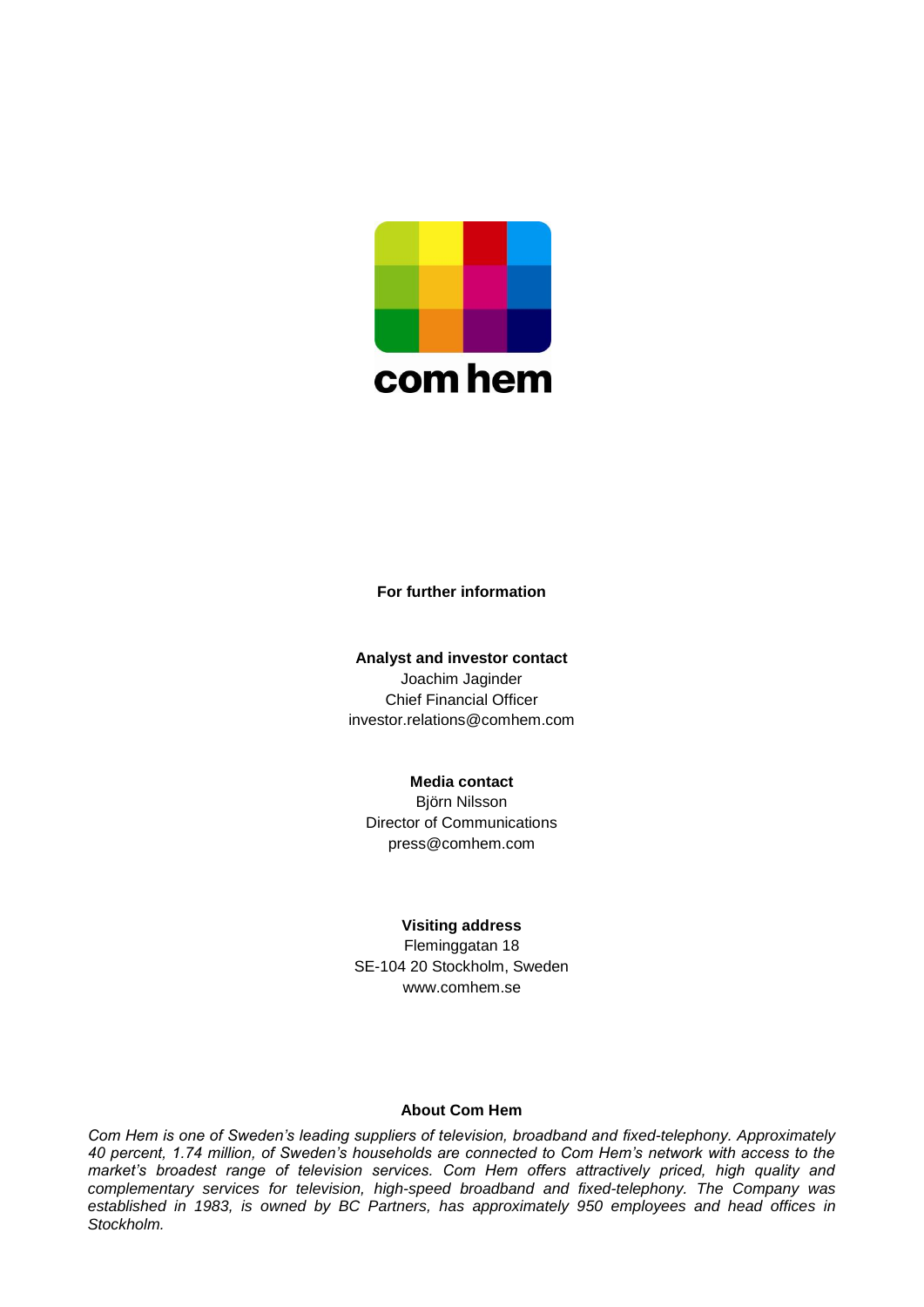**For further information**

**Analyst and investor contact**
Joachim Jaginder
Chief Financial Officer
investor.relations@comhem.com

**Media contact**
Björn Nilsson
Director of Communications
press@comhem.com

**Visiting address**
Fleminggatan 18
SE-104 20 Stockholm, Sweden
www.comhem.se

**About Com Hem**

*Com Hem is one of Sweden's leading suppliers of television, broadband and fixed-telephony. Approximately 40 percent, 1.74 million, of Sweden's households are connected to Com Hem's network with access to the market's broadest range of television services. Com Hem offers attractively priced, high quality and complementary services for television, high-speed broadband and fixed-telephony. The Company was established in 1983, is owned by BC Partners, has approximately 950 employees and head offices in Stockholm.*